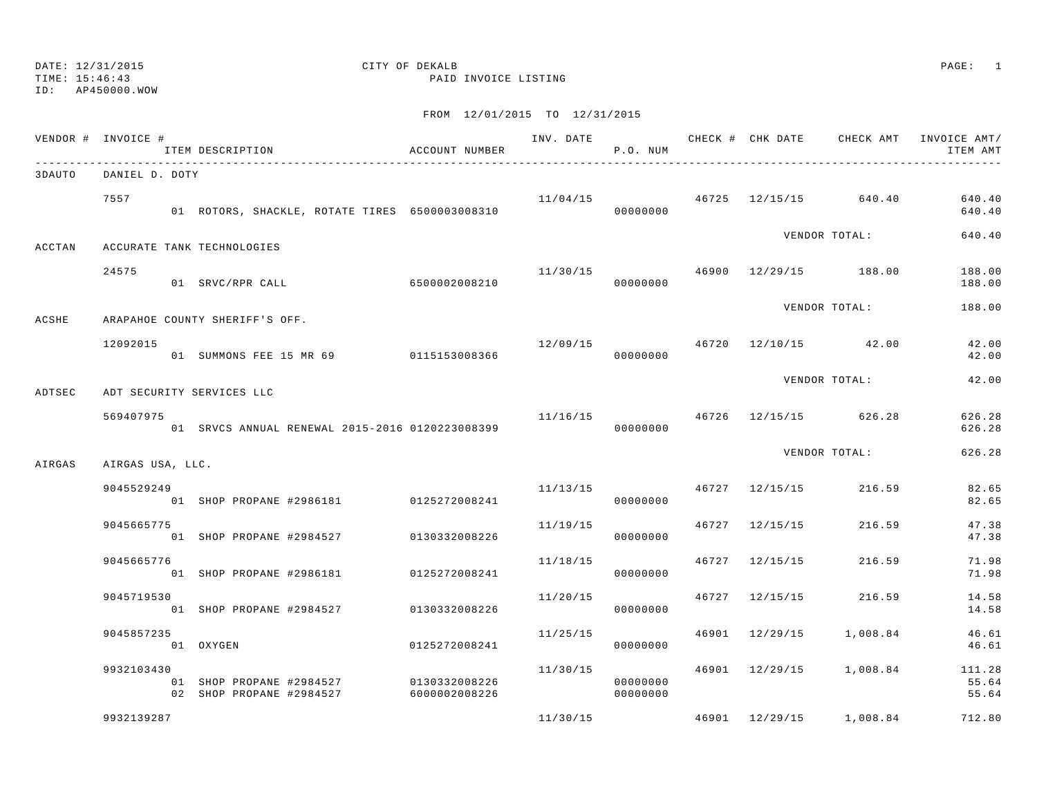DATE: 12/31/2015 CITY OF DEKALB
TIME: 15:46:43 PAID INVOICE LISTING
ID: AP450000.WOW

FROM 12/01/2015 TO 12/31/2015

| VENDOR # | INVOICE # / ITEM DESCRIPTION | ACCOUNT NUMBER | INV. DATE | P.O. NUM | CHECK # | CHK DATE | CHECK AMT | INVOICE AMT/ ITEM AMT |
|---|---|---|---|---|---|---|---|---|
| 3DAUTO | DANIEL D. DOTY | | | | | | | |
| | 7557 | | 11/04/15 | | 46725 | 12/15/15 | 640.40 | 640.40 |
| | 01 ROTORS, SHACKLE, ROTATE TIRES | 6500003008310 | | 00000000 | | | | 640.40 |
| | | | | | | VENDOR TOTAL: | | 640.40 |
| ACCTAN | ACCURATE TANK TECHNOLOGIES | | | | | | | |
| | 24575 | | 11/30/15 | | 46900 | 12/29/15 | 188.00 | 188.00 |
| | 01 SRVC/RPR CALL | 6500002008210 | | 00000000 | | | | 188.00 |
| | | | | | | VENDOR TOTAL: | | 188.00 |
| ACSHE | ARAPAHOE COUNTY SHERIFF'S OFF. | | | | | | | |
| | 12092015 | | 12/09/15 | | 46720 | 12/10/15 | 42.00 | 42.00 |
| | 01 SUMMONS FEE 15 MR 69 | 0115153008366 | | 00000000 | | | | 42.00 |
| | | | | | | VENDOR TOTAL: | | 42.00 |
| ADTSEC | ADT SECURITY SERVICES LLC | | | | | | | |
| | 569407975 | | 11/16/15 | | 46726 | 12/15/15 | 626.28 | 626.28 |
| | 01 SRVCS ANNUAL RENEWAL 2015-2016 | 0120223008399 | | 00000000 | | | | 626.28 |
| | | | | | | VENDOR TOTAL: | | 626.28 |
| AIRGAS | AIRGAS USA, LLC. | | | | | | | |
| | 9045529249 | | 11/13/15 | | 46727 | 12/15/15 | 216.59 | 82.65 |
| | 01 SHOP PROPANE #2986181 | 0125272008241 | | 00000000 | | | | 82.65 |
| | 9045665775 | | 11/19/15 | | 46727 | 12/15/15 | 216.59 | 47.38 |
| | 01 SHOP PROPANE #2984527 | 0130332008226 | | 00000000 | | | | 47.38 |
| | 9045665776 | | 11/18/15 | | 46727 | 12/15/15 | 216.59 | 71.98 |
| | 01 SHOP PROPANE #2986181 | 0125272008241 | | 00000000 | | | | 71.98 |
| | 9045719530 | | 11/20/15 | | 46727 | 12/15/15 | 216.59 | 14.58 |
| | 01 SHOP PROPANE #2984527 | 0130332008226 | | 00000000 | | | | 14.58 |
| | 9045857235 | | 11/25/15 | | 46901 | 12/29/15 | 1,008.84 | 46.61 |
| | 01 OXYGEN | 0125272008241 | | 00000000 | | | | 46.61 |
| | 9932103430 | | 11/30/15 | | 46901 | 12/29/15 | 1,008.84 | 111.28 |
| | 01 SHOP PROPANE #2984527 | 0130332008226 | | 00000000 | | | | 55.64 |
| | 02 SHOP PROPANE #2984527 | 6000002008226 | | 00000000 | | | | 55.64 |
| | 9932139287 | | 11/30/15 | | 46901 | 12/29/15 | 1,008.84 | 712.80 |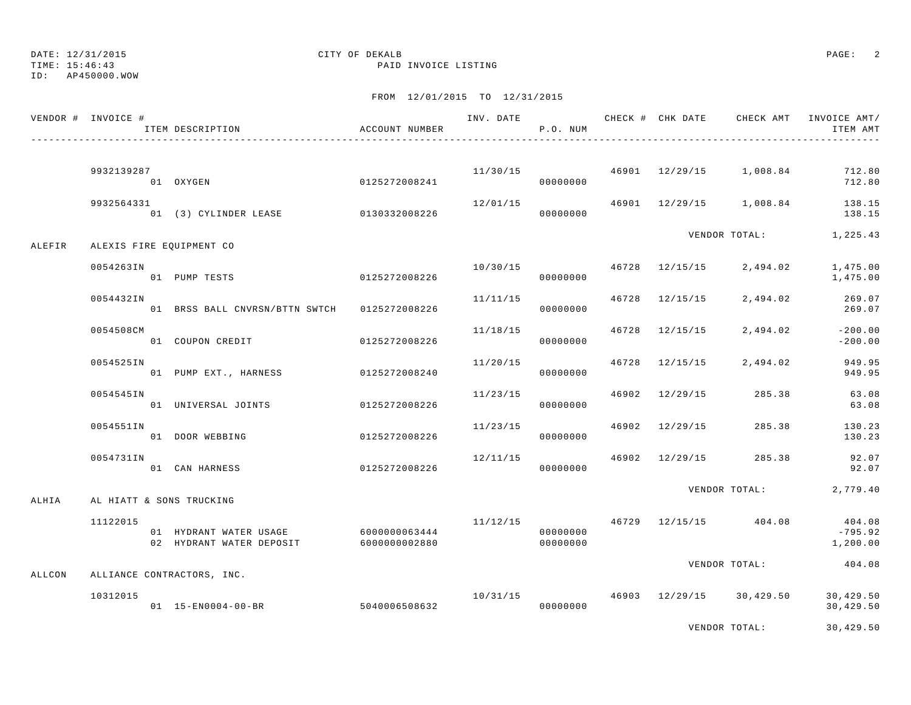DATE: 12/31/2015 CITY OF DEKALB
TIME: 15:46:43 PAID INVOICE LISTING
ID: AP450000.WOW

FROM 12/01/2015 TO 12/31/2015

| VENDOR # | INVOICE # / ITEM DESCRIPTION | ACCOUNT NUMBER | INV. DATE | P.O. NUM | CHECK # | CHK DATE | CHECK AMT | INVOICE AMT/ ITEM AMT |
|---|---|---|---|---|---|---|---|---|
| | 9932139287 | | 11/30/15 | | 46901 | 12/29/15 | 1,008.84 | 712.80 |
| | 01 OXYGEN | 0125272008241 | | 00000000 | | | | 712.80 |
| | 9932564331 | | 12/01/15 | | 46901 | 12/29/15 | 1,008.84 | 138.15 |
| | 01 (3) CYLINDER LEASE | 0130332008226 | | 00000000 | | | | 138.15 |
| | | | | | | VENDOR TOTAL: | | 1,225.43 |
| ALEFIR | ALEXIS FIRE EQUIPMENT CO | | | | | | | |
| | 0054263IN | | 10/30/15 | | 46728 | 12/15/15 | 2,494.02 | 1,475.00 |
| | 01 PUMP TESTS | 0125272008226 | | 00000000 | | | | 1,475.00 |
| | 0054432IN | | 11/11/15 | | 46728 | 12/15/15 | 2,494.02 | 269.07 |
| | 01 BRSS BALL CNVRSN/BTTN SWTCH | 0125272008226 | | 00000000 | | | | 269.07 |
| | 0054508CM | | 11/18/15 | | 46728 | 12/15/15 | 2,494.02 | -200.00 |
| | 01 COUPON CREDIT | 0125272008226 | | 00000000 | | | | -200.00 |
| | 0054525IN | | 11/20/15 | | 46728 | 12/15/15 | 2,494.02 | 949.95 |
| | 01 PUMP EXT., HARNESS | 0125272008240 | | 00000000 | | | | 949.95 |
| | 0054545IN | | 11/23/15 | | 46902 | 12/29/15 | 285.38 | 63.08 |
| | 01 UNIVERSAL JOINTS | 0125272008226 | | 00000000 | | | | 63.08 |
| | 0054551IN | | 11/23/15 | | 46902 | 12/29/15 | 285.38 | 130.23 |
| | 01 DOOR WEBBING | 0125272008226 | | 00000000 | | | | 130.23 |
| | 0054731IN | | 12/11/15 | | 46902 | 12/29/15 | 285.38 | 92.07 |
| | 01 CAN HARNESS | 0125272008226 | | 00000000 | | | | 92.07 |
| | | | | | | VENDOR TOTAL: | | 2,779.40 |
| ALHIA | AL HIATT & SONS TRUCKING | | | | | | | |
| | 11122015 | | 11/12/15 | | 46729 | 12/15/15 | 404.08 | 404.08 |
| | 01 HYDRANT WATER USAGE | 6000000063444 | | 00000000 | | | | -795.92 |
| | 02 HYDRANT WATER DEPOSIT | 6000000002880 | | 00000000 | | | | 1,200.00 |
| | | | | | | VENDOR TOTAL: | | 404.08 |
| ALLCON | ALLIANCE CONTRACTORS, INC. | | | | | | | |
| | 10312015 | | 10/31/15 | | 46903 | 12/29/15 | 30,429.50 | 30,429.50 |
| | 01 15-EN0004-00-BR | 5040006508632 | | 00000000 | | | | 30,429.50 |
| | | | | | | VENDOR TOTAL: | | 30,429.50 |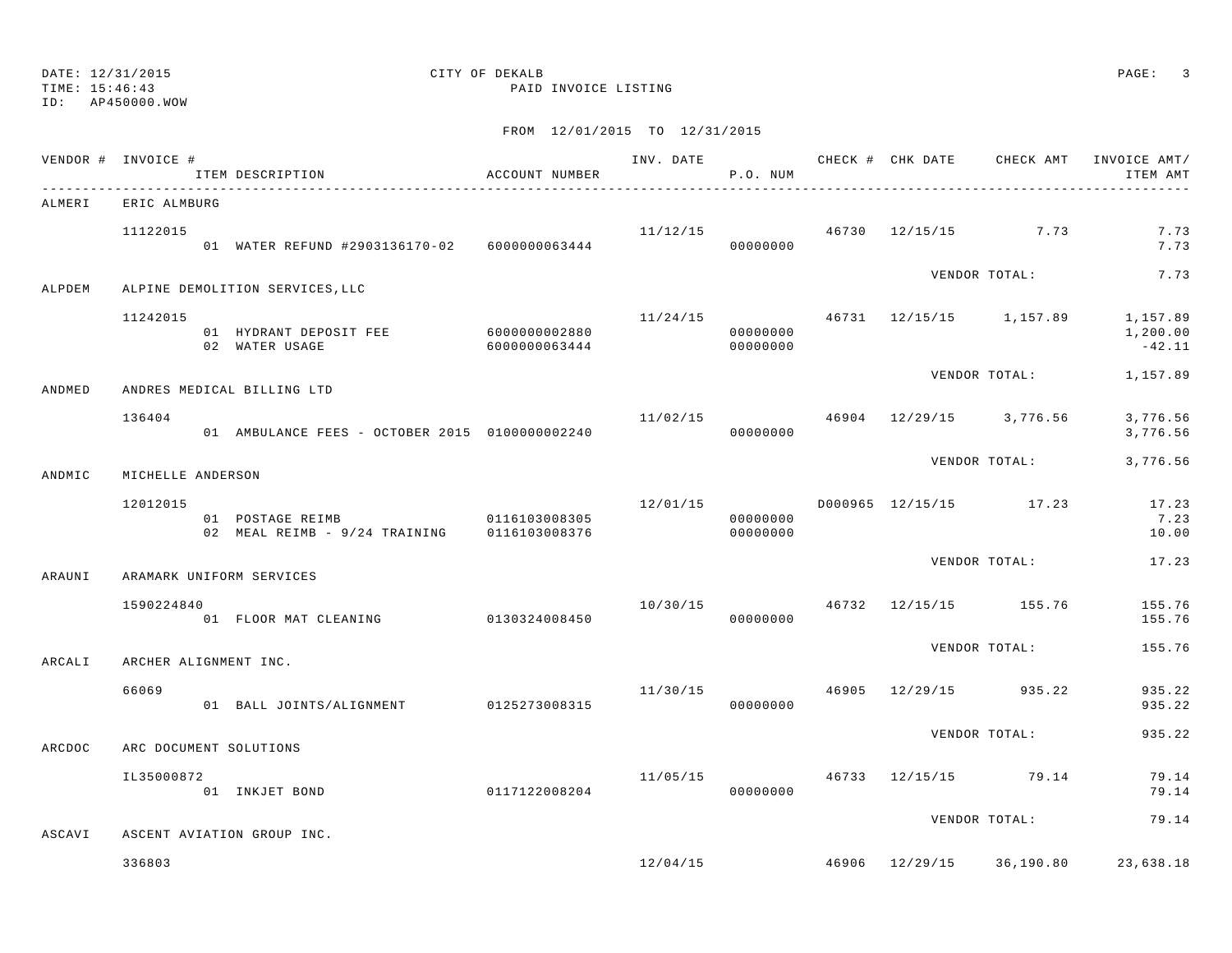DATE: 12/31/2015 CITY OF DEKALB
TIME: 15:46:43 PAID INVOICE LISTING
ID: AP450000.WOW

FROM 12/01/2015 TO 12/31/2015

| VENDOR # | INVOICE # / ITEM DESCRIPTION | ACCOUNT NUMBER | INV. DATE | P.O. NUM | CHECK # | CHK DATE | CHECK AMT | INVOICE AMT/ ITEM AMT |
|---|---|---|---|---|---|---|---|---|
| ALMERI | ERIC ALMBURG | | | | | | | |
| | 11122015 | | 11/12/15 | | 46730 | 12/15/15 | 7.73 | 7.73 |
| | 01 WATER REFUND #2903136170-02 | 6000000063444 | | 00000000 | | | | 7.73 |
| | | | | | | VENDOR TOTAL: | | 7.73 |
| ALPDEM | ALPINE DEMOLITION SERVICES,LLC | | | | | | | |
| | 11242015 | | 11/24/15 | | 46731 | 12/15/15 | 1,157.89 | 1,157.89 |
| | 01 HYDRANT DEPOSIT FEE | 6000000002880 | | 00000000 | | | | 1,200.00 |
| | 02 WATER USAGE | 6000000063444 | | 00000000 | | | | -42.11 |
| | | | | | | VENDOR TOTAL: | | 1,157.89 |
| ANDMED | ANDRES MEDICAL BILLING LTD | | | | | | | |
| | 136404 | | 11/02/15 | | 46904 | 12/29/15 | 3,776.56 | 3,776.56 |
| | 01 AMBULANCE FEES - OCTOBER 2015 | 0100000002240 | | 00000000 | | | | 3,776.56 |
| | | | | | | VENDOR TOTAL: | | 3,776.56 |
| ANDMIC | MICHELLE ANDERSON | | | | | | | |
| | 12012015 | | 12/01/15 | | D000965 | 12/15/15 | 17.23 | 17.23 |
| | 01 POSTAGE REIMB | 0116103008305 | | 00000000 | | | | 7.23 |
| | 02 MEAL REIMB - 9/24 TRAINING | 0116103008376 | | 00000000 | | | | 10.00 |
| | | | | | | VENDOR TOTAL: | | 17.23 |
| ARAUNI | ARAMARK UNIFORM SERVICES | | | | | | | |
| | 1590224840 | | 10/30/15 | | 46732 | 12/15/15 | 155.76 | 155.76 |
| | 01 FLOOR MAT CLEANING | 0130324008450 | | 00000000 | | | | 155.76 |
| | | | | | | VENDOR TOTAL: | | 155.76 |
| ARCALI | ARCHER ALIGNMENT INC. | | | | | | | |
| | 66069 | | 11/30/15 | | 46905 | 12/29/15 | 935.22 | 935.22 |
| | 01 BALL JOINTS/ALIGNMENT | 0125273008315 | | 00000000 | | | | 935.22 |
| | | | | | | VENDOR TOTAL: | | 935.22 |
| ARCDOC | ARC DOCUMENT SOLUTIONS | | | | | | | |
| | IL35000872 | | 11/05/15 | | 46733 | 12/15/15 | 79.14 | 79.14 |
| | 01 INKJET BOND | 0117122008204 | | 00000000 | | | | 79.14 |
| | | | | | | VENDOR TOTAL: | | 79.14 |
| ASCAVI | ASCENT AVIATION GROUP INC. | | | | | | | |
| | 336803 | | 12/04/15 | | 46906 | 12/29/15 | 36,190.80 | 23,638.18 |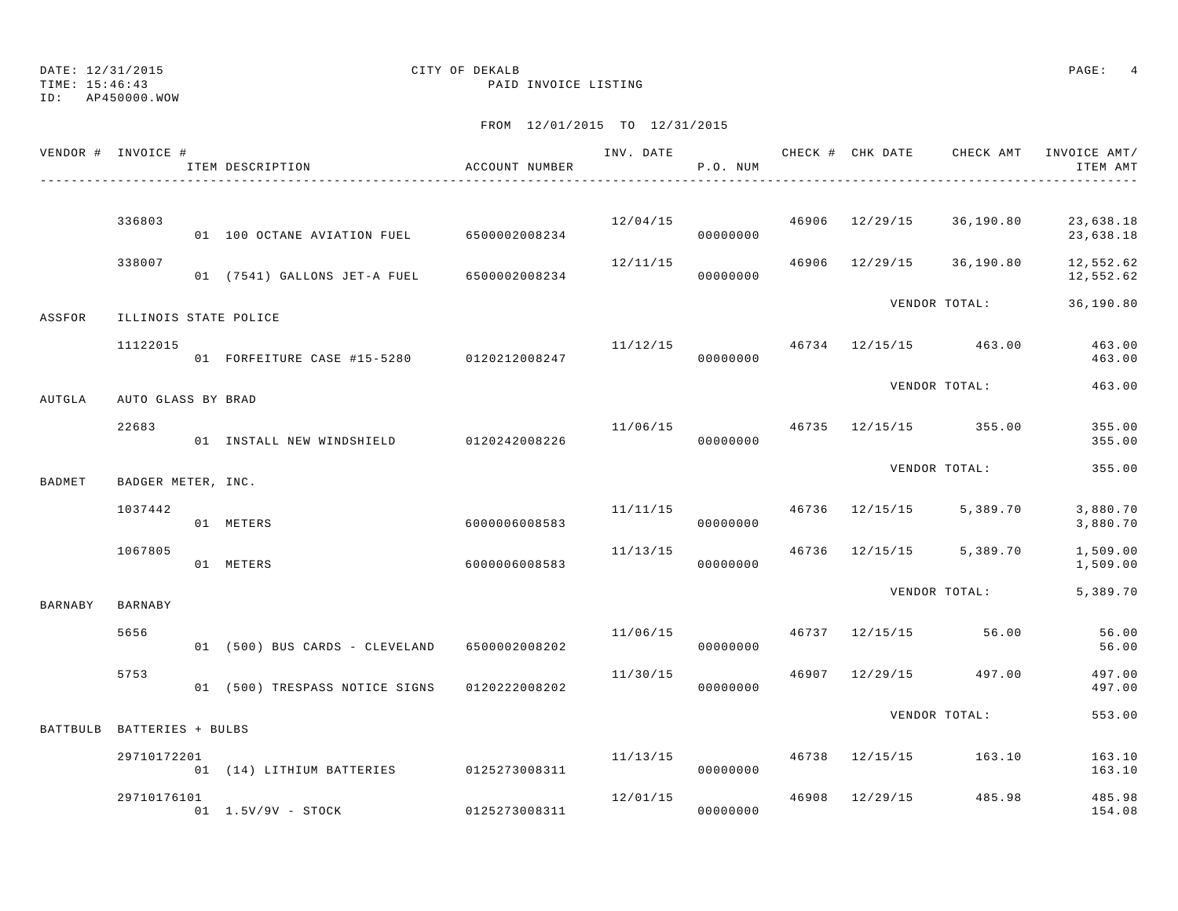DATE: 12/31/2015
TIME: 15:46:43
ID: AP450000.WOW

CITY OF DEKALB
PAID INVOICE LISTING

FROM 12/01/2015 TO 12/31/2015

| VENDOR # | INVOICE # / ITEM DESCRIPTION | ACCOUNT NUMBER | INV. DATE | P.O. NUM | CHECK # | CHK DATE | CHECK AMT | INVOICE AMT/ ITEM AMT |
|---|---|---|---|---|---|---|---|---|
| | 336803 | | 12/04/15 | | 46906 | 12/29/15 | 36,190.80 | 23,638.18 |
| | 01 100 OCTANE AVIATION FUEL | 6500002008234 | | 00000000 | | | | 23,638.18 |
| | 338007 | | 12/11/15 | | 46906 | 12/29/15 | 36,190.80 | 12,552.62 |
| | 01 (7541) GALLONS JET-A FUEL | 6500002008234 | | 00000000 | | | | 12,552.62 |
| | | | | | | VENDOR TOTAL: | | 36,190.80 |
| ASSFOR | ILLINOIS STATE POLICE | | | | | | | |
| | 11122015 | | 11/12/15 | | 46734 | 12/15/15 | 463.00 | 463.00 |
| | 01 FORFEITURE CASE #15-5280 | 0120212008247 | | 00000000 | | | | 463.00 |
| | | | | | | VENDOR TOTAL: | | 463.00 |
| AUTGLA | AUTO GLASS BY BRAD | | | | | | | |
| | 22683 | | 11/06/15 | | 46735 | 12/15/15 | 355.00 | 355.00 |
| | 01 INSTALL NEW WINDSHIELD | 0120242008226 | | 00000000 | | | | 355.00 |
| | | | | | | VENDOR TOTAL: | | 355.00 |
| BADMET | BADGER METER, INC. | | | | | | | |
| | 1037442 | | 11/11/15 | | 46736 | 12/15/15 | 5,389.70 | 3,880.70 |
| | 01 METERS | 6000006008583 | | 00000000 | | | | 3,880.70 |
| | 1067805 | | 11/13/15 | | 46736 | 12/15/15 | 5,389.70 | 1,509.00 |
| | 01 METERS | 6000006008583 | | 00000000 | | | | 1,509.00 |
| | | | | | | VENDOR TOTAL: | | 5,389.70 |
| BARNABY | BARNABY | | | | | | | |
| | 5656 | | 11/06/15 | | 46737 | 12/15/15 | 56.00 | 56.00 |
| | 01 (500) BUS CARDS - CLEVELAND | 6500002008202 | | 00000000 | | | | 56.00 |
| | 5753 | | 11/30/15 | | 46907 | 12/29/15 | 497.00 | 497.00 |
| | 01 (500) TRESPASS NOTICE SIGNS | 0120222008202 | | 00000000 | | | | 497.00 |
| | | | | | | VENDOR TOTAL: | | 553.00 |
| BATTBULB | BATTERIES + BULBS | | | | | | | |
| | 29710172201 | | 11/13/15 | | 46738 | 12/15/15 | 163.10 | 163.10 |
| | 01 (14) LITHIUM BATTERIES | 0125273008311 | | 00000000 | | | | 163.10 |
| | 29710176101 | | 12/01/15 | | 46908 | 12/29/15 | 485.98 | 485.98 |
| | 01 1.5V/9V - STOCK | 0125273008311 | | 00000000 | | | | 154.08 |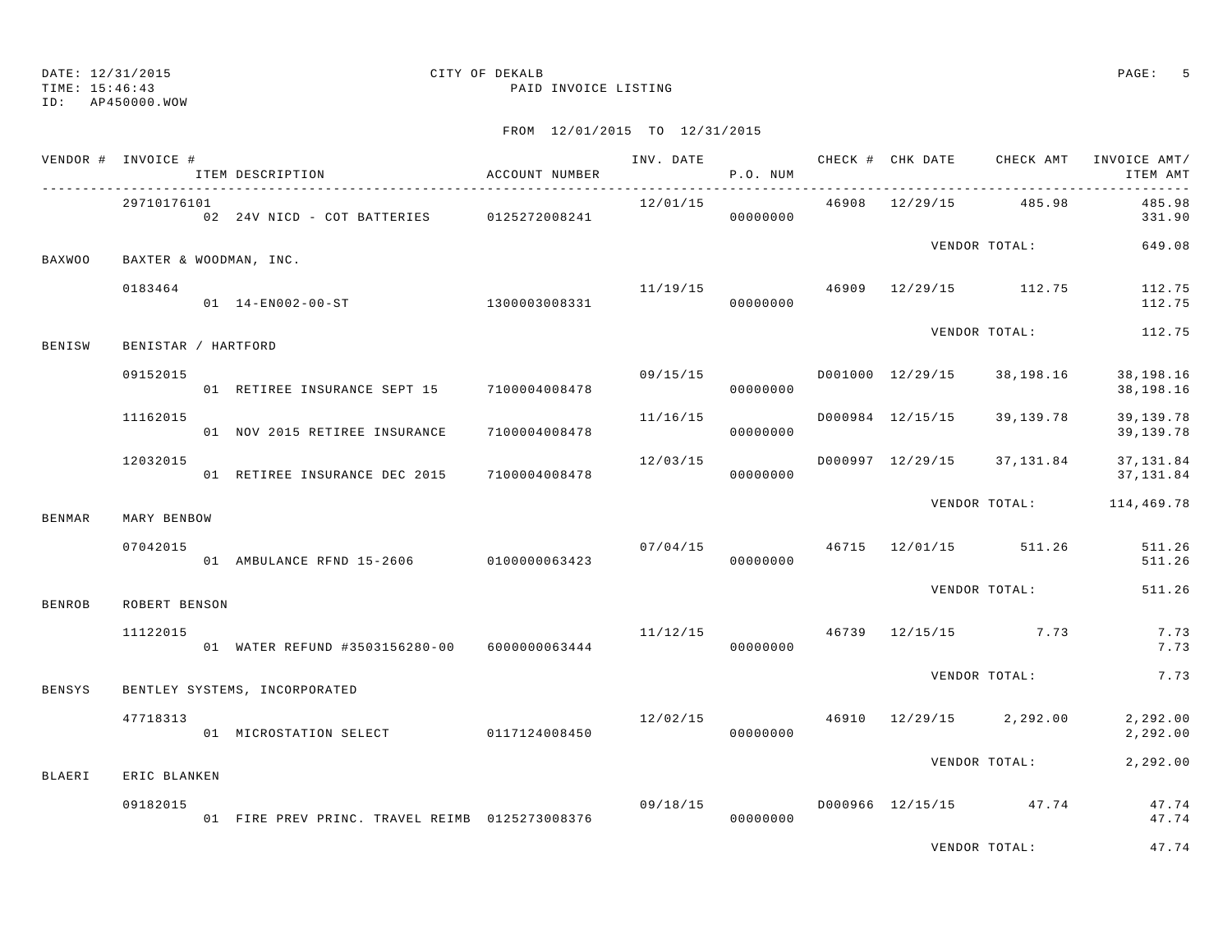DATE: 12/31/2015 CITY OF DEKALB
TIME: 15:46:43 PAID INVOICE LISTING
ID: AP450000.WOW

FROM 12/01/2015 TO 12/31/2015

| VENDOR # | INVOICE # / ITEM DESCRIPTION | ACCOUNT NUMBER | INV. DATE | P.O. NUM | CHECK # | CHK DATE | CHECK AMT | INVOICE AMT/ ITEM AMT |
|---|---|---|---|---|---|---|---|---|
| | 29710176101 | | 12/01/15 | | 46908 | 12/29/15 | 485.98 | 485.98 |
| | 02 24V NICD - COT BATTERIES | 0125272008241 | | 00000000 | | | | 331.90 |
| | | | | | | VENDOR TOTAL: | | 649.08 |
| BAXWOO | BAXTER & WOODMAN, INC. | | | | | | | |
| | 0183464 | | 11/19/15 | | 46909 | 12/29/15 | 112.75 | 112.75 |
| | 01 14-EN002-00-ST | 1300003008331 | | 00000000 | | | | 112.75 |
| | | | | | | VENDOR TOTAL: | | 112.75 |
| BENISW | BENISTAR / HARTFORD | | | | | | | |
| | 09152015 | | 09/15/15 | | D001000 | 12/29/15 | 38,198.16 | 38,198.16 |
| | 01 RETIREE INSURANCE SEPT 15 | 7100004008478 | | 00000000 | | | | 38,198.16 |
| | 11162015 | | 11/16/15 | | D000984 | 12/15/15 | 39,139.78 | 39,139.78 |
| | 01 NOV 2015 RETIREE INSURANCE | 7100004008478 | | 00000000 | | | | 39,139.78 |
| | 12032015 | | 12/03/15 | | D000997 | 12/29/15 | 37,131.84 | 37,131.84 |
| | 01 RETIREE INSURANCE DEC 2015 | 7100004008478 | | 00000000 | | | | 37,131.84 |
| | | | | | | VENDOR TOTAL: | | 114,469.78 |
| BENMAR | MARY BENBOW | | | | | | | |
| | 07042015 | | 07/04/15 | | 46715 | 12/01/15 | 511.26 | 511.26 |
| | 01 AMBULANCE RFND 15-2606 | 0100000063423 | | 00000000 | | | | 511.26 |
| | | | | | | VENDOR TOTAL: | | 511.26 |
| BENROB | ROBERT BENSON | | | | | | | |
| | 11122015 | | 11/12/15 | | 46739 | 12/15/15 | 7.73 | 7.73 |
| | 01 WATER REFUND #3503156280-00 | 6000000063444 | | 00000000 | | | | 7.73 |
| | | | | | | VENDOR TOTAL: | | 7.73 |
| BENSYS | BENTLEY SYSTEMS, INCORPORATED | | | | | | | |
| | 47718313 | | 12/02/15 | | 46910 | 12/29/15 | 2,292.00 | 2,292.00 |
| | 01 MICROSTATION SELECT | 0117124008450 | | 00000000 | | | | 2,292.00 |
| | | | | | | VENDOR TOTAL: | | 2,292.00 |
| BLAERI | ERIC BLANKEN | | | | | | | |
| | 09182015 | | 09/18/15 | | D000966 | 12/15/15 | 47.74 | 47.74 |
| | 01 FIRE PREV PRINC. TRAVEL REIMB | 0125273008376 | | 00000000 | | | | 47.74 |
| | | | | | | VENDOR TOTAL: | | 47.74 |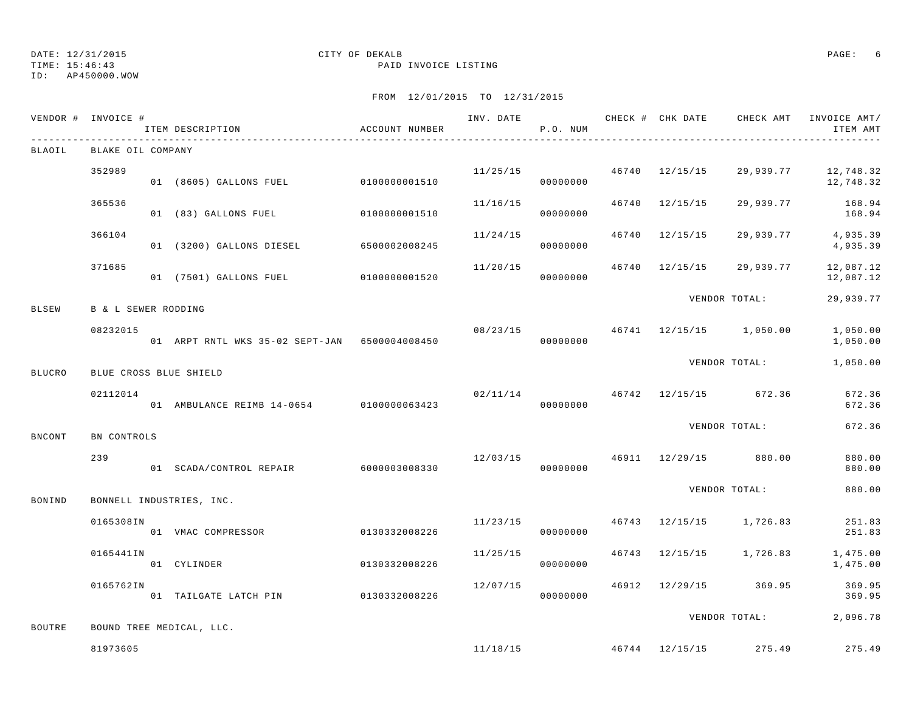DATE: 12/31/2015 CITY OF DEKALB
TIME: 15:46:43 PAID INVOICE LISTING
ID: AP450000.WOW

FROM 12/01/2015 TO 12/31/2015

| VENDOR # | INVOICE # / ITEM DESCRIPTION | ACCOUNT NUMBER | INV. DATE | P.O. NUM | CHECK # | CHK DATE | CHECK AMT | INVOICE AMT/ ITEM AMT |
|---|---|---|---|---|---|---|---|---|
| BLAOIL | BLAKE OIL COMPANY | | | | | | | |
| | 352989 | | 11/25/15 | | 46740 | 12/15/15 | 29,939.77 | 12,748.32 |
| | 01 (8605) GALLONS FUEL | 0100000001510 | | 00000000 | | | | 12,748.32 |
| | 365536 | | 11/16/15 | | 46740 | 12/15/15 | 29,939.77 | 168.94 |
| | 01 (83) GALLONS FUEL | 0100000001510 | | 00000000 | | | | 168.94 |
| | 366104 | | 11/24/15 | | 46740 | 12/15/15 | 29,939.77 | 4,935.39 |
| | 01 (3200) GALLONS DIESEL | 6500002008245 | | 00000000 | | | | 4,935.39 |
| | 371685 | | 11/20/15 | | 46740 | 12/15/15 | 29,939.77 | 12,087.12 |
| | 01 (7501) GALLONS FUEL | 0100000001520 | | 00000000 | | | | 12,087.12 |
| | | | | | | VENDOR TOTAL: | | 29,939.77 |
| BLSEW | B & L SEWER RODDING | | | | | | | |
| | 08232015 | | 08/23/15 | | 46741 | 12/15/15 | 1,050.00 | 1,050.00 |
| | 01 ARPT RNTL WKS 35-02 SEPT-JAN | 6500004008450 | | 00000000 | | | | 1,050.00 |
| | | | | | | VENDOR TOTAL: | | 1,050.00 |
| BLUCRO | BLUE CROSS BLUE SHIELD | | | | | | | |
| | 02112014 | | 02/11/14 | | 46742 | 12/15/15 | 672.36 | 672.36 |
| | 01 AMBULANCE REIMB 14-0654 | 0100000063423 | | 00000000 | | | | 672.36 |
| | | | | | | VENDOR TOTAL: | | 672.36 |
| BNCONT | BN CONTROLS | | | | | | | |
| | 239 | | 12/03/15 | | 46911 | 12/29/15 | 880.00 | 880.00 |
| | 01 SCADA/CONTROL REPAIR | 6000003008330 | | 00000000 | | | | 880.00 |
| | | | | | | VENDOR TOTAL: | | 880.00 |
| BONIND | BONNELL INDUSTRIES, INC. | | | | | | | |
| | 0165308IN | | 11/23/15 | | 46743 | 12/15/15 | 1,726.83 | 251.83 |
| | 01 VMAC COMPRESSOR | 0130332008226 | | 00000000 | | | | 251.83 |
| | 0165441IN | | 11/25/15 | | 46743 | 12/15/15 | 1,726.83 | 1,475.00 |
| | 01 CYLINDER | 0130332008226 | | 00000000 | | | | 1,475.00 |
| | 0165762IN | | 12/07/15 | | 46912 | 12/29/15 | 369.95 | 369.95 |
| | 01 TAILGATE LATCH PIN | 0130332008226 | | 00000000 | | | | 369.95 |
| | | | | | | VENDOR TOTAL: | | 2,096.78 |
| BOUTRE | BOUND TREE MEDICAL, LLC. | | | | | | | |
| | 81973605 | | 11/18/15 | | 46744 | 12/15/15 | 275.49 | 275.49 |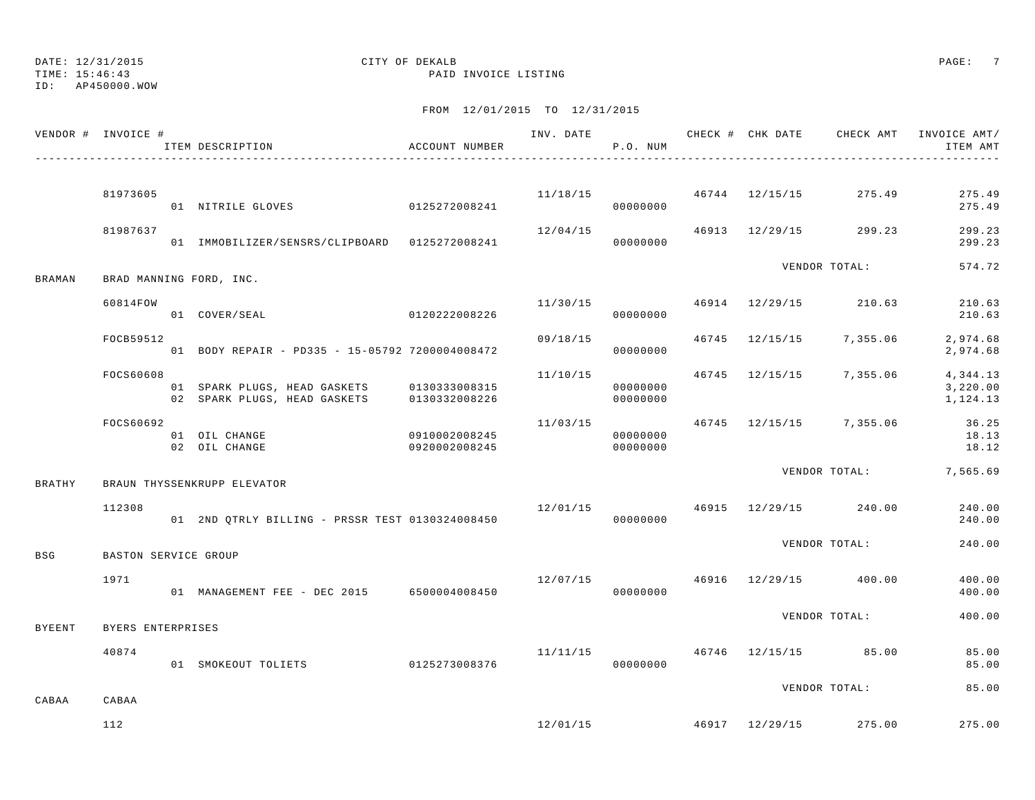DATE: 12/31/2015
TIME: 15:46:43
ID: AP450000.WOW

CITY OF DEKALB
PAID INVOICE LISTING

FROM 12/01/2015 TO 12/31/2015

| VENDOR # | INVOICE # | ITEM DESCRIPTION | ACCOUNT NUMBER | INV. DATE | P.O. NUM | CHECK # | CHK DATE | CHECK AMT | INVOICE AMT/ ITEM AMT |
|---|---|---|---|---|---|---|---|---|---|
| | 81973605 | | | 11/18/15 | | 46744 | 12/15/15 | 275.49 | 275.49 |
| | | 01 NITRILE GLOVES | 0125272008241 | | 00000000 | | | | 275.49 |
| | 81987637 | | | 12/04/15 | | 46913 | 12/29/15 | 299.23 | 299.23 |
| | | 01 IMMOBILIZER/SENSRS/CLIPBOARD | 0125272008241 | | 00000000 | | | | 299.23 |
| | | | | | | | VENDOR TOTAL: | | 574.72 |
| BRAMAN | BRAD MANNING FORD, INC. | | | | | | | | |
| | 60814FOW | | | 11/30/15 | | 46914 | 12/29/15 | 210.63 | 210.63 |
| | | 01 COVER/SEAL | 0120222008226 | | 00000000 | | | | 210.63 |
| | FOCB59512 | | | 09/18/15 | | 46745 | 12/15/15 | 7,355.06 | 2,974.68 |
| | | 01 BODY REPAIR - PD335 - 15-05792 | 7200004008472 | | 00000000 | | | | 2,974.68 |
| | FOCS60608 | | | 11/10/15 | | 46745 | 12/15/15 | 7,355.06 | 4,344.13 |
| | | 01 SPARK PLUGS, HEAD GASKETS | 0130333008315 | | 00000000 | | | | 3,220.00 |
| | | 02 SPARK PLUGS, HEAD GASKETS | 0130332008226 | | 00000000 | | | | 1,124.13 |
| | FOCS60692 | | | 11/03/15 | | 46745 | 12/15/15 | 7,355.06 | 36.25 |
| | | 01 OIL CHANGE | 0910002008245 | | 00000000 | | | | 18.13 |
| | | 02 OIL CHANGE | 0920002008245 | | 00000000 | | | | 18.12 |
| | | | | | | | VENDOR TOTAL: | | 7,565.69 |
| BRATHY | BRAUN THYSSENKRUPP ELEVATOR | | | | | | | | |
| | 112308 | | | 12/01/15 | | 46915 | 12/29/15 | 240.00 | 240.00 |
| | | 01 2ND QTRLY BILLING - PRSSR TEST | 0130324008450 | | 00000000 | | | | 240.00 |
| | | | | | | | VENDOR TOTAL: | | 240.00 |
| BSG | BASTON SERVICE GROUP | | | | | | | | |
| | 1971 | | | 12/07/15 | | 46916 | 12/29/15 | 400.00 | 400.00 |
| | | 01 MANAGEMENT FEE - DEC 2015 | 6500004008450 | | 00000000 | | | | 400.00 |
| | | | | | | | VENDOR TOTAL: | | 400.00 |
| BYEENT | BYERS ENTERPRISES | | | | | | | | |
| | 40874 | | | 11/11/15 | | 46746 | 12/15/15 | 85.00 | 85.00 |
| | | 01 SMOKEOUT TOLIETS | 0125273008376 | | 00000000 | | | | 85.00 |
| | | | | | | | VENDOR TOTAL: | | 85.00 |
| CABAA | CABAA | | | | | | | | |
| | 112 | | | 12/01/15 | | 46917 | 12/29/15 | 275.00 | 275.00 |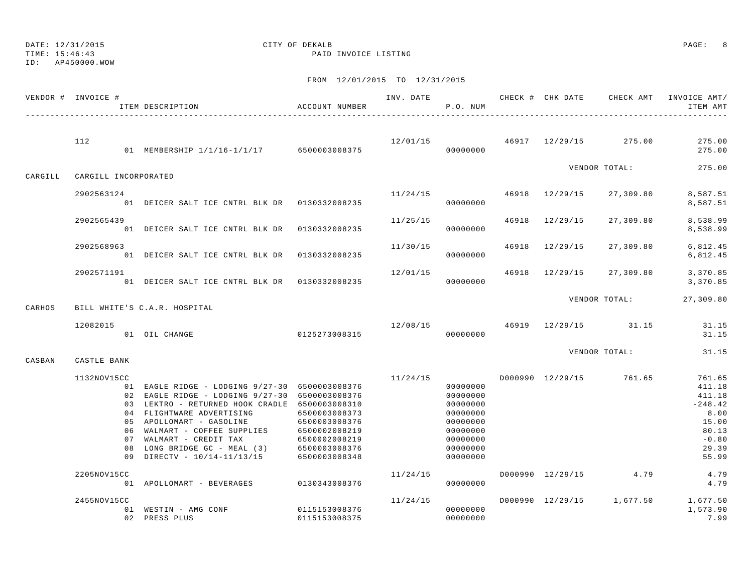DATE: 12/31/2015 CITY OF DEKALB
TIME: 15:46:43 PAID INVOICE LISTING
ID: AP450000.WOW

FROM 12/01/2015 TO 12/31/2015

| VENDOR # | INVOICE # | ITEM DESCRIPTION | ACCOUNT NUMBER | INV. DATE | P.O. NUM | CHECK # | CHK DATE | CHECK AMT | INVOICE AMT/ ITEM AMT |
|---|---|---|---|---|---|---|---|---|---|
| | 112 | | | 12/01/15 | | 46917 | 12/29/15 | 275.00 | 275.00 |
| | | 01 MEMBERSHIP 1/1/16-1/1/17 | 6500003008375 | | 00000000 | | | | 275.00 |
| | | | | | | | | VENDOR TOTAL: | 275.00 |
| CARGILL | CARGILL INCORPORATED | | | | | | | | |
| | 2902563124 | | | 11/24/15 | | 46918 | 12/29/15 | 27,309.80 | 8,587.51 |
| | | 01 DEICER SALT ICE CNTRL BLK DR | 0130332008235 | | 00000000 | | | | 8,587.51 |
| | 2902565439 | | | 11/25/15 | | 46918 | 12/29/15 | 27,309.80 | 8,538.99 |
| | | 01 DEICER SALT ICE CNTRL BLK DR | 0130332008235 | | 00000000 | | | | 8,538.99 |
| | 2902568963 | | | 11/30/15 | | 46918 | 12/29/15 | 27,309.80 | 6,812.45 |
| | | 01 DEICER SALT ICE CNTRL BLK DR | 0130332008235 | | 00000000 | | | | 6,812.45 |
| | 2902571191 | | | 12/01/15 | | 46918 | 12/29/15 | 27,309.80 | 3,370.85 |
| | | 01 DEICER SALT ICE CNTRL BLK DR | 0130332008235 | | 00000000 | | | | 3,370.85 |
| | | | | | | | | VENDOR TOTAL: | 27,309.80 |
| CARHOS | BILL WHITE'S C.A.R. HOSPITAL | | | | | | | | |
| | 12082015 | | | 12/08/15 | | 46919 | 12/29/15 | 31.15 | 31.15 |
| | | 01 OIL CHANGE | 0125273008315 | | 00000000 | | | | 31.15 |
| | | | | | | | | VENDOR TOTAL: | 31.15 |
| CASBAN | CASTLE BANK | | | | | | | | |
| | 1132NOV15CC | | | 11/24/15 | | D000990 | 12/29/15 | 761.65 | 761.65 |
| | | 01 EAGLE RIDGE - LODGING 9/27-30 | 6500003008376 | | 00000000 | | | | 411.18 |
| | | 02 EAGLE RIDGE - LODGING 9/27-30 | 6500003008376 | | 00000000 | | | | 411.18 |
| | | 03 LEKTRO - RETURNED HOOK CRADLE | 6500003008310 | | 00000000 | | | | -248.42 |
| | | 04 FLIGHTWARE ADVERTISING | 6500003008373 | | 00000000 | | | | 8.00 |
| | | 05 APOLLOMART - GASOLINE | 6500003008376 | | 00000000 | | | | 15.00 |
| | | 06 WALMART - COFFEE SUPPLIES | 6500002008219 | | 00000000 | | | | 80.13 |
| | | 07 WALMART - CREDIT TAX | 6500002008219 | | 00000000 | | | | -0.80 |
| | | 08 LONG BRIDGE GC - MEAL (3) | 6500003008376 | | 00000000 | | | | 29.39 |
| | | 09 DIRECTV - 10/14-11/13/15 | 6500003008348 | | 00000000 | | | | 55.99 |
| | 2205NOV15CC | | | 11/24/15 | | D000990 | 12/29/15 | 4.79 | 4.79 |
| | | 01 APOLLOMART - BEVERAGES | 0130343008376 | | 00000000 | | | | 4.79 |
| | 2455NOV15CC | | | 11/24/15 | | D000990 | 12/29/15 | 1,677.50 | 1,677.50 |
| | | 01 WESTIN - AMG CONF | 0115153008376 | | 00000000 | | | | 1,573.90 |
| | | 02 PRESS PLUS | 0115153008375 | | 00000000 | | | | 7.99 |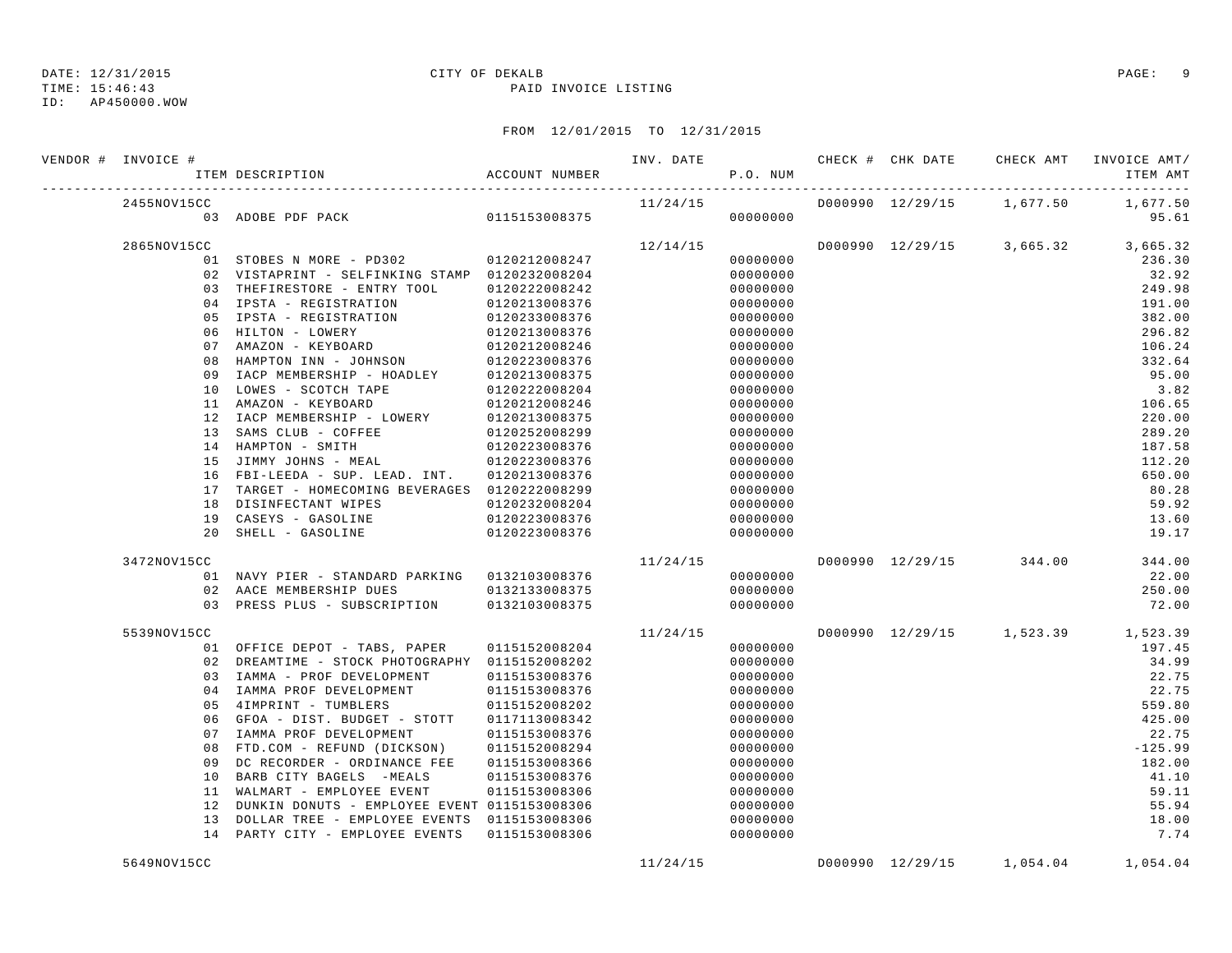DATE: 12/31/2015 CITY OF DEKALB

TIME: 15:46:43 PAID INVOICE LISTING

ID: AP450000.WOW

FROM 12/01/2015 TO 12/31/2015

| VENDOR # | INVOICE # / ITEM DESCRIPTION | ACCOUNT NUMBER | INV. DATE | P.O. NUM | CHECK # | CHK DATE | CHECK AMT | INVOICE AMT/ ITEM AMT |
|---|---|---|---|---|---|---|---|---|
| | 2455NOV15CC | | 11/24/15 | | D000990 | 12/29/15 | 1,677.50 | 1,677.50 |
| | 03 ADOBE PDF PACK | 0115153008375 | | 00000000 | | | | 95.61 |
| | 2865NOV15CC | | 12/14/15 | | D000990 | 12/29/15 | 3,665.32 | 3,665.32 |
| | 01 STOBES N MORE - PD302 | 0120212008247 | | 00000000 | | | | 236.30 |
| | 02 VISTAPRINT - SELFINKING STAMP | 0120232008204 | | 00000000 | | | | 32.92 |
| | 03 THEFIRESTORE - ENTRY TOOL | 0120222008242 | | 00000000 | | | | 249.98 |
| | 04 IPSTA - REGISTRATION | 0120213008376 | | 00000000 | | | | 191.00 |
| | 05 IPSTA - REGISTRATION | 0120233008376 | | 00000000 | | | | 382.00 |
| | 06 HILTON - LOWERY | 0120213008376 | | 00000000 | | | | 296.82 |
| | 07 AMAZON - KEYBOARD | 0120212008246 | | 00000000 | | | | 106.24 |
| | 08 HAMPTON INN - JOHNSON | 0120223008376 | | 00000000 | | | | 332.64 |
| | 09 IACP MEMBERSHIP - HOADLEY | 0120213008375 | | 00000000 | | | | 95.00 |
| | 10 LOWES - SCOTCH TAPE | 0120222008204 | | 00000000 | | | | 3.82 |
| | 11 AMAZON - KEYBOARD | 0120212008246 | | 00000000 | | | | 106.65 |
| | 12 IACP MEMBERSHIP - LOWERY | 0120213008375 | | 00000000 | | | | 220.00 |
| | 13 SAMS CLUB - COFFEE | 0120252008299 | | 00000000 | | | | 289.20 |
| | 14 HAMPTON - SMITH | 0120223008376 | | 00000000 | | | | 187.58 |
| | 15 JIMMY JOHNS - MEAL | 0120223008376 | | 00000000 | | | | 112.20 |
| | 16 FBI-LEEDA - SUP. LEAD. INT. | 0120213008376 | | 00000000 | | | | 650.00 |
| | 17 TARGET - HOMECOMING BEVERAGES | 0120222008299 | | 00000000 | | | | 80.28 |
| | 18 DISINFECTANT WIPES | 0120232008204 | | 00000000 | | | | 59.92 |
| | 19 CASEYS - GASOLINE | 0120223008376 | | 00000000 | | | | 13.60 |
| | 20 SHELL - GASOLINE | 0120223008376 | | 00000000 | | | | 19.17 |
| | 3472NOV15CC | | 11/24/15 | | D000990 | 12/29/15 | 344.00 | 344.00 |
| | 01 NAVY PIER - STANDARD PARKING | 0132103008376 | | 00000000 | | | | 22.00 |
| | 02 AACE MEMBERSHIP DUES | 0132133008375 | | 00000000 | | | | 250.00 |
| | 03 PRESS PLUS - SUBSCRIPTION | 0132103008375 | | 00000000 | | | | 72.00 |
| | 5539NOV15CC | | 11/24/15 | | D000990 | 12/29/15 | 1,523.39 | 1,523.39 |
| | 01 OFFICE DEPOT - TABS, PAPER | 0115152008204 | | 00000000 | | | | 197.45 |
| | 02 DREAMTIME - STOCK PHOTOGRAPHY | 0115152008202 | | 00000000 | | | | 34.99 |
| | 03 IAMMA - PROF DEVELOPMENT | 0115153008376 | | 00000000 | | | | 22.75 |
| | 04 IAMMA PROF DEVELOPMENT | 0115153008376 | | 00000000 | | | | 22.75 |
| | 05 4IMPRINT - TUMBLERS | 0115152008202 | | 00000000 | | | | 559.80 |
| | 06 GFOA - DIST. BUDGET - STOTT | 0117113008342 | | 00000000 | | | | 425.00 |
| | 07 IAMMA PROF DEVELOPMENT | 0115153008376 | | 00000000 | | | | 22.75 |
| | 08 FTD.COM - REFUND (DICKSON) | 0115152008294 | | 00000000 | | | | -125.99 |
| | 09 DC RECORDER - ORDINANCE FEE | 0115153008366 | | 00000000 | | | | 182.00 |
| | 10 BARB CITY BAGELS -MEALS | 0115153008376 | | 00000000 | | | | 41.10 |
| | 11 WALMART - EMPLOYEE EVENT | 0115153008306 | | 00000000 | | | | 59.11 |
| | 12 DUNKIN DONUTS - EMPLOYEE EVENT | 0115153008306 | | 00000000 | | | | 55.94 |
| | 13 DOLLAR TREE - EMPLOYEE EVENTS | 0115153008306 | | 00000000 | | | | 18.00 |
| | 14 PARTY CITY - EMPLOYEE EVENTS | 0115153008306 | | 00000000 | | | | 7.74 |
| | 5649NOV15CC | | 11/24/15 | | D000990 | 12/29/15 | 1,054.04 | 1,054.04 |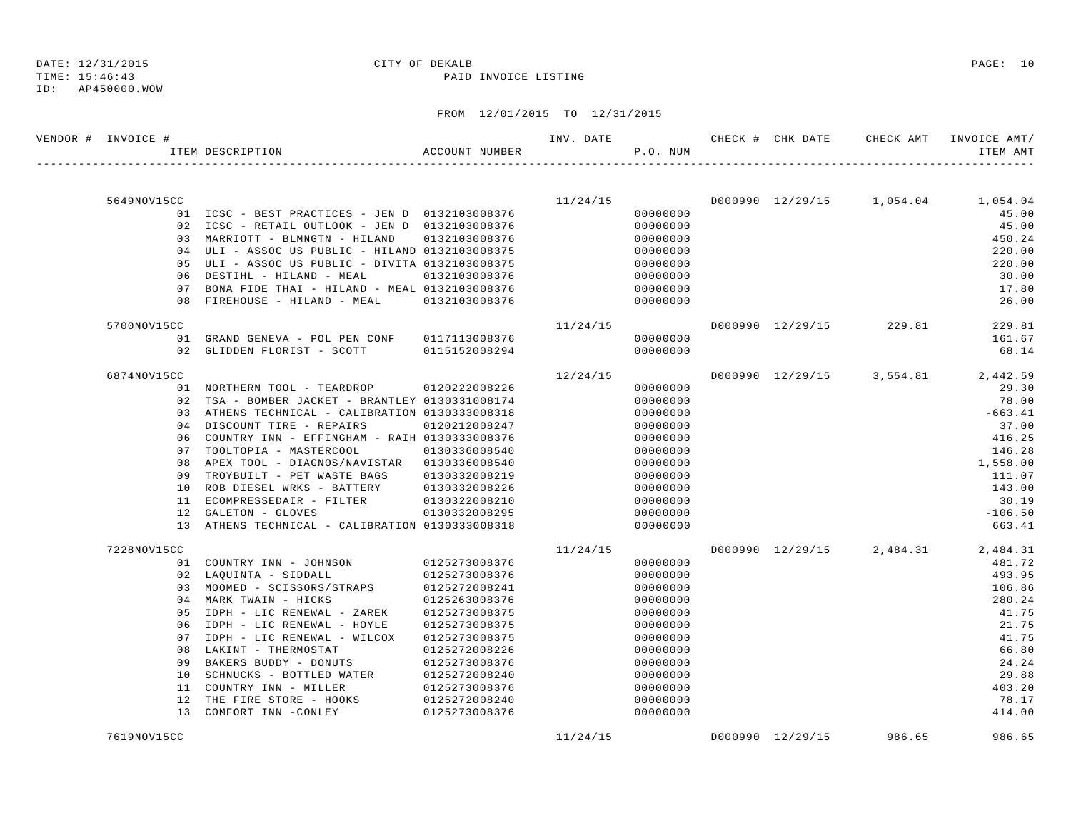DATE: 12/31/2015 CITY OF DEKALB
TIME: 15:46:43 PAID INVOICE LISTING
ID: AP450000.WOW

FROM 12/01/2015 TO 12/31/2015

| VENDOR # | INVOICE # / ITEM DESCRIPTION | ACCOUNT NUMBER | INV. DATE | P.O. NUM | CHECK # | CHK DATE | CHECK AMT | INVOICE AMT/ ITEM AMT |
|---|---|---|---|---|---|---|---|---|
| | 5649NOV15CC | | 11/24/15 | | D000990 | 12/29/15 | 1,054.04 | 1,054.04 |
| | 01 ICSC - BEST PRACTICES - JEN D | 0132103008376 | | 00000000 | | | | 45.00 |
| | 02 ICSC - RETAIL OUTLOOK - JEN D | 0132103008376 | | 00000000 | | | | 45.00 |
| | 03 MARRIOTT - BLMNGTN - HILAND | 0132103008376 | | 00000000 | | | | 450.24 |
| | 04 ULI - ASSOC US PUBLIC - HILAND | 0132103008375 | | 00000000 | | | | 220.00 |
| | 05 ULI - ASSOC US PUBLIC - DIVITA | 0132103008375 | | 00000000 | | | | 220.00 |
| | 06 DESTIHL - HILAND - MEAL | 0132103008376 | | 00000000 | | | | 30.00 |
| | 07 BONA FIDE THAI - HILAND - MEAL | 0132103008376 | | 00000000 | | | | 17.80 |
| | 08 FIREHOUSE - HILAND - MEAL | 0132103008376 | | 00000000 | | | | 26.00 |
| | 5700NOV15CC | | 11/24/15 | | D000990 | 12/29/15 | 229.81 | 229.81 |
| | 01 GRAND GENEVA - POL PEN CONF | 0117113008376 | | 00000000 | | | | 161.67 |
| | 02 GLIDDEN FLORIST - SCOTT | 0115152008294 | | 00000000 | | | | 68.14 |
| | 6874NOV15CC | | 12/24/15 | | D000990 | 12/29/15 | 3,554.81 | 2,442.59 |
| | 01 NORTHERN TOOL - TEARDROP | 0120222008226 | | 00000000 | | | | 29.30 |
| | 02 TSA - BOMBER JACKET - BRANTLEY | 0130331008174 | | 00000000 | | | | 78.00 |
| | 03 ATHENS TECHNICAL - CALIBRATION | 0130333008318 | | 00000000 | | | | -663.41 |
| | 04 DISCOUNT TIRE - REPAIRS | 0120212008247 | | 00000000 | | | | 37.00 |
| | 06 COUNTRY INN - EFFINGHAM - RAIH | 0130333008376 | | 00000000 | | | | 416.25 |
| | 07 TOOLTOPIA - MASTERCOOL | 0130336008540 | | 00000000 | | | | 146.28 |
| | 08 APEX TOOL - DIAGNOS/NAVISTAR | 0130336008540 | | 00000000 | | | | 1,558.00 |
| | 09 TROYBUILT - PET WASTE BAGS | 0130332008219 | | 00000000 | | | | 111.07 |
| | 10 ROB DIESEL WRKS - BATTERY | 0130332008226 | | 00000000 | | | | 143.00 |
| | 11 ECOMPRESSEDAIR - FILTER | 0130322008210 | | 00000000 | | | | 30.19 |
| | 12 GALETON - GLOVES | 0130332008295 | | 00000000 | | | | -106.50 |
| | 13 ATHENS TECHNICAL - CALIBRATION | 0130333008318 | | 00000000 | | | | 663.41 |
| | 7228NOV15CC | | 11/24/15 | | D000990 | 12/29/15 | 2,484.31 | 2,484.31 |
| | 01 COUNTRY INN - JOHNSON | 0125273008376 | | 00000000 | | | | 481.72 |
| | 02 LAQUINTA - SIDDALL | 0125273008376 | | 00000000 | | | | 493.95 |
| | 03 MOOMED - SCISSORS/STRAPS | 0125272008241 | | 00000000 | | | | 106.86 |
| | 04 MARK TWAIN - HICKS | 0125263008376 | | 00000000 | | | | 280.24 |
| | 05 IDPH - LIC RENEWAL - ZAREK | 0125273008375 | | 00000000 | | | | 41.75 |
| | 06 IDPH - LIC RENEWAL - HOYLE | 0125273008375 | | 00000000 | | | | 21.75 |
| | 07 IDPH - LIC RENEWAL - WILCOX | 0125273008375 | | 00000000 | | | | 41.75 |
| | 08 LAKINT - THERMOSTAT | 0125272008226 | | 00000000 | | | | 66.80 |
| | 09 BAKERS BUDDY - DONUTS | 0125273008376 | | 00000000 | | | | 24.24 |
| | 10 SCHNUCKS - BOTTLED WATER | 0125272008240 | | 00000000 | | | | 29.88 |
| | 11 COUNTRY INN - MILLER | 0125273008376 | | 00000000 | | | | 403.20 |
| | 12 THE FIRE STORE - HOOKS | 0125272008240 | | 00000000 | | | | 78.17 |
| | 13 COMFORT INN -CONLEY | 0125273008376 | | 00000000 | | | | 414.00 |
| | 7619NOV15CC | | 11/24/15 | | D000990 | 12/29/15 | 986.65 | 986.65 |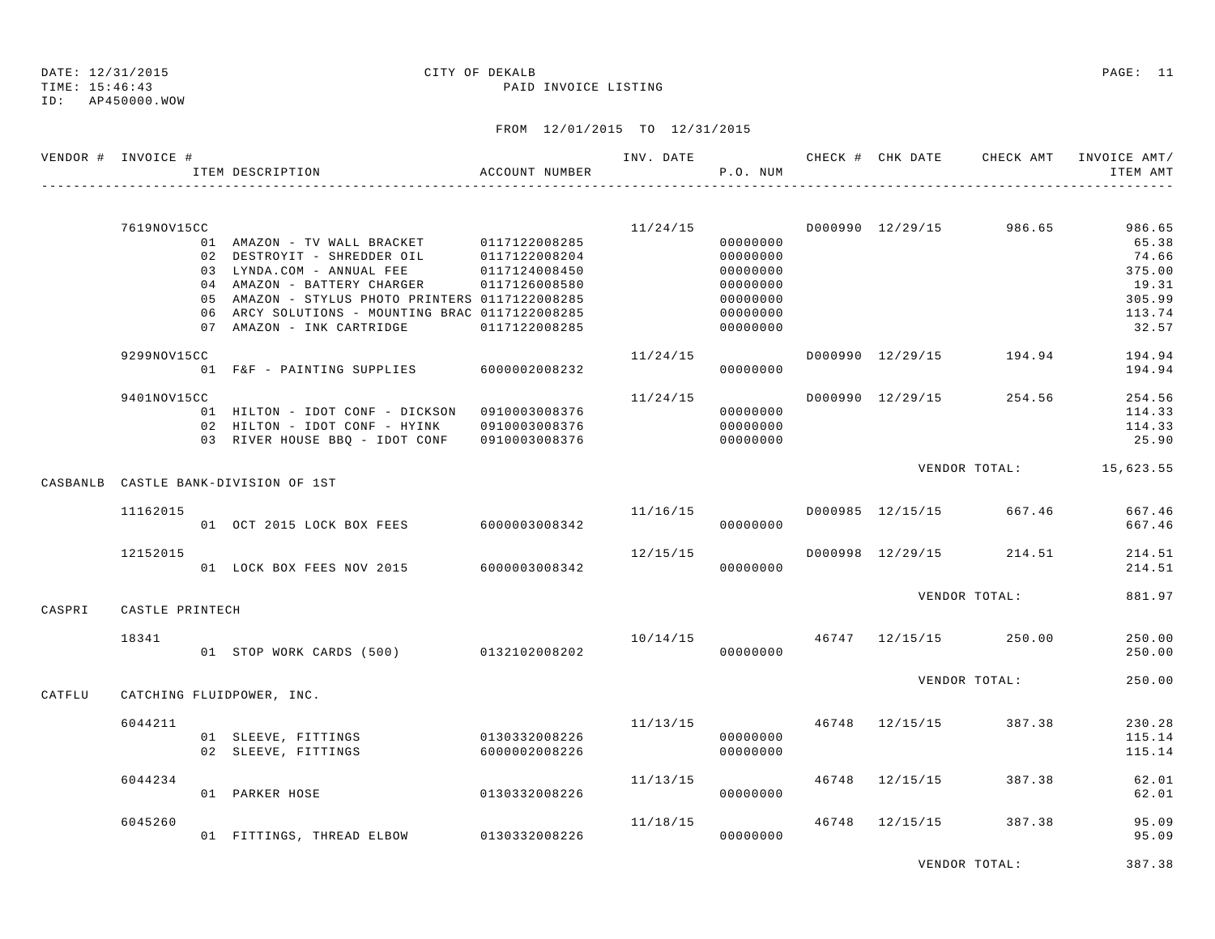DATE: 12/31/2015 CITY OF DEKALB
TIME: 15:46:43 PAID INVOICE LISTING
ID: AP450000.WOW

FROM 12/01/2015 TO 12/31/2015

| VENDOR # | INVOICE # / ITEM DESCRIPTION | ACCOUNT NUMBER | INV. DATE | P.O. NUM | CHECK # | CHK DATE | CHECK AMT | INVOICE AMT/ ITEM AMT |
|---|---|---|---|---|---|---|---|---|
| | 7619NOV15CC | | 11/24/15 | | D000990 | 12/29/15 | 986.65 | 986.65 |
| | 01 AMAZON - TV WALL BRACKET | 0117122008285 | | 00000000 | | | | 65.38 |
| | 02 DESTROYIT - SHREDDER OIL | 0117122008204 | | 00000000 | | | | 74.66 |
| | 03 LYNDA.COM - ANNUAL FEE | 0117124008450 | | 00000000 | | | | 375.00 |
| | 04 AMAZON - BATTERY CHARGER | 0117126008580 | | 00000000 | | | | 19.31 |
| | 05 AMAZON - STYLUS PHOTO PRINTERS | 0117122008285 | | 00000000 | | | | 305.99 |
| | 06 ARCY SOLUTIONS - MOUNTING BRAC | 0117122008285 | | 00000000 | | | | 113.74 |
| | 07 AMAZON - INK CARTRIDGE | 0117122008285 | | 00000000 | | | | 32.57 |
| | 9299NOV15CC | | 11/24/15 | | D000990 | 12/29/15 | 194.94 | 194.94 |
| | 01 F&F - PAINTING SUPPLIES | 6000002008232 | | 00000000 | | | | 194.94 |
| | 9401NOV15CC | | 11/24/15 | | D000990 | 12/29/15 | 254.56 | 254.56 |
| | 01 HILTON - IDOT CONF - DICKSON | 0910003008376 | | 00000000 | | | | 114.33 |
| | 02 HILTON - IDOT CONF - HYINK | 0910003008376 | | 00000000 | | | | 114.33 |
| | 03 RIVER HOUSE BBQ - IDOT CONF | 0910003008376 | | 00000000 | | | | 25.90 |
| | | | | | | | VENDOR TOTAL: | 15,623.55 |
| CASBANLB | CASTLE BANK-DIVISION OF 1ST | | | | | | | |
| | 11162015 | | 11/16/15 | | D000985 | 12/15/15 | 667.46 | 667.46 |
| | 01 OCT 2015 LOCK BOX FEES | 6000003008342 | | 00000000 | | | | 667.46 |
| | 12152015 | | 12/15/15 | | D000998 | 12/29/15 | 214.51 | 214.51 |
| | 01 LOCK BOX FEES NOV 2015 | 6000003008342 | | 00000000 | | | | 214.51 |
| | | | | | | | VENDOR TOTAL: | 881.97 |
| CASPRI | CASTLE PRINTECH | | | | | | | |
| | 18341 | | 10/14/15 | | 46747 | 12/15/15 | 250.00 | 250.00 |
| | 01 STOP WORK CARDS (500) | 0132102008202 | | 00000000 | | | | 250.00 |
| | | | | | | | VENDOR TOTAL: | 250.00 |
| CATFLU | CATCHING FLUIDPOWER, INC. | | | | | | | |
| | 6044211 | | 11/13/15 | | 46748 | 12/15/15 | 387.38 | 230.28 |
| | 01 SLEEVE, FITTINGS | 0130332008226 | | 00000000 | | | | 115.14 |
| | 02 SLEEVE, FITTINGS | 6000002008226 | | 00000000 | | | | 115.14 |
| | 6044234 | | 11/13/15 | | 46748 | 12/15/15 | 387.38 | 62.01 |
| | 01 PARKER HOSE | 0130332008226 | | 00000000 | | | | 62.01 |
| | 6045260 | | 11/18/15 | | 46748 | 12/15/15 | 387.38 | 95.09 |
| | 01 FITTINGS, THREAD ELBOW | 0130332008226 | | 00000000 | | | | 95.09 |
| | | | | | | | VENDOR TOTAL: | 387.38 |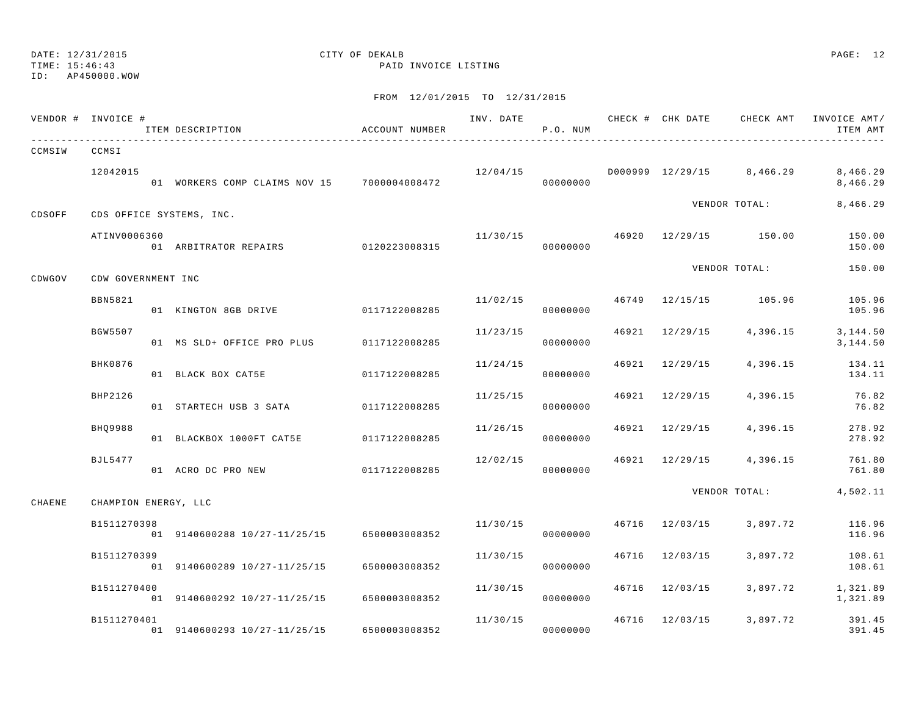DATE: 12/31/2015
TIME: 15:46:43
ID: AP450000.WOW

CITY OF DEKALB
PAID INVOICE LISTING

FROM 12/01/2015 TO 12/31/2015

| VENDOR # | INVOICE # / ITEM DESCRIPTION | ACCOUNT NUMBER | INV. DATE | P.O. NUM | CHECK # | CHK DATE | CHECK AMT | INVOICE AMT/ ITEM AMT |
|---|---|---|---|---|---|---|---|---|
| CCMSIW | CCMSI | | | | | | | |
| | 12042015 | | 12/04/15 | | D000999 | 12/29/15 | 8,466.29 | 8,466.29 |
| | 01 WORKERS COMP CLAIMS NOV 15 | 7000004008472 | | 00000000 | | | | 8,466.29 |
| | | | | | | VENDOR TOTAL: | | 8,466.29 |
| CDSOFF | CDS OFFICE SYSTEMS, INC. | | | | | | | |
| | ATINV0006360 | | 11/30/15 | | 46920 | 12/29/15 | 150.00 | 150.00 |
| | 01 ARBITRATOR REPAIRS | 0120223008315 | | 00000000 | | | | 150.00 |
| | | | | | | VENDOR TOTAL: | | 150.00 |
| CDWGOV | CDW GOVERNMENT INC | | | | | | | |
| | BBN5821 | | 11/02/15 | | 46749 | 12/15/15 | 105.96 | 105.96 |
| | 01 KINGTON 8GB DRIVE | 0117122008285 | | 00000000 | | | | 105.96 |
| | BGW5507 | | 11/23/15 | | 46921 | 12/29/15 | 4,396.15 | 3,144.50 |
| | 01 MS SLD+ OFFICE PRO PLUS | 0117122008285 | | 00000000 | | | | 3,144.50 |
| | BHK0876 | | 11/24/15 | | 46921 | 12/29/15 | 4,396.15 | 134.11 |
| | 01 BLACK BOX CAT5E | 0117122008285 | | 00000000 | | | | 134.11 |
| | BHP2126 | | 11/25/15 | | 46921 | 12/29/15 | 4,396.15 | 76.82 |
| | 01 STARTECH USB 3 SATA | 0117122008285 | | 00000000 | | | | 76.82 |
| | BHQ9988 | | 11/26/15 | | 46921 | 12/29/15 | 4,396.15 | 278.92 |
| | 01 BLACKBOX 1000FT CAT5E | 0117122008285 | | 00000000 | | | | 278.92 |
| | BJL5477 | | 12/02/15 | | 46921 | 12/29/15 | 4,396.15 | 761.80 |
| | 01 ACRO DC PRO NEW | 0117122008285 | | 00000000 | | | | 761.80 |
| | | | | | | VENDOR TOTAL: | | 4,502.11 |
| CHAENE | CHAMPION ENERGY, LLC | | | | | | | |
| | B1511270398 | | 11/30/15 | | 46716 | 12/03/15 | 3,897.72 | 116.96 |
| | 01 9140600288 10/27-11/25/15 | 6500003008352 | | 00000000 | | | | 116.96 |
| | B1511270399 | | 11/30/15 | | 46716 | 12/03/15 | 3,897.72 | 108.61 |
| | 01 9140600289 10/27-11/25/15 | 6500003008352 | | 00000000 | | | | 108.61 |
| | B1511270400 | | 11/30/15 | | 46716 | 12/03/15 | 3,897.72 | 1,321.89 |
| | 01 9140600292 10/27-11/25/15 | 6500003008352 | | 00000000 | | | | 1,321.89 |
| | B1511270401 | | 11/30/15 | | 46716 | 12/03/15 | 3,897.72 | 391.45 |
| | 01 9140600293 10/27-11/25/15 | 6500003008352 | | 00000000 | | | | 391.45 |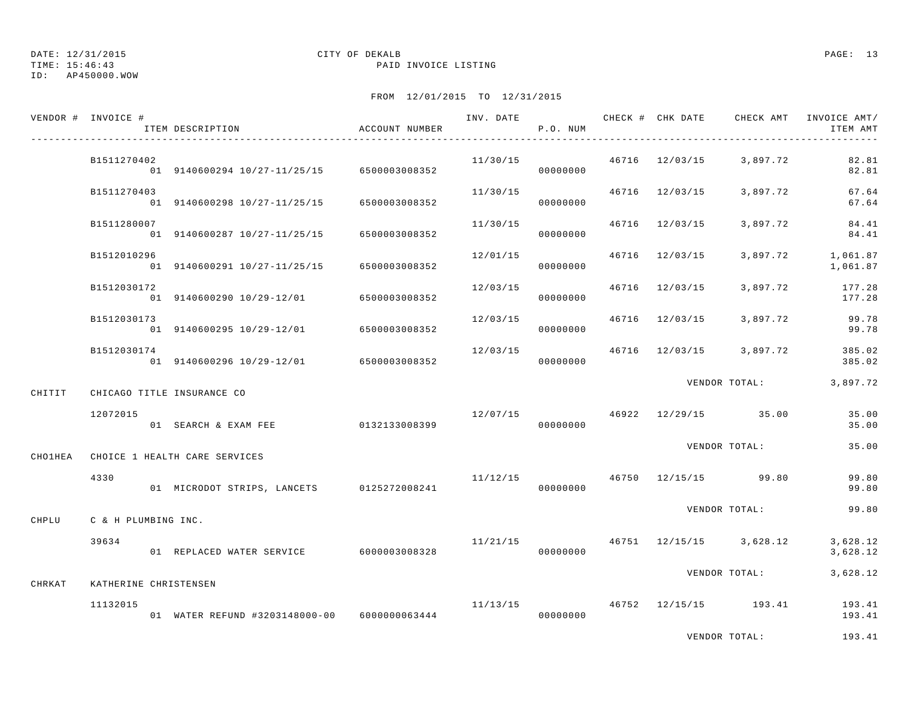DATE: 12/31/2015
TIME: 15:46:43
ID: AP450000.WOW

CITY OF DEKALB
PAID INVOICE LISTING

FROM 12/01/2015 TO 12/31/2015

| VENDOR # | INVOICE # / ITEM DESCRIPTION | ACCOUNT NUMBER | INV. DATE | P.O. NUM | CHECK # | CHK DATE | CHECK AMT | INVOICE AMT/ ITEM AMT |
|---|---|---|---|---|---|---|---|---|
| | B1511270402 | | 11/30/15 | | 46716 | 12/03/15 | 3,897.72 | 82.81 |
| | 01 9140600294 10/27-11/25/15 | 6500003008352 | | 00000000 | | | | 82.81 |
| | B1511270403 | | 11/30/15 | | 46716 | 12/03/15 | 3,897.72 | 67.64 |
| | 01 9140600298 10/27-11/25/15 | 6500003008352 | | 00000000 | | | | 67.64 |
| | B1511280007 | | 11/30/15 | | 46716 | 12/03/15 | 3,897.72 | 84.41 |
| | 01 9140600287 10/27-11/25/15 | 6500003008352 | | 00000000 | | | | 84.41 |
| | B1512010296 | | 12/01/15 | | 46716 | 12/03/15 | 3,897.72 | 1,061.87 |
| | 01 9140600291 10/27-11/25/15 | 6500003008352 | | 00000000 | | | | 1,061.87 |
| | B1512030172 | | 12/03/15 | | 46716 | 12/03/15 | 3,897.72 | 177.28 |
| | 01 9140600290 10/29-12/01 | 6500003008352 | | 00000000 | | | | 177.28 |
| | B1512030173 | | 12/03/15 | | 46716 | 12/03/15 | 3,897.72 | 99.78 |
| | 01 9140600295 10/29-12/01 | 6500003008352 | | 00000000 | | | | 99.78 |
| | B1512030174 | | 12/03/15 | | 46716 | 12/03/15 | 3,897.72 | 385.02 |
| | 01 9140600296 10/29-12/01 | 6500003008352 | | 00000000 | | | | 385.02 |
| | | | | | | | VENDOR TOTAL: | 3,897.72 |
| CHITIT | CHICAGO TITLE INSURANCE CO | | | | | | | |
| | 12072015 | | 12/07/15 | | 46922 | 12/29/15 | 35.00 | 35.00 |
| | 01 SEARCH & EXAM FEE | 0132133008399 | | 00000000 | | | | 35.00 |
| | | | | | | | VENDOR TOTAL: | 35.00 |
| CHO1HEA | CHOICE 1 HEALTH CARE SERVICES | | | | | | | |
| | 4330 | | 11/12/15 | | 46750 | 12/15/15 | 99.80 | 99.80 |
| | 01 MICRODOT STRIPS, LANCETS | 0125272008241 | | 00000000 | | | | 99.80 |
| | | | | | | | VENDOR TOTAL: | 99.80 |
| CHPLU | C & H PLUMBING INC. | | | | | | | |
| | 39634 | | 11/21/15 | | 46751 | 12/15/15 | 3,628.12 | 3,628.12 |
| | 01 REPLACED WATER SERVICE | 6000003008328 | | 00000000 | | | | 3,628.12 |
| | | | | | | | VENDOR TOTAL: | 3,628.12 |
| CHRKAT | KATHERINE CHRISTENSEN | | | | | | | |
| | 11132015 | | 11/13/15 | | 46752 | 12/15/15 | 193.41 | 193.41 |
| | 01 WATER REFUND #3203148000-00 | 6000000063444 | | 00000000 | | | | 193.41 |
| | | | | | | | VENDOR TOTAL: | 193.41 |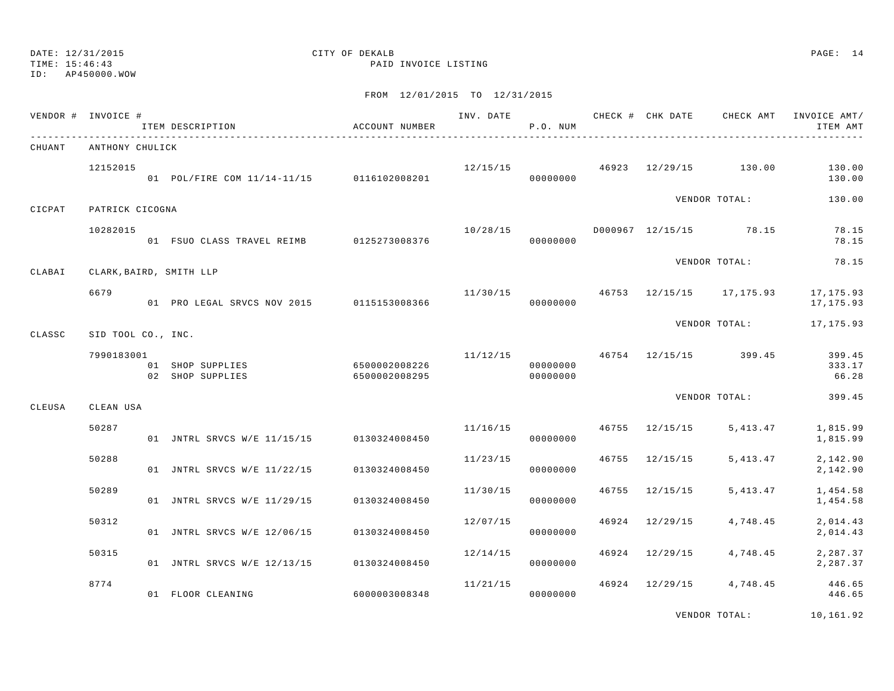DATE: 12/31/2015 CITY OF DEKALB
TIME: 15:46:43 PAID INVOICE LISTING
ID: AP450000.WOW

FROM 12/01/2015 TO 12/31/2015

| VENDOR # | INVOICE # / ITEM DESCRIPTION | ACCOUNT NUMBER | INV. DATE | P.O. NUM | CHECK # | CHK DATE | CHECK AMT | INVOICE AMT/ ITEM AMT |
|---|---|---|---|---|---|---|---|---|
| CHUANT | ANTHONY CHULICK | | | | | | | |
| | 12152015 | | 12/15/15 | | 46923 | 12/29/15 | 130.00 | 130.00 |
| | 01 POL/FIRE COM 11/14-11/15 | 0116102008201 | | 00000000 | | | | 130.00 |
| | | | | | | | VENDOR TOTAL: | 130.00 |
| CICPAT | PATRICK CICOGNA | | | | | | | |
| | 10282015 | | 10/28/15 | | D000967 | 12/15/15 | 78.15 | 78.15 |
| | 01 FSUO CLASS TRAVEL REIMB | 0125273008376 | | 00000000 | | | | 78.15 |
| | | | | | | | VENDOR TOTAL: | 78.15 |
| CLABAI | CLARK,BAIRD, SMITH LLP | | | | | | | |
| | 6679 | | 11/30/15 | | 46753 | 12/15/15 | 17,175.93 | 17,175.93 |
| | 01 PRO LEGAL SRVCS NOV 2015 | 0115153008366 | | 00000000 | | | | 17,175.93 |
| | | | | | | | VENDOR TOTAL: | 17,175.93 |
| CLASSC | SID TOOL CO., INC. | | | | | | | |
| | 7990183001 | | 11/12/15 | | 46754 | 12/15/15 | 399.45 | 399.45 |
| | 01 SHOP SUPPLIES | 6500002008226 | | 00000000 | | | | 333.17 |
| | 02 SHOP SUPPLIES | 6500002008295 | | 00000000 | | | | 66.28 |
| | | | | | | | VENDOR TOTAL: | 399.45 |
| CLEUSA | CLEAN USA | | | | | | | |
| | 50287 | | 11/16/15 | | 46755 | 12/15/15 | 5,413.47 | 1,815.99 |
| | 01 JNTRL SRVCS W/E 11/15/15 | 0130324008450 | | 00000000 | | | | 1,815.99 |
| | 50288 | | 11/23/15 | | 46755 | 12/15/15 | 5,413.47 | 2,142.90 |
| | 01 JNTRL SRVCS W/E 11/22/15 | 0130324008450 | | 00000000 | | | | 2,142.90 |
| | 50289 | | 11/30/15 | | 46755 | 12/15/15 | 5,413.47 | 1,454.58 |
| | 01 JNTRL SRVCS W/E 11/29/15 | 0130324008450 | | 00000000 | | | | 1,454.58 |
| | 50312 | | 12/07/15 | | 46924 | 12/29/15 | 4,748.45 | 2,014.43 |
| | 01 JNTRL SRVCS W/E 12/06/15 | 0130324008450 | | 00000000 | | | | 2,014.43 |
| | 50315 | | 12/14/15 | | 46924 | 12/29/15 | 4,748.45 | 2,287.37 |
| | 01 JNTRL SRVCS W/E 12/13/15 | 0130324008450 | | 00000000 | | | | 2,287.37 |
| | 8774 | | 11/21/15 | | 46924 | 12/29/15 | 4,748.45 | 446.65 |
| | 01 FLOOR CLEANING | 6000003008348 | | 00000000 | | | | 446.65 |
| | | | | | | | VENDOR TOTAL: | 10,161.92 |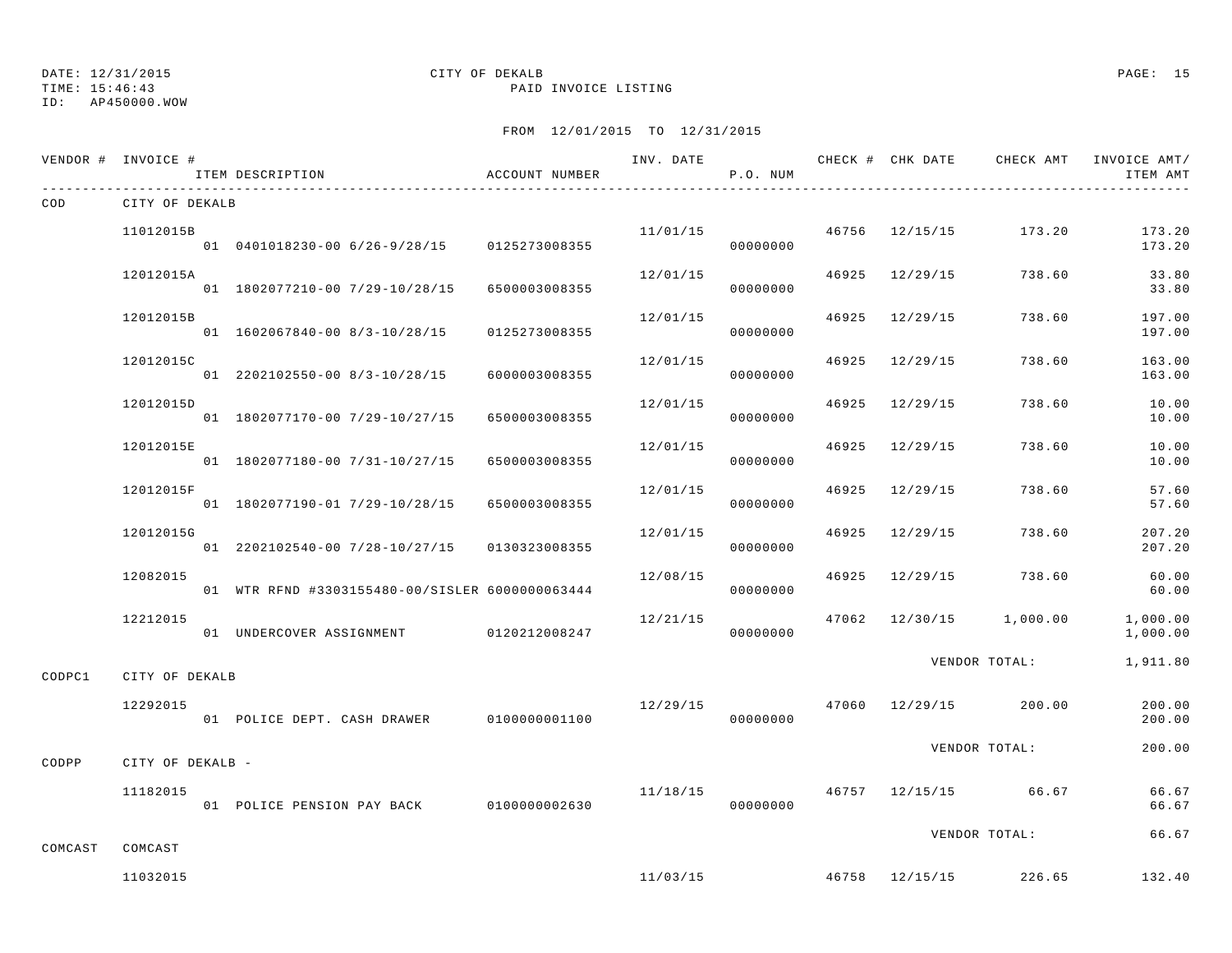DATE: 12/31/2015
TIME: 15:46:43
ID: AP450000.WOW

CITY OF DEKALB
PAID INVOICE LISTING

FROM 12/01/2015 TO 12/31/2015

| VENDOR # | INVOICE # / ITEM DESCRIPTION | ACCOUNT NUMBER | INV. DATE | P.O. NUM | CHECK # | CHK DATE | CHECK AMT | INVOICE AMT/ ITEM AMT |
|---|---|---|---|---|---|---|---|---|
| COD | CITY OF DEKALB | | | | | | | |
| | 11012015B | | 11/01/15 | | 46756 | 12/15/15 | 173.20 | 173.20 |
| | 01 0401018230-00 6/26-9/28/15 | 0125273008355 | | 00000000 | | | | 173.20 |
| | 12012015A | | 12/01/15 | | 46925 | 12/29/15 | 738.60 | 33.80 |
| | 01 1802077210-00 7/29-10/28/15 | 6500003008355 | | 00000000 | | | | 33.80 |
| | 12012015B | | 12/01/15 | | 46925 | 12/29/15 | 738.60 | 197.00 |
| | 01 1602067840-00 8/3-10/28/15 | 0125273008355 | | 00000000 | | | | 197.00 |
| | 12012015C | | 12/01/15 | | 46925 | 12/29/15 | 738.60 | 163.00 |
| | 01 2202102550-00 8/3-10/28/15 | 6000003008355 | | 00000000 | | | | 163.00 |
| | 12012015D | | 12/01/15 | | 46925 | 12/29/15 | 738.60 | 10.00 |
| | 01 1802077170-00 7/29-10/27/15 | 6500003008355 | | 00000000 | | | | 10.00 |
| | 12012015E | | 12/01/15 | | 46925 | 12/29/15 | 738.60 | 10.00 |
| | 01 1802077180-00 7/31-10/27/15 | 6500003008355 | | 00000000 | | | | 10.00 |
| | 12012015F | | 12/01/15 | | 46925 | 12/29/15 | 738.60 | 57.60 |
| | 01 1802077190-01 7/29-10/28/15 | 6500003008355 | | 00000000 | | | | 57.60 |
| | 12012015G | | 12/01/15 | | 46925 | 12/29/15 | 738.60 | 207.20 |
| | 01 2202102540-00 7/28-10/27/15 | 0130323008355 | | 00000000 | | | | 207.20 |
| | 12082015 | | 12/08/15 | | 46925 | 12/29/15 | 738.60 | 60.00 |
| | 01 WTR RFND #3303155480-00/SISLER | 6000000063444 | | 00000000 | | | | 60.00 |
| | 12212015 | | 12/21/15 | | 47062 | 12/30/15 | 1,000.00 | 1,000.00 |
| | 01 UNDERCOVER ASSIGNMENT | 0120212008247 | | 00000000 | | | | 1,000.00 |
| | | | | | | | VENDOR TOTAL: | 1,911.80 |
| CODPC1 | CITY OF DEKALB | | | | | | | |
| | 12292015 | | 12/29/15 | | 47060 | 12/29/15 | 200.00 | 200.00 |
| | 01 POLICE DEPT. CASH DRAWER | 0100000001100 | | 00000000 | | | | 200.00 |
| | | | | | | | VENDOR TOTAL: | 200.00 |
| CODPP | CITY OF DEKALB - | | | | | | | |
| | 11182015 | | 11/18/15 | | 46757 | 12/15/15 | 66.67 | 66.67 |
| | 01 POLICE PENSION PAY BACK | 0100000002630 | | 00000000 | | | | 66.67 |
| | | | | | | | VENDOR TOTAL: | 66.67 |
| COMCAST | COMCAST | | | | | | | |
| | 11032015 | | 11/03/15 | | 46758 | 12/15/15 | 226.65 | 132.40 |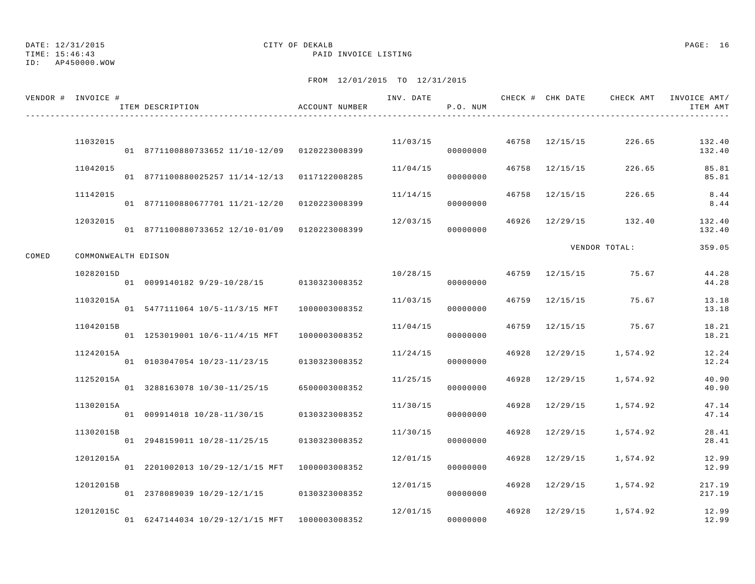DATE: 12/31/2015
TIME: 15:46:43
ID: AP450000.WOW

CITY OF DEKALB
PAID INVOICE LISTING

FROM 12/01/2015 TO 12/31/2015

| VENDOR # | INVOICE # / ITEM DESCRIPTION | ACCOUNT NUMBER | INV. DATE | P.O. NUM | CHECK # | CHK DATE | CHECK AMT | INVOICE AMT/ ITEM AMT |
|---|---|---|---|---|---|---|---|---|
| | 11032015 | | 11/03/15 | | 46758 | 12/15/15 | 226.65 | 132.40 |
| | 01 8771100880733652 11/10-12/09 | 0120223008399 | | 00000000 | | | | 132.40 |
| | 11042015 | | 11/04/15 | | 46758 | 12/15/15 | 226.65 | 85.81 |
| | 01 8771100880025257 11/14-12/13 | 0117122008285 | | 00000000 | | | | 85.81 |
| | 11142015 | | 11/14/15 | | 46758 | 12/15/15 | 226.65 | 8.44 |
| | 01 8771100880677701 11/21-12/20 | 0120223008399 | | 00000000 | | | | 8.44 |
| | 12032015 | | 12/03/15 | | 46926 | 12/29/15 | 132.40 | 132.40 |
| | 01 8771100880733652 12/10-01/09 | 0120223008399 | | 00000000 | | | | 132.40 |
| | | | | | | | VENDOR TOTAL: | 359.05 |
| COMED | COMMONWEALTH EDISON | | | | | | | |
| | 10282015D | | 10/28/15 | | 46759 | 12/15/15 | 75.67 | 44.28 |
| | 01 0099140182 9/29-10/28/15 | 0130323008352 | | 00000000 | | | | 44.28 |
| | 11032015A | | 11/03/15 | | 46759 | 12/15/15 | 75.67 | 13.18 |
| | 01 5477111064 10/5-11/3/15 MFT | 1000003008352 | | 00000000 | | | | 13.18 |
| | 11042015B | | 11/04/15 | | 46759 | 12/15/15 | 75.67 | 18.21 |
| | 01 1253019001 10/6-11/4/15 MFT | 1000003008352 | | 00000000 | | | | 18.21 |
| | 11242015A | | 11/24/15 | | 46928 | 12/29/15 | 1,574.92 | 12.24 |
| | 01 0103047054 10/23-11/23/15 | 0130323008352 | | 00000000 | | | | 12.24 |
| | 11252015A | | 11/25/15 | | 46928 | 12/29/15 | 1,574.92 | 40.90 |
| | 01 3288163078 10/30-11/25/15 | 6500003008352 | | 00000000 | | | | 40.90 |
| | 11302015A | | 11/30/15 | | 46928 | 12/29/15 | 1,574.92 | 47.14 |
| | 01 009914018 10/28-11/30/15 | 0130323008352 | | 00000000 | | | | 47.14 |
| | 11302015B | | 11/30/15 | | 46928 | 12/29/15 | 1,574.92 | 28.41 |
| | 01 2948159011 10/28-11/25/15 | 0130323008352 | | 00000000 | | | | 28.41 |
| | 12012015A | | 12/01/15 | | 46928 | 12/29/15 | 1,574.92 | 12.99 |
| | 01 2201002013 10/29-12/1/15 MFT | 1000003008352 | | 00000000 | | | | 12.99 |
| | 12012015B | | 12/01/15 | | 46928 | 12/29/15 | 1,574.92 | 217.19 |
| | 01 2378089039 10/29-12/1/15 | 0130323008352 | | 00000000 | | | | 217.19 |
| | 12012015C | | 12/01/15 | | 46928 | 12/29/15 | 1,574.92 | 12.99 |
| | 01 6247144034 10/29-12/1/15 MFT | 1000003008352 | | 00000000 | | | | 12.99 |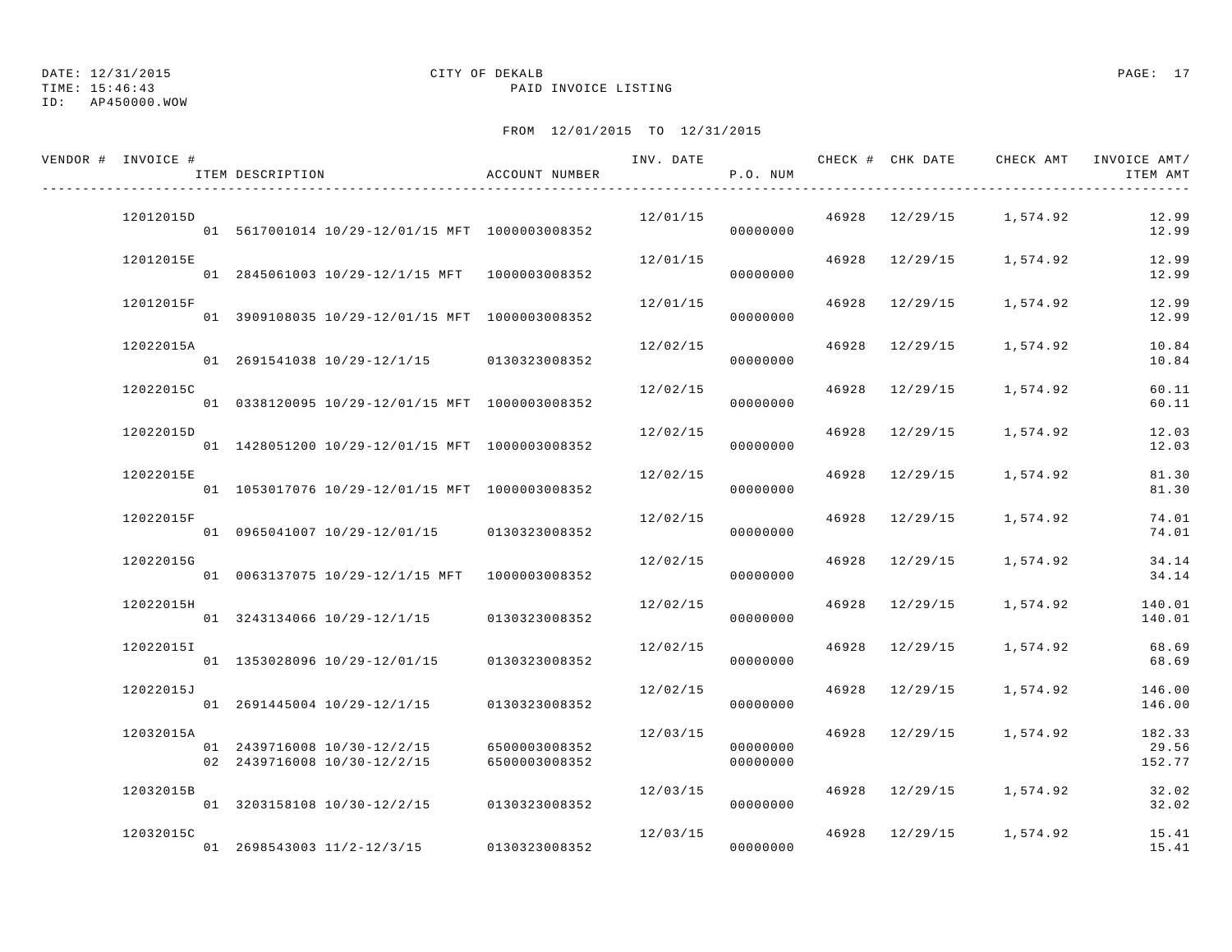DATE: 12/31/2015 CITY OF DEKALB
TIME: 15:46:43 PAID INVOICE LISTING
ID: AP450000.WOW

FROM 12/01/2015 TO 12/31/2015

| VENDOR # | INVOICE # / ITEM DESCRIPTION | ACCOUNT NUMBER | INV. DATE | P.O. NUM | CHECK # | CHK DATE | CHECK AMT | INVOICE AMT/ ITEM AMT |
|---|---|---|---|---|---|---|---|---|
| | 12012015D | | 12/01/15 | | 46928 | 12/29/15 | 1,574.92 | 12.99 |
| | 01 5617001014 10/29-12/01/15 MFT | 1000003008352 | | 00000000 | | | | 12.99 |
| | 12012015E | | 12/01/15 | | 46928 | 12/29/15 | 1,574.92 | 12.99 |
| | 01 2845061003 10/29-12/1/15 MFT | 1000003008352 | | 00000000 | | | | 12.99 |
| | 12012015F | | 12/01/15 | | 46928 | 12/29/15 | 1,574.92 | 12.99 |
| | 01 3909108035 10/29-12/01/15 MFT | 1000003008352 | | 00000000 | | | | 12.99 |
| | 12022015A | | 12/02/15 | | 46928 | 12/29/15 | 1,574.92 | 10.84 |
| | 01 2691541038 10/29-12/1/15 | 0130323008352 | | 00000000 | | | | 10.84 |
| | 12022015C | | 12/02/15 | | 46928 | 12/29/15 | 1,574.92 | 60.11 |
| | 01 0338120095 10/29-12/01/15 MFT | 1000003008352 | | 00000000 | | | | 60.11 |
| | 12022015D | | 12/02/15 | | 46928 | 12/29/15 | 1,574.92 | 12.03 |
| | 01 1428051200 10/29-12/01/15 MFT | 1000003008352 | | 00000000 | | | | 12.03 |
| | 12022015E | | 12/02/15 | | 46928 | 12/29/15 | 1,574.92 | 81.30 |
| | 01 1053017076 10/29-12/01/15 MFT | 1000003008352 | | 00000000 | | | | 81.30 |
| | 12022015F | | 12/02/15 | | 46928 | 12/29/15 | 1,574.92 | 74.01 |
| | 01 0965041007 10/29-12/01/15 | 0130323008352 | | 00000000 | | | | 74.01 |
| | 12022015G | | 12/02/15 | | 46928 | 12/29/15 | 1,574.92 | 34.14 |
| | 01 0063137075 10/29-12/1/15 MFT | 1000003008352 | | 00000000 | | | | 34.14 |
| | 12022015H | | 12/02/15 | | 46928 | 12/29/15 | 1,574.92 | 140.01 |
| | 01 3243134066 10/29-12/1/15 | 0130323008352 | | 00000000 | | | | 140.01 |
| | 12022015I | | 12/02/15 | | 46928 | 12/29/15 | 1,574.92 | 68.69 |
| | 01 1353028096 10/29-12/01/15 | 0130323008352 | | 00000000 | | | | 68.69 |
| | 12022015J | | 12/02/15 | | 46928 | 12/29/15 | 1,574.92 | 146.00 |
| | 01 2691445004 10/29-12/1/15 | 0130323008352 | | 00000000 | | | | 146.00 |
| | 12032015A | | 12/03/15 | | 46928 | 12/29/15 | 1,574.92 | 182.33 |
| | 01 2439716008 10/30-12/2/15 | 6500003008352 | | 00000000 | | | | 29.56 |
| | 02 2439716008 10/30-12/2/15 | 6500003008352 | | 00000000 | | | | 152.77 |
| | 12032015B | | 12/03/15 | | 46928 | 12/29/15 | 1,574.92 | 32.02 |
| | 01 3203158108 10/30-12/2/15 | 0130323008352 | | 00000000 | | | | 32.02 |
| | 12032015C | | 12/03/15 | | 46928 | 12/29/15 | 1,574.92 | 15.41 |
| | 01 2698543003 11/2-12/3/15 | 0130323008352 | | 00000000 | | | | 15.41 |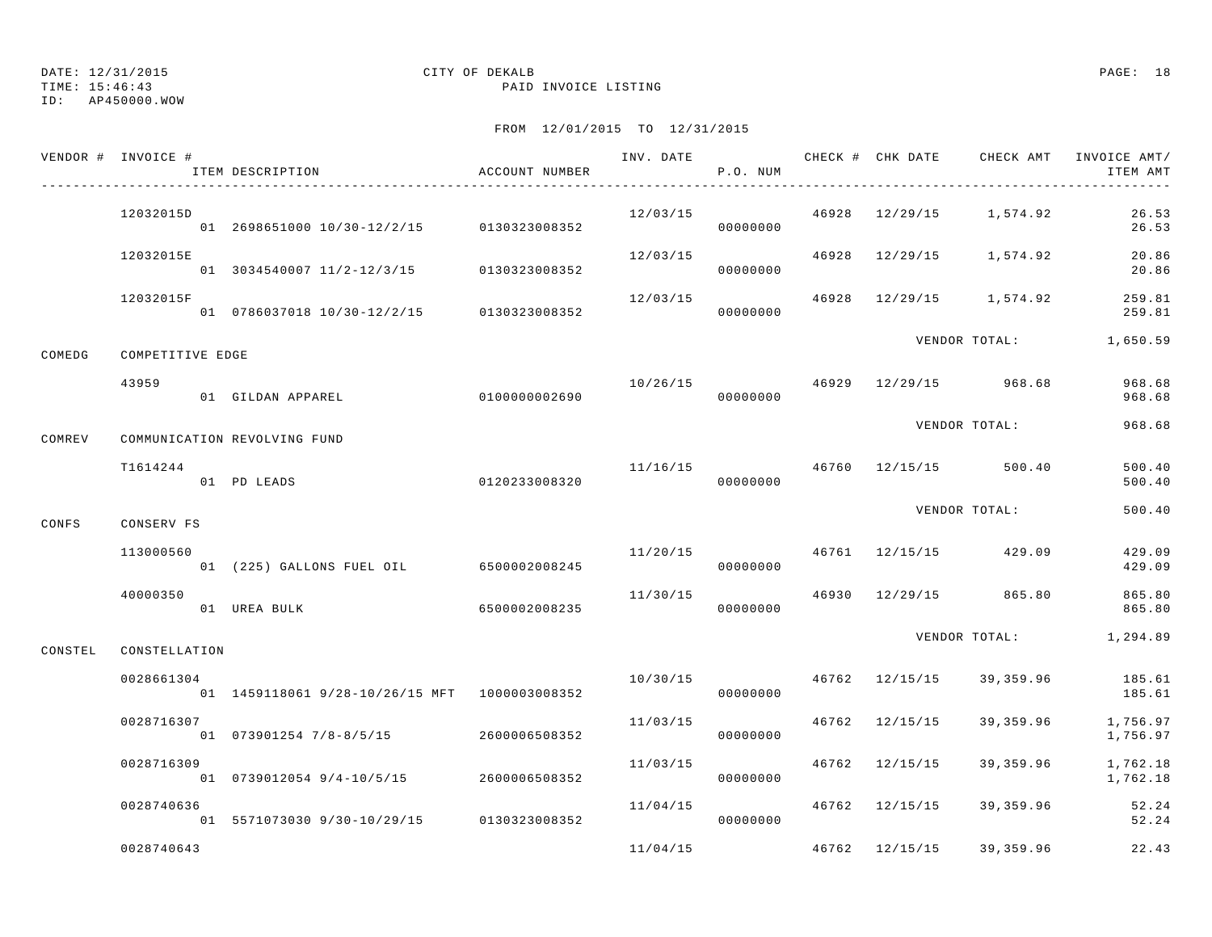DATE: 12/31/2015
TIME: 15:46:43
ID: AP450000.WOW

CITY OF DEKALB
PAID INVOICE LISTING

FROM 12/01/2015 TO 12/31/2015

| VENDOR # | INVOICE # / ITEM DESCRIPTION | ACCOUNT NUMBER | INV. DATE | P.O. NUM | CHECK # | CHK DATE | CHECK AMT | INVOICE AMT/ ITEM AMT |
|---|---|---|---|---|---|---|---|---|
| | 12032015D | | 12/03/15 | | 46928 | 12/29/15 | 1,574.92 | 26.53 |
| | 01 2698651000 10/30-12/2/15 | 0130323008352 | | 00000000 | | | | 26.53 |
| | 12032015E | | 12/03/15 | | 46928 | 12/29/15 | 1,574.92 | 20.86 |
| | 01 3034540007 11/2-12/3/15 | 0130323008352 | | 00000000 | | | | 20.86 |
| | 12032015F | | 12/03/15 | | 46928 | 12/29/15 | 1,574.92 | 259.81 |
| | 01 0786037018 10/30-12/2/15 | 0130323008352 | | 00000000 | | | | 259.81 |
| | | | | | | VENDOR TOTAL: | | 1,650.59 |
| COMEDG | COMPETITIVE EDGE | | | | | | | |
| | 43959 | | 10/26/15 | | 46929 | 12/29/15 | 968.68 | 968.68 |
| | 01 GILDAN APPAREL | 0100000002690 | | 00000000 | | | | 968.68 |
| | | | | | | VENDOR TOTAL: | | 968.68 |
| COMREV | COMMUNICATION REVOLVING FUND | | | | | | | |
| | T1614244 | | 11/16/15 | | 46760 | 12/15/15 | 500.40 | 500.40 |
| | 01 PD LEADS | 0120233008320 | | 00000000 | | | | 500.40 |
| | | | | | | VENDOR TOTAL: | | 500.40 |
| CONFS | CONSERV FS | | | | | | | |
| | 113000560 | | 11/20/15 | | 46761 | 12/15/15 | 429.09 | 429.09 |
| | 01 (225) GALLONS FUEL OIL | 6500002008245 | | 00000000 | | | | 429.09 |
| | 40000350 | | 11/30/15 | | 46930 | 12/29/15 | 865.80 | 865.80 |
| | 01 UREA BULK | 6500002008235 | | 00000000 | | | | 865.80 |
| | | | | | | VENDOR TOTAL: | | 1,294.89 |
| CONSTEL | CONSTELLATION | | | | | | | |
| | 0028661304 | | 10/30/15 | | 46762 | 12/15/15 | 39,359.96 | 185.61 |
| | 01 1459118061 9/28-10/26/15 MFT | 1000003008352 | | 00000000 | | | | 185.61 |
| | 0028716307 | | 11/03/15 | | 46762 | 12/15/15 | 39,359.96 | 1,756.97 |
| | 01 073901254 7/8-8/5/15 | 2600006508352 | | 00000000 | | | | 1,756.97 |
| | 0028716309 | | 11/03/15 | | 46762 | 12/15/15 | 39,359.96 | 1,762.18 |
| | 01 0739012054 9/4-10/5/15 | 2600006508352 | | 00000000 | | | | 1,762.18 |
| | 0028740636 | | 11/04/15 | | 46762 | 12/15/15 | 39,359.96 | 52.24 |
| | 01 5571073030 9/30-10/29/15 | 0130323008352 | | 00000000 | | | | 52.24 |
| | 0028740643 | | 11/04/15 | | 46762 | 12/15/15 | 39,359.96 | 22.43 |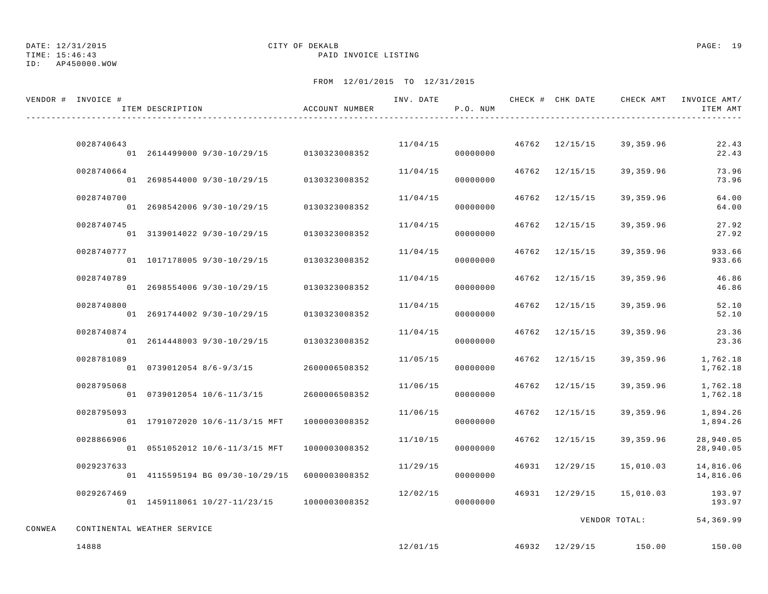DATE: 12/31/2015 CITY OF DEKALB
TIME: 15:46:43 PAID INVOICE LISTING
ID: AP450000.WOW

FROM 12/01/2015 TO 12/31/2015

| VENDOR # | INVOICE # / ITEM DESCRIPTION | ACCOUNT NUMBER | INV. DATE | P.O. NUM | CHECK # | CHK DATE | CHECK AMT | INVOICE AMT/ ITEM AMT |
|---|---|---|---|---|---|---|---|---|
| | 0028740643 | | 11/04/15 | | 46762 | 12/15/15 | 39,359.96 | 22.43 |
| | 01 2614499000 9/30-10/29/15 | 0130323008352 | | 00000000 | | | | 22.43 |
| | 0028740664 | | 11/04/15 | | 46762 | 12/15/15 | 39,359.96 | 73.96 |
| | 01 2698544000 9/30-10/29/15 | 0130323008352 | | 00000000 | | | | 73.96 |
| | 0028740700 | | 11/04/15 | | 46762 | 12/15/15 | 39,359.96 | 64.00 |
| | 01 2698542006 9/30-10/29/15 | 0130323008352 | | 00000000 | | | | 64.00 |
| | 0028740745 | | 11/04/15 | | 46762 | 12/15/15 | 39,359.96 | 27.92 |
| | 01 3139014022 9/30-10/29/15 | 0130323008352 | | 00000000 | | | | 27.92 |
| | 0028740777 | | 11/04/15 | | 46762 | 12/15/15 | 39,359.96 | 933.66 |
| | 01 1017178005 9/30-10/29/15 | 0130323008352 | | 00000000 | | | | 933.66 |
| | 0028740789 | | 11/04/15 | | 46762 | 12/15/15 | 39,359.96 | 46.86 |
| | 01 2698554006 9/30-10/29/15 | 0130323008352 | | 00000000 | | | | 46.86 |
| | 0028740800 | | 11/04/15 | | 46762 | 12/15/15 | 39,359.96 | 52.10 |
| | 01 2691744002 9/30-10/29/15 | 0130323008352 | | 00000000 | | | | 52.10 |
| | 0028740874 | | 11/04/15 | | 46762 | 12/15/15 | 39,359.96 | 23.36 |
| | 01 2614448003 9/30-10/29/15 | 0130323008352 | | 00000000 | | | | 23.36 |
| | 0028781089 | | 11/05/15 | | 46762 | 12/15/15 | 39,359.96 | 1,762.18 |
| | 01 0739012054 8/6-9/3/15 | 2600006508352 | | 00000000 | | | | 1,762.18 |
| | 0028795068 | | 11/06/15 | | 46762 | 12/15/15 | 39,359.96 | 1,762.18 |
| | 01 0739012054 10/6-11/3/15 | 2600006508352 | | 00000000 | | | | 1,762.18 |
| | 0028795093 | | 11/06/15 | | 46762 | 12/15/15 | 39,359.96 | 1,894.26 |
| | 01 1791072020 10/6-11/3/15 MFT | 1000003008352 | | 00000000 | | | | 1,894.26 |
| | 0028866906 | | 11/10/15 | | 46762 | 12/15/15 | 39,359.96 | 28,940.05 |
| | 01 0551052012 10/6-11/3/15 MFT | 1000003008352 | | 00000000 | | | | 28,940.05 |
| | 0029237633 | | 11/29/15 | | 46931 | 12/29/15 | 15,010.03 | 14,816.06 |
| | 01 4115595194 BG 09/30-10/29/15 | 6000003008352 | | 00000000 | | | | 14,816.06 |
| | 0029267469 | | 12/02/15 | | 46931 | 12/29/15 | 15,010.03 | 193.97 |
| | 01 1459118061 10/27-11/23/15 | 1000003008352 | | 00000000 | | | | 193.97 |
| | | | | | | | VENDOR TOTAL: | 54,369.99 |
| CONWEA | CONTINENTAL WEATHER SERVICE | | | | | | | |
| | 14888 | | 12/01/15 | | 46932 | 12/29/15 | 150.00 | 150.00 |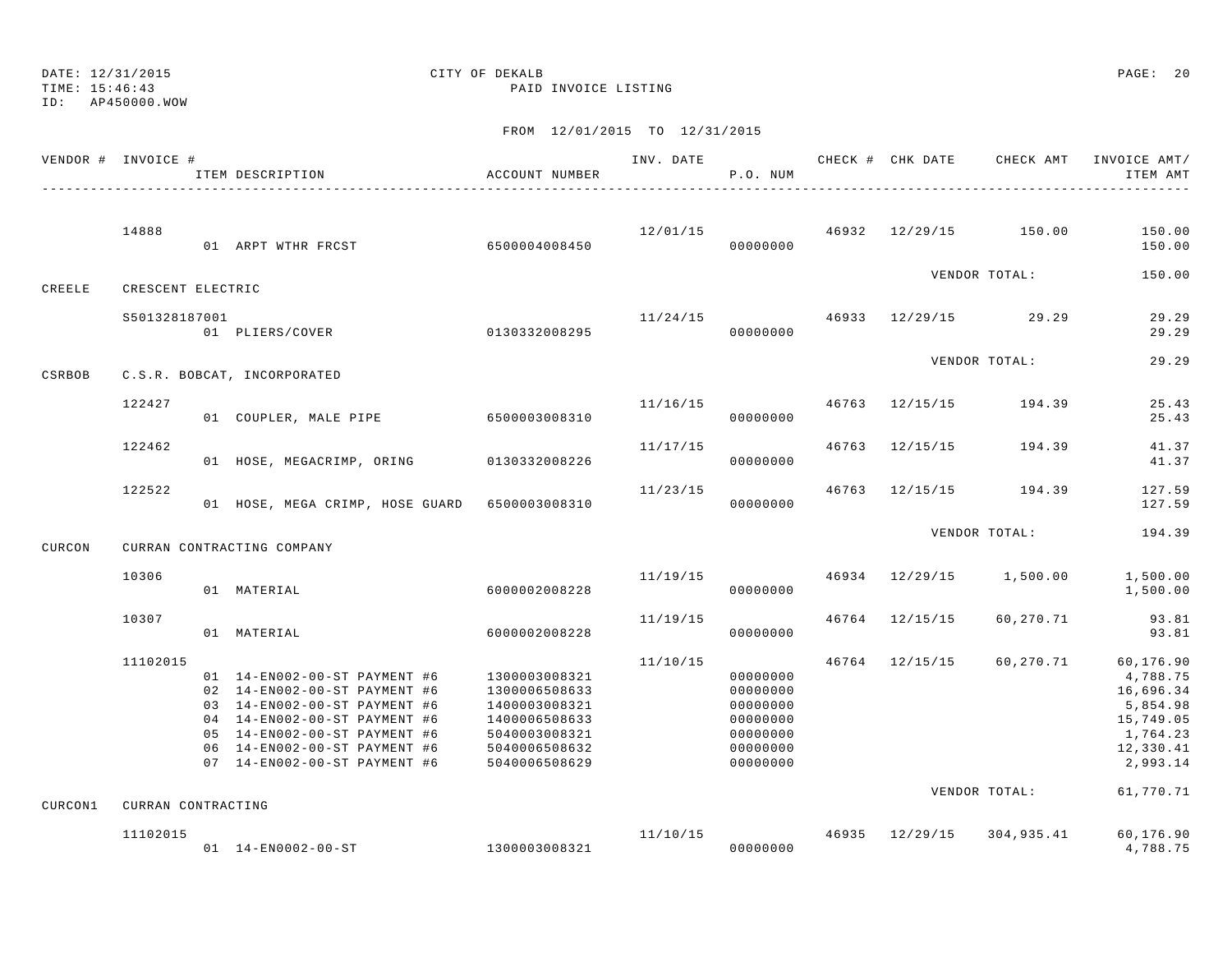DATE: 12/31/2015
TIME: 15:46:43
ID: AP450000.WOW

CITY OF DEKALB
PAID INVOICE LISTING

FROM 12/01/2015 TO 12/31/2015

| VENDOR # | INVOICE # / ITEM DESCRIPTION | ACCOUNT NUMBER | INV. DATE | P.O. NUM | CHECK # | CHK DATE | CHECK AMT | INVOICE AMT/ ITEM AMT |
|---|---|---|---|---|---|---|---|---|
| | 14888 | | 12/01/15 | | 46932 | 12/29/15 | 150.00 | 150.00 |
| | 01 ARPT WTHR FRCST | 6500004008450 | | 00000000 | | | | 150.00 |
| | | | | | | VENDOR TOTAL: | | 150.00 |
| CREELE | CRESCENT ELECTRIC | | | | | | | |
| | S501328187001 | | 11/24/15 | | 46933 | 12/29/15 | 29.29 | 29.29 |
| | 01 PLIERS/COVER | 0130332008295 | | 00000000 | | | | 29.29 |
| | | | | | | VENDOR TOTAL: | | 29.29 |
| CSRBOB | C.S.R. BOBCAT, INCORPORATED | | | | | | | |
| | 122427 | | 11/16/15 | | 46763 | 12/15/15 | 194.39 | 25.43 |
| | 01 COUPLER, MALE PIPE | 6500003008310 | | 00000000 | | | | 25.43 |
| | 122462 | | 11/17/15 | | 46763 | 12/15/15 | 194.39 | 41.37 |
| | 01 HOSE, MEGACRIMP, ORING | 0130332008226 | | 00000000 | | | | 41.37 |
| | 122522 | | 11/23/15 | | 46763 | 12/15/15 | 194.39 | 127.59 |
| | 01 HOSE, MEGA CRIMP, HOSE GUARD | 6500003008310 | | 00000000 | | | | 127.59 |
| | | | | | | VENDOR TOTAL: | | 194.39 |
| CURCON | CURRAN CONTRACTING COMPANY | | | | | | | |
| | 10306 | | 11/19/15 | | 46934 | 12/29/15 | 1,500.00 | 1,500.00 |
| | 01 MATERIAL | 6000002008228 | | 00000000 | | | | 1,500.00 |
| | 10307 | | 11/19/15 | | 46764 | 12/15/15 | 60,270.71 | 93.81 |
| | 01 MATERIAL | 6000002008228 | | 00000000 | | | | 93.81 |
| | 11102015 | | 11/10/15 | | 46764 | 12/15/15 | 60,270.71 | 60,176.90 |
| | 01 14-EN002-00-ST PAYMENT #6 | 1300003008321 | | 00000000 | | | | 4,788.75 |
| | 02 14-EN002-00-ST PAYMENT #6 | 1300006508633 | | 00000000 | | | | 16,696.34 |
| | 03 14-EN002-00-ST PAYMENT #6 | 1400003008321 | | 00000000 | | | | 5,854.98 |
| | 04 14-EN002-00-ST PAYMENT #6 | 1400006508633 | | 00000000 | | | | 15,749.05 |
| | 05 14-EN002-00-ST PAYMENT #6 | 5040003008321 | | 00000000 | | | | 1,764.23 |
| | 06 14-EN002-00-ST PAYMENT #6 | 5040006508632 | | 00000000 | | | | 12,330.41 |
| | 07 14-EN002-00-ST PAYMENT #6 | 5040006508629 | | 00000000 | | | | 2,993.14 |
| | | | | | | VENDOR TOTAL: | | 61,770.71 |
| CURCON1 | CURRAN CONTRACTING | | | | | | | |
| | 11102015 | | 11/10/15 | | 46935 | 12/29/15 | 304,935.41 | 60,176.90 |
| | 01 14-EN0002-00-ST | 1300003008321 | | 00000000 | | | | 4,788.75 |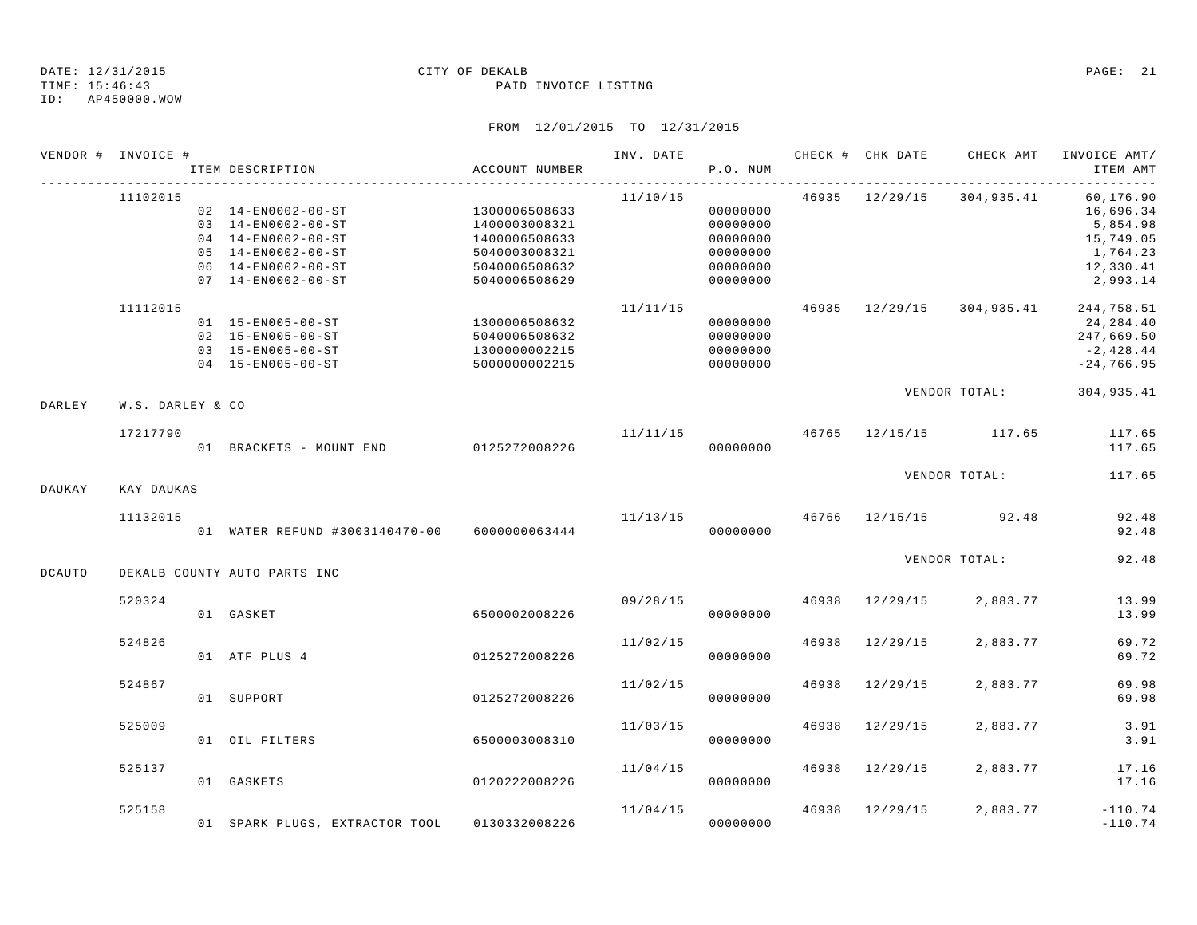DATE: 12/31/2015 CITY OF DEKALB
TIME: 15:46:43 PAID INVOICE LISTING
ID: AP450000.WOW

FROM 12/01/2015 TO 12/31/2015

| VENDOR # | INVOICE # | ITEM DESCRIPTION | ACCOUNT NUMBER | INV. DATE | P.O. NUM | CHECK # | CHK DATE | CHECK AMT | INVOICE AMT/ ITEM AMT |
|---|---|---|---|---|---|---|---|---|---|
| | 11102015 | | | 11/10/15 | | 46935 | 12/29/15 | 304,935.41 | 60,176.90 |
| | | 02 14-EN0002-00-ST | 1300006508633 | | 00000000 | | | | 16,696.34 |
| | | 03 14-EN0002-00-ST | 1400003008321 | | 00000000 | | | | 5,854.98 |
| | | 04 14-EN0002-00-ST | 1400006508633 | | 00000000 | | | | 15,749.05 |
| | | 05 14-EN0002-00-ST | 5040003008321 | | 00000000 | | | | 1,764.23 |
| | | 06 14-EN0002-00-ST | 5040006508632 | | 00000000 | | | | 12,330.41 |
| | | 07 14-EN0002-00-ST | 5040006508629 | | 00000000 | | | | 2,993.14 |
| | 11112015 | | | 11/11/15 | | 46935 | 12/29/15 | 304,935.41 | 244,758.51 |
| | | 01 15-EN005-00-ST | 1300006508632 | | 00000000 | | | | 24,284.40 |
| | | 02 15-EN005-00-ST | 5040006508632 | | 00000000 | | | | 247,669.50 |
| | | 03 15-EN005-00-ST | 1300000002215 | | 00000000 | | | | -2,428.44 |
| | | 04 15-EN005-00-ST | 5000000002215 | | 00000000 | | | | -24,766.95 |
| | | | | | | | | VENDOR TOTAL: | 304,935.41 |
| DARLEY | W.S. DARLEY & CO | | | | | | | | |
| | 17217790 | | | 11/11/15 | | 46765 | 12/15/15 | 117.65 | 117.65 |
| | | 01 BRACKETS - MOUNT END | 0125272008226 | | 00000000 | | | | 117.65 |
| | | | | | | | | VENDOR TOTAL: | 117.65 |
| DAUKAY | KAY DAUKAS | | | | | | | | |
| | 11132015 | | | 11/13/15 | | 46766 | 12/15/15 | 92.48 | 92.48 |
| | | 01 WATER REFUND #3003140470-00 | 6000000063444 | | 00000000 | | | | 92.48 |
| | | | | | | | | VENDOR TOTAL: | 92.48 |
| DCAUTO | DEKALB COUNTY AUTO PARTS INC | | | | | | | | |
| | 520324 | | | 09/28/15 | | 46938 | 12/29/15 | 2,883.77 | 13.99 |
| | | 01 GASKET | 6500002008226 | | 00000000 | | | | 13.99 |
| | 524826 | | | 11/02/15 | | 46938 | 12/29/15 | 2,883.77 | 69.72 |
| | | 01 ATF PLUS 4 | 0125272008226 | | 00000000 | | | | 69.72 |
| | 524867 | | | 11/02/15 | | 46938 | 12/29/15 | 2,883.77 | 69.98 |
| | | 01 SUPPORT | 0125272008226 | | 00000000 | | | | 69.98 |
| | 525009 | | | 11/03/15 | | 46938 | 12/29/15 | 2,883.77 | 3.91 |
| | | 01 OIL FILTERS | 6500003008310 | | 00000000 | | | | 3.91 |
| | 525137 | | | 11/04/15 | | 46938 | 12/29/15 | 2,883.77 | 17.16 |
| | | 01 GASKETS | 0120222008226 | | 00000000 | | | | 17.16 |
| | 525158 | | | 11/04/15 | | 46938 | 12/29/15 | 2,883.77 | -110.74 |
| | | 01 SPARK PLUGS, EXTRACTOR TOOL | 0130332008226 | | 00000000 | | | | -110.74 |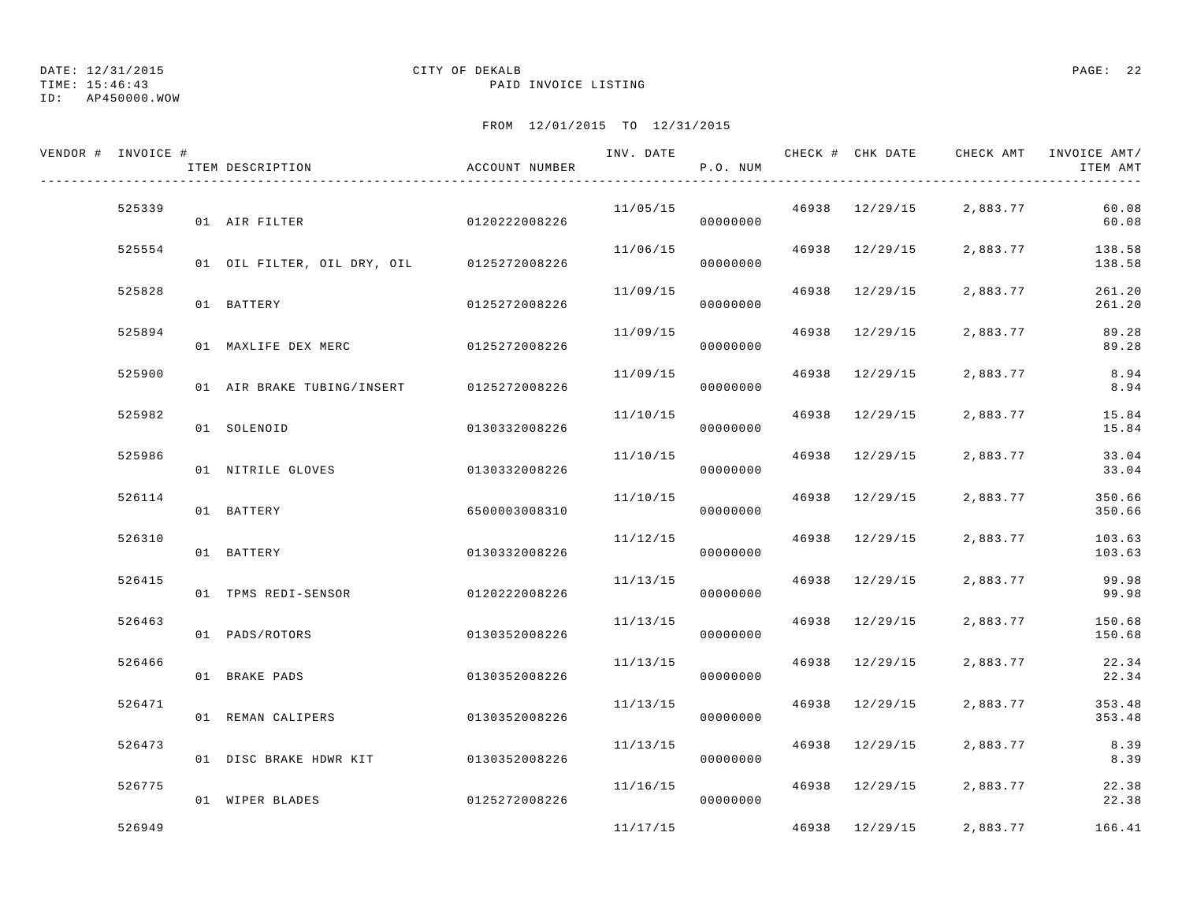DATE: 12/31/2015
TIME: 15:46:43
ID: AP450000.WOW

CITY OF DEKALB

PAID INVOICE LISTING

FROM 12/01/2015 TO 12/31/2015

| VENDOR # | INVOICE # | ITEM DESCRIPTION | ACCOUNT NUMBER | INV. DATE | P.O. NUM | CHECK # | CHK DATE | CHECK AMT | INVOICE AMT/ ITEM AMT |
|---|---|---|---|---|---|---|---|---|---|
| | 525339 | | | 11/05/15 | | 46938 | 12/29/15 | 2,883.77 | 60.08 |
| | | 01 AIR FILTER | 0120222008226 | | 00000000 | | | | 60.08 |
| | 525554 | | | 11/06/15 | | 46938 | 12/29/15 | 2,883.77 | 138.58 |
| | | 01 OIL FILTER, OIL DRY, OIL | 0125272008226 | | 00000000 | | | | 138.58 |
| | 525828 | | | 11/09/15 | | 46938 | 12/29/15 | 2,883.77 | 261.20 |
| | | 01 BATTERY | 0125272008226 | | 00000000 | | | | 261.20 |
| | 525894 | | | 11/09/15 | | 46938 | 12/29/15 | 2,883.77 | 89.28 |
| | | 01 MAXLIFE DEX MERC | 0125272008226 | | 00000000 | | | | 89.28 |
| | 525900 | | | 11/09/15 | | 46938 | 12/29/15 | 2,883.77 | 8.94 |
| | | 01 AIR BRAKE TUBING/INSERT | 0125272008226 | | 00000000 | | | | 8.94 |
| | 525982 | | | 11/10/15 | | 46938 | 12/29/15 | 2,883.77 | 15.84 |
| | | 01 SOLENOID | 0130332008226 | | 00000000 | | | | 15.84 |
| | 525986 | | | 11/10/15 | | 46938 | 12/29/15 | 2,883.77 | 33.04 |
| | | 01 NITRILE GLOVES | 0130332008226 | | 00000000 | | | | 33.04 |
| | 526114 | | | 11/10/15 | | 46938 | 12/29/15 | 2,883.77 | 350.66 |
| | | 01 BATTERY | 6500003008310 | | 00000000 | | | | 350.66 |
| | 526310 | | | 11/12/15 | | 46938 | 12/29/15 | 2,883.77 | 103.63 |
| | | 01 BATTERY | 0130332008226 | | 00000000 | | | | 103.63 |
| | 526415 | | | 11/13/15 | | 46938 | 12/29/15 | 2,883.77 | 99.98 |
| | | 01 TPMS REDI-SENSOR | 0120222008226 | | 00000000 | | | | 99.98 |
| | 526463 | | | 11/13/15 | | 46938 | 12/29/15 | 2,883.77 | 150.68 |
| | | 01 PADS/ROTORS | 0130352008226 | | 00000000 | | | | 150.68 |
| | 526466 | | | 11/13/15 | | 46938 | 12/29/15 | 2,883.77 | 22.34 |
| | | 01 BRAKE PADS | 0130352008226 | | 00000000 | | | | 22.34 |
| | 526471 | | | 11/13/15 | | 46938 | 12/29/15 | 2,883.77 | 353.48 |
| | | 01 REMAN CALIPERS | 0130352008226 | | 00000000 | | | | 353.48 |
| | 526473 | | | 11/13/15 | | 46938 | 12/29/15 | 2,883.77 | 8.39 |
| | | 01 DISC BRAKE HDWR KIT | 0130352008226 | | 00000000 | | | | 8.39 |
| | 526775 | | | 11/16/15 | | 46938 | 12/29/15 | 2,883.77 | 22.38 |
| | | 01 WIPER BLADES | 0125272008226 | | 00000000 | | | | 22.38 |
| | 526949 | | | 11/17/15 | | 46938 | 12/29/15 | 2,883.77 | 166.41 |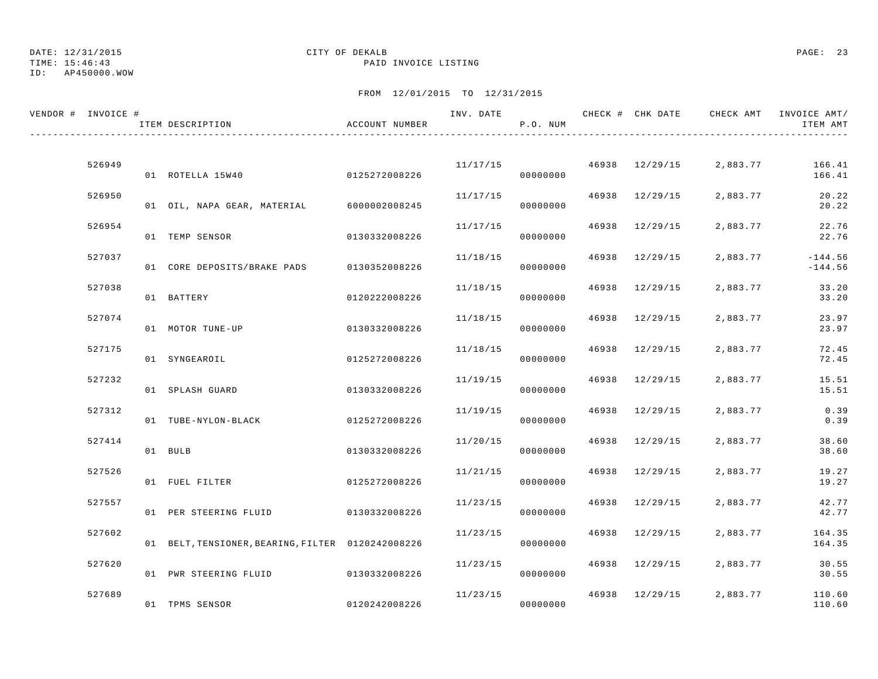DATE: 12/31/2015 CITY OF DEKALB
TIME: 15:46:43 PAID INVOICE LISTING
ID: AP450000.WOW

FROM 12/01/2015 TO 12/31/2015

| VENDOR # | INVOICE # / ITEM DESCRIPTION | ACCOUNT NUMBER | INV. DATE | P.O. NUM | CHECK # | CHK DATE | CHECK AMT | INVOICE AMT/ ITEM AMT |
|---|---|---|---|---|---|---|---|---|
| | 526949 | | 11/17/15 | | 46938 | 12/29/15 | 2,883.77 | 166.41 |
| | 01 ROTELLA 15W40 | 0125272008226 | | 00000000 | | | | 166.41 |
| | 526950 | | 11/17/15 | | 46938 | 12/29/15 | 2,883.77 | 20.22 |
| | 01 OIL, NAPA GEAR, MATERIAL | 6000002008245 | | 00000000 | | | | 20.22 |
| | 526954 | | 11/17/15 | | 46938 | 12/29/15 | 2,883.77 | 22.76 |
| | 01 TEMP SENSOR | 0130332008226 | | 00000000 | | | | 22.76 |
| | 527037 | | 11/18/15 | | 46938 | 12/29/15 | 2,883.77 | -144.56 |
| | 01 CORE DEPOSITS/BRAKE PADS | 0130352008226 | | 00000000 | | | | -144.56 |
| | 527038 | | 11/18/15 | | 46938 | 12/29/15 | 2,883.77 | 33.20 |
| | 01 BATTERY | 0120222008226 | | 00000000 | | | | 33.20 |
| | 527074 | | 11/18/15 | | 46938 | 12/29/15 | 2,883.77 | 23.97 |
| | 01 MOTOR TUNE-UP | 0130332008226 | | 00000000 | | | | 23.97 |
| | 527175 | | 11/18/15 | | 46938 | 12/29/15 | 2,883.77 | 72.45 |
| | 01 SYNGEAROIL | 0125272008226 | | 00000000 | | | | 72.45 |
| | 527232 | | 11/19/15 | | 46938 | 12/29/15 | 2,883.77 | 15.51 |
| | 01 SPLASH GUARD | 0130332008226 | | 00000000 | | | | 15.51 |
| | 527312 | | 11/19/15 | | 46938 | 12/29/15 | 2,883.77 | 0.39 |
| | 01 TUBE-NYLON-BLACK | 0125272008226 | | 00000000 | | | | 0.39 |
| | 527414 | | 11/20/15 | | 46938 | 12/29/15 | 2,883.77 | 38.60 |
| | 01 BULB | 0130332008226 | | 00000000 | | | | 38.60 |
| | 527526 | | 11/21/15 | | 46938 | 12/29/15 | 2,883.77 | 19.27 |
| | 01 FUEL FILTER | 0125272008226 | | 00000000 | | | | 19.27 |
| | 527557 | | 11/23/15 | | 46938 | 12/29/15 | 2,883.77 | 42.77 |
| | 01 PER STEERING FLUID | 0130332008226 | | 00000000 | | | | 42.77 |
| | 527602 | | 11/23/15 | | 46938 | 12/29/15 | 2,883.77 | 164.35 |
| | 01 BELT,TENSIONER,BEARING,FILTER | 0120242008226 | | 00000000 | | | | 164.35 |
| | 527620 | | 11/23/15 | | 46938 | 12/29/15 | 2,883.77 | 30.55 |
| | 01 PWR STEERING FLUID | 0130332008226 | | 00000000 | | | | 30.55 |
| | 527689 | | 11/23/15 | | 46938 | 12/29/15 | 2,883.77 | 110.60 |
| | 01 TPMS SENSOR | 0120242008226 | | 00000000 | | | | 110.60 |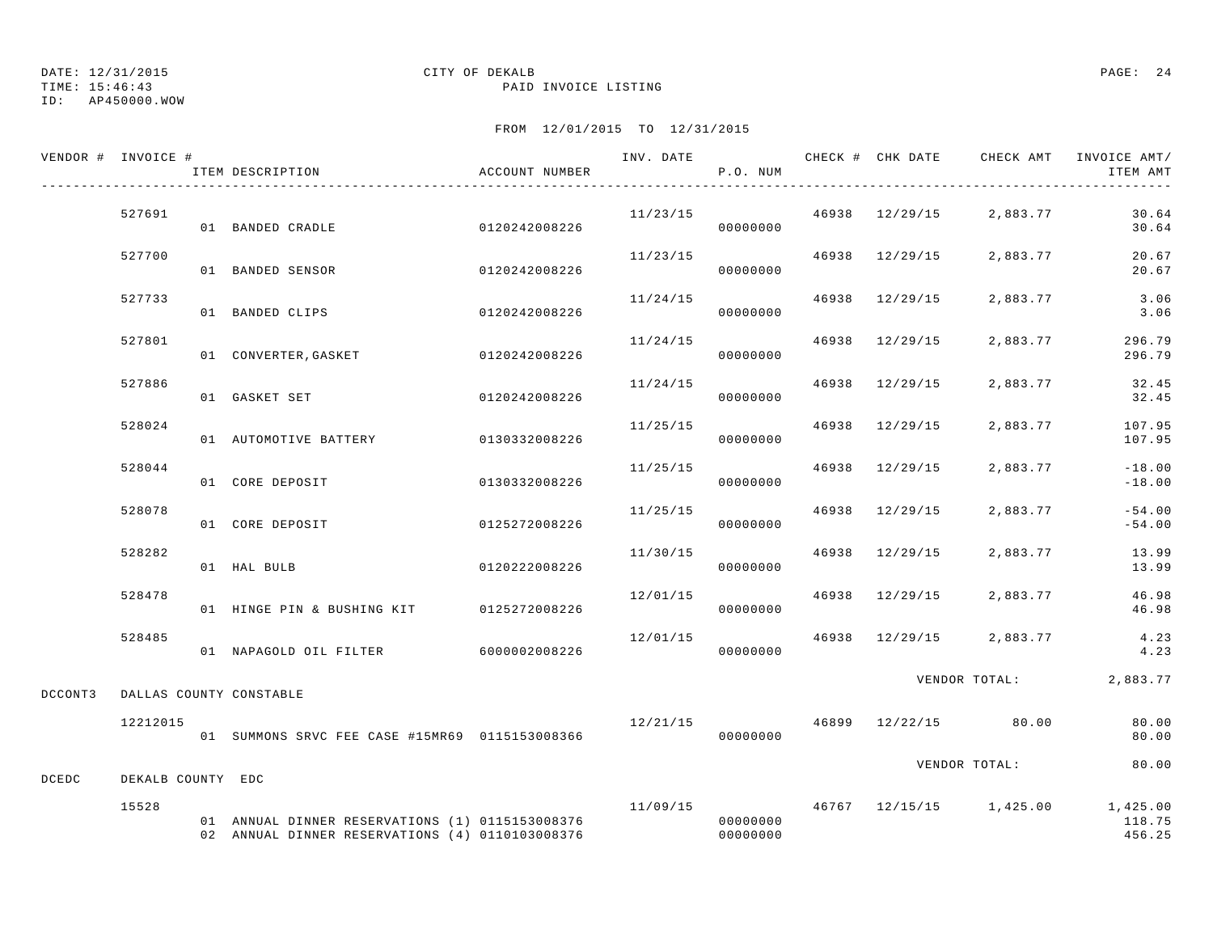DATE: 12/31/2015 CITY OF DEKALB
TIME: 15:46:43 PAID INVOICE LISTING
ID: AP450000.WOW

FROM 12/01/2015 TO 12/31/2015

| VENDOR # | INVOICE # | ITEM DESCRIPTION | ACCOUNT NUMBER | INV. DATE | P.O. NUM | CHECK # | CHK DATE | CHECK AMT | INVOICE AMT/ ITEM AMT |
|---|---|---|---|---|---|---|---|---|---|
| | 527691 | | | 11/23/15 | | 46938 | 12/29/15 | 2,883.77 | 30.64 |
| | | 01 BANDED CRADLE | 0120242008226 | | 00000000 | | | | 30.64 |
| | 527700 | | | 11/23/15 | | 46938 | 12/29/15 | 2,883.77 | 20.67 |
| | | 01 BANDED SENSOR | 0120242008226 | | 00000000 | | | | 20.67 |
| | 527733 | | | 11/24/15 | | 46938 | 12/29/15 | 2,883.77 | 3.06 |
| | | 01 BANDED CLIPS | 0120242008226 | | 00000000 | | | | 3.06 |
| | 527801 | | | 11/24/15 | | 46938 | 12/29/15 | 2,883.77 | 296.79 |
| | | 01 CONVERTER,GASKET | 0120242008226 | | 00000000 | | | | 296.79 |
| | 527886 | | | 11/24/15 | | 46938 | 12/29/15 | 2,883.77 | 32.45 |
| | | 01 GASKET SET | 0120242008226 | | 00000000 | | | | 32.45 |
| | 528024 | | | 11/25/15 | | 46938 | 12/29/15 | 2,883.77 | 107.95 |
| | | 01 AUTOMOTIVE BATTERY | 0130332008226 | | 00000000 | | | | 107.95 |
| | 528044 | | | 11/25/15 | | 46938 | 12/29/15 | 2,883.77 | -18.00 |
| | | 01 CORE DEPOSIT | 0130332008226 | | 00000000 | | | | -18.00 |
| | 528078 | | | 11/25/15 | | 46938 | 12/29/15 | 2,883.77 | -54.00 |
| | | 01 CORE DEPOSIT | 0125272008226 | | 00000000 | | | | -54.00 |
| | 528282 | | | 11/30/15 | | 46938 | 12/29/15 | 2,883.77 | 13.99 |
| | | 01 HAL BULB | 0120222008226 | | 00000000 | | | | 13.99 |
| | 528478 | | | 12/01/15 | | 46938 | 12/29/15 | 2,883.77 | 46.98 |
| | | 01 HINGE PIN & BUSHING KIT | 0125272008226 | | 00000000 | | | | 46.98 |
| | 528485 | | | 12/01/15 | | 46938 | 12/29/15 | 2,883.77 | 4.23 |
| | | 01 NAPAGOLD OIL FILTER | 6000002008226 | | 00000000 | | | | 4.23 |
| | | | | | | | | VENDOR TOTAL: | 2,883.77 |
| DCCONT3 | DALLAS COUNTY CONSTABLE | | | | | | | | |
| | 12212015 | | | 12/21/15 | | 46899 | 12/22/15 | 80.00 | 80.00 |
| | | 01 SUMMONS SRVC FEE CASE #15MR69 | 0115153008366 | | 00000000 | | | | 80.00 |
| | | | | | | | | VENDOR TOTAL: | 80.00 |
| DCEDC | DEKALB COUNTY EDC | | | | | | | | |
| | 15528 | | | 11/09/15 | | 46767 | 12/15/15 | 1,425.00 | 1,425.00 |
| | | 01 ANNUAL DINNER RESERVATIONS (1) | 0115153008376 | | 00000000 | | | | 118.75 |
| | | 02 ANNUAL DINNER RESERVATIONS (4) | 0110103008376 | | 00000000 | | | | 456.25 |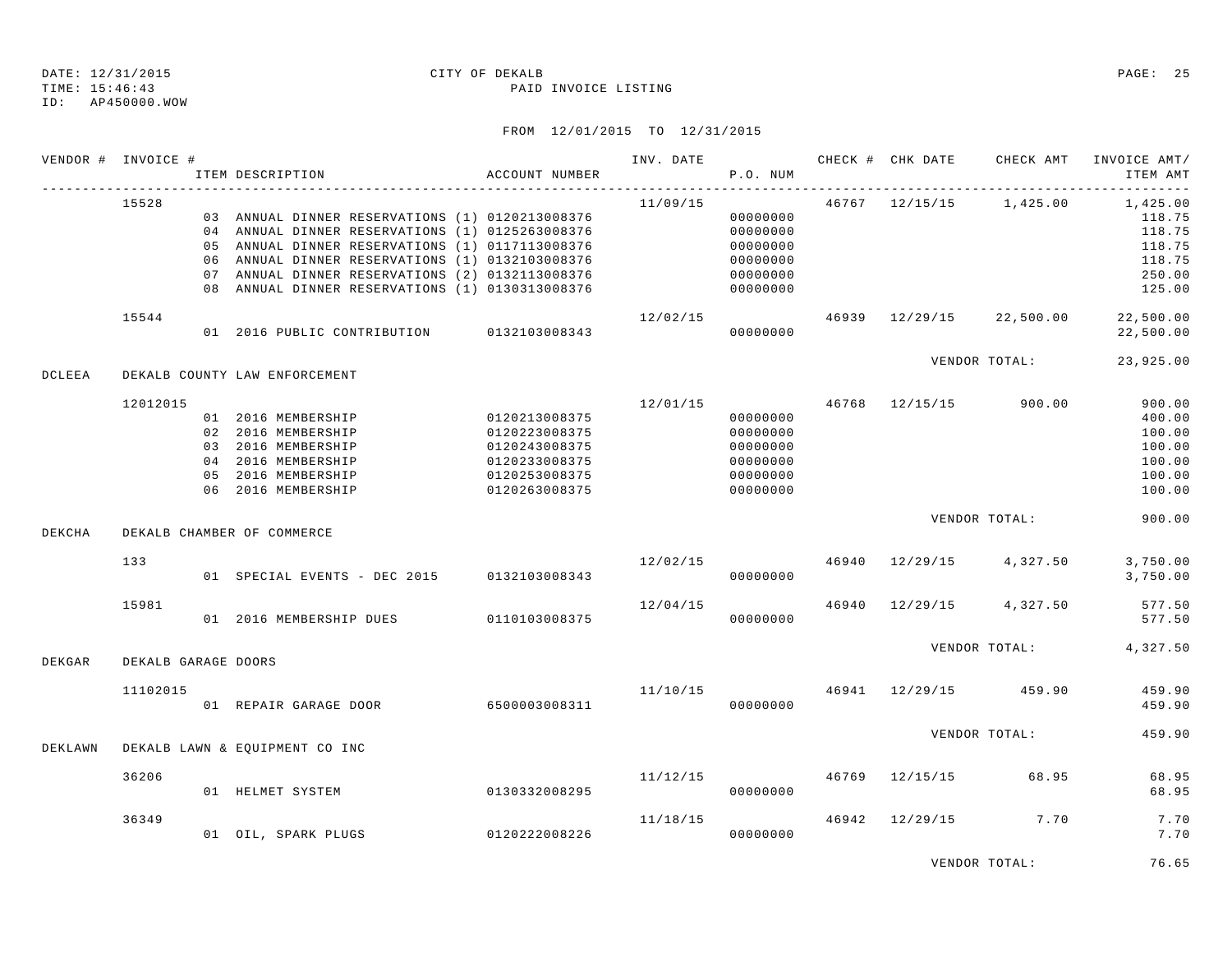DATE: 12/31/2015 CITY OF DEKALB
TIME: 15:46:43 PAID INVOICE LISTING
ID: AP450000.WOW

FROM 12/01/2015 TO 12/31/2015

| VENDOR # | INVOICE # | ITEM DESCRIPTION | ACCOUNT NUMBER | INV. DATE | P.O. NUM | CHECK # | CHK DATE | CHECK AMT | INVOICE AMT/ ITEM AMT |
|---|---|---|---|---|---|---|---|---|---|
| | 15528 | | | 11/09/15 | | 46767 | 12/15/15 | 1,425.00 | 1,425.00 |
| | | 03 ANNUAL DINNER RESERVATIONS (1) | 0120213008376 | | 00000000 | | | | 118.75 |
| | | 04 ANNUAL DINNER RESERVATIONS (1) | 0125263008376 | | 00000000 | | | | 118.75 |
| | | 05 ANNUAL DINNER RESERVATIONS (1) | 0117113008376 | | 00000000 | | | | 118.75 |
| | | 06 ANNUAL DINNER RESERVATIONS (1) | 0132103008376 | | 00000000 | | | | 118.75 |
| | | 07 ANNUAL DINNER RESERVATIONS (2) | 0132113008376 | | 00000000 | | | | 250.00 |
| | | 08 ANNUAL DINNER RESERVATIONS (1) | 0130313008376 | | 00000000 | | | | 125.00 |
| | 15544 | | | 12/02/15 | | 46939 | 12/29/15 | 22,500.00 | 22,500.00 |
| | | 01 2016 PUBLIC CONTRIBUTION | 0132103008343 | | 00000000 | | | | 22,500.00 |
| | | | | | | | VENDOR TOTAL: | | 23,925.00 |
| DCLEEA | DEKALB COUNTY LAW ENFORCEMENT | | | | | | | | |
| | 12012015 | | | 12/01/15 | | 46768 | 12/15/15 | 900.00 | 900.00 |
| | | 01 2016 MEMBERSHIP | 0120213008375 | | 00000000 | | | | 400.00 |
| | | 02 2016 MEMBERSHIP | 0120223008375 | | 00000000 | | | | 100.00 |
| | | 03 2016 MEMBERSHIP | 0120243008375 | | 00000000 | | | | 100.00 |
| | | 04 2016 MEMBERSHIP | 0120233008375 | | 00000000 | | | | 100.00 |
| | | 05 2016 MEMBERSHIP | 0120253008375 | | 00000000 | | | | 100.00 |
| | | 06 2016 MEMBERSHIP | 0120263008375 | | 00000000 | | | | 100.00 |
| | | | | | | | VENDOR TOTAL: | | 900.00 |
| DEKCHA | DEKALB CHAMBER OF COMMERCE | | | | | | | | |
| | 133 | | | 12/02/15 | | 46940 | 12/29/15 | 4,327.50 | 3,750.00 |
| | | 01 SPECIAL EVENTS - DEC 2015 | 0132103008343 | | 00000000 | | | | 3,750.00 |
| | 15981 | | | 12/04/15 | | 46940 | 12/29/15 | 4,327.50 | 577.50 |
| | | 01 2016 MEMBERSHIP DUES | 0110103008375 | | 00000000 | | | | 577.50 |
| | | | | | | | VENDOR TOTAL: | | 4,327.50 |
| DEKGAR | DEKALB GARAGE DOORS | | | | | | | | |
| | 11102015 | | | 11/10/15 | | 46941 | 12/29/15 | 459.90 | 459.90 |
| | | 01 REPAIR GARAGE DOOR | 6500003008311 | | 00000000 | | | | 459.90 |
| | | | | | | | VENDOR TOTAL: | | 459.90 |
| DEKLAWN | DEKALB LAWN & EQUIPMENT CO INC | | | | | | | | |
| | 36206 | | | 11/12/15 | | 46769 | 12/15/15 | 68.95 | 68.95 |
| | | 01 HELMET SYSTEM | 0130332008295 | | 00000000 | | | | 68.95 |
| | 36349 | | | 11/18/15 | | 46942 | 12/29/15 | 7.70 | 7.70 |
| | | 01 OIL, SPARK PLUGS | 0120222008226 | | 00000000 | | | | 7.70 |
| | | | | | | | VENDOR TOTAL: | | 76.65 |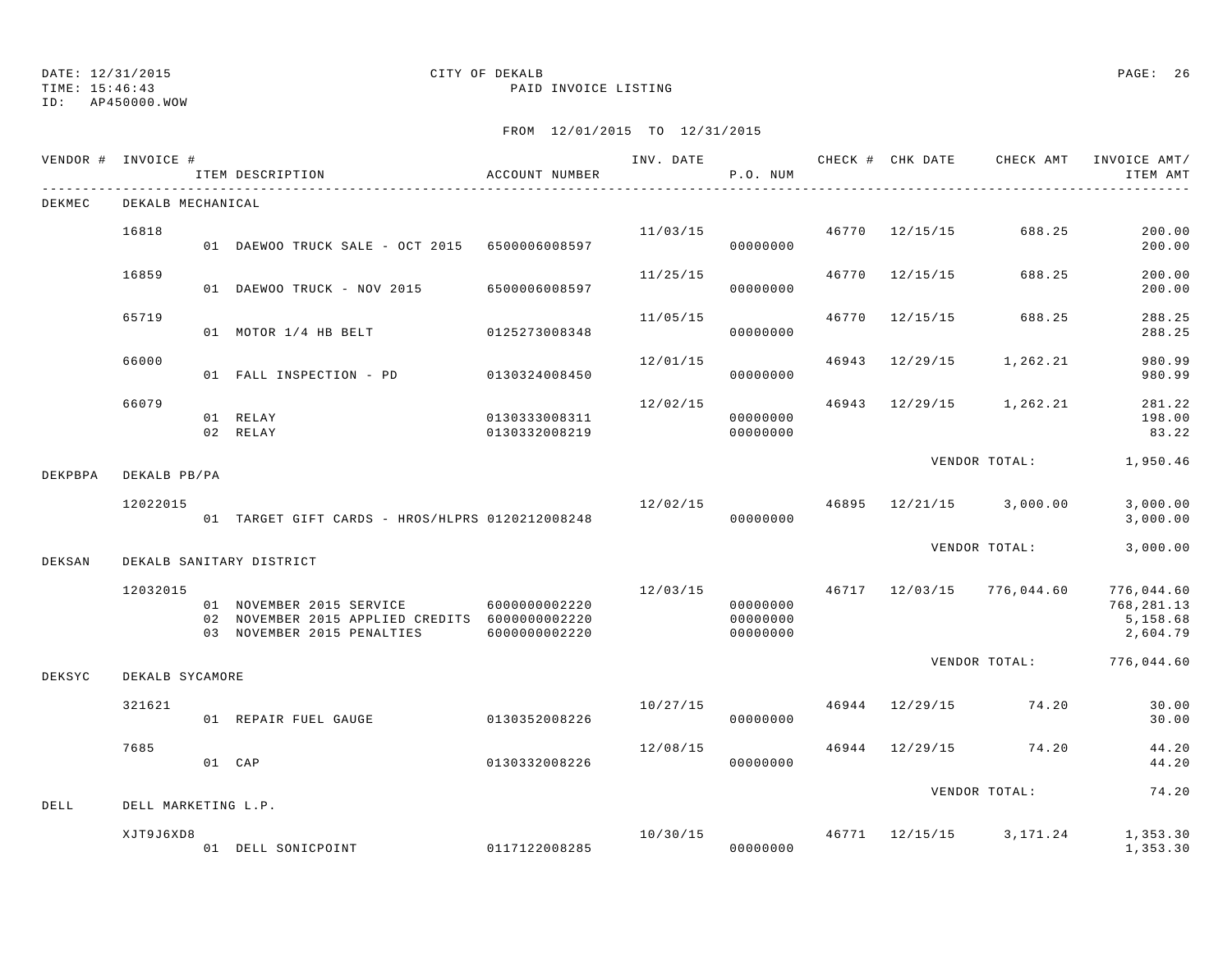DATE: 12/31/2015 CITY OF DEKALB
TIME: 15:46:43 PAID INVOICE LISTING
ID: AP450000.WOW

FROM 12/01/2015 TO 12/31/2015

| VENDOR # | INVOICE # | ITEM DESCRIPTION | ACCOUNT NUMBER | INV. DATE | P.O. NUM | CHECK # | CHK DATE | CHECK AMT | INVOICE AMT/ ITEM AMT |
|---|---|---|---|---|---|---|---|---|---|
| DEKMEC | DEKALB MECHANICAL | | | | | | | | |
| | 16818 | | | 11/03/15 | | 46770 | 12/15/15 | 688.25 | 200.00 |
| | | 01 DAEWOO TRUCK SALE - OCT 2015 | 6500006008597 | | 00000000 | | | | 200.00 |
| | 16859 | | | 11/25/15 | | 46770 | 12/15/15 | 688.25 | 200.00 |
| | | 01 DAEWOO TRUCK - NOV 2015 | 6500006008597 | | 00000000 | | | | 200.00 |
| | 65719 | | | 11/05/15 | | 46770 | 12/15/15 | 688.25 | 288.25 |
| | | 01 MOTOR 1/4 HB BELT | 0125273008348 | | 00000000 | | | | 288.25 |
| | 66000 | | | 12/01/15 | | 46943 | 12/29/15 | 1,262.21 | 980.99 |
| | | 01 FALL INSPECTION - PD | 0130324008450 | | 00000000 | | | | 980.99 |
| | 66079 | | | 12/02/15 | | 46943 | 12/29/15 | 1,262.21 | 281.22 |
| | | 01 RELAY | 0130333008311 | | 00000000 | | | | 198.00 |
| | | 02 RELAY | 0130332008219 | | 00000000 | | | | 83.22 |
| | | | | | | | VENDOR TOTAL: | | 1,950.46 |
| DEKPBPA | DEKALB PB/PA | | | | | | | | |
| | 12022015 | | | 12/02/15 | | 46895 | 12/21/15 | 3,000.00 | 3,000.00 |
| | | 01 TARGET GIFT CARDS - HROS/HLPRS | 0120212008248 | | 00000000 | | | | 3,000.00 |
| | | | | | | | VENDOR TOTAL: | | 3,000.00 |
| DEKSAN | DEKALB SANITARY DISTRICT | | | | | | | | |
| | 12032015 | | | 12/03/15 | | 46717 | 12/03/15 | 776,044.60 | 776,044.60 |
| | | 01 NOVEMBER 2015 SERVICE | 6000000002220 | | 00000000 | | | | 768,281.13 |
| | | 02 NOVEMBER 2015 APPLIED CREDITS | 6000000002220 | | 00000000 | | | | 5,158.68 |
| | | 03 NOVEMBER 2015 PENALTIES | 6000000002220 | | 00000000 | | | | 2,604.79 |
| | | | | | | | VENDOR TOTAL: | | 776,044.60 |
| DEKSYC | DEKALB SYCAMORE | | | | | | | | |
| | 321621 | | | 10/27/15 | | 46944 | 12/29/15 | 74.20 | 30.00 |
| | | 01 REPAIR FUEL GAUGE | 0130352008226 | | 00000000 | | | | 30.00 |
| | 7685 | | | 12/08/15 | | 46944 | 12/29/15 | 74.20 | 44.20 |
| | | 01 CAP | 0130332008226 | | 00000000 | | | | 44.20 |
| | | | | | | | VENDOR TOTAL: | | 74.20 |
| DELL | DELL MARKETING L.P. | | | | | | | | |
| | XJT9J6XD8 | | | 10/30/15 | | 46771 | 12/15/15 | 3,171.24 | 1,353.30 |
| | | 01 DELL SONICPOINT | 0117122008285 | | 00000000 | | | | 1,353.30 |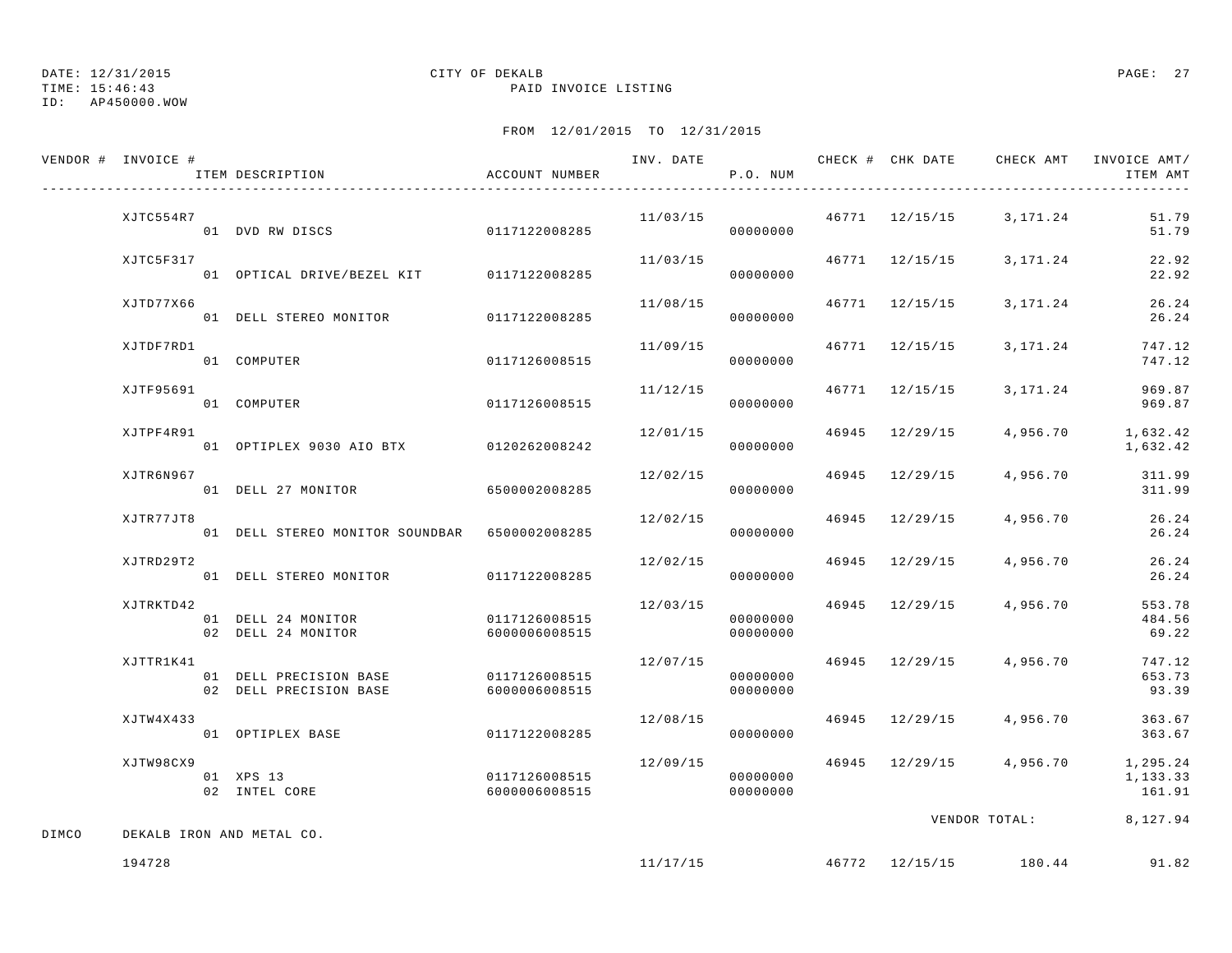DATE: 12/31/2015
TIME: 15:46:43
ID: AP450000.WOW

CITY OF DEKALB
PAID INVOICE LISTING

FROM 12/01/2015 TO 12/31/2015

| VENDOR # | INVOICE # / ITEM DESCRIPTION | ACCOUNT NUMBER | INV. DATE | P.O. NUM | CHECK # | CHK DATE | CHECK AMT | INVOICE AMT/ ITEM AMT |
|---|---|---|---|---|---|---|---|---|
| | XJTC554R7 | | 11/03/15 | | 46771 | 12/15/15 | 3,171.24 | 51.79 |
| | 01 DVD RW DISCS | 0117122008285 | | 00000000 | | | | 51.79 |
| | XJTC5F317 | | 11/03/15 | | 46771 | 12/15/15 | 3,171.24 | 22.92 |
| | 01 OPTICAL DRIVE/BEZEL KIT | 0117122008285 | | 00000000 | | | | 22.92 |
| | XJTD77X66 | | 11/08/15 | | 46771 | 12/15/15 | 3,171.24 | 26.24 |
| | 01 DELL STEREO MONITOR | 0117122008285 | | 00000000 | | | | 26.24 |
| | XJTDF7RD1 | | 11/09/15 | | 46771 | 12/15/15 | 3,171.24 | 747.12 |
| | 01 COMPUTER | 0117126008515 | | 00000000 | | | | 747.12 |
| | XJTF95691 | | 11/12/15 | | 46771 | 12/15/15 | 3,171.24 | 969.87 |
| | 01 COMPUTER | 0117126008515 | | 00000000 | | | | 969.87 |
| | XJTPF4R91 | | 12/01/15 | | 46945 | 12/29/15 | 4,956.70 | 1,632.42 |
| | 01 OPTIPLEX 9030 AIO BTX | 0120262008242 | | 00000000 | | | | 1,632.42 |
| | XJTR6N967 | | 12/02/15 | | 46945 | 12/29/15 | 4,956.70 | 311.99 |
| | 01 DELL 27 MONITOR | 6500002008285 | | 00000000 | | | | 311.99 |
| | XJTR77JT8 | | 12/02/15 | | 46945 | 12/29/15 | 4,956.70 | 26.24 |
| | 01 DELL STEREO MONITOR SOUNDBAR | 6500002008285 | | 00000000 | | | | 26.24 |
| | XJTRD29T2 | | 12/02/15 | | 46945 | 12/29/15 | 4,956.70 | 26.24 |
| | 01 DELL STEREO MONITOR | 0117122008285 | | 00000000 | | | | 26.24 |
| | XJTRKTD42 | | 12/03/15 | | 46945 | 12/29/15 | 4,956.70 | 553.78 |
| | 01 DELL 24 MONITOR | 0117126008515 | | 00000000 | | | | 484.56 |
| | 02 DELL 24 MONITOR | 6000006008515 | | 00000000 | | | | 69.22 |
| | XJTTR1K41 | | 12/07/15 | | 46945 | 12/29/15 | 4,956.70 | 747.12 |
| | 01 DELL PRECISION BASE | 0117126008515 | | 00000000 | | | | 653.73 |
| | 02 DELL PRECISION BASE | 6000006008515 | | 00000000 | | | | 93.39 |
| | XJTW4X433 | | 12/08/15 | | 46945 | 12/29/15 | 4,956.70 | 363.67 |
| | 01 OPTIPLEX BASE | 0117122008285 | | 00000000 | | | | 363.67 |
| | XJTW98CX9 | | 12/09/15 | | 46945 | 12/29/15 | 4,956.70 | 1,295.24 |
| | 01 XPS 13 | 0117126008515 | | 00000000 | | | | 1,133.33 |
| | 02 INTEL CORE | 6000006008515 | | 00000000 | | | | 161.91 |
| | | | | | | | VENDOR TOTAL: | 8,127.94 |
| DIMCO | DEKALB IRON AND METAL CO. | | | | | | | |
| | 194728 | | 11/17/15 | | 46772 | 12/15/15 | 180.44 | 91.82 |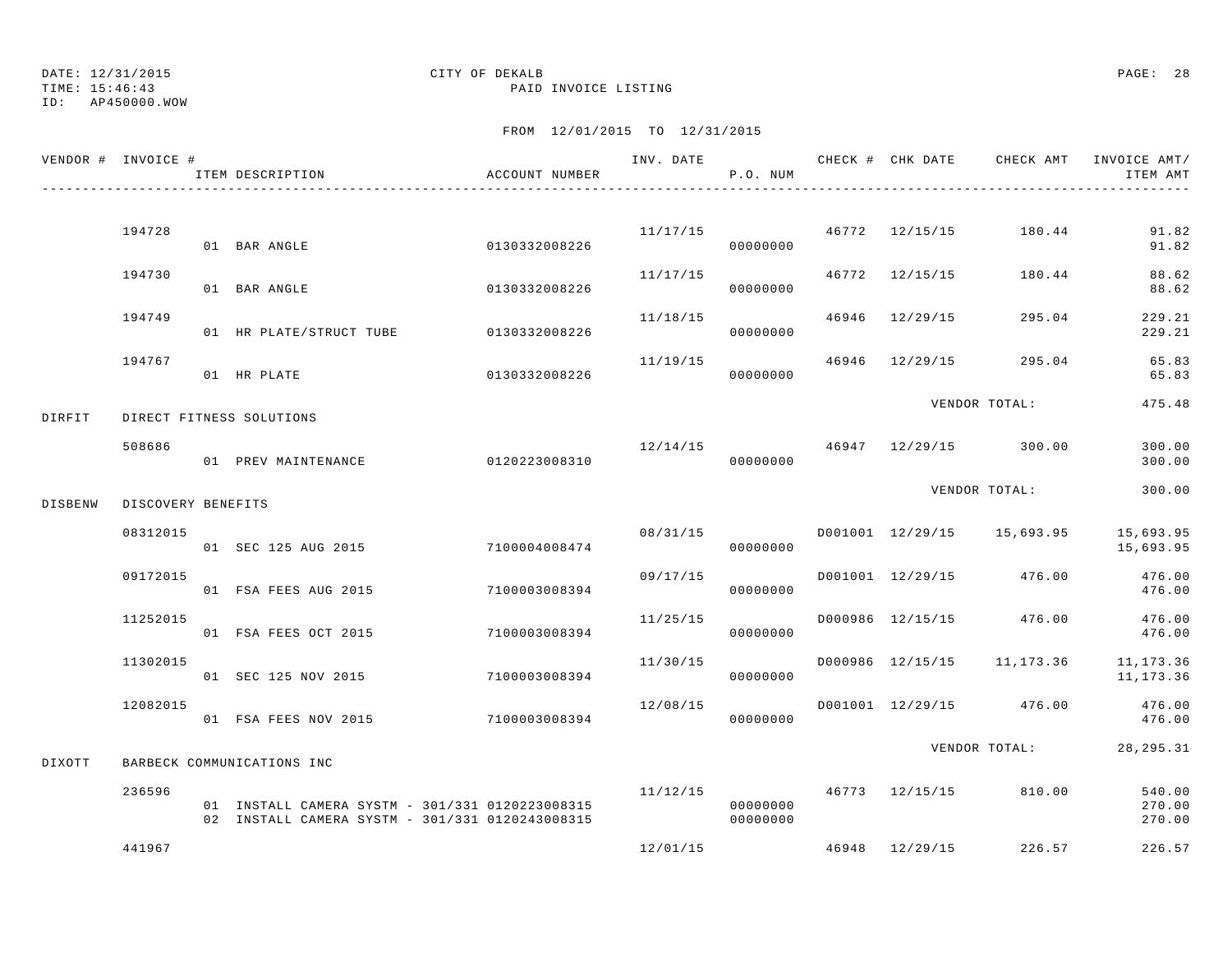DATE: 12/31/2015
TIME: 15:46:43
ID: AP450000.WOW

CITY OF DEKALB
PAID INVOICE LISTING

FROM 12/01/2015 TO 12/31/2015

| VENDOR # | INVOICE # | ITEM DESCRIPTION | ACCOUNT NUMBER | INV. DATE | P.O. NUM | CHECK # | CHK DATE | CHECK AMT | INVOICE AMT/ ITEM AMT |
|---|---|---|---|---|---|---|---|---|---|
| | 194728 | | | 11/17/15 | | 46772 | 12/15/15 | 180.44 | 91.82 |
| | | 01 BAR ANGLE | 0130332008226 | | 00000000 | | | | 91.82 |
| | 194730 | | | 11/17/15 | | 46772 | 12/15/15 | 180.44 | 88.62 |
| | | 01 BAR ANGLE | 0130332008226 | | 00000000 | | | | 88.62 |
| | 194749 | | | 11/18/15 | | 46946 | 12/29/15 | 295.04 | 229.21 |
| | | 01 HR PLATE/STRUCT TUBE | 0130332008226 | | 00000000 | | | | 229.21 |
| | 194767 | | | 11/19/15 | | 46946 | 12/29/15 | 295.04 | 65.83 |
| | | 01 HR PLATE | 0130332008226 | | 00000000 | | | | 65.83 |
| | | | | | | | | VENDOR TOTAL: | 475.48 |
| DIRFIT | DIRECT FITNESS SOLUTIONS | | | | | | | | |
| | 508686 | | | 12/14/15 | | 46947 | 12/29/15 | 300.00 | 300.00 |
| | | 01 PREV MAINTENANCE | 0120223008310 | | 00000000 | | | | 300.00 |
| | | | | | | | | VENDOR TOTAL: | 300.00 |
| DISBENW | DISCOVERY BENEFITS | | | | | | | | |
| | 08312015 | | | 08/31/15 | | D001001 | 12/29/15 | 15,693.95 | 15,693.95 |
| | | 01 SEC 125 AUG 2015 | 7100004008474 | | 00000000 | | | | 15,693.95 |
| | 09172015 | | | 09/17/15 | | D001001 | 12/29/15 | 476.00 | 476.00 |
| | | 01 FSA FEES AUG 2015 | 7100003008394 | | 00000000 | | | | 476.00 |
| | 11252015 | | | 11/25/15 | | D000986 | 12/15/15 | 476.00 | 476.00 |
| | | 01 FSA FEES OCT 2015 | 7100003008394 | | 00000000 | | | | 476.00 |
| | 11302015 | | | 11/30/15 | | D000986 | 12/15/15 | 11,173.36 | 11,173.36 |
| | | 01 SEC 125 NOV 2015 | 7100003008394 | | 00000000 | | | | 11,173.36 |
| | 12082015 | | | 12/08/15 | | D001001 | 12/29/15 | 476.00 | 476.00 |
| | | 01 FSA FEES NOV 2015 | 7100003008394 | | 00000000 | | | | 476.00 |
| | | | | | | | | VENDOR TOTAL: | 28,295.31 |
| DIXOTT | BARBECK COMMUNICATIONS INC | | | | | | | | |
| | 236596 | | | 11/12/15 | | 46773 | 12/15/15 | 810.00 | 540.00 |
| | | 01 INSTALL CAMERA SYSTM - 301/331 | 0120223008315 | | 00000000 | | | | 270.00 |
| | | 02 INSTALL CAMERA SYSTM - 301/331 | 0120243008315 | | 00000000 | | | | 270.00 |
| | 441967 | | | 12/01/15 | | 46948 | 12/29/15 | 226.57 | 226.57 |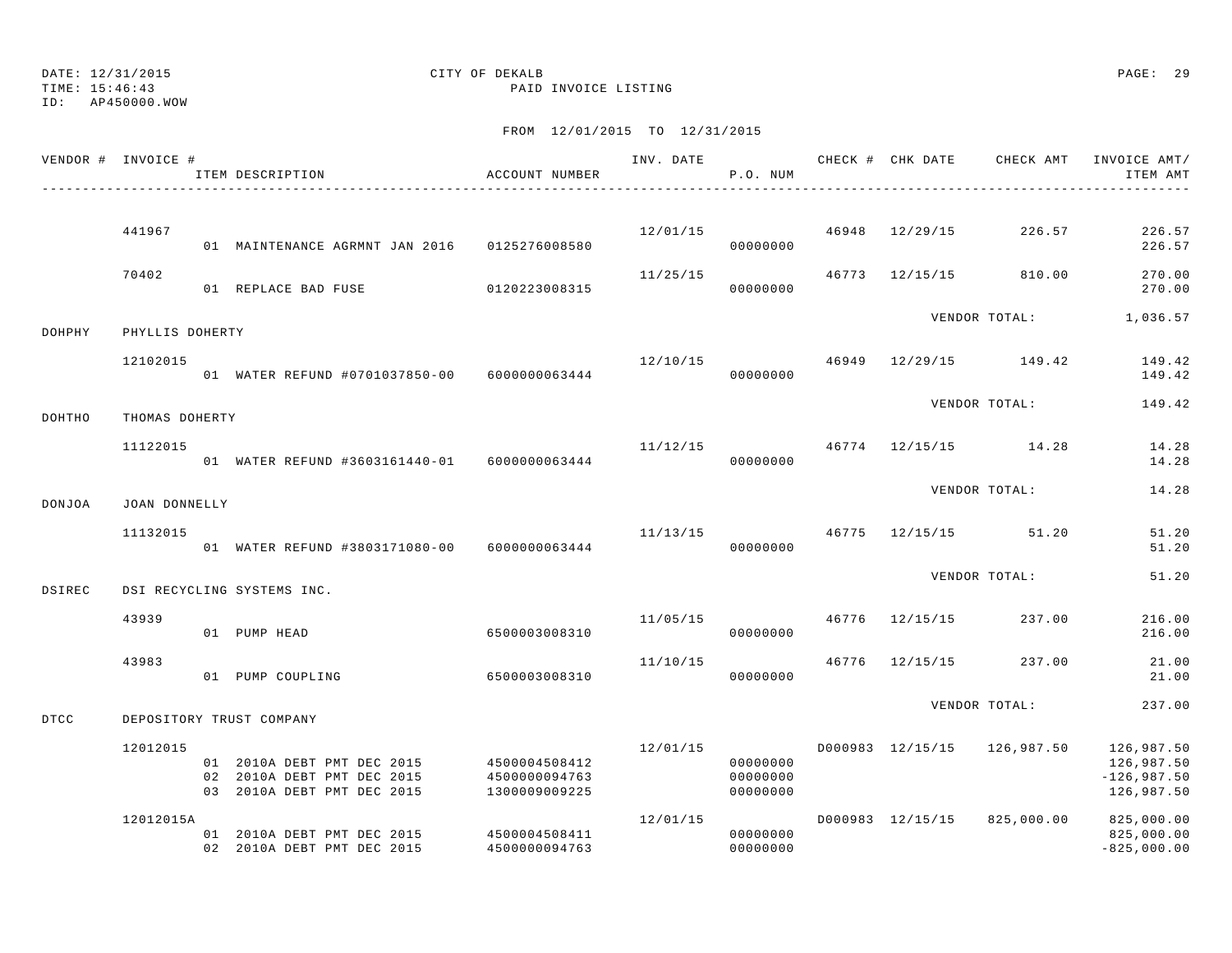DATE: 12/31/2015
TIME: 15:46:43
ID: AP450000.WOW

CITY OF DEKALB
PAID INVOICE LISTING

FROM 12/01/2015 TO 12/31/2015

| VENDOR # | INVOICE # / ITEM DESCRIPTION | ACCOUNT NUMBER | INV. DATE | P.O. NUM | CHECK # | CHK DATE | CHECK AMT | INVOICE AMT/ ITEM AMT |
|---|---|---|---|---|---|---|---|---|
| | 441967 | | 12/01/15 | | 46948 | 12/29/15 | 226.57 | 226.57 |
| | 01 MAINTENANCE AGRMNT JAN 2016 | 0125276008580 | | 00000000 | | | | 226.57 |
| | 70402 | | 11/25/15 | | 46773 | 12/15/15 | 810.00 | 270.00 |
| | 01 REPLACE BAD FUSE | 0120223008315 | | 00000000 | | | | 270.00 |
| | | | | | | VENDOR TOTAL: | | 1,036.57 |
| DOHPHY | PHYLLIS DOHERTY | | | | | | | |
| | 12102015 | | 12/10/15 | | 46949 | 12/29/15 | 149.42 | 149.42 |
| | 01 WATER REFUND #0701037850-00 | 6000000063444 | | 00000000 | | | | 149.42 |
| | | | | | | VENDOR TOTAL: | | 149.42 |
| DOHTHO | THOMAS DOHERTY | | | | | | | |
| | 11122015 | | 11/12/15 | | 46774 | 12/15/15 | 14.28 | 14.28 |
| | 01 WATER REFUND #3603161440-01 | 6000000063444 | | 00000000 | | | | 14.28 |
| | | | | | | VENDOR TOTAL: | | 14.28 |
| DONJOA | JOAN DONNELLY | | | | | | | |
| | 11132015 | | 11/13/15 | | 46775 | 12/15/15 | 51.20 | 51.20 |
| | 01 WATER REFUND #3803171080-00 | 6000000063444 | | 00000000 | | | | 51.20 |
| | | | | | | VENDOR TOTAL: | | 51.20 |
| DSIREC | DSI RECYCLING SYSTEMS INC. | | | | | | | |
| | 43939 | | 11/05/15 | | 46776 | 12/15/15 | 237.00 | 216.00 |
| | 01 PUMP HEAD | 6500003008310 | | 00000000 | | | | 216.00 |
| | 43983 | | 11/10/15 | | 46776 | 12/15/15 | 237.00 | 21.00 |
| | 01 PUMP COUPLING | 6500003008310 | | 00000000 | | | | 21.00 |
| | | | | | | VENDOR TOTAL: | | 237.00 |
| DTCC | DEPOSITORY TRUST COMPANY | | | | | | | |
| | 12012015 | | 12/01/15 | | D000983 | 12/15/15 | 126,987.50 | 126,987.50 |
| | 01 2010A DEBT PMT DEC 2015 | 4500004508412 | | 00000000 | | | | 126,987.50 |
| | 02 2010A DEBT PMT DEC 2015 | 4500000094763 | | 00000000 | | | | -126,987.50 |
| | 03 2010A DEBT PMT DEC 2015 | 1300009009225 | | 00000000 | | | | 126,987.50 |
| | 12012015A | | 12/01/15 | | D000983 | 12/15/15 | 825,000.00 | 825,000.00 |
| | 01 2010A DEBT PMT DEC 2015 | 4500004508411 | | 00000000 | | | | 825,000.00 |
| | 02 2010A DEBT PMT DEC 2015 | 4500000094763 | | 00000000 | | | | -825,000.00 |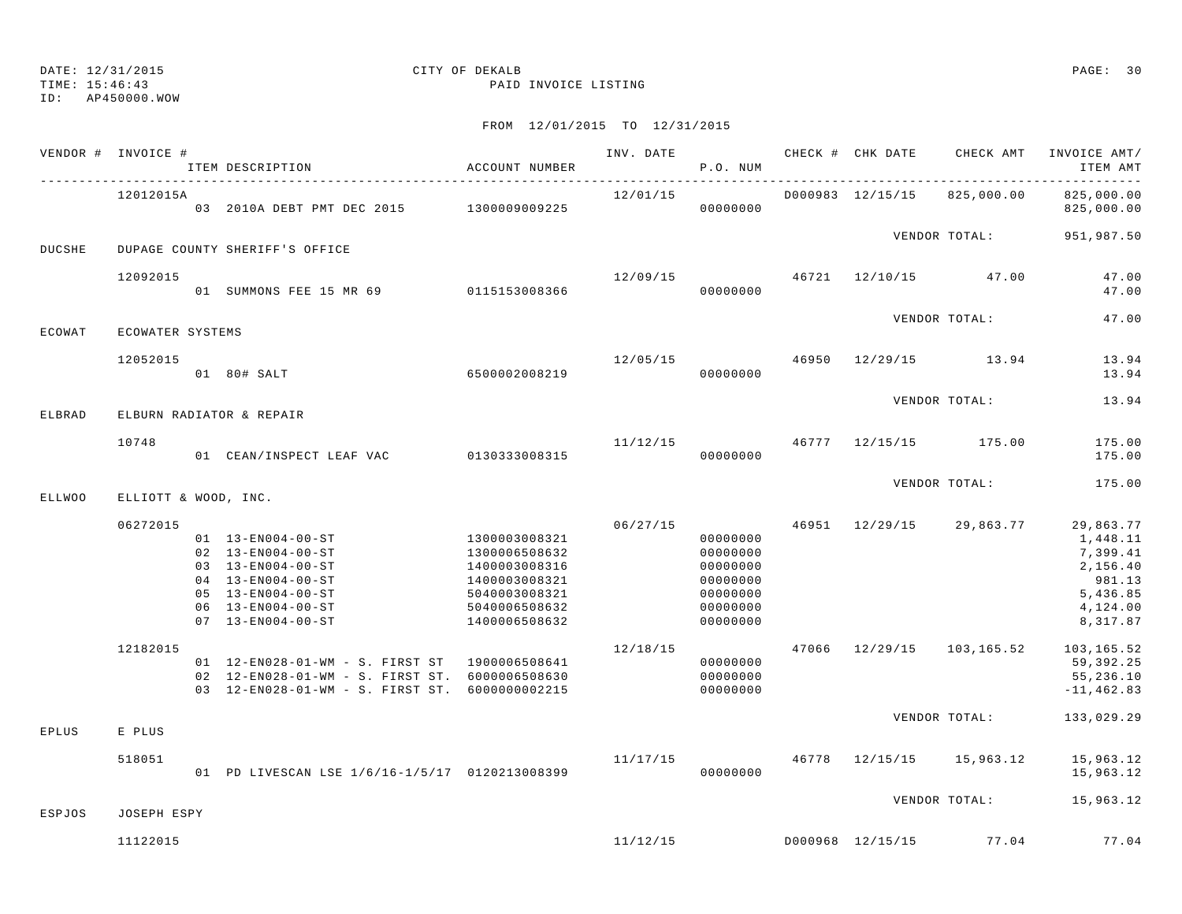DATE: 12/31/2015 CITY OF DEKALB
TIME: 15:46:43 PAID INVOICE LISTING
ID: AP450000.WOW

FROM 12/01/2015 TO 12/31/2015

| VENDOR # | INVOICE # | ITEM DESCRIPTION | ACCOUNT NUMBER | INV. DATE | P.O. NUM | CHECK # | CHK DATE | CHECK AMT | INVOICE AMT/ ITEM AMT |
|---|---|---|---|---|---|---|---|---|---|
| | 12012015A | | | 12/01/15 | | D000983 | 12/15/15 | 825,000.00 | 825,000.00 |
| | | 03 2010A DEBT PMT DEC 2015 | 1300009009225 | | 00000000 | | | | 825,000.00 |
| | | | | | | | | VENDOR TOTAL: | 951,987.50 |
| DUCSHE | DUPAGE COUNTY SHERIFF'S OFFICE | | | | | | | | |
| | 12092015 | | | 12/09/15 | | 46721 | 12/10/15 | 47.00 | 47.00 |
| | | 01 SUMMONS FEE 15 MR 69 | 0115153008366 | | 00000000 | | | | 47.00 |
| | | | | | | | | VENDOR TOTAL: | 47.00 |
| ECOWAT | ECOWATER SYSTEMS | | | | | | | | |
| | 12052015 | | | 12/05/15 | | 46950 | 12/29/15 | 13.94 | 13.94 |
| | | 01 80# SALT | 6500002008219 | | 00000000 | | | | 13.94 |
| | | | | | | | | VENDOR TOTAL: | 13.94 |
| ELBRAD | ELBURN RADIATOR & REPAIR | | | | | | | | |
| | 10748 | | | 11/12/15 | | 46777 | 12/15/15 | 175.00 | 175.00 |
| | | 01 CEAN/INSPECT LEAF VAC | 0130333008315 | | 00000000 | | | | 175.00 |
| | | | | | | | | VENDOR TOTAL: | 175.00 |
| ELLWOO | ELLIOTT & WOOD, INC. | | | | | | | | |
| | 06272015 | | | 06/27/15 | | 46951 | 12/29/15 | 29,863.77 | 29,863.77 |
| | | 01 13-EN004-00-ST | 1300003008321 | | 00000000 | | | | 1,448.11 |
| | | 02 13-EN004-00-ST | 1300006508632 | | 00000000 | | | | 7,399.41 |
| | | 03 13-EN004-00-ST | 1400003008316 | | 00000000 | | | | 2,156.40 |
| | | 04 13-EN004-00-ST | 1400003008321 | | 00000000 | | | | 981.13 |
| | | 05 13-EN004-00-ST | 5040003008321 | | 00000000 | | | | 5,436.85 |
| | | 06 13-EN004-00-ST | 5040006508632 | | 00000000 | | | | 4,124.00 |
| | | 07 13-EN004-00-ST | 1400006508632 | | 00000000 | | | | 8,317.87 |
| | 12182015 | | | 12/18/15 | | 47066 | 12/29/15 | 103,165.52 | 103,165.52 |
| | | 01 12-EN028-01-WM - S. FIRST ST | 1900006508641 | | 00000000 | | | | 59,392.25 |
| | | 02 12-EN028-01-WM - S. FIRST ST. | 6000006508630 | | 00000000 | | | | 55,236.10 |
| | | 03 12-EN028-01-WM - S. FIRST ST. | 6000000002215 | | 00000000 | | | | -11,462.83 |
| | | | | | | | | VENDOR TOTAL: | 133,029.29 |
| EPLUS | E PLUS | | | | | | | | |
| | 518051 | | | 11/17/15 | | 46778 | 12/15/15 | 15,963.12 | 15,963.12 |
| | | 01 PD LIVESCAN LSE 1/6/16-1/5/17 | 0120213008399 | | 00000000 | | | | 15,963.12 |
| | | | | | | | | VENDOR TOTAL: | 15,963.12 |
| ESPJOS | JOSEPH ESPY | | | | | | | | |
| | 11122015 | | | 11/12/15 | | D000968 | 12/15/15 | 77.04 | 77.04 |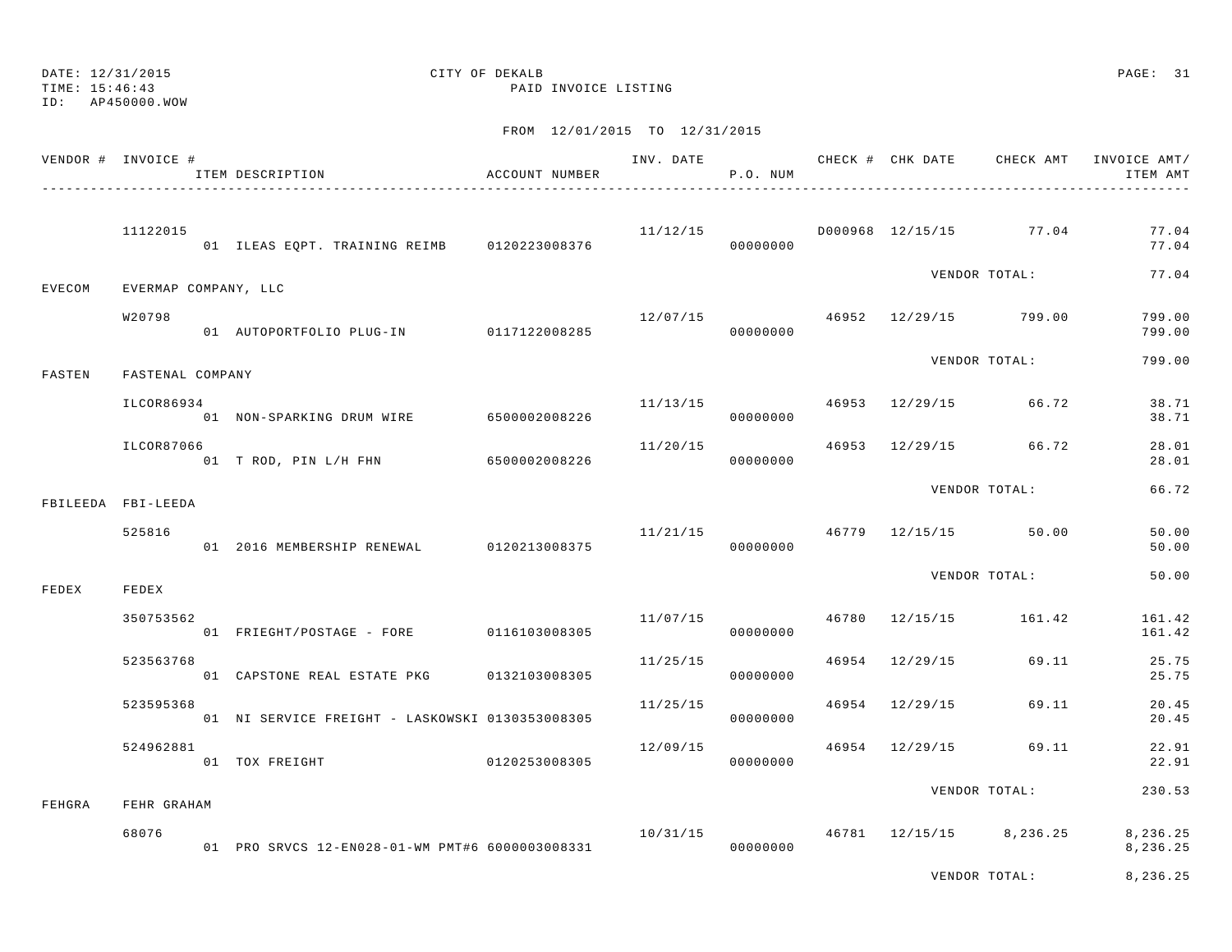DATE: 12/31/2015 CITY OF DEKALB
TIME: 15:46:43 PAID INVOICE LISTING
ID: AP450000.WOW

FROM 12/01/2015 TO 12/31/2015

| VENDOR # | INVOICE # / ITEM DESCRIPTION | ACCOUNT NUMBER | INV. DATE | P.O. NUM | CHECK # | CHK DATE | CHECK AMT | INVOICE AMT/ ITEM AMT |
|---|---|---|---|---|---|---|---|---|
| | 11122015 | | 11/12/15 | | D000968 | 12/15/15 | 77.04 | 77.04 |
| | 01 ILEAS EQPT. TRAINING REIMB | 0120223008376 | | 00000000 | | | | 77.04 |
| | | | | | | VENDOR TOTAL: | | 77.04 |
| EVECOM | EVERMAP COMPANY, LLC | | | | | | | |
| | W20798 | | 12/07/15 | | 46952 | 12/29/15 | 799.00 | 799.00 |
| | 01 AUTOPORTFOLIO PLUG-IN | 0117122008285 | | 00000000 | | | | 799.00 |
| | | | | | | VENDOR TOTAL: | | 799.00 |
| FASTEN | FASTENAL COMPANY | | | | | | | |
| | ILCOR86934 | | 11/13/15 | | 46953 | 12/29/15 | 66.72 | 38.71 |
| | 01 NON-SPARKING DRUM WIRE | 6500002008226 | | 00000000 | | | | 38.71 |
| | ILCOR87066 | | 11/20/15 | | 46953 | 12/29/15 | 66.72 | 28.01 |
| | 01 T ROD, PIN L/H FHN | 6500002008226 | | 00000000 | | | | 28.01 |
| | | | | | | VENDOR TOTAL: | | 66.72 |
| FBILEEDA | FBI-LEEDA | | | | | | | |
| | 525816 | | 11/21/15 | | 46779 | 12/15/15 | 50.00 | 50.00 |
| | 01 2016 MEMBERSHIP RENEWAL | 0120213008375 | | 00000000 | | | | 50.00 |
| | | | | | | VENDOR TOTAL: | | 50.00 |
| FEDEX | FEDEX | | | | | | | |
| | 350753562 | | 11/07/15 | | 46780 | 12/15/15 | 161.42 | 161.42 |
| | 01 FRIEGHT/POSTAGE - FORE | 0116103008305 | | 00000000 | | | | 161.42 |
| | 523563768 | | 11/25/15 | | 46954 | 12/29/15 | 69.11 | 25.75 |
| | 01 CAPSTONE REAL ESTATE PKG | 0132103008305 | | 00000000 | | | | 25.75 |
| | 523595368 | | 11/25/15 | | 46954 | 12/29/15 | 69.11 | 20.45 |
| | 01 NI SERVICE FREIGHT - LASKOWSKI | 0130353008305 | | 00000000 | | | | 20.45 |
| | 524962881 | | 12/09/15 | | 46954 | 12/29/15 | 69.11 | 22.91 |
| | 01 TOX FREIGHT | 0120253008305 | | 00000000 | | | | 22.91 |
| | | | | | | VENDOR TOTAL: | | 230.53 |
| FEHGRA | FEHR GRAHAM | | | | | | | |
| | 68076 | | 10/31/15 | | 46781 | 12/15/15 | 8,236.25 | 8,236.25 |
| | 01 PRO SRVCS 12-EN028-01-WM PMT#6 | 6000003008331 | | 00000000 | | | | 8,236.25 |
| | | | | | | VENDOR TOTAL: | | 8,236.25 |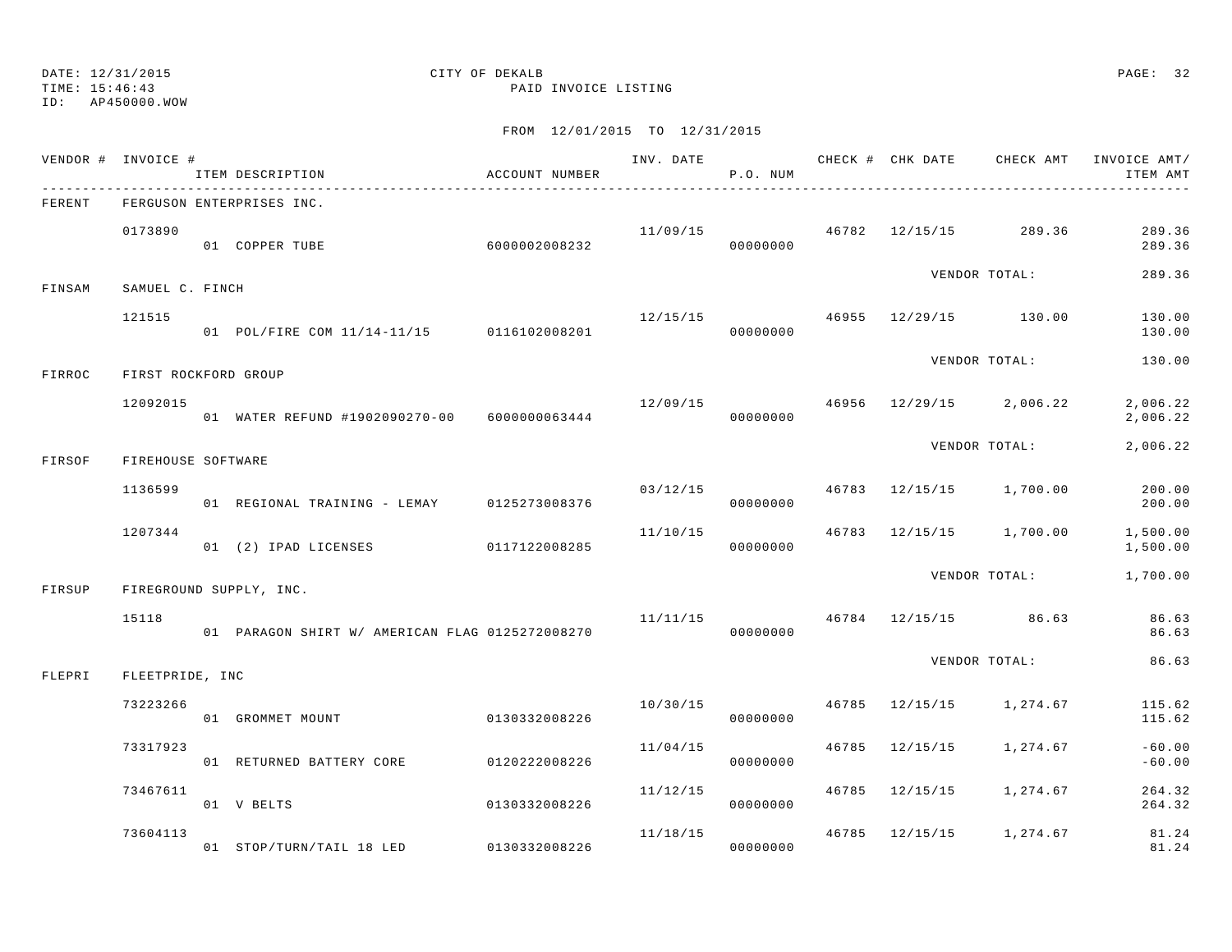DATE: 12/31/2015
TIME: 15:46:43
ID: AP450000.WOW

CITY OF DEKALB
PAID INVOICE LISTING

FROM 12/01/2015 TO 12/31/2015

| VENDOR # | INVOICE # / ITEM DESCRIPTION | ACCOUNT NUMBER | INV. DATE | P.O. NUM | CHECK # | CHK DATE | CHECK AMT | INVOICE AMT/ ITEM AMT |
|---|---|---|---|---|---|---|---|---|
| FERENT | FERGUSON ENTERPRISES INC. | | | | | | | |
| | 0173890 | | 11/09/15 | | 46782 | 12/15/15 | 289.36 | 289.36 |
| | 01 COPPER TUBE | 6000002008232 | | 00000000 | | | | 289.36 |
| | | | | | | | VENDOR TOTAL: | 289.36 |
| FINSAM | SAMUEL C. FINCH | | | | | | | |
| | 121515 | | 12/15/15 | | 46955 | 12/29/15 | 130.00 | 130.00 |
| | 01 POL/FIRE COM 11/14-11/15 | 0116102008201 | | 00000000 | | | | 130.00 |
| | | | | | | | VENDOR TOTAL: | 130.00 |
| FIRROC | FIRST ROCKFORD GROUP | | | | | | | |
| | 12092015 | | 12/09/15 | | 46956 | 12/29/15 | 2,006.22 | 2,006.22 |
| | 01 WATER REFUND #1902090270-00 | 6000000063444 | | 00000000 | | | | 2,006.22 |
| | | | | | | | VENDOR TOTAL: | 2,006.22 |
| FIRSOF | FIREHOUSE SOFTWARE | | | | | | | |
| | 1136599 | | 03/12/15 | | 46783 | 12/15/15 | 1,700.00 | 200.00 |
| | 01 REGIONAL TRAINING - LEMAY | 0125273008376 | | 00000000 | | | | 200.00 |
| | 1207344 | | 11/10/15 | | 46783 | 12/15/15 | 1,700.00 | 1,500.00 |
| | 01 (2) IPAD LICENSES | 0117122008285 | | 00000000 | | | | 1,500.00 |
| | | | | | | | VENDOR TOTAL: | 1,700.00 |
| FIRSUP | FIREGROUND SUPPLY, INC. | | | | | | | |
| | 15118 | | 11/11/15 | | 46784 | 12/15/15 | 86.63 | 86.63 |
| | 01 PARAGON SHIRT W/ AMERICAN FLAG | 0125272008270 | | 00000000 | | | | 86.63 |
| | | | | | | | VENDOR TOTAL: | 86.63 |
| FLEPRI | FLEETPRIDE, INC | | | | | | | |
| | 73223266 | | 10/30/15 | | 46785 | 12/15/15 | 1,274.67 | 115.62 |
| | 01 GROMMET MOUNT | 0130332008226 | | 00000000 | | | | 115.62 |
| | 73317923 | | 11/04/15 | | 46785 | 12/15/15 | 1,274.67 | -60.00 |
| | 01 RETURNED BATTERY CORE | 0120222008226 | | 00000000 | | | | -60.00 |
| | 73467611 | | 11/12/15 | | 46785 | 12/15/15 | 1,274.67 | 264.32 |
| | 01 V BELTS | 0130332008226 | | 00000000 | | | | 264.32 |
| | 73604113 | | 11/18/15 | | 46785 | 12/15/15 | 1,274.67 | 81.24 |
| | 01 STOP/TURN/TAIL 18 LED | 0130332008226 | | 00000000 | | | | 81.24 |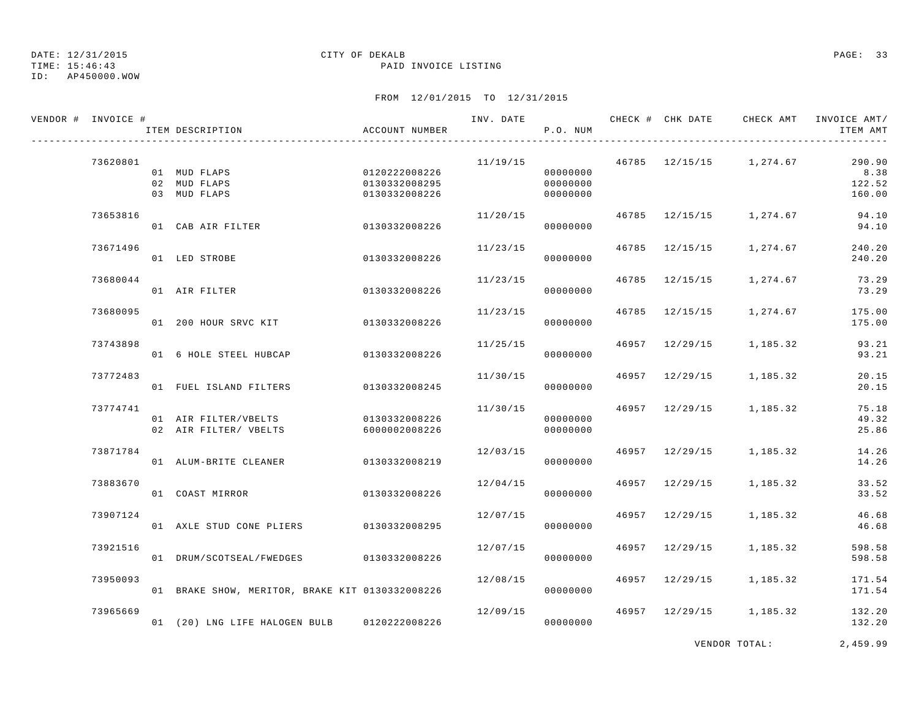DATE: 12/31/2015
TIME: 15:46:43
ID: AP450000.WOW

CITY OF DEKALB
PAID INVOICE LISTING

FROM 12/01/2015 TO 12/31/2015

| VENDOR # | INVOICE # | ITEM DESCRIPTION | ACCOUNT NUMBER | INV. DATE | P.O. NUM | CHECK # | CHK DATE | CHECK AMT | INVOICE AMT/ ITEM AMT |
|---|---|---|---|---|---|---|---|---|---|
| | 73620801 | | | 11/19/15 | | 46785 | 12/15/15 | 1,274.67 | 290.90 |
| | | 01 MUD FLAPS | 0120222008226 | | 00000000 | | | | 8.38 |
| | | 02 MUD FLAPS | 0130332008295 | | 00000000 | | | | 122.52 |
| | | 03 MUD FLAPS | 0130332008226 | | 00000000 | | | | 160.00 |
| | 73653816 | | | 11/20/15 | | 46785 | 12/15/15 | 1,274.67 | 94.10 |
| | | 01 CAB AIR FILTER | 0130332008226 | | 00000000 | | | | 94.10 |
| | 73671496 | | | 11/23/15 | | 46785 | 12/15/15 | 1,274.67 | 240.20 |
| | | 01 LED STROBE | 0130332008226 | | 00000000 | | | | 240.20 |
| | 73680044 | | | 11/23/15 | | 46785 | 12/15/15 | 1,274.67 | 73.29 |
| | | 01 AIR FILTER | 0130332008226 | | 00000000 | | | | 73.29 |
| | 73680095 | | | 11/23/15 | | 46785 | 12/15/15 | 1,274.67 | 175.00 |
| | | 01 200 HOUR SRVC KIT | 0130332008226 | | 00000000 | | | | 175.00 |
| | 73743898 | | | 11/25/15 | | 46957 | 12/29/15 | 1,185.32 | 93.21 |
| | | 01 6 HOLE STEEL HUBCAP | 0130332008226 | | 00000000 | | | | 93.21 |
| | 73772483 | | | 11/30/15 | | 46957 | 12/29/15 | 1,185.32 | 20.15 |
| | | 01 FUEL ISLAND FILTERS | 0130332008245 | | 00000000 | | | | 20.15 |
| | 73774741 | | | 11/30/15 | | 46957 | 12/29/15 | 1,185.32 | 75.18 |
| | | 01 AIR FILTER/VBELTS | 0130332008226 | | 00000000 | | | | 49.32 |
| | | 02 AIR FILTER/ VBELTS | 6000002008226 | | 00000000 | | | | 25.86 |
| | 73871784 | | | 12/03/15 | | 46957 | 12/29/15 | 1,185.32 | 14.26 |
| | | 01 ALUM-BRITE CLEANER | 0130332008219 | | 00000000 | | | | 14.26 |
| | 73883670 | | | 12/04/15 | | 46957 | 12/29/15 | 1,185.32 | 33.52 |
| | | 01 COAST MIRROR | 0130332008226 | | 00000000 | | | | 33.52 |
| | 73907124 | | | 12/07/15 | | 46957 | 12/29/15 | 1,185.32 | 46.68 |
| | | 01 AXLE STUD CONE PLIERS | 0130332008295 | | 00000000 | | | | 46.68 |
| | 73921516 | | | 12/07/15 | | 46957 | 12/29/15 | 1,185.32 | 598.58 |
| | | 01 DRUM/SCOTSEAL/FWEDGES | 0130332008226 | | 00000000 | | | | 598.58 |
| | 73950093 | | | 12/08/15 | | 46957 | 12/29/15 | 1,185.32 | 171.54 |
| | | 01 BRAKE SHOW, MERITOR, BRAKE KIT | 0130332008226 | | 00000000 | | | | 171.54 |
| | 73965669 | | | 12/09/15 | | 46957 | 12/29/15 | 1,185.32 | 132.20 |
| | | 01 (20) LNG LIFE HALOGEN BULB | 0120222008226 | | 00000000 | | | | 132.20 |

VENDOR TOTAL: 2,459.99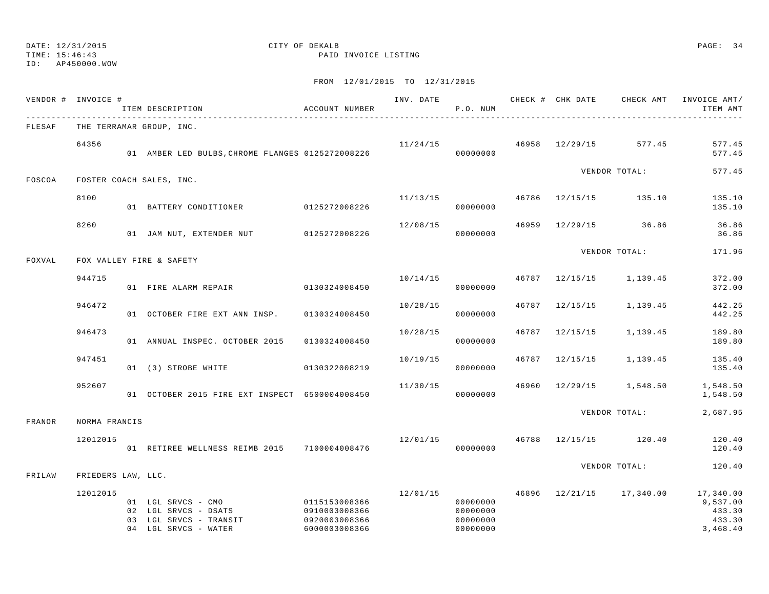DATE: 12/31/2015
TIME: 15:46:43
ID: AP450000.WOW

CITY OF DEKALB
PAID INVOICE LISTING

FROM 12/01/2015 TO 12/31/2015

| VENDOR # | INVOICE # | ITEM DESCRIPTION | ACCOUNT NUMBER | INV. DATE | P.O. NUM | CHECK # | CHK DATE | CHECK AMT | INVOICE AMT/ ITEM AMT |
|---|---|---|---|---|---|---|---|---|---|
| FLESAF | THE TERRAMAR GROUP, INC. | | | | | | | | |
| | 64356 | | | 11/24/15 | | 46958 | 12/29/15 | 577.45 | 577.45 |
| | | 01 AMBER LED BULBS,CHROME FLANGES | 0125272008226 | | 00000000 | | | | 577.45 |
| | | | | | | | VENDOR TOTAL: | | 577.45 |
| FOSCOA | FOSTER COACH SALES, INC. | | | | | | | | |
| | 8100 | | | 11/13/15 | | 46786 | 12/15/15 | 135.10 | 135.10 |
| | | 01 BATTERY CONDITIONER | 0125272008226 | | 00000000 | | | | 135.10 |
| | 8260 | | | 12/08/15 | | 46959 | 12/29/15 | 36.86 | 36.86 |
| | | 01 JAM NUT, EXTENDER NUT | 0125272008226 | | 00000000 | | | | 36.86 |
| | | | | | | | VENDOR TOTAL: | | 171.96 |
| FOXVAL | FOX VALLEY FIRE & SAFETY | | | | | | | | |
| | 944715 | | | 10/14/15 | | 46787 | 12/15/15 | 1,139.45 | 372.00 |
| | | 01 FIRE ALARM REPAIR | 0130324008450 | | 00000000 | | | | 372.00 |
| | 946472 | | | 10/28/15 | | 46787 | 12/15/15 | 1,139.45 | 442.25 |
| | | 01 OCTOBER FIRE EXT ANN INSP. | 0130324008450 | | 00000000 | | | | 442.25 |
| | 946473 | | | 10/28/15 | | 46787 | 12/15/15 | 1,139.45 | 189.80 |
| | | 01 ANNUAL INSPEC. OCTOBER 2015 | 0130324008450 | | 00000000 | | | | 189.80 |
| | 947451 | | | 10/19/15 | | 46787 | 12/15/15 | 1,139.45 | 135.40 |
| | | 01 (3) STROBE WHITE | 0130322008219 | | 00000000 | | | | 135.40 |
| | 952607 | | | 11/30/15 | | 46960 | 12/29/15 | 1,548.50 | 1,548.50 |
| | | 01 OCTOBER 2015 FIRE EXT INSPECT | 6500004008450 | | 00000000 | | | | 1,548.50 |
| | | | | | | | VENDOR TOTAL: | | 2,687.95 |
| FRANOR | NORMA FRANCIS | | | | | | | | |
| | 12012015 | | | 12/01/15 | | 46788 | 12/15/15 | 120.40 | 120.40 |
| | | 01 RETIREE WELLNESS REIMB 2015 | 7100004008476 | | 00000000 | | | | 120.40 |
| | | | | | | | VENDOR TOTAL: | | 120.40 |
| FRILAW | FRIEDERS LAW, LLC. | | | | | | | | |
| | 12012015 | | | 12/01/15 | | 46896 | 12/21/15 | 17,340.00 | 17,340.00 |
| | | 01 LGL SRVCS - CMO | 0115153008366 | | 00000000 | | | | 9,537.00 |
| | | 02 LGL SRVCS - DSATS | 0910003008366 | | 00000000 | | | | 433.30 |
| | | 03 LGL SRVCS - TRANSIT | 0920003008366 | | 00000000 | | | | 433.30 |
| | | 04 LGL SRVCS - WATER | 6000003008366 | | 00000000 | | | | 3,468.40 |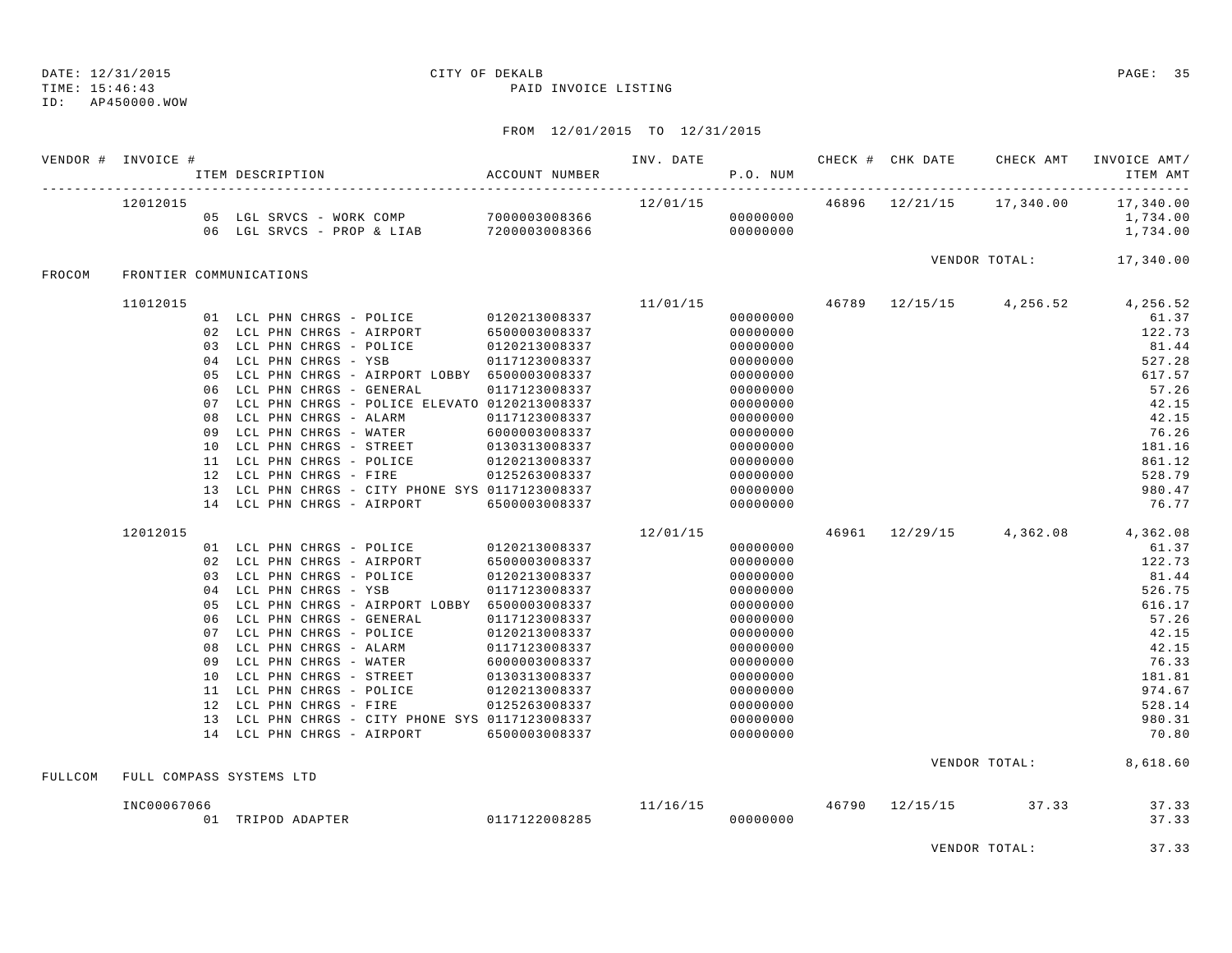DATE: 12/31/2015 CITY OF DEKALB
TIME: 15:46:43 PAID INVOICE LISTING
ID: AP450000.WOW

FROM 12/01/2015 TO 12/31/2015

| VENDOR # | INVOICE # | ITEM DESCRIPTION | ACCOUNT NUMBER | INV. DATE | P.O. NUM | CHECK # | CHK DATE | CHECK AMT | INVOICE AMT/ ITEM AMT |
|---|---|---|---|---|---|---|---|---|---|
| | 12012015 | | | 12/01/15 | | 46896 | 12/21/15 | 17,340.00 | 17,340.00 |
| | | 05 LGL SRVCS - WORK COMP | 7000003008366 | | 00000000 | | | | 1,734.00 |
| | | 06 LGL SRVCS - PROP & LIAB | 7200003008366 | | 00000000 | | | | 1,734.00 |
| | | | | | | | | VENDOR TOTAL: | 17,340.00 |
| FROCOM | FRONTIER COMMUNICATIONS | | | | | | | | |
| | 11012015 | | | 11/01/15 | | 46789 | 12/15/15 | 4,256.52 | 4,256.52 |
| | | 01 LCL PHN CHRGS - POLICE | 0120213008337 | | 00000000 | | | | 61.37 |
| | | 02 LCL PHN CHRGS - AIRPORT | 6500003008337 | | 00000000 | | | | 122.73 |
| | | 03 LCL PHN CHRGS - POLICE | 0120213008337 | | 00000000 | | | | 81.44 |
| | | 04 LCL PHN CHRGS - YSB | 0117123008337 | | 00000000 | | | | 527.28 |
| | | 05 LCL PHN CHRGS - AIRPORT LOBBY | 6500003008337 | | 00000000 | | | | 617.57 |
| | | 06 LCL PHN CHRGS - GENERAL | 0117123008337 | | 00000000 | | | | 57.26 |
| | | 07 LCL PHN CHRGS - POLICE ELEVATO | 0120213008337 | | 00000000 | | | | 42.15 |
| | | 08 LCL PHN CHRGS - ALARM | 0117123008337 | | 00000000 | | | | 42.15 |
| | | 09 LCL PHN CHRGS - WATER | 6000003008337 | | 00000000 | | | | 76.26 |
| | | 10 LCL PHN CHRGS - STREET | 0130313008337 | | 00000000 | | | | 181.16 |
| | | 11 LCL PHN CHRGS - POLICE | 0120213008337 | | 00000000 | | | | 861.12 |
| | | 12 LCL PHN CHRGS - FIRE | 0125263008337 | | 00000000 | | | | 528.79 |
| | | 13 LCL PHN CHRGS - CITY PHONE SYS | 0117123008337 | | 00000000 | | | | 980.47 |
| | | 14 LCL PHN CHRGS - AIRPORT | 6500003008337 | | 00000000 | | | | 76.77 |
| | 12012015 | | | 12/01/15 | | 46961 | 12/29/15 | 4,362.08 | 4,362.08 |
| | | 01 LCL PHN CHRGS - POLICE | 0120213008337 | | 00000000 | | | | 61.37 |
| | | 02 LCL PHN CHRGS - AIRPORT | 6500003008337 | | 00000000 | | | | 122.73 |
| | | 03 LCL PHN CHRGS - POLICE | 0120213008337 | | 00000000 | | | | 81.44 |
| | | 04 LCL PHN CHRGS - YSB | 0117123008337 | | 00000000 | | | | 526.75 |
| | | 05 LCL PHN CHRGS - AIRPORT LOBBY | 6500003008337 | | 00000000 | | | | 616.17 |
| | | 06 LCL PHN CHRGS - GENERAL | 0117123008337 | | 00000000 | | | | 57.26 |
| | | 07 LCL PHN CHRGS - POLICE | 0120213008337 | | 00000000 | | | | 42.15 |
| | | 08 LCL PHN CHRGS - ALARM | 0117123008337 | | 00000000 | | | | 42.15 |
| | | 09 LCL PHN CHRGS - WATER | 6000003008337 | | 00000000 | | | | 76.33 |
| | | 10 LCL PHN CHRGS - STREET | 0130313008337 | | 00000000 | | | | 181.81 |
| | | 11 LCL PHN CHRGS - POLICE | 0120213008337 | | 00000000 | | | | 974.67 |
| | | 12 LCL PHN CHRGS - FIRE | 0125263008337 | | 00000000 | | | | 528.14 |
| | | 13 LCL PHN CHRGS - CITY PHONE SYS | 0117123008337 | | 00000000 | | | | 980.31 |
| | | 14 LCL PHN CHRGS - AIRPORT | 6500003008337 | | 00000000 | | | | 70.80 |
| | | | | | | | | VENDOR TOTAL: | 8,618.60 |
| FULLCOM | FULL COMPASS SYSTEMS LTD | | | | | | | | |
| | INC00067066 | | | 11/16/15 | | 46790 | 12/15/15 | 37.33 | 37.33 |
| | | 01 TRIPOD ADAPTER | 0117122008285 | | 00000000 | | | | 37.33 |
| | | | | | | | | VENDOR TOTAL: | 37.33 |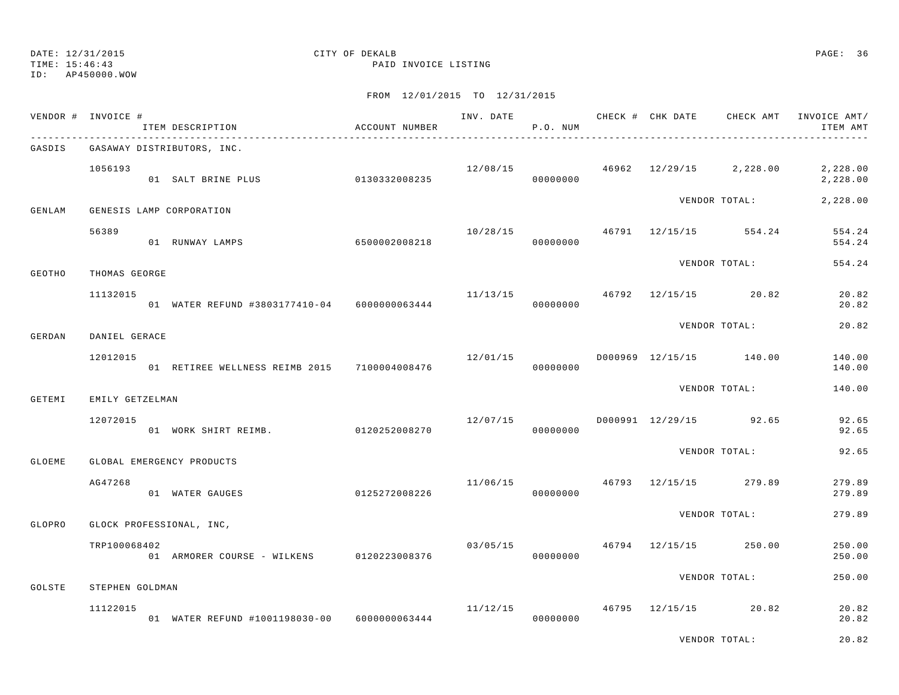DATE: 12/31/2015
TIME: 15:46:43
ID: AP450000.WOW

CITY OF DEKALB
PAID INVOICE LISTING

FROM 12/01/2015 TO 12/31/2015

| VENDOR # | INVOICE # / ITEM DESCRIPTION | ACCOUNT NUMBER | INV. DATE | P.O. NUM | CHECK # | CHK DATE | CHECK AMT | INVOICE AMT/ ITEM AMT |
|---|---|---|---|---|---|---|---|---|
| GASDIS | GASAWAY DISTRIBUTORS, INC. | | | | | | | |
| | 1056193 | | 12/08/15 | | 46962 | 12/29/15 | 2,228.00 | 2,228.00 |
| | 01 SALT BRINE PLUS | 0130332008235 | | 00000000 | | | | 2,228.00 |
| | | | | | | VENDOR TOTAL: | | 2,228.00 |
| GENLAM | GENESIS LAMP CORPORATION | | | | | | | |
| | 56389 | | 10/28/15 | | 46791 | 12/15/15 | 554.24 | 554.24 |
| | 01 RUNWAY LAMPS | 6500002008218 | | 00000000 | | | | 554.24 |
| | | | | | | VENDOR TOTAL: | | 554.24 |
| GEOTHO | THOMAS GEORGE | | | | | | | |
| | 11132015 | | 11/13/15 | | 46792 | 12/15/15 | 20.82 | 20.82 |
| | 01 WATER REFUND #3803177410-04 | 6000000063444 | | 00000000 | | | | 20.82 |
| | | | | | | VENDOR TOTAL: | | 20.82 |
| GERDAN | DANIEL GERACE | | | | | | | |
| | 12012015 | | 12/01/15 | | D000969 | 12/15/15 | 140.00 | 140.00 |
| | 01 RETIREE WELLNESS REIMB 2015 | 7100004008476 | | 00000000 | | | | 140.00 |
| | | | | | | VENDOR TOTAL: | | 140.00 |
| GETEMI | EMILY GETZELMAN | | | | | | | |
| | 12072015 | | 12/07/15 | | D000991 | 12/29/15 | 92.65 | 92.65 |
| | 01 WORK SHIRT REIMB. | 0120252008270 | | 00000000 | | | | 92.65 |
| | | | | | | VENDOR TOTAL: | | 92.65 |
| GLOEME | GLOBAL EMERGENCY PRODUCTS | | | | | | | |
| | AG47268 | | 11/06/15 | | 46793 | 12/15/15 | 279.89 | 279.89 |
| | 01 WATER GAUGES | 0125272008226 | | 00000000 | | | | 279.89 |
| | | | | | | VENDOR TOTAL: | | 279.89 |
| GLOPRO | GLOCK PROFESSIONAL, INC, | | | | | | | |
| | TRP100068402 | | 03/05/15 | | 46794 | 12/15/15 | 250.00 | 250.00 |
| | 01 ARMORER COURSE - WILKENS | 0120223008376 | | 00000000 | | | | 250.00 |
| | | | | | | VENDOR TOTAL: | | 250.00 |
| GOLSTE | STEPHEN GOLDMAN | | | | | | | |
| | 11122015 | | 11/12/15 | | 46795 | 12/15/15 | 20.82 | 20.82 |
| | 01 WATER REFUND #1001198030-00 | 6000000063444 | | 00000000 | | | | 20.82 |
| | | | | | | VENDOR TOTAL: | | 20.82 |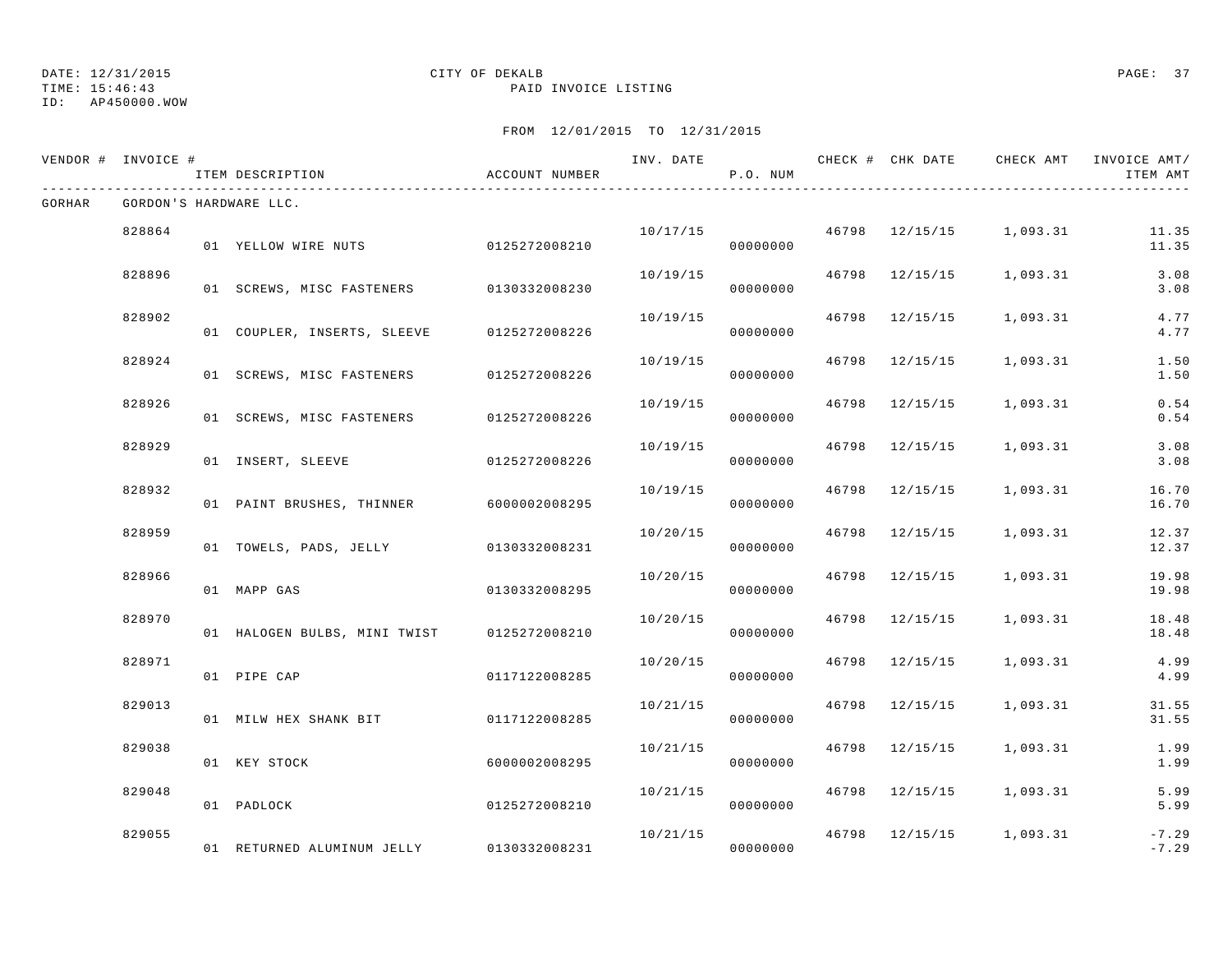DATE: 12/31/2015 CITY OF DEKALB
TIME: 15:46:43 PAID INVOICE LISTING
ID: AP450000.WOW

FROM 12/01/2015 TO 12/31/2015

| VENDOR # | INVOICE # | ITEM DESCRIPTION | ACCOUNT NUMBER | INV. DATE | P.O. NUM | CHECK # | CHK DATE | CHECK AMT | INVOICE AMT/ ITEM AMT |
|---|---|---|---|---|---|---|---|---|---|
| GORHAR | GORDON'S HARDWARE LLC. | | | | | | | | |
| | 828864 | | | 10/17/15 | | 46798 | 12/15/15 | 1,093.31 | 11.35 |
| | | 01 YELLOW WIRE NUTS | 0125272008210 | | 00000000 | | | | 11.35 |
| | 828896 | | | 10/19/15 | | 46798 | 12/15/15 | 1,093.31 | 3.08 |
| | | 01 SCREWS, MISC FASTENERS | 0130332008230 | | 00000000 | | | | 3.08 |
| | 828902 | | | 10/19/15 | | 46798 | 12/15/15 | 1,093.31 | 4.77 |
| | | 01 COUPLER, INSERTS, SLEEVE | 0125272008226 | | 00000000 | | | | 4.77 |
| | 828924 | | | 10/19/15 | | 46798 | 12/15/15 | 1,093.31 | 1.50 |
| | | 01 SCREWS, MISC FASTENERS | 0125272008226 | | 00000000 | | | | 1.50 |
| | 828926 | | | 10/19/15 | | 46798 | 12/15/15 | 1,093.31 | 0.54 |
| | | 01 SCREWS, MISC FASTENERS | 0125272008226 | | 00000000 | | | | 0.54 |
| | 828929 | | | 10/19/15 | | 46798 | 12/15/15 | 1,093.31 | 3.08 |
| | | 01 INSERT, SLEEVE | 0125272008226 | | 00000000 | | | | 3.08 |
| | 828932 | | | 10/19/15 | | 46798 | 12/15/15 | 1,093.31 | 16.70 |
| | | 01 PAINT BRUSHES, THINNER | 6000002008295 | | 00000000 | | | | 16.70 |
| | 828959 | | | 10/20/15 | | 46798 | 12/15/15 | 1,093.31 | 12.37 |
| | | 01 TOWELS, PADS, JELLY | 0130332008231 | | 00000000 | | | | 12.37 |
| | 828966 | | | 10/20/15 | | 46798 | 12/15/15 | 1,093.31 | 19.98 |
| | | 01 MAPP GAS | 0130332008295 | | 00000000 | | | | 19.98 |
| | 828970 | | | 10/20/15 | | 46798 | 12/15/15 | 1,093.31 | 18.48 |
| | | 01 HALOGEN BULBS, MINI TWIST | 0125272008210 | | 00000000 | | | | 18.48 |
| | 828971 | | | 10/20/15 | | 46798 | 12/15/15 | 1,093.31 | 4.99 |
| | | 01 PIPE CAP | 0117122008285 | | 00000000 | | | | 4.99 |
| | 829013 | | | 10/21/15 | | 46798 | 12/15/15 | 1,093.31 | 31.55 |
| | | 01 MILW HEX SHANK BIT | 0117122008285 | | 00000000 | | | | 31.55 |
| | 829038 | | | 10/21/15 | | 46798 | 12/15/15 | 1,093.31 | 1.99 |
| | | 01 KEY STOCK | 6000002008295 | | 00000000 | | | | 1.99 |
| | 829048 | | | 10/21/15 | | 46798 | 12/15/15 | 1,093.31 | 5.99 |
| | | 01 PADLOCK | 0125272008210 | | 00000000 | | | | 5.99 |
| | 829055 | | | 10/21/15 | | 46798 | 12/15/15 | 1,093.31 | -7.29 |
| | | 01 RETURNED ALUMINUM JELLY | 0130332008231 | | 00000000 | | | | -7.29 |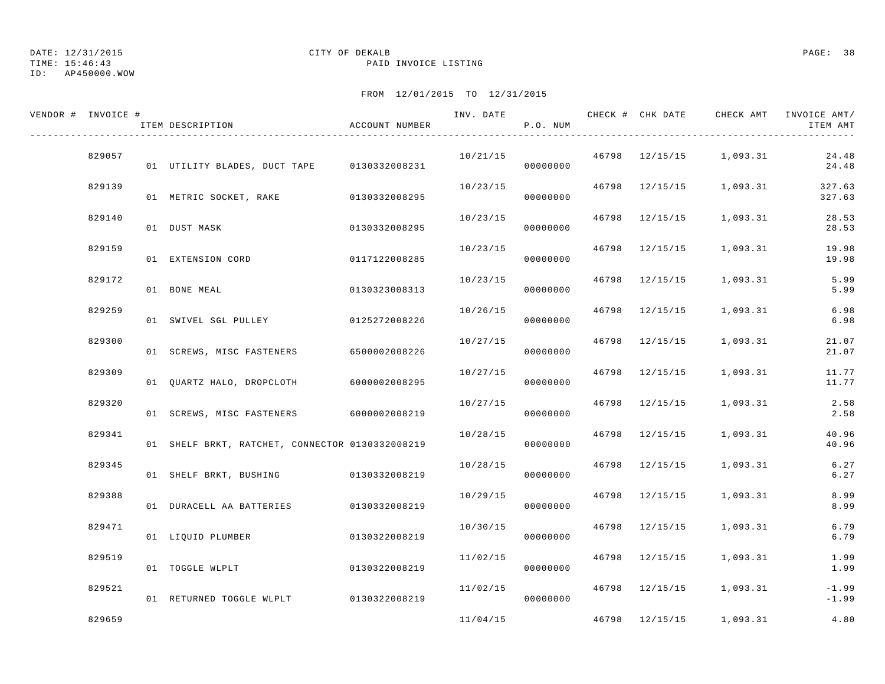DATE: 12/31/2015 CITY OF DEKALB
TIME: 15:46:43 PAID INVOICE LISTING
ID: AP450000.WOW

FROM 12/01/2015 TO 12/31/2015

| VENDOR # | INVOICE # / ITEM DESCRIPTION | ACCOUNT NUMBER | INV. DATE | P.O. NUM | CHECK # | CHK DATE | CHECK AMT | INVOICE AMT/ ITEM AMT |
|---|---|---|---|---|---|---|---|---|
| | 829057 | | 10/21/15 | | 46798 | 12/15/15 | 1,093.31 | 24.48 |
| | 01 UTILITY BLADES, DUCT TAPE | 0130332008231 | | 00000000 | | | | 24.48 |
| | 829139 | | 10/23/15 | | 46798 | 12/15/15 | 1,093.31 | 327.63 |
| | 01 METRIC SOCKET, RAKE | 0130332008295 | | 00000000 | | | | 327.63 |
| | 829140 | | 10/23/15 | | 46798 | 12/15/15 | 1,093.31 | 28.53 |
| | 01 DUST MASK | 0130332008295 | | 00000000 | | | | 28.53 |
| | 829159 | | 10/23/15 | | 46798 | 12/15/15 | 1,093.31 | 19.98 |
| | 01 EXTENSION CORD | 0117122008285 | | 00000000 | | | | 19.98 |
| | 829172 | | 10/23/15 | | 46798 | 12/15/15 | 1,093.31 | 5.99 |
| | 01 BONE MEAL | 0130323008313 | | 00000000 | | | | 5.99 |
| | 829259 | | 10/26/15 | | 46798 | 12/15/15 | 1,093.31 | 6.98 |
| | 01 SWIVEL SGL PULLEY | 0125272008226 | | 00000000 | | | | 6.98 |
| | 829300 | | 10/27/15 | | 46798 | 12/15/15 | 1,093.31 | 21.07 |
| | 01 SCREWS, MISC FASTENERS | 6500002008226 | | 00000000 | | | | 21.07 |
| | 829309 | | 10/27/15 | | 46798 | 12/15/15 | 1,093.31 | 11.77 |
| | 01 QUARTZ HALO, DROPCLOTH | 6000002008295 | | 00000000 | | | | 11.77 |
| | 829320 | | 10/27/15 | | 46798 | 12/15/15 | 1,093.31 | 2.58 |
| | 01 SCREWS, MISC FASTENERS | 6000002008219 | | 00000000 | | | | 2.58 |
| | 829341 | | 10/28/15 | | 46798 | 12/15/15 | 1,093.31 | 40.96 |
| | 01 SHELF BRKT, RATCHET, CONNECTOR | 0130332008219 | | 00000000 | | | | 40.96 |
| | 829345 | | 10/28/15 | | 46798 | 12/15/15 | 1,093.31 | 6.27 |
| | 01 SHELF BRKT, BUSHING | 0130332008219 | | 00000000 | | | | 6.27 |
| | 829388 | | 10/29/15 | | 46798 | 12/15/15 | 1,093.31 | 8.99 |
| | 01 DURACELL AA BATTERIES | 0130332008219 | | 00000000 | | | | 8.99 |
| | 829471 | | 10/30/15 | | 46798 | 12/15/15 | 1,093.31 | 6.79 |
| | 01 LIQUID PLUMBER | 0130322008219 | | 00000000 | | | | 6.79 |
| | 829519 | | 11/02/15 | | 46798 | 12/15/15 | 1,093.31 | 1.99 |
| | 01 TOGGLE WLPLT | 0130322008219 | | 00000000 | | | | 1.99 |
| | 829521 | | 11/02/15 | | 46798 | 12/15/15 | 1,093.31 | -1.99 |
| | 01 RETURNED TOGGLE WLPLT | 0130322008219 | | 00000000 | | | | -1.99 |
| | 829659 | | 11/04/15 | | 46798 | 12/15/15 | 1,093.31 | 4.80 |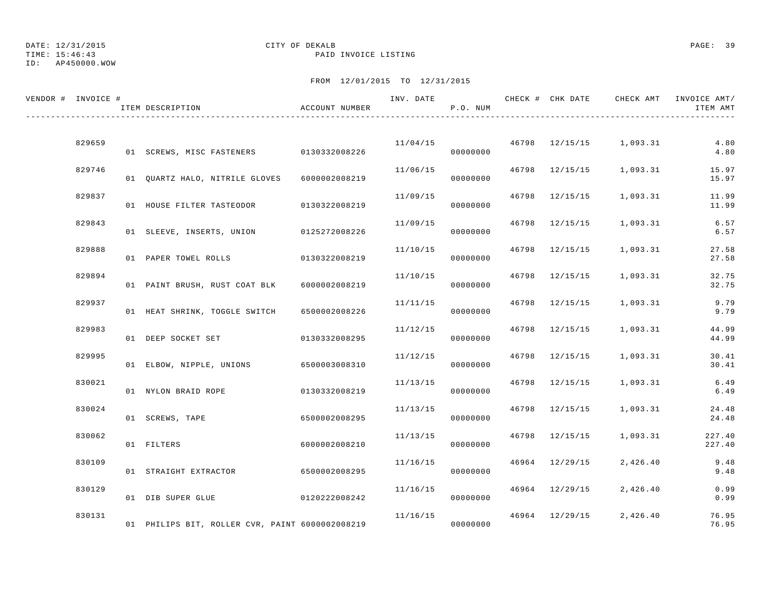DATE: 12/31/2015
TIME: 15:46:43
ID: AP450000.WOW

CITY OF DEKALB
PAID INVOICE LISTING

FROM 12/01/2015 TO 12/31/2015

| VENDOR # | INVOICE # | ITEM DESCRIPTION | ACCOUNT NUMBER | INV. DATE | P.O. NUM | CHECK # | CHK DATE | CHECK AMT | INVOICE AMT/ ITEM AMT |
|---|---|---|---|---|---|---|---|---|---|
| | 829659 | | | 11/04/15 | | 46798 | 12/15/15 | 1,093.31 | 4.80 |
| | | 01 SCREWS, MISC FASTENERS | 0130332008226 | | 00000000 | | | | 4.80 |
| | 829746 | | | 11/06/15 | | 46798 | 12/15/15 | 1,093.31 | 15.97 |
| | | 01 QUARTZ HALO, NITRILE GLOVES | 6000002008219 | | 00000000 | | | | 15.97 |
| | 829837 | | | 11/09/15 | | 46798 | 12/15/15 | 1,093.31 | 11.99 |
| | | 01 HOUSE FILTER TASTEODOR | 0130322008219 | | 00000000 | | | | 11.99 |
| | 829843 | | | 11/09/15 | | 46798 | 12/15/15 | 1,093.31 | 6.57 |
| | | 01 SLEEVE, INSERTS, UNION | 0125272008226 | | 00000000 | | | | 6.57 |
| | 829888 | | | 11/10/15 | | 46798 | 12/15/15 | 1,093.31 | 27.58 |
| | | 01 PAPER TOWEL ROLLS | 0130322008219 | | 00000000 | | | | 27.58 |
| | 829894 | | | 11/10/15 | | 46798 | 12/15/15 | 1,093.31 | 32.75 |
| | | 01 PAINT BRUSH, RUST COAT BLK | 6000002008219 | | 00000000 | | | | 32.75 |
| | 829937 | | | 11/11/15 | | 46798 | 12/15/15 | 1,093.31 | 9.79 |
| | | 01 HEAT SHRINK, TOGGLE SWITCH | 6500002008226 | | 00000000 | | | | 9.79 |
| | 829983 | | | 11/12/15 | | 46798 | 12/15/15 | 1,093.31 | 44.99 |
| | | 01 DEEP SOCKET SET | 0130332008295 | | 00000000 | | | | 44.99 |
| | 829995 | | | 11/12/15 | | 46798 | 12/15/15 | 1,093.31 | 30.41 |
| | | 01 ELBOW, NIPPLE, UNIONS | 6500003008310 | | 00000000 | | | | 30.41 |
| | 830021 | | | 11/13/15 | | 46798 | 12/15/15 | 1,093.31 | 6.49 |
| | | 01 NYLON BRAID ROPE | 0130332008219 | | 00000000 | | | | 6.49 |
| | 830024 | | | 11/13/15 | | 46798 | 12/15/15 | 1,093.31 | 24.48 |
| | | 01 SCREWS, TAPE | 6500002008295 | | 00000000 | | | | 24.48 |
| | 830062 | | | 11/13/15 | | 46798 | 12/15/15 | 1,093.31 | 227.40 |
| | | 01 FILTERS | 6000002008210 | | 00000000 | | | | 227.40 |
| | 830109 | | | 11/16/15 | | 46964 | 12/29/15 | 2,426.40 | 9.48 |
| | | 01 STRAIGHT EXTRACTOR | 6500002008295 | | 00000000 | | | | 9.48 |
| | 830129 | | | 11/16/15 | | 46964 | 12/29/15 | 2,426.40 | 0.99 |
| | | 01 DIB SUPER GLUE | 0120222008242 | | 00000000 | | | | 0.99 |
| | 830131 | | | 11/16/15 | | 46964 | 12/29/15 | 2,426.40 | 76.95 |
| | | 01 PHILIPS BIT, ROLLER CVR, PAINT | 6000002008219 | | 00000000 | | | | 76.95 |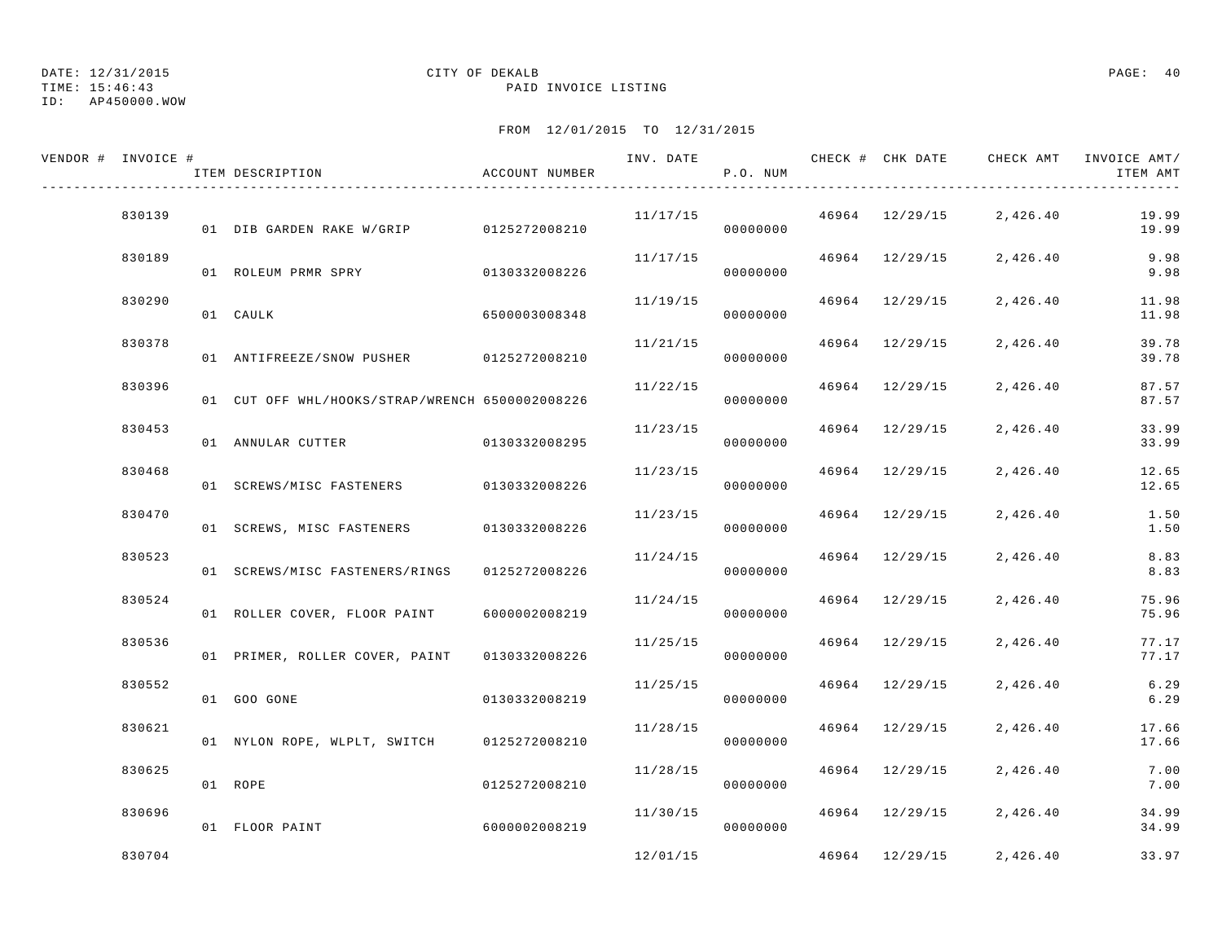DATE: 12/31/2015 CITY OF DEKALB
TIME: 15:46:43 PAID INVOICE LISTING
ID: AP450000.WOW

FROM 12/01/2015 TO 12/31/2015

| VENDOR # | INVOICE # | ITEM DESCRIPTION | ACCOUNT NUMBER | INV. DATE | P.O. NUM | CHECK # | CHK DATE | CHECK AMT | INVOICE AMT/ ITEM AMT |
|---|---|---|---|---|---|---|---|---|---|
| | 830139 | | | 11/17/15 | | 46964 | 12/29/15 | 2,426.40 | 19.99 |
| | | 01 DIB GARDEN RAKE W/GRIP | 0125272008210 | | 00000000 | | | | 19.99 |
| | 830189 | | | 11/17/15 | | 46964 | 12/29/15 | 2,426.40 | 9.98 |
| | | 01 ROLEUM PRMR SPRY | 0130332008226 | | 00000000 | | | | 9.98 |
| | 830290 | | | 11/19/15 | | 46964 | 12/29/15 | 2,426.40 | 11.98 |
| | | 01 CAULK | 6500003008348 | | 00000000 | | | | 11.98 |
| | 830378 | | | 11/21/15 | | 46964 | 12/29/15 | 2,426.40 | 39.78 |
| | | 01 ANTIFREEZE/SNOW PUSHER | 0125272008210 | | 00000000 | | | | 39.78 |
| | 830396 | | | 11/22/15 | | 46964 | 12/29/15 | 2,426.40 | 87.57 |
| | | 01 CUT OFF WHL/HOOKS/STRAP/WRENCH | 6500002008226 | | 00000000 | | | | 87.57 |
| | 830453 | | | 11/23/15 | | 46964 | 12/29/15 | 2,426.40 | 33.99 |
| | | 01 ANNULAR CUTTER | 0130332008295 | | 00000000 | | | | 33.99 |
| | 830468 | | | 11/23/15 | | 46964 | 12/29/15 | 2,426.40 | 12.65 |
| | | 01 SCREWS/MISC FASTENERS | 0130332008226 | | 00000000 | | | | 12.65 |
| | 830470 | | | 11/23/15 | | 46964 | 12/29/15 | 2,426.40 | 1.50 |
| | | 01 SCREWS, MISC FASTENERS | 0130332008226 | | 00000000 | | | | 1.50 |
| | 830523 | | | 11/24/15 | | 46964 | 12/29/15 | 2,426.40 | 8.83 |
| | | 01 SCREWS/MISC FASTENERS/RINGS | 0125272008226 | | 00000000 | | | | 8.83 |
| | 830524 | | | 11/24/15 | | 46964 | 12/29/15 | 2,426.40 | 75.96 |
| | | 01 ROLLER COVER, FLOOR PAINT | 6000002008219 | | 00000000 | | | | 75.96 |
| | 830536 | | | 11/25/15 | | 46964 | 12/29/15 | 2,426.40 | 77.17 |
| | | 01 PRIMER, ROLLER COVER, PAINT | 0130332008226 | | 00000000 | | | | 77.17 |
| | 830552 | | | 11/25/15 | | 46964 | 12/29/15 | 2,426.40 | 6.29 |
| | | 01 GOO GONE | 0130332008219 | | 00000000 | | | | 6.29 |
| | 830621 | | | 11/28/15 | | 46964 | 12/29/15 | 2,426.40 | 17.66 |
| | | 01 NYLON ROPE, WLPLT, SWITCH | 0125272008210 | | 00000000 | | | | 17.66 |
| | 830625 | | | 11/28/15 | | 46964 | 12/29/15 | 2,426.40 | 7.00 |
| | | 01 ROPE | 0125272008210 | | 00000000 | | | | 7.00 |
| | 830696 | | | 11/30/15 | | 46964 | 12/29/15 | 2,426.40 | 34.99 |
| | | 01 FLOOR PAINT | 6000002008219 | | 00000000 | | | | 34.99 |
| | 830704 | | | 12/01/15 | | 46964 | 12/29/15 | 2,426.40 | 33.97 |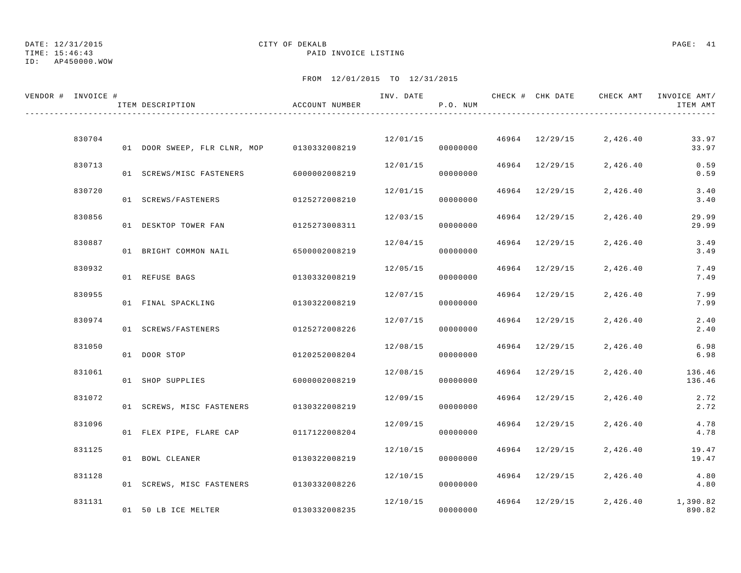DATE: 12/31/2015
TIME: 15:46:43
ID: AP450000.WOW

CITY OF DEKALB
PAID INVOICE LISTING

FROM 12/01/2015 TO 12/31/2015

| VENDOR # | INVOICE # | ITEM DESCRIPTION | ACCOUNT NUMBER | INV. DATE | P.O. NUM | CHECK # | CHK DATE | CHECK AMT | INVOICE AMT/ ITEM AMT |
|---|---|---|---|---|---|---|---|---|---|
| | 830704 | | | 12/01/15 | | 46964 | 12/29/15 | 2,426.40 | 33.97 |
| | | 01 DOOR SWEEP, FLR CLNR, MOP | 0130332008219 | | 00000000 | | | | 33.97 |
| | 830713 | | | 12/01/15 | | 46964 | 12/29/15 | 2,426.40 | 0.59 |
| | | 01 SCREWS/MISC FASTENERS | 6000002008219 | | 00000000 | | | | 0.59 |
| | 830720 | | | 12/01/15 | | 46964 | 12/29/15 | 2,426.40 | 3.40 |
| | | 01 SCREWS/FASTENERS | 0125272008210 | | 00000000 | | | | 3.40 |
| | 830856 | | | 12/03/15 | | 46964 | 12/29/15 | 2,426.40 | 29.99 |
| | | 01 DESKTOP TOWER FAN | 0125273008311 | | 00000000 | | | | 29.99 |
| | 830887 | | | 12/04/15 | | 46964 | 12/29/15 | 2,426.40 | 3.49 |
| | | 01 BRIGHT COMMON NAIL | 6500002008219 | | 00000000 | | | | 3.49 |
| | 830932 | | | 12/05/15 | | 46964 | 12/29/15 | 2,426.40 | 7.49 |
| | | 01 REFUSE BAGS | 0130332008219 | | 00000000 | | | | 7.49 |
| | 830955 | | | 12/07/15 | | 46964 | 12/29/15 | 2,426.40 | 7.99 |
| | | 01 FINAL SPACKLING | 0130322008219 | | 00000000 | | | | 7.99 |
| | 830974 | | | 12/07/15 | | 46964 | 12/29/15 | 2,426.40 | 2.40 |
| | | 01 SCREWS/FASTENERS | 0125272008226 | | 00000000 | | | | 2.40 |
| | 831050 | | | 12/08/15 | | 46964 | 12/29/15 | 2,426.40 | 6.98 |
| | | 01 DOOR STOP | 0120252008204 | | 00000000 | | | | 6.98 |
| | 831061 | | | 12/08/15 | | 46964 | 12/29/15 | 2,426.40 | 136.46 |
| | | 01 SHOP SUPPLIES | 6000002008219 | | 00000000 | | | | 136.46 |
| | 831072 | | | 12/09/15 | | 46964 | 12/29/15 | 2,426.40 | 2.72 |
| | | 01 SCREWS, MISC FASTENERS | 0130322008219 | | 00000000 | | | | 2.72 |
| | 831096 | | | 12/09/15 | | 46964 | 12/29/15 | 2,426.40 | 4.78 |
| | | 01 FLEX PIPE, FLARE CAP | 0117122008204 | | 00000000 | | | | 4.78 |
| | 831125 | | | 12/10/15 | | 46964 | 12/29/15 | 2,426.40 | 19.47 |
| | | 01 BOWL CLEANER | 0130322008219 | | 00000000 | | | | 19.47 |
| | 831128 | | | 12/10/15 | | 46964 | 12/29/15 | 2,426.40 | 4.80 |
| | | 01 SCREWS, MISC FASTENERS | 0130332008226 | | 00000000 | | | | 4.80 |
| | 831131 | | | 12/10/15 | | 46964 | 12/29/15 | 2,426.40 | 1,390.82 |
| | | 01 50 LB ICE MELTER | 0130332008235 | | 00000000 | | | | 890.82 |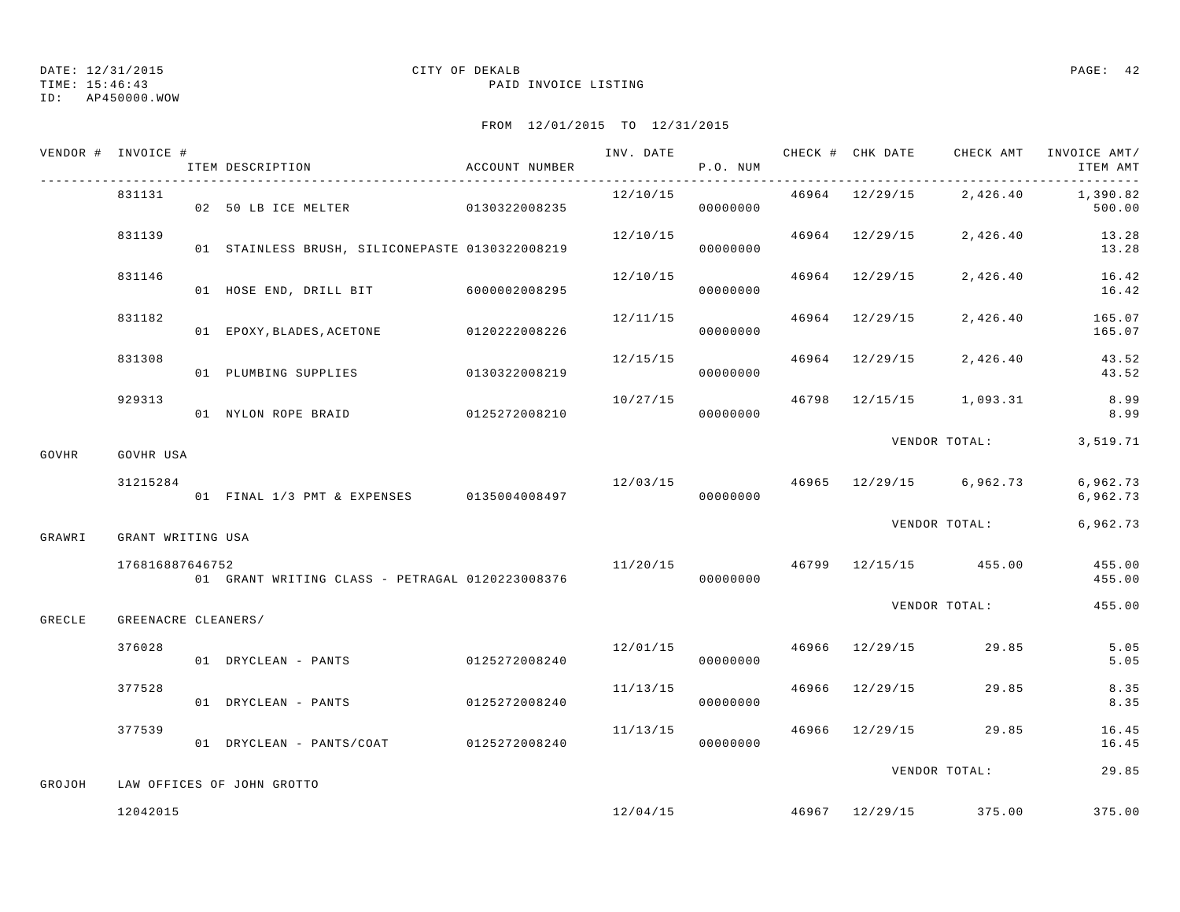DATE: 12/31/2015
TIME: 15:46:43
ID: AP450000.WOW

CITY OF DEKALB
PAID INVOICE LISTING

FROM 12/01/2015 TO 12/31/2015

| VENDOR # | INVOICE # / ITEM DESCRIPTION | ACCOUNT NUMBER | INV. DATE | P.O. NUM | CHECK # | CHK DATE | CHECK AMT | INVOICE AMT/ ITEM AMT |
|---|---|---|---|---|---|---|---|---|
| | 831131 | | 12/10/15 | | 46964 | 12/29/15 | 2,426.40 | 1,390.82 |
| | 02 50 LB ICE MELTER | 0130322008235 | | 00000000 | | | | 500.00 |
| | 831139 | | 12/10/15 | | 46964 | 12/29/15 | 2,426.40 | 13.28 |
| | 01 STAINLESS BRUSH, SILICONEPASTE | 0130322008219 | | 00000000 | | | | 13.28 |
| | 831146 | | 12/10/15 | | 46964 | 12/29/15 | 2,426.40 | 16.42 |
| | 01 HOSE END, DRILL BIT | 6000002008295 | | 00000000 | | | | 16.42 |
| | 831182 | | 12/11/15 | | 46964 | 12/29/15 | 2,426.40 | 165.07 |
| | 01 EPOXY,BLADES,ACETONE | 0120222008226 | | 00000000 | | | | 165.07 |
| | 831308 | | 12/15/15 | | 46964 | 12/29/15 | 2,426.40 | 43.52 |
| | 01 PLUMBING SUPPLIES | 0130322008219 | | 00000000 | | | | 43.52 |
| | 929313 | | 10/27/15 | | 46798 | 12/15/15 | 1,093.31 | 8.99 |
| | 01 NYLON ROPE BRAID | 0125272008210 | | 00000000 | | | | 8.99 |
| | | | | | | VENDOR TOTAL: | | 3,519.71 |
| GOVHR | GOVHR USA | | | | | | | |
| | 31215284 | | 12/03/15 | | 46965 | 12/29/15 | 6,962.73 | 6,962.73 |
| | 01 FINAL 1/3 PMT & EXPENSES | 0135004008497 | | 00000000 | | | | 6,962.73 |
| | | | | | | VENDOR TOTAL: | | 6,962.73 |
| GRAWRI | GRANT WRITING USA | | | | | | | |
| | 176816887646752 | | 11/20/15 | | 46799 | 12/15/15 | 455.00 | 455.00 |
| | 01 GRANT WRITING CLASS - PETRAGAL | 0120223008376 | | 00000000 | | | | 455.00 |
| | | | | | | VENDOR TOTAL: | | 455.00 |
| GRECLE | GREENACRE CLEANERS/ | | | | | | | |
| | 376028 | | 12/01/15 | | 46966 | 12/29/15 | 29.85 | 5.05 |
| | 01 DRYCLEAN - PANTS | 0125272008240 | | 00000000 | | | | 5.05 |
| | 377528 | | 11/13/15 | | 46966 | 12/29/15 | 29.85 | 8.35 |
| | 01 DRYCLEAN - PANTS | 0125272008240 | | 00000000 | | | | 8.35 |
| | 377539 | | 11/13/15 | | 46966 | 12/29/15 | 29.85 | 16.45 |
| | 01 DRYCLEAN - PANTS/COAT | 0125272008240 | | 00000000 | | | | 16.45 |
| | | | | | | VENDOR TOTAL: | | 29.85 |
| GROJOH | LAW OFFICES OF JOHN GROTTO | | | | | | | |
| | 12042015 | | 12/04/15 | | 46967 | 12/29/15 | 375.00 | 375.00 |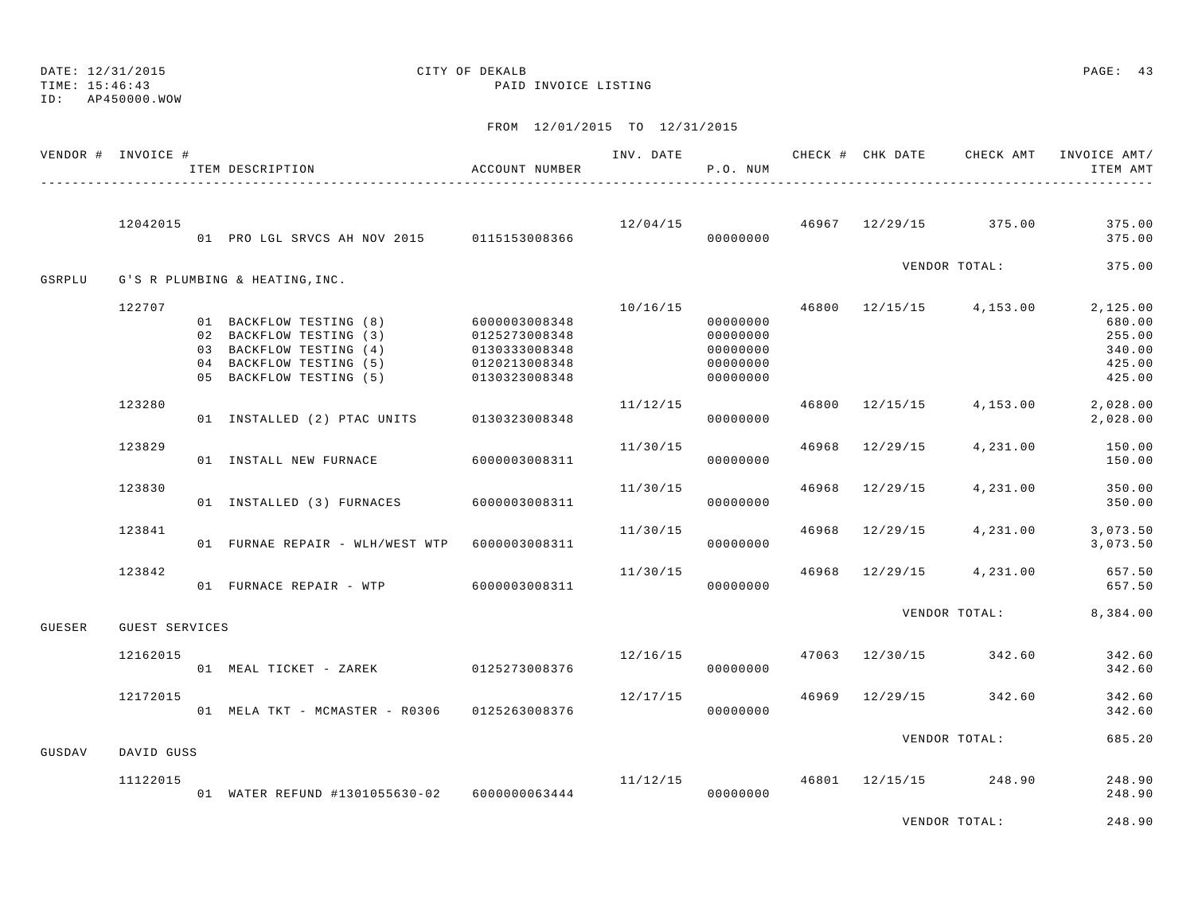DATE: 12/31/2015
TIME: 15:46:43
ID: AP450000.WOW

CITY OF DEKALB
PAID INVOICE LISTING

FROM 12/01/2015 TO 12/31/2015

| VENDOR # | INVOICE # / ITEM DESCRIPTION | ACCOUNT NUMBER | INV. DATE | P.O. NUM | CHECK # | CHK DATE | CHECK AMT | INVOICE AMT/ ITEM AMT |
|---|---|---|---|---|---|---|---|---|
| | 12042015 | | 12/04/15 | | 46967 | 12/29/15 | 375.00 | 375.00 |
| | 01 PRO LGL SRVCS AH NOV 2015 | 0115153008366 | | 00000000 | | | | 375.00 |
| | | | | | | VENDOR TOTAL: | | 375.00 |
| GSRPLU | G'S R PLUMBING & HEATING, INC. | | | | | | | |
| | 122707 | | 10/16/15 | | 46800 | 12/15/15 | 4,153.00 | 2,125.00 |
| | 01 BACKFLOW TESTING (8) | 6000003008348 | | 00000000 | | | | 680.00 |
| | 02 BACKFLOW TESTING (3) | 0125273008348 | | 00000000 | | | | 255.00 |
| | 03 BACKFLOW TESTING (4) | 0130333008348 | | 00000000 | | | | 340.00 |
| | 04 BACKFLOW TESTING (5) | 0120213008348 | | 00000000 | | | | 425.00 |
| | 05 BACKFLOW TESTING (5) | 0130323008348 | | 00000000 | | | | 425.00 |
| | 123280 | | 11/12/15 | | 46800 | 12/15/15 | 4,153.00 | 2,028.00 |
| | 01 INSTALLED (2) PTAC UNITS | 0130323008348 | | 00000000 | | | | 2,028.00 |
| | 123829 | | 11/30/15 | | 46968 | 12/29/15 | 4,231.00 | 150.00 |
| | 01 INSTALL NEW FURNACE | 6000003008311 | | 00000000 | | | | 150.00 |
| | 123830 | | 11/30/15 | | 46968 | 12/29/15 | 4,231.00 | 350.00 |
| | 01 INSTALLED (3) FURNACES | 6000003008311 | | 00000000 | | | | 350.00 |
| | 123841 | | 11/30/15 | | 46968 | 12/29/15 | 4,231.00 | 3,073.50 |
| | 01 FURNAE REPAIR - WLH/WEST WTP | 6000003008311 | | 00000000 | | | | 3,073.50 |
| | 123842 | | 11/30/15 | | 46968 | 12/29/15 | 4,231.00 | 657.50 |
| | 01 FURNACE REPAIR - WTP | 6000003008311 | | 00000000 | | | | 657.50 |
| | | | | | | VENDOR TOTAL: | | 8,384.00 |
| GUESER | GUEST SERVICES | | | | | | | |
| | 12162015 | | 12/16/15 | | 47063 | 12/30/15 | 342.60 | 342.60 |
| | 01 MEAL TICKET - ZAREK | 0125273008376 | | 00000000 | | | | 342.60 |
| | 12172015 | | 12/17/15 | | 46969 | 12/29/15 | 342.60 | 342.60 |
| | 01 MELA TKT - MCMASTER - R0306 | 0125263008376 | | 00000000 | | | | 342.60 |
| | | | | | | VENDOR TOTAL: | | 685.20 |
| GUSDAV | DAVID GUSS | | | | | | | |
| | 11122015 | | 11/12/15 | | 46801 | 12/15/15 | 248.90 | 248.90 |
| | 01 WATER REFUND #1301055630-02 | 6000000063444 | | 00000000 | | | | 248.90 |
| | | | | | | VENDOR TOTAL: | | 248.90 |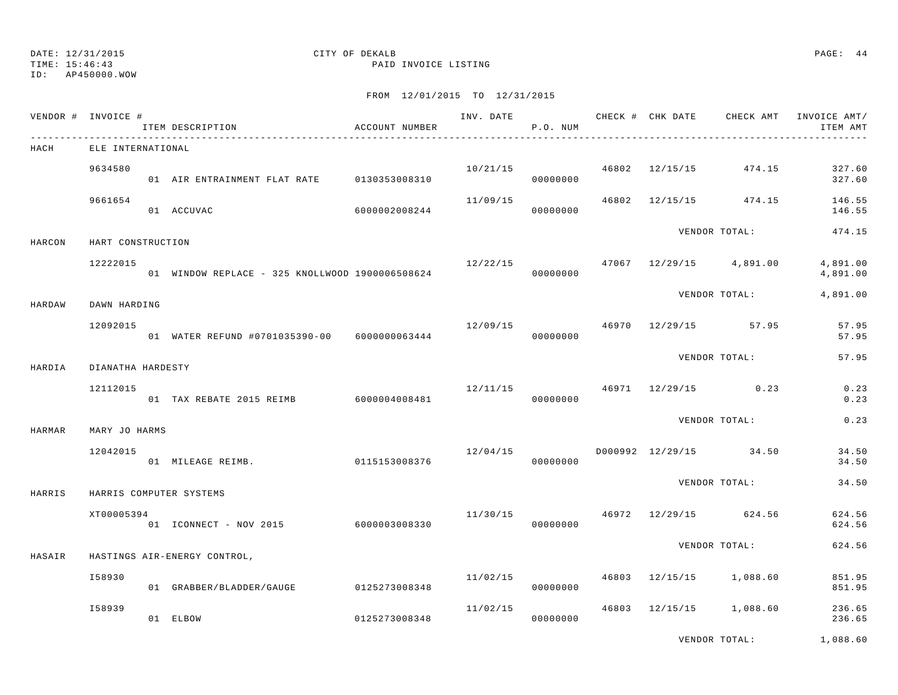DATE: 12/31/2015
TIME: 15:46:43
ID: AP450000.WOW

CITY OF DEKALB
PAID INVOICE LISTING

FROM 12/01/2015 TO 12/31/2015

| VENDOR # | INVOICE # / ITEM DESCRIPTION | ACCOUNT NUMBER | INV. DATE | P.O. NUM | CHECK # | CHK DATE | CHECK AMT | INVOICE AMT/ ITEM AMT |
|---|---|---|---|---|---|---|---|---|
| HACH | ELE INTERNATIONAL | | | | | | | |
| | 9634580 | | 10/21/15 | | 46802 | 12/15/15 | 474.15 | 327.60 |
| | 01 AIR ENTRAINMENT FLAT RATE | 0130353008310 | | 00000000 | | | | 327.60 |
| | 9661654 | | 11/09/15 | | 46802 | 12/15/15 | 474.15 | 146.55 |
| | 01 ACCUVAC | 6000002008244 | | 00000000 | | | | 146.55 |
| | | | | | | VENDOR TOTAL: | | 474.15 |
| HARCON | HART CONSTRUCTION | | | | | | | |
| | 12222015 | | 12/22/15 | | 47067 | 12/29/15 | 4,891.00 | 4,891.00 |
| | 01 WINDOW REPLACE - 325 KNOLLWOOD | 1900006508624 | | 00000000 | | | | 4,891.00 |
| | | | | | | VENDOR TOTAL: | | 4,891.00 |
| HARDAW | DAWN HARDING | | | | | | | |
| | 12092015 | | 12/09/15 | | 46970 | 12/29/15 | 57.95 | 57.95 |
| | 01 WATER REFUND #0701035390-00 | 6000000063444 | | 00000000 | | | | 57.95 |
| | | | | | | VENDOR TOTAL: | | 57.95 |
| HARDIA | DIANATHA HARDESTY | | | | | | | |
| | 12112015 | | 12/11/15 | | 46971 | 12/29/15 | 0.23 | 0.23 |
| | 01 TAX REBATE 2015 REIMB | 6000004008481 | | 00000000 | | | | 0.23 |
| | | | | | | VENDOR TOTAL: | | 0.23 |
| HARMAR | MARY JO HARMS | | | | | | | |
| | 12042015 | | 12/04/15 | | D000992 | 12/29/15 | 34.50 | 34.50 |
| | 01 MILEAGE REIMB. | 0115153008376 | | 00000000 | | | | 34.50 |
| | | | | | | VENDOR TOTAL: | | 34.50 |
| HARRIS | HARRIS COMPUTER SYSTEMS | | | | | | | |
| | XT00005394 | | 11/30/15 | | 46972 | 12/29/15 | 624.56 | 624.56 |
| | 01 ICONNECT - NOV 2015 | 6000003008330 | | 00000000 | | | | 624.56 |
| | | | | | | VENDOR TOTAL: | | 624.56 |
| HASAIR | HASTINGS AIR-ENERGY CONTROL, | | | | | | | |
| | I58930 | | 11/02/15 | | 46803 | 12/15/15 | 1,088.60 | 851.95 |
| | 01 GRABBER/BLADDER/GAUGE | 0125273008348 | | 00000000 | | | | 851.95 |
| | I58939 | | 11/02/15 | | 46803 | 12/15/15 | 1,088.60 | 236.65 |
| | 01 ELBOW | 0125273008348 | | 00000000 | | | | 236.65 |
| | | | | | | VENDOR TOTAL: | | 1,088.60 |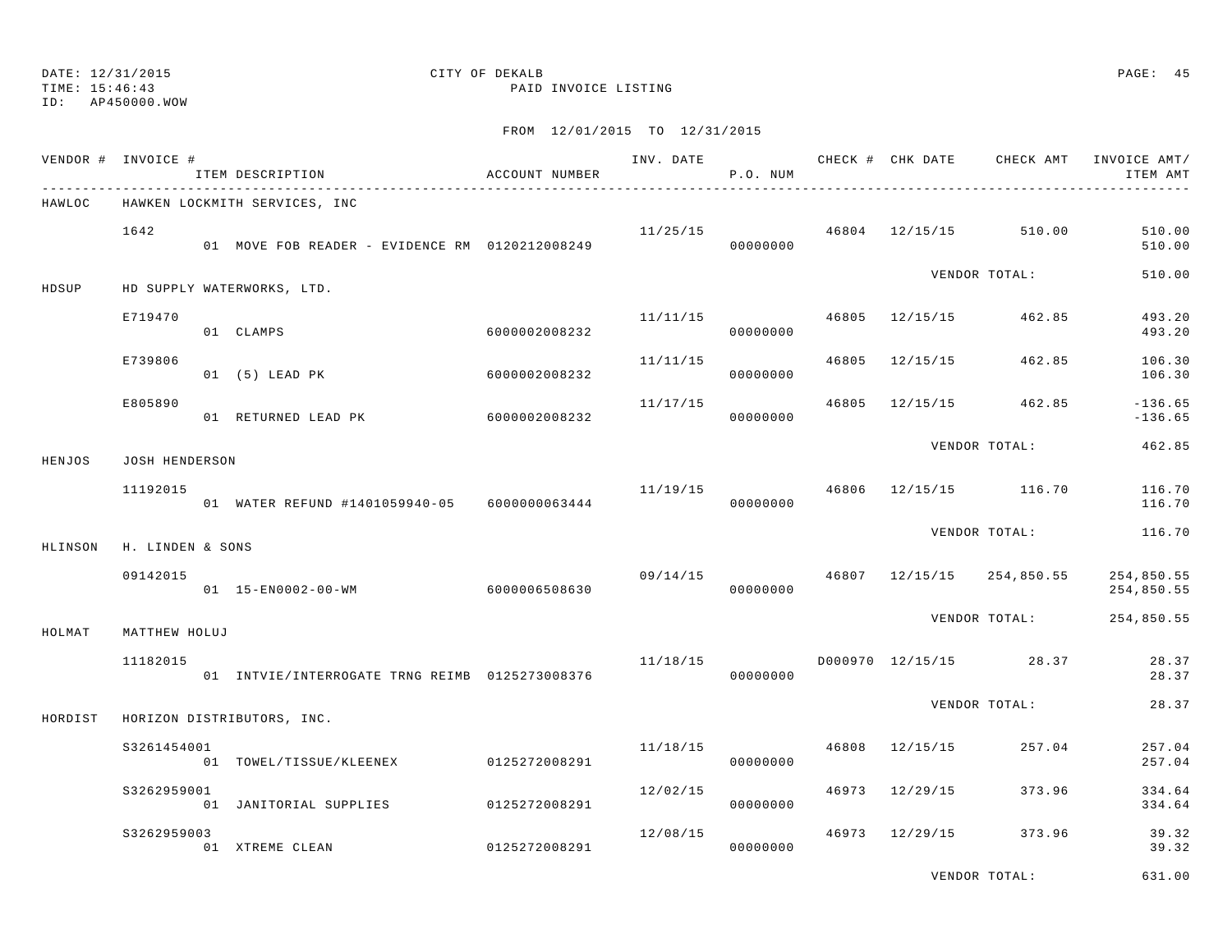DATE: 12/31/2015
TIME: 15:46:43
ID: AP450000.WOW

CITY OF DEKALB
PAID INVOICE LISTING

FROM 12/01/2015 TO 12/31/2015

| VENDOR # | INVOICE # / ITEM DESCRIPTION | ACCOUNT NUMBER | INV. DATE | P.O. NUM | CHECK # | CHK DATE | CHECK AMT | INVOICE AMT/ ITEM AMT |
|---|---|---|---|---|---|---|---|---|
| HAWLOC | HAWKEN LOCKMITH SERVICES, INC | | | | | | | |
| | 1642 | | 11/25/15 | | 46804 | 12/15/15 | 510.00 | 510.00 |
| | 01 MOVE FOB READER - EVIDENCE RM | 0120212008249 | | 00000000 | | | | 510.00 |
| | | | | | | VENDOR TOTAL: | | 510.00 |
| HDSUP | HD SUPPLY WATERWORKS, LTD. | | | | | | | |
| | E719470 | | 11/11/15 | | 46805 | 12/15/15 | 462.85 | 493.20 |
| | 01 CLAMPS | 6000002008232 | | 00000000 | | | | 493.20 |
| | E739806 | | 11/11/15 | | 46805 | 12/15/15 | 462.85 | 106.30 |
| | 01 (5) LEAD PK | 6000002008232 | | 00000000 | | | | 106.30 |
| | E805890 | | 11/17/15 | | 46805 | 12/15/15 | 462.85 | -136.65 |
| | 01 RETURNED LEAD PK | 6000002008232 | | 00000000 | | | | -136.65 |
| | | | | | | VENDOR TOTAL: | | 462.85 |
| HENJOS | JOSH HENDERSON | | | | | | | |
| | 11192015 | | 11/19/15 | | 46806 | 12/15/15 | 116.70 | 116.70 |
| | 01 WATER REFUND #1401059940-05 | 6000000063444 | | 00000000 | | | | 116.70 |
| | | | | | | VENDOR TOTAL: | | 116.70 |
| HLINSON | H. LINDEN & SONS | | | | | | | |
| | 09142015 | | 09/14/15 | | 46807 | 12/15/15 | 254,850.55 | 254,850.55 |
| | 01 15-EN0002-00-WM | 6000006508630 | | 00000000 | | | | 254,850.55 |
| | | | | | | VENDOR TOTAL: | | 254,850.55 |
| HOLMAT | MATTHEW HOLUJ | | | | | | | |
| | 11182015 | | 11/18/15 | | D000970 | 12/15/15 | 28.37 | 28.37 |
| | 01 INTVIE/INTERROGATE TRNG REIMB | 0125273008376 | | 00000000 | | | | 28.37 |
| | | | | | | VENDOR TOTAL: | | 28.37 |
| HORDIST | HORIZON DISTRIBUTORS, INC. | | | | | | | |
| | S3261454001 | | 11/18/15 | | 46808 | 12/15/15 | 257.04 | 257.04 |
| | 01 TOWEL/TISSUE/KLEENEX | 0125272008291 | | 00000000 | | | | 257.04 |
| | S3262959001 | | 12/02/15 | | 46973 | 12/29/15 | 373.96 | 334.64 |
| | 01 JANITORIAL SUPPLIES | 0125272008291 | | 00000000 | | | | 334.64 |
| | S3262959003 | | 12/08/15 | | 46973 | 12/29/15 | 373.96 | 39.32 |
| | 01 XTREME CLEAN | 0125272008291 | | 00000000 | | | | 39.32 |
| | | | | | | VENDOR TOTAL: | | 631.00 |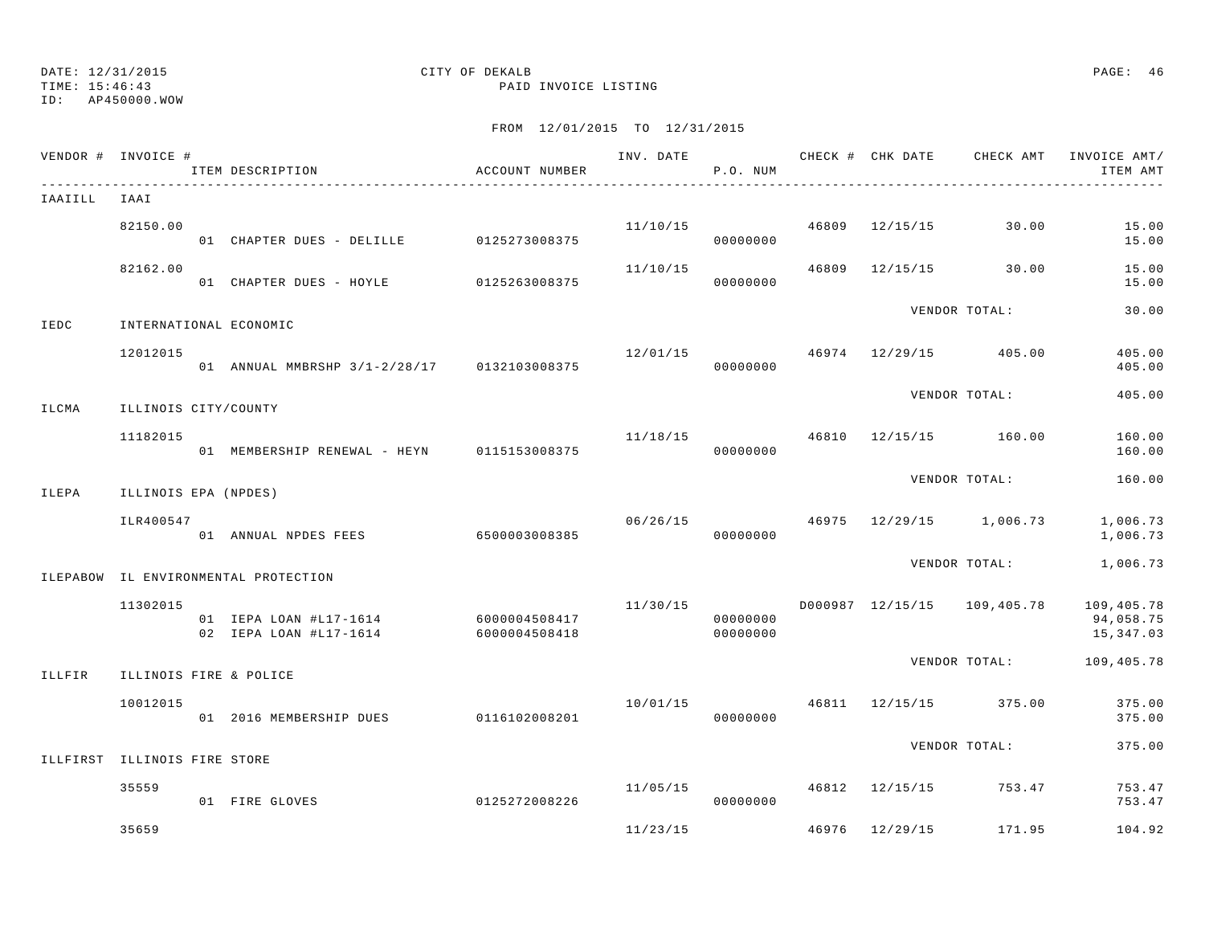DATE: 12/31/2015 CITY OF DEKALB
TIME: 15:46:43 PAID INVOICE LISTING
ID: AP450000.WOW

FROM 12/01/2015 TO 12/31/2015

| VENDOR # | INVOICE # | ITEM DESCRIPTION | ACCOUNT NUMBER | INV. DATE | P.O. NUM | CHECK # | CHK DATE | CHECK AMT | INVOICE AMT/ ITEM AMT |
|---|---|---|---|---|---|---|---|---|---|
| IAAIILL | IAAI | | | | | | | | |
| | 82150.00 | | | 11/10/15 | | 46809 | 12/15/15 | 30.00 | 15.00 |
| | | 01 CHAPTER DUES - DELILLE | 0125273008375 | | 00000000 | | | | 15.00 |
| | 82162.00 | | | 11/10/15 | | 46809 | 12/15/15 | 30.00 | 15.00 |
| | | 01 CHAPTER DUES - HOYLE | 0125263008375 | | 00000000 | | | | 15.00 |
| | | | | | | | VENDOR TOTAL: | | 30.00 |
| IEDC | INTERNATIONAL ECONOMIC | | | | | | | | |
| | 12012015 | | | 12/01/15 | | 46974 | 12/29/15 | 405.00 | 405.00 |
| | | 01 ANNUAL MMBRSHP 3/1-2/28/17 | 0132103008375 | | 00000000 | | | | 405.00 |
| | | | | | | | VENDOR TOTAL: | | 405.00 |
| ILCMA | ILLINOIS CITY/COUNTY | | | | | | | | |
| | 11182015 | | | 11/18/15 | | 46810 | 12/15/15 | 160.00 | 160.00 |
| | | 01 MEMBERSHIP RENEWAL - HEYN | 0115153008375 | | 00000000 | | | | 160.00 |
| | | | | | | | VENDOR TOTAL: | | 160.00 |
| ILEPA | ILLINOIS EPA (NPDES) | | | | | | | | |
| | ILR400547 | | | 06/26/15 | | 46975 | 12/29/15 | 1,006.73 | 1,006.73 |
| | | 01 ANNUAL NPDES FEES | 6500003008385 | | 00000000 | | | | 1,006.73 |
| | | | | | | | VENDOR TOTAL: | | 1,006.73 |
| ILEPABOW | IL ENVIRONMENTAL PROTECTION | | | | | | | | |
| | 11302015 | | | 11/30/15 | | D000987 | 12/15/15 | 109,405.78 | 109,405.78 |
| | | 01 IEPA LOAN #L17-1614 | 6000004508417 | | 00000000 | | | | 94,058.75 |
| | | 02 IEPA LOAN #L17-1614 | 6000004508418 | | 00000000 | | | | 15,347.03 |
| | | | | | | | VENDOR TOTAL: | | 109,405.78 |
| ILLFIR | ILLINOIS FIRE & POLICE | | | | | | | | |
| | 10012015 | | | 10/01/15 | | 46811 | 12/15/15 | 375.00 | 375.00 |
| | | 01 2016 MEMBERSHIP DUES | 0116102008201 | | 00000000 | | | | 375.00 |
| | | | | | | | VENDOR TOTAL: | | 375.00 |
| ILLFIRST | ILLINOIS FIRE STORE | | | | | | | | |
| | 35559 | | | 11/05/15 | | 46812 | 12/15/15 | 753.47 | 753.47 |
| | | 01 FIRE GLOVES | 0125272008226 | | 00000000 | | | | 753.47 |
| | 35659 | | | 11/23/15 | | 46976 | 12/29/15 | 171.95 | 104.92 |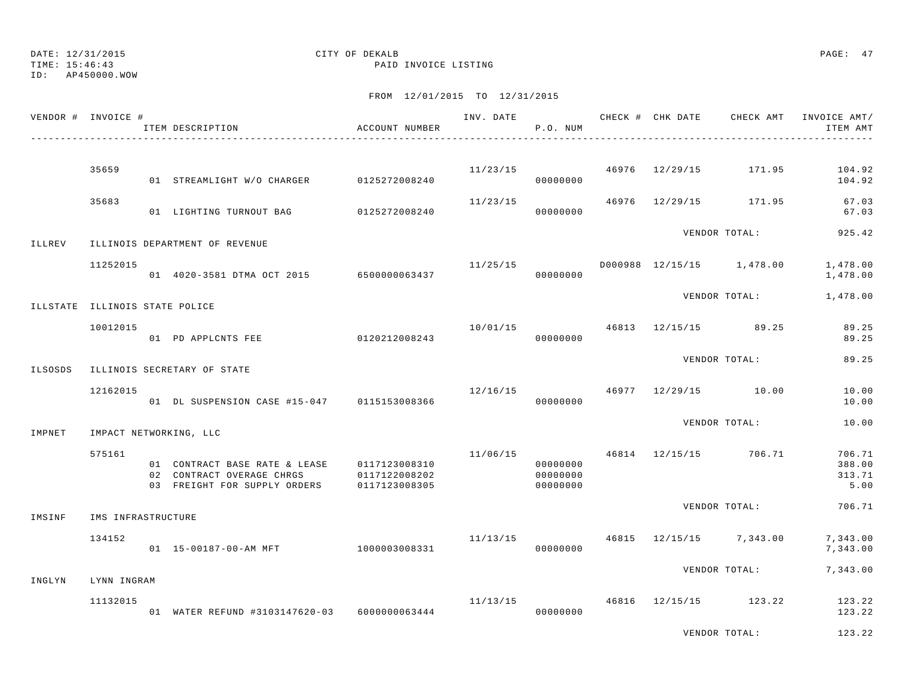DATE: 12/31/2015 CITY OF DEKALB
TIME: 15:46:43 PAID INVOICE LISTING
ID: AP450000.WOW

FROM 12/01/2015 TO 12/31/2015

| VENDOR # | INVOICE # | ITEM DESCRIPTION | ACCOUNT NUMBER | INV. DATE | P.O. NUM | CHECK # | CHK DATE | CHECK AMT | INVOICE AMT/ ITEM AMT |
|---|---|---|---|---|---|---|---|---|---|
| | 35659 | | | 11/23/15 | | 46976 | 12/29/15 | 171.95 | 104.92 |
| | | 01 STREAMLIGHT W/O CHARGER | 0125272008240 | | 00000000 | | | | 104.92 |
| | 35683 | | | 11/23/15 | | 46976 | 12/29/15 | 171.95 | 67.03 |
| | | 01 LIGHTING TURNOUT BAG | 0125272008240 | | 00000000 | | | | 67.03 |
| | | | | | | | VENDOR TOTAL: | | 925.42 |
| ILLREV | ILLINOIS DEPARTMENT OF REVENUE | | | | | | | | |
| | 11252015 | | | 11/25/15 | | D000988 | 12/15/15 | 1,478.00 | 1,478.00 |
| | | 01 4020-3581 DTMA OCT 2015 | 6500000063437 | | 00000000 | | | | 1,478.00 |
| | | | | | | | VENDOR TOTAL: | | 1,478.00 |
| ILLSTATE | ILLINOIS STATE POLICE | | | | | | | | |
| | 10012015 | | | 10/01/15 | | 46813 | 12/15/15 | 89.25 | 89.25 |
| | | 01 PD APPLCNTS FEE | 0120212008243 | | 00000000 | | | | 89.25 |
| | | | | | | | VENDOR TOTAL: | | 89.25 |
| ILSOSDS | ILLINOIS SECRETARY OF STATE | | | | | | | | |
| | 12162015 | | | 12/16/15 | | 46977 | 12/29/15 | 10.00 | 10.00 |
| | | 01 DL SUSPENSION CASE #15-047 | 0115153008366 | | 00000000 | | | | 10.00 |
| | | | | | | | VENDOR TOTAL: | | 10.00 |
| IMPNET | IMPACT NETWORKING, LLC | | | | | | | | |
| | 575161 | | | 11/06/15 | | 46814 | 12/15/15 | 706.71 | 706.71 |
| | | 01 CONTRACT BASE RATE & LEASE | 0117123008310 | | 00000000 | | | | 388.00 |
| | | 02 CONTRACT OVERAGE CHRGS | 0117122008202 | | 00000000 | | | | 313.71 |
| | | 03 FREIGHT FOR SUPPLY ORDERS | 0117123008305 | | 00000000 | | | | 5.00 |
| | | | | | | | VENDOR TOTAL: | | 706.71 |
| IMSINF | IMS INFRASTRUCTURE | | | | | | | | |
| | 134152 | | | 11/13/15 | | 46815 | 12/15/15 | 7,343.00 | 7,343.00 |
| | | 01 15-00187-00-AM MFT | 1000003008331 | | 00000000 | | | | 7,343.00 |
| | | | | | | | VENDOR TOTAL: | | 7,343.00 |
| INGLYN | LYNN INGRAM | | | | | | | | |
| | 11132015 | | | 11/13/15 | | 46816 | 12/15/15 | 123.22 | 123.22 |
| | | 01 WATER REFUND #3103147620-03 | 6000000063444 | | 00000000 | | | | 123.22 |
| | | | | | | | VENDOR TOTAL: | | 123.22 |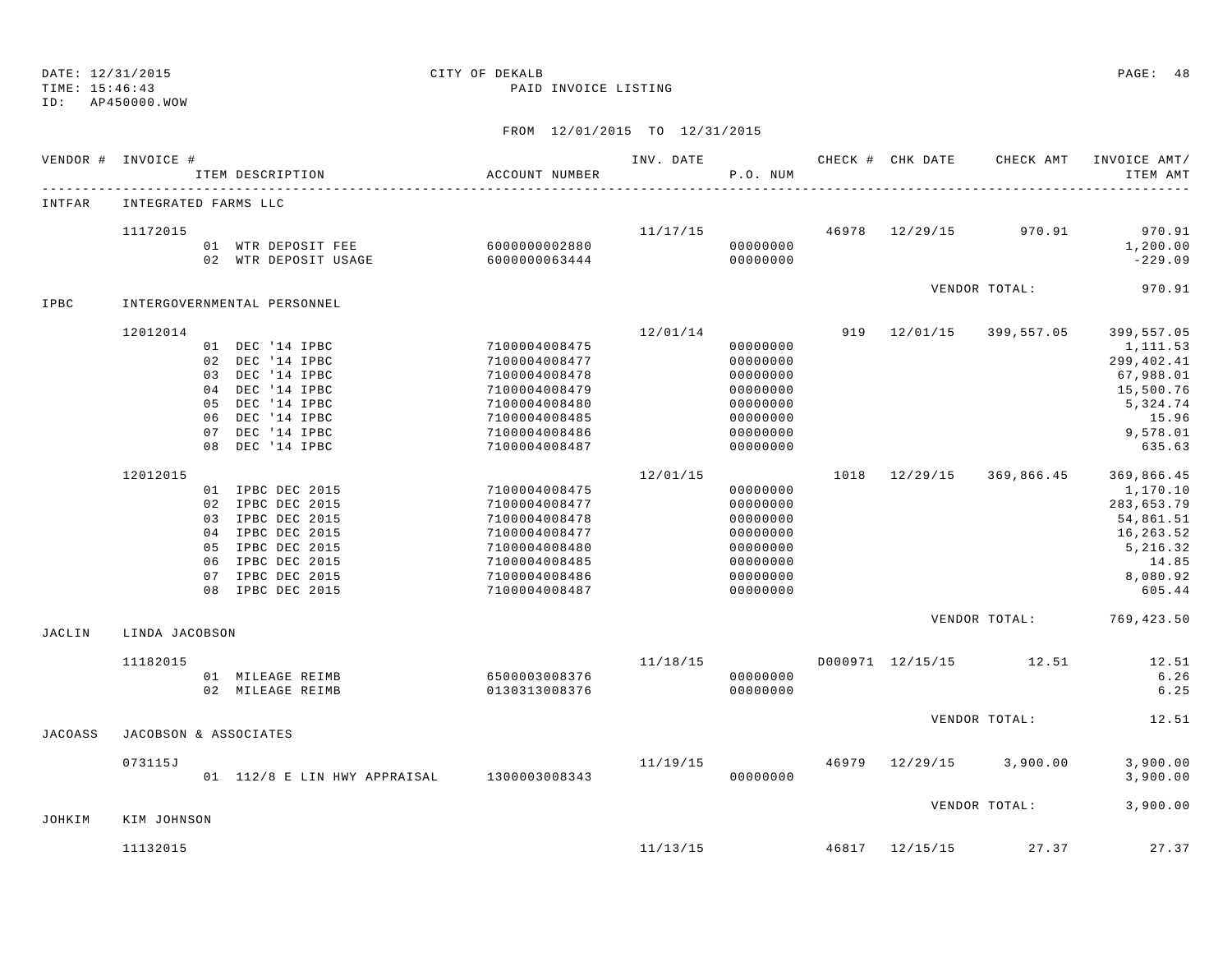DATE: 12/31/2015 CITY OF DEKALB
TIME: 15:46:43 PAID INVOICE LISTING
ID: AP450000.WOW

FROM 12/01/2015 TO 12/31/2015

| VENDOR # | INVOICE # / ITEM DESCRIPTION | ACCOUNT NUMBER | INV. DATE | P.O. NUM | CHECK # | CHK DATE | CHECK AMT | INVOICE AMT/ ITEM AMT |
|---|---|---|---|---|---|---|---|---|
| INTFAR | INTEGRATED FARMS LLC | | | | | | | |
| | 11172015 | | 11/17/15 | | 46978 | 12/29/15 | 970.91 | 970.91 |
| | 01 WTR DEPOSIT FEE | 6000000002880 | | 00000000 | | | | 1,200.00 |
| | 02 WTR DEPOSIT USAGE | 6000000063444 | | 00000000 | | | | -229.09 |
| | | | | | | VENDOR TOTAL: | | 970.91 |
| IPBC | INTERGOVERNMENTAL PERSONNEL | | | | | | | |
| | 12012014 | | 12/01/14 | | 919 | 12/01/15 | 399,557.05 | 399,557.05 |
| | 01 DEC '14 IPBC | 7100004008475 | | 00000000 | | | | 1,111.53 |
| | 02 DEC '14 IPBC | 7100004008477 | | 00000000 | | | | 299,402.41 |
| | 03 DEC '14 IPBC | 7100004008478 | | 00000000 | | | | 67,988.01 |
| | 04 DEC '14 IPBC | 7100004008479 | | 00000000 | | | | 15,500.76 |
| | 05 DEC '14 IPBC | 7100004008480 | | 00000000 | | | | 5,324.74 |
| | 06 DEC '14 IPBC | 7100004008485 | | 00000000 | | | | 15.96 |
| | 07 DEC '14 IPBC | 7100004008486 | | 00000000 | | | | 9,578.01 |
| | 08 DEC '14 IPBC | 7100004008487 | | 00000000 | | | | 635.63 |
| | 12012015 | | 12/01/15 | | 1018 | 12/29/15 | 369,866.45 | 369,866.45 |
| | 01 IPBC DEC 2015 | 7100004008475 | | 00000000 | | | | 1,170.10 |
| | 02 IPBC DEC 2015 | 7100004008477 | | 00000000 | | | | 283,653.79 |
| | 03 IPBC DEC 2015 | 7100004008478 | | 00000000 | | | | 54,861.51 |
| | 04 IPBC DEC 2015 | 7100004008477 | | 00000000 | | | | 16,263.52 |
| | 05 IPBC DEC 2015 | 7100004008480 | | 00000000 | | | | 5,216.32 |
| | 06 IPBC DEC 2015 | 7100004008485 | | 00000000 | | | | 14.85 |
| | 07 IPBC DEC 2015 | 7100004008486 | | 00000000 | | | | 8,080.92 |
| | 08 IPBC DEC 2015 | 7100004008487 | | 00000000 | | | | 605.44 |
| | | | | | | VENDOR TOTAL: | | 769,423.50 |
| JACLIN | LINDA JACOBSON | | | | | | | |
| | 11182015 | | 11/18/15 | | D000971 | 12/15/15 | 12.51 | 12.51 |
| | 01 MILEAGE REIMB | 6500003008376 | | 00000000 | | | | 6.26 |
| | 02 MILEAGE REIMB | 0130313008376 | | 00000000 | | | | 6.25 |
| | | | | | | VENDOR TOTAL: | | 12.51 |
| JACOASS | JACOBSON & ASSOCIATES | | | | | | | |
| | 073115J | | 11/19/15 | | 46979 | 12/29/15 | 3,900.00 | 3,900.00 |
| | 01 112/8 E LIN HWY APPRAISAL | 1300003008343 | | 00000000 | | | | 3,900.00 |
| | | | | | | VENDOR TOTAL: | | 3,900.00 |
| JOHKIM | KIM JOHNSON | | | | | | | |
| | 11132015 | | 11/13/15 | | 46817 | 12/15/15 | 27.37 | 27.37 |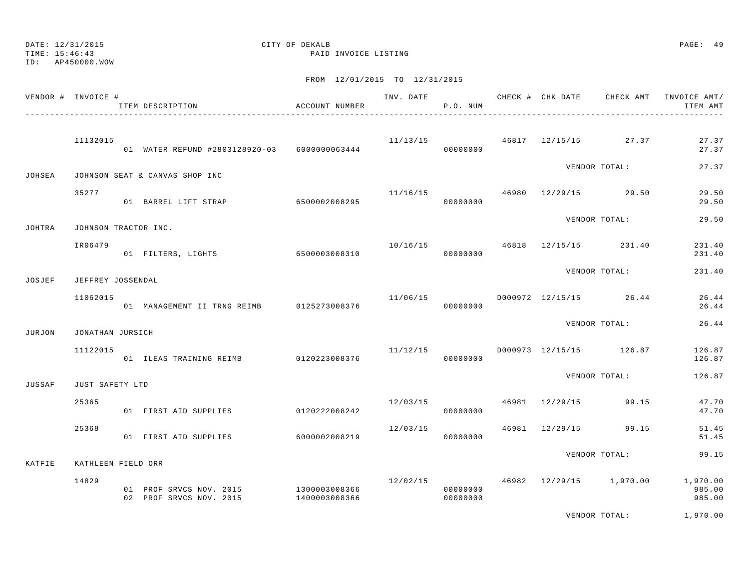DATE: 12/31/2015
TIME: 15:46:43
ID: AP450000.WOW

CITY OF DEKALB
PAID INVOICE LISTING

FROM 12/01/2015 TO 12/31/2015

| VENDOR # | INVOICE # / ITEM DESCRIPTION | ACCOUNT NUMBER | INV. DATE | P.O. NUM | CHECK # | CHK DATE | CHECK AMT | INVOICE AMT/ ITEM AMT |
|---|---|---|---|---|---|---|---|---|
| | 11132015 | | 11/13/15 | | 46817 | 12/15/15 | 27.37 | 27.37 |
| | 01 WATER REFUND #2803128920-03 | 6000000063444 | | 00000000 | | | | 27.37 |
| | | | | | | VENDOR TOTAL: | | 27.37 |
| JOHSEA | JOHNSON SEAT & CANVAS SHOP INC | | | | | | | |
| | 35277 | | 11/16/15 | | 46980 | 12/29/15 | 29.50 | 29.50 |
| | 01 BARREL LIFT STRAP | 6500002008295 | | 00000000 | | | | 29.50 |
| | | | | | | VENDOR TOTAL: | | 29.50 |
| JOHTRA | JOHNSON TRACTOR INC. | | | | | | | |
| | IR06479 | | 10/16/15 | | 46818 | 12/15/15 | 231.40 | 231.40 |
| | 01 FILTERS, LIGHTS | 6500003008310 | | 00000000 | | | | 231.40 |
| | | | | | | VENDOR TOTAL: | | 231.40 |
| JOSJEF | JEFFREY JOSSENDAL | | | | | | | |
| | 11062015 | | 11/06/15 | | D000972 | 12/15/15 | 26.44 | 26.44 |
| | 01 MANAGEMENT II TRNG REIMB | 0125273008376 | | 00000000 | | | | 26.44 |
| | | | | | | VENDOR TOTAL: | | 26.44 |
| JURJON | JONATHAN JURSICH | | | | | | | |
| | 11122015 | | 11/12/15 | | D000973 | 12/15/15 | 126.87 | 126.87 |
| | 01 ILEAS TRAINING REIMB | 0120223008376 | | 00000000 | | | | 126.87 |
| | | | | | | VENDOR TOTAL: | | 126.87 |
| JUSSAF | JUST SAFETY LTD | | | | | | | |
| | 25365 | | 12/03/15 | | 46981 | 12/29/15 | 99.15 | 47.70 |
| | 01 FIRST AID SUPPLIES | 0120222008242 | | 00000000 | | | | 47.70 |
| | 25368 | | 12/03/15 | | 46981 | 12/29/15 | 99.15 | 51.45 |
| | 01 FIRST AID SUPPLIES | 6000002008219 | | 00000000 | | | | 51.45 |
| | | | | | | VENDOR TOTAL: | | 99.15 |
| KATFIE | KATHLEEN FIELD ORR | | | | | | | |
| | 14829 | | 12/02/15 | | 46982 | 12/29/15 | 1,970.00 | 1,970.00 |
| | 01 PROF SRVCS NOV. 2015 | 1300003008366 | | 00000000 | | | | 985.00 |
| | 02 PROF SRVCS NOV. 2015 | 1400003008366 | | 00000000 | | | | 985.00 |
| | | | | | | VENDOR TOTAL: | | 1,970.00 |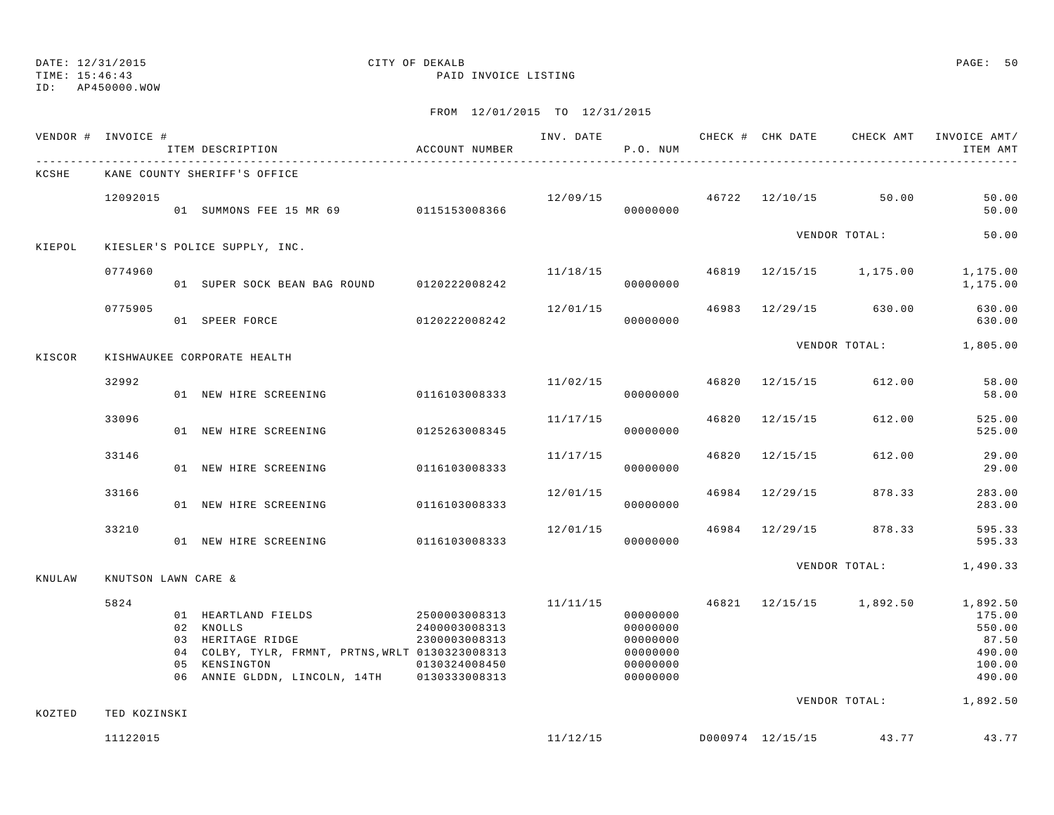DATE: 12/31/2015
TIME: 15:46:43
ID: AP450000.WOW

CITY OF DEKALB
PAID INVOICE LISTING

FROM 12/01/2015 TO 12/31/2015

| VENDOR # | INVOICE # / ITEM DESCRIPTION | ACCOUNT NUMBER | INV. DATE | P.O. NUM | CHECK # | CHK DATE | CHECK AMT | INVOICE AMT/ ITEM AMT |
|---|---|---|---|---|---|---|---|---|
| KCSHE | KANE COUNTY SHERIFF'S OFFICE | | | | | | | |
| | 12092015 | | 12/09/15 | | 46722 | 12/10/15 | 50.00 | 50.00 |
| | 01 SUMMONS FEE 15 MR 69 | 0115153008366 | | 00000000 | | | | 50.00 |
| | | | | | | VENDOR TOTAL: | | 50.00 |
| KIEPOL | KIESLER'S POLICE SUPPLY, INC. | | | | | | | |
| | 0774960 | | 11/18/15 | | 46819 | 12/15/15 | 1,175.00 | 1,175.00 |
| | 01 SUPER SOCK BEAN BAG ROUND | 0120222008242 | | 00000000 | | | | 1,175.00 |
| | 0775905 | | 12/01/15 | | 46983 | 12/29/15 | 630.00 | 630.00 |
| | 01 SPEER FORCE | 0120222008242 | | 00000000 | | | | 630.00 |
| | | | | | | VENDOR TOTAL: | | 1,805.00 |
| KISCOR | KISHWAUKEE CORPORATE HEALTH | | | | | | | |
| | 32992 | | 11/02/15 | | 46820 | 12/15/15 | 612.00 | 58.00 |
| | 01 NEW HIRE SCREENING | 0116103008333 | | 00000000 | | | | 58.00 |
| | 33096 | | 11/17/15 | | 46820 | 12/15/15 | 612.00 | 525.00 |
| | 01 NEW HIRE SCREENING | 0125263008345 | | 00000000 | | | | 525.00 |
| | 33146 | | 11/17/15 | | 46820 | 12/15/15 | 612.00 | 29.00 |
| | 01 NEW HIRE SCREENING | 0116103008333 | | 00000000 | | | | 29.00 |
| | 33166 | | 12/01/15 | | 46984 | 12/29/15 | 878.33 | 283.00 |
| | 01 NEW HIRE SCREENING | 0116103008333 | | 00000000 | | | | 283.00 |
| | 33210 | | 12/01/15 | | 46984 | 12/29/15 | 878.33 | 595.33 |
| | 01 NEW HIRE SCREENING | 0116103008333 | | 00000000 | | | | 595.33 |
| | | | | | | VENDOR TOTAL: | | 1,490.33 |
| KNULAW | KNUTSON LAWN CARE & | | | | | | | |
| | 5824 | | 11/11/15 | | 46821 | 12/15/15 | 1,892.50 | 1,892.50 |
| | 01 HEARTLAND FIELDS | 2500003008313 | | 00000000 | | | | 175.00 |
| | 02 KNOLLS | 2400003008313 | | 00000000 | | | | 550.00 |
| | 03 HERITAGE RIDGE | 2300003008313 | | 00000000 | | | | 87.50 |
| | 04 COLBY, TYLR, FRMNT, PRTNS,WRLT | 0130323008313 | | 00000000 | | | | 490.00 |
| | 05 KENSINGTON | 0130324008450 | | 00000000 | | | | 100.00 |
| | 06 ANNIE GLDDN, LINCOLN, 14TH | 0130333008313 | | 00000000 | | | | 490.00 |
| | | | | | | VENDOR TOTAL: | | 1,892.50 |
| KOZTED | TED KOZINSKI | | | | | | | |
| | 11122015 | | 11/12/15 | | D000974 | 12/15/15 | 43.77 | 43.77 |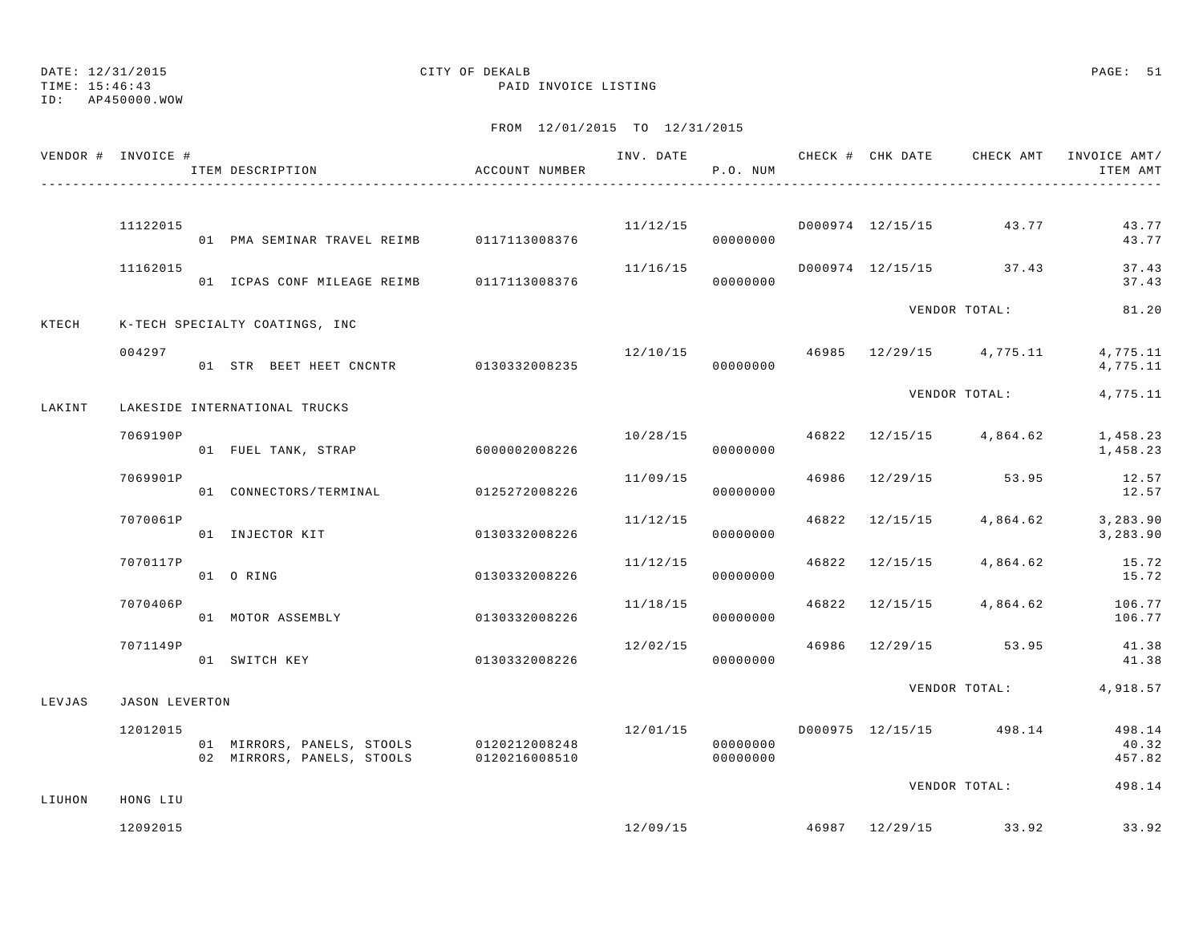DATE: 12/31/2015
TIME: 15:46:43
ID: AP450000.WOW

CITY OF DEKALB
PAID INVOICE LISTING

FROM 12/01/2015 TO 12/31/2015

| VENDOR # | INVOICE # / ITEM DESCRIPTION | ACCOUNT NUMBER | INV. DATE | P.O. NUM | CHECK # | CHK DATE | CHECK AMT | INVOICE AMT/ ITEM AMT |
|---|---|---|---|---|---|---|---|---|
| | 11122015 | | 11/12/15 | | D000974 | 12/15/15 | 43.77 | 43.77 |
| | 01 PMA SEMINAR TRAVEL REIMB | 0117113008376 | | 00000000 | | | | 43.77 |
| | 11162015 | | 11/16/15 | | D000974 | 12/15/15 | 37.43 | 37.43 |
| | 01 ICPAS CONF MILEAGE REIMB | 0117113008376 | | 00000000 | | | | 37.43 |
| | | | | | | VENDOR TOTAL: | | 81.20 |
| KTECH | K-TECH SPECIALTY COATINGS, INC | | | | | | | |
| | 004297 | | 12/10/15 | | 46985 | 12/29/15 | 4,775.11 | 4,775.11 |
| | 01 STR BEET HEET CNCNTR | 0130332008235 | | 00000000 | | | | 4,775.11 |
| | | | | | | VENDOR TOTAL: | | 4,775.11 |
| LAKINT | LAKESIDE INTERNATIONAL TRUCKS | | | | | | | |
| | 7069190P | | 10/28/15 | | 46822 | 12/15/15 | 4,864.62 | 1,458.23 |
| | 01 FUEL TANK, STRAP | 6000002008226 | | 00000000 | | | | 1,458.23 |
| | 7069901P | | 11/09/15 | | 46986 | 12/29/15 | 53.95 | 12.57 |
| | 01 CONNECTORS/TERMINAL | 0125272008226 | | 00000000 | | | | 12.57 |
| | 7070061P | | 11/12/15 | | 46822 | 12/15/15 | 4,864.62 | 3,283.90 |
| | 01 INJECTOR KIT | 0130332008226 | | 00000000 | | | | 3,283.90 |
| | 7070117P | | 11/12/15 | | 46822 | 12/15/15 | 4,864.62 | 15.72 |
| | 01 O RING | 0130332008226 | | 00000000 | | | | 15.72 |
| | 7070406P | | 11/18/15 | | 46822 | 12/15/15 | 4,864.62 | 106.77 |
| | 01 MOTOR ASSEMBLY | 0130332008226 | | 00000000 | | | | 106.77 |
| | 7071149P | | 12/02/15 | | 46986 | 12/29/15 | 53.95 | 41.38 |
| | 01 SWITCH KEY | 0130332008226 | | 00000000 | | | | 41.38 |
| | | | | | | VENDOR TOTAL: | | 4,918.57 |
| LEVJAS | JASON LEVERTON | | | | | | | |
| | 12012015 | | 12/01/15 | | D000975 | 12/15/15 | 498.14 | 498.14 |
| | 01 MIRRORS, PANELS, STOOLS | 0120212008248 | | 00000000 | | | | 40.32 |
| | 02 MIRRORS, PANELS, STOOLS | 0120216008510 | | 00000000 | | | | 457.82 |
| | | | | | | VENDOR TOTAL: | | 498.14 |
| LIUHON | HONG LIU | | | | | | | |
| | 12092015 | | 12/09/15 | | 46987 | 12/29/15 | 33.92 | 33.92 |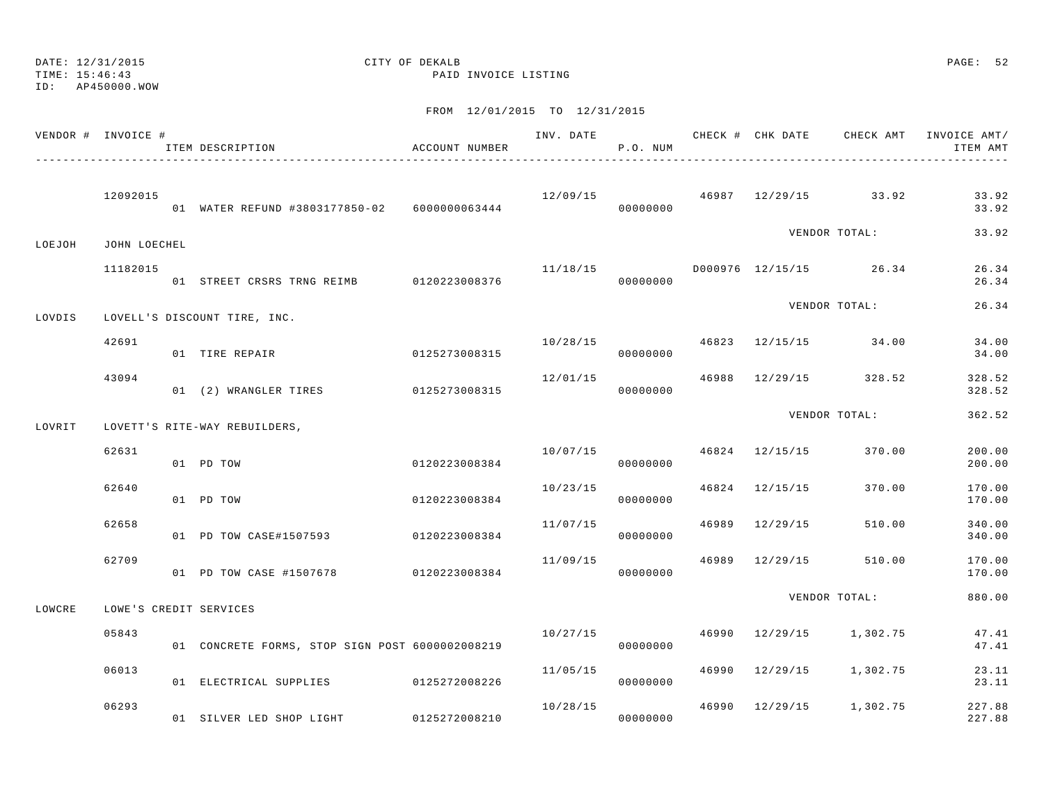DATE: 12/31/2015
TIME: 15:46:43
ID: AP450000.WOW

CITY OF DEKALB
PAID INVOICE LISTING

FROM 12/01/2015 TO 12/31/2015

| VENDOR # | INVOICE # / ITEM DESCRIPTION | ACCOUNT NUMBER | INV. DATE | P.O. NUM | CHECK # | CHK DATE | CHECK AMT | INVOICE AMT/ ITEM AMT |
|---|---|---|---|---|---|---|---|---|
| | 12092015 | | 12/09/15 | | 46987 | 12/29/15 | 33.92 | 33.92 |
| | 01 WATER REFUND #3803177850-02 | 6000000063444 | | 00000000 | | | | 33.92 |
| | | | | | | VENDOR TOTAL: | | 33.92 |
| LOEJOH | JOHN LOECHEL | | | | | | | |
| | 11182015 | | 11/18/15 | | D000976 | 12/15/15 | 26.34 | 26.34 |
| | 01 STREET CRSRS TRNG REIMB | 0120223008376 | | 00000000 | | | | 26.34 |
| | | | | | | VENDOR TOTAL: | | 26.34 |
| LOVDIS | LOVELL'S DISCOUNT TIRE, INC. | | | | | | | |
| | 42691 | | 10/28/15 | | 46823 | 12/15/15 | 34.00 | 34.00 |
| | 01 TIRE REPAIR | 0125273008315 | | 00000000 | | | | 34.00 |
| | 43094 | | 12/01/15 | | 46988 | 12/29/15 | 328.52 | 328.52 |
| | 01 (2) WRANGLER TIRES | 0125273008315 | | 00000000 | | | | 328.52 |
| | | | | | | VENDOR TOTAL: | | 362.52 |
| LOVRIT | LOVETT'S RITE-WAY REBUILDERS, | | | | | | | |
| | 62631 | | 10/07/15 | | 46824 | 12/15/15 | 370.00 | 200.00 |
| | 01 PD TOW | 0120223008384 | | 00000000 | | | | 200.00 |
| | 62640 | | 10/23/15 | | 46824 | 12/15/15 | 370.00 | 170.00 |
| | 01 PD TOW | 0120223008384 | | 00000000 | | | | 170.00 |
| | 62658 | | 11/07/15 | | 46989 | 12/29/15 | 510.00 | 340.00 |
| | 01 PD TOW CASE#1507593 | 0120223008384 | | 00000000 | | | | 340.00 |
| | 62709 | | 11/09/15 | | 46989 | 12/29/15 | 510.00 | 170.00 |
| | 01 PD TOW CASE #1507678 | 0120223008384 | | 00000000 | | | | 170.00 |
| | | | | | | VENDOR TOTAL: | | 880.00 |
| LOWCRE | LOWE'S CREDIT SERVICES | | | | | | | |
| | 05843 | | 10/27/15 | | 46990 | 12/29/15 | 1,302.75 | 47.41 |
| | 01 CONCRETE FORMS, STOP SIGN POST | 6000002008219 | | 00000000 | | | | 47.41 |
| | 06013 | | 11/05/15 | | 46990 | 12/29/15 | 1,302.75 | 23.11 |
| | 01 ELECTRICAL SUPPLIES | 0125272008226 | | 00000000 | | | | 23.11 |
| | 06293 | | 10/28/15 | | 46990 | 12/29/15 | 1,302.75 | 227.88 |
| | 01 SILVER LED SHOP LIGHT | 0125272008210 | | 00000000 | | | | 227.88 |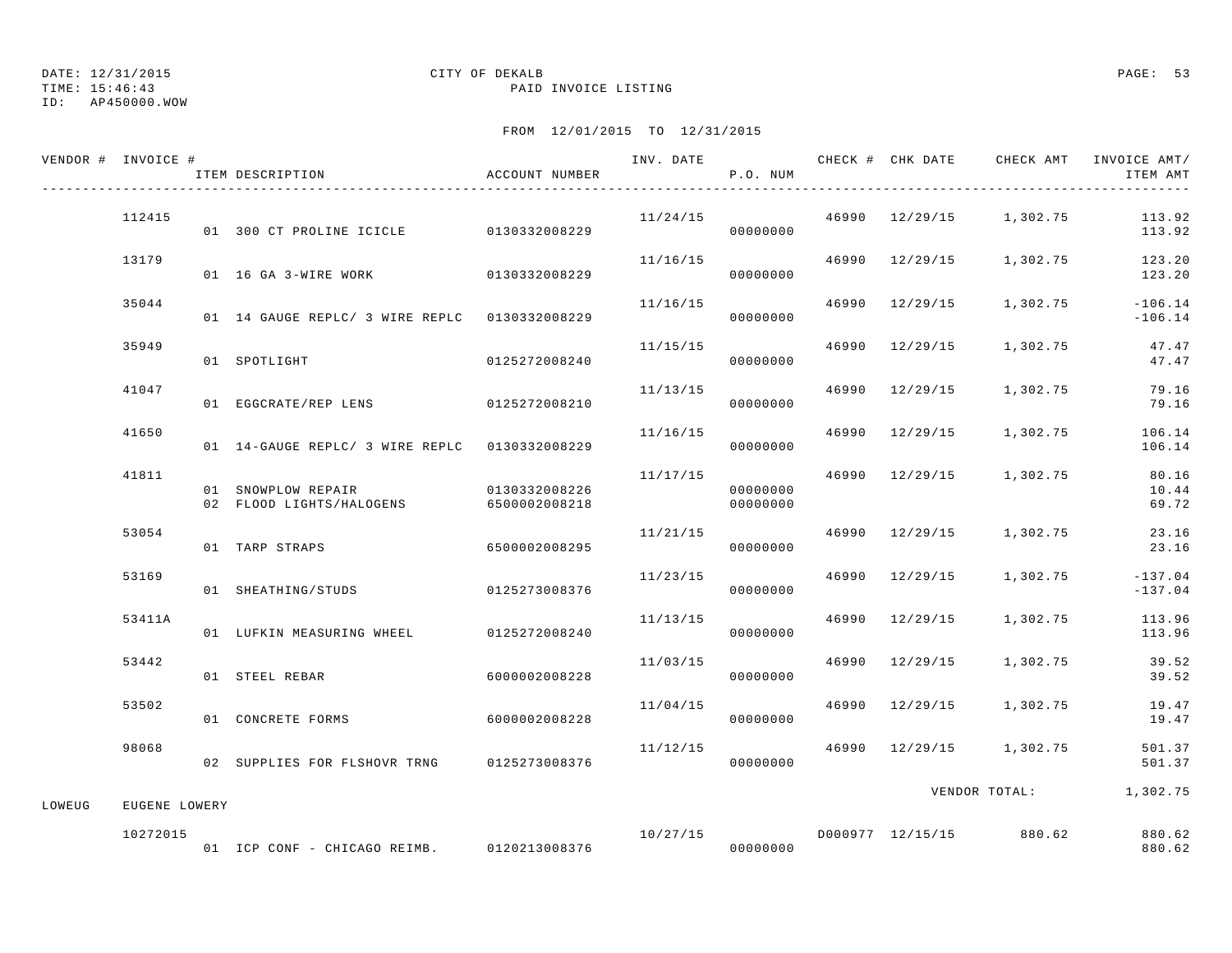DATE: 12/31/2015
TIME: 15:46:43
ID: AP450000.WOW

CITY OF DEKALB
PAID INVOICE LISTING

FROM 12/01/2015 TO 12/31/2015

| VENDOR # | INVOICE # | ITEM DESCRIPTION | ACCOUNT NUMBER | INV. DATE | P.O. NUM | CHECK # | CHK DATE | CHECK AMT | INVOICE AMT/ ITEM AMT |
|---|---|---|---|---|---|---|---|---|---|
| | 112415 | | | 11/24/15 | | 46990 | 12/29/15 | 1,302.75 | 113.92 |
| | | 01 300 CT PROLINE ICICLE | 0130332008229 | | 00000000 | | | | 113.92 |
| | 13179 | | | 11/16/15 | | 46990 | 12/29/15 | 1,302.75 | 123.20 |
| | | 01 16 GA 3-WIRE WORK | 0130332008229 | | 00000000 | | | | 123.20 |
| | 35044 | | | 11/16/15 | | 46990 | 12/29/15 | 1,302.75 | -106.14 |
| | | 01 14 GAUGE REPLC/ 3 WIRE REPLC | 0130332008229 | | 00000000 | | | | -106.14 |
| | 35949 | | | 11/15/15 | | 46990 | 12/29/15 | 1,302.75 | 47.47 |
| | | 01 SPOTLIGHT | 0125272008240 | | 00000000 | | | | 47.47 |
| | 41047 | | | 11/13/15 | | 46990 | 12/29/15 | 1,302.75 | 79.16 |
| | | 01 EGGCRATE/REP LENS | 0125272008210 | | 00000000 | | | | 79.16 |
| | 41650 | | | 11/16/15 | | 46990 | 12/29/15 | 1,302.75 | 106.14 |
| | | 01 14-GAUGE REPLC/ 3 WIRE REPLC | 0130332008229 | | 00000000 | | | | 106.14 |
| | 41811 | | | 11/17/15 | | 46990 | 12/29/15 | 1,302.75 | 80.16 |
| | | 01 SNOWPLOW REPAIR | 0130332008226 | | 00000000 | | | | 10.44 |
| | | 02 FLOOD LIGHTS/HALOGENS | 6500002008218 | | 00000000 | | | | 69.72 |
| | 53054 | | | 11/21/15 | | 46990 | 12/29/15 | 1,302.75 | 23.16 |
| | | 01 TARP STRAPS | 6500002008295 | | 00000000 | | | | 23.16 |
| | 53169 | | | 11/23/15 | | 46990 | 12/29/15 | 1,302.75 | -137.04 |
| | | 01 SHEATHING/STUDS | 0125273008376 | | 00000000 | | | | -137.04 |
| | 53411A | | | 11/13/15 | | 46990 | 12/29/15 | 1,302.75 | 113.96 |
| | | 01 LUFKIN MEASURING WHEEL | 0125272008240 | | 00000000 | | | | 113.96 |
| | 53442 | | | 11/03/15 | | 46990 | 12/29/15 | 1,302.75 | 39.52 |
| | | 01 STEEL REBAR | 6000002008228 | | 00000000 | | | | 39.52 |
| | 53502 | | | 11/04/15 | | 46990 | 12/29/15 | 1,302.75 | 19.47 |
| | | 01 CONCRETE FORMS | 6000002008228 | | 00000000 | | | | 19.47 |
| | 98068 | | | 11/12/15 | | 46990 | 12/29/15 | 1,302.75 | 501.37 |
| | | 02 SUPPLIES FOR FLSHOVR TRNG | 0125273008376 | | 00000000 | | | | 501.37 |
| | | | | | | | | VENDOR TOTAL: | 1,302.75 |
| LOWEUG | EUGENE LOWERY | | | | | | | | |
| | 10272015 | | | 10/27/15 | | D000977 | 12/15/15 | 880.62 | 880.62 |
| | | 01 ICP CONF - CHICAGO REIMB. | 0120213008376 | | 00000000 | | | | 880.62 |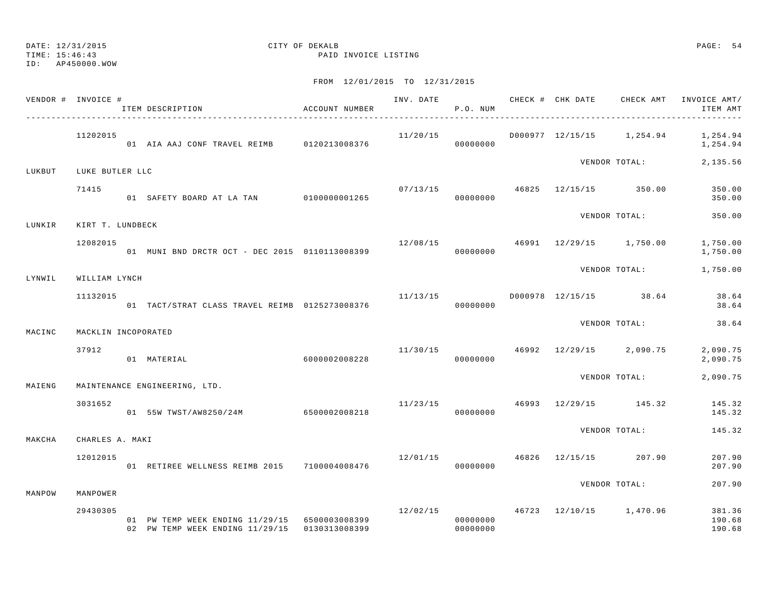DATE: 12/31/2015 CITY OF DEKALB
TIME: 15:46:43 PAID INVOICE LISTING
ID: AP450000.WOW

FROM 12/01/2015 TO 12/31/2015

| VENDOR # | INVOICE # | ITEM DESCRIPTION | ACCOUNT NUMBER | INV. DATE | P.O. NUM | CHECK # | CHK DATE | CHECK AMT | INVOICE AMT/ ITEM AMT |
|---|---|---|---|---|---|---|---|---|---|
| | 11202015 | | | 11/20/15 | | D000977 | 12/15/15 | 1,254.94 | 1,254.94 |
| | | 01 AIA AAJ CONF TRAVEL REIMB | 0120213008376 | | 00000000 | | | | 1,254.94 |
| | | | | | | | VENDOR TOTAL: | | 2,135.56 |
| LUKBUT | LUKE BUTLER LLC | | | | | | | | |
| | 71415 | | | 07/13/15 | | 46825 | 12/15/15 | 350.00 | 350.00 |
| | | 01 SAFETY BOARD AT LA TAN | 0100000001265 | | 00000000 | | | | 350.00 |
| | | | | | | | VENDOR TOTAL: | | 350.00 |
| LUNKIR | KIRT T. LUNDBECK | | | | | | | | |
| | 12082015 | | | 12/08/15 | | 46991 | 12/29/15 | 1,750.00 | 1,750.00 |
| | | 01 MUNI BND DRCTR OCT - DEC 2015 | 0110113008399 | | 00000000 | | | | 1,750.00 |
| | | | | | | | VENDOR TOTAL: | | 1,750.00 |
| LYNWIL | WILLIAM LYNCH | | | | | | | | |
| | 11132015 | | | 11/13/15 | | D000978 | 12/15/15 | 38.64 | 38.64 |
| | | 01 TACT/STRAT CLASS TRAVEL REIMB | 0125273008376 | | 00000000 | | | | 38.64 |
| | | | | | | | VENDOR TOTAL: | | 38.64 |
| MACINC | MACKLIN INCOPORATED | | | | | | | | |
| | 37912 | | | 11/30/15 | | 46992 | 12/29/15 | 2,090.75 | 2,090.75 |
| | | 01 MATERIAL | 6000002008228 | | 00000000 | | | | 2,090.75 |
| | | | | | | | VENDOR TOTAL: | | 2,090.75 |
| MAIENG | MAINTENANCE ENGINEERING, LTD. | | | | | | | | |
| | 3031652 | | | 11/23/15 | | 46993 | 12/29/15 | 145.32 | 145.32 |
| | | 01 55W TWST/AW8250/24M | 6500002008218 | | 00000000 | | | | 145.32 |
| | | | | | | | VENDOR TOTAL: | | 145.32 |
| MAKCHA | CHARLES A. MAKI | | | | | | | | |
| | 12012015 | | | 12/01/15 | | 46826 | 12/15/15 | 207.90 | 207.90 |
| | | 01 RETIREE WELLNESS REIMB 2015 | 7100004008476 | | 00000000 | | | | 207.90 |
| | | | | | | | VENDOR TOTAL: | | 207.90 |
| MANPOW | MANPOWER | | | | | | | | |
| | 29430305 | | | 12/02/15 | | 46723 | 12/10/15 | 1,470.96 | 381.36 |
| | | 01 PW TEMP WEEK ENDING 11/29/15 | 6500003008399 | | 00000000 | | | | 190.68 |
| | | 02 PW TEMP WEEK ENDING 11/29/15 | 0130313008399 | | 00000000 | | | | 190.68 |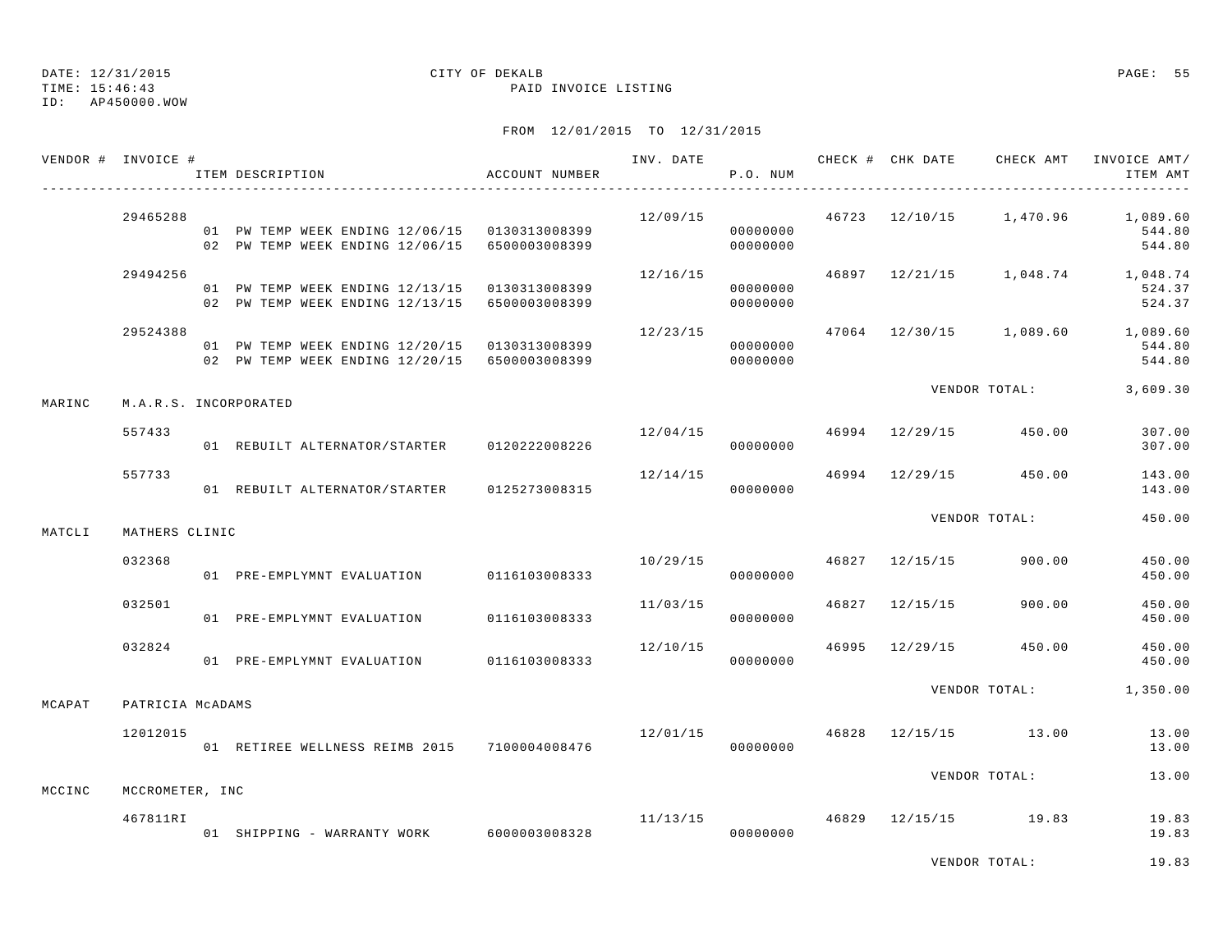DATE: 12/31/2015 CITY OF DEKALB
TIME: 15:46:43 PAID INVOICE LISTING
ID: AP450000.WOW

FROM 12/01/2015 TO 12/31/2015

| VENDOR # | INVOICE # | ITEM DESCRIPTION | ACCOUNT NUMBER | INV. DATE | P.O. NUM | CHECK # | CHK DATE | CHECK AMT | INVOICE AMT/ ITEM AMT |
|---|---|---|---|---|---|---|---|---|---|
| | 29465288 | | | 12/09/15 | | 46723 | 12/10/15 | 1,470.96 | 1,089.60 |
| | | 01 PW TEMP WEEK ENDING 12/06/15 | 0130313008399 | | 00000000 | | | | 544.80 |
| | | 02 PW TEMP WEEK ENDING 12/06/15 | 6500003008399 | | 00000000 | | | | 544.80 |
| | 29494256 | | | 12/16/15 | | 46897 | 12/21/15 | 1,048.74 | 1,048.74 |
| | | 01 PW TEMP WEEK ENDING 12/13/15 | 0130313008399 | | 00000000 | | | | 524.37 |
| | | 02 PW TEMP WEEK ENDING 12/13/15 | 6500003008399 | | 00000000 | | | | 524.37 |
| | 29524388 | | | 12/23/15 | | 47064 | 12/30/15 | 1,089.60 | 1,089.60 |
| | | 01 PW TEMP WEEK ENDING 12/20/15 | 0130313008399 | | 00000000 | | | | 544.80 |
| | | 02 PW TEMP WEEK ENDING 12/20/15 | 6500003008399 | | 00000000 | | | | 544.80 |
| | | | | | | | | VENDOR TOTAL: | 3,609.30 |
| MARINC | M.A.R.S. INCORPORATED | | | | | | | | |
| | 557433 | | | 12/04/15 | | 46994 | 12/29/15 | 450.00 | 307.00 |
| | | 01 REBUILT ALTERNATOR/STARTER | 0120222008226 | | 00000000 | | | | 307.00 |
| | 557733 | | | 12/14/15 | | 46994 | 12/29/15 | 450.00 | 143.00 |
| | | 01 REBUILT ALTERNATOR/STARTER | 0125273008315 | | 00000000 | | | | 143.00 |
| | | | | | | | | VENDOR TOTAL: | 450.00 |
| MATCLI | MATHERS CLINIC | | | | | | | | |
| | 032368 | | | 10/29/15 | | 46827 | 12/15/15 | 900.00 | 450.00 |
| | | 01 PRE-EMPLYMNT EVALUATION | 0116103008333 | | 00000000 | | | | 450.00 |
| | 032501 | | | 11/03/15 | | 46827 | 12/15/15 | 900.00 | 450.00 |
| | | 01 PRE-EMPLYMNT EVALUATION | 0116103008333 | | 00000000 | | | | 450.00 |
| | 032824 | | | 12/10/15 | | 46995 | 12/29/15 | 450.00 | 450.00 |
| | | 01 PRE-EMPLYMNT EVALUATION | 0116103008333 | | 00000000 | | | | 450.00 |
| | | | | | | | | VENDOR TOTAL: | 1,350.00 |
| MCAPAT | PATRICIA McADAMS | | | | | | | | |
| | 12012015 | | | 12/01/15 | | 46828 | 12/15/15 | 13.00 | 13.00 |
| | | 01 RETIREE WELLNESS REIMB 2015 | 7100004008476 | | 00000000 | | | | 13.00 |
| | | | | | | | | VENDOR TOTAL: | 13.00 |
| MCCINC | MCCROMETER, INC | | | | | | | | |
| | 467811RI | | | 11/13/15 | | 46829 | 12/15/15 | 19.83 | 19.83 |
| | | 01 SHIPPING - WARRANTY WORK | 6000003008328 | | 00000000 | | | | 19.83 |
| | | | | | | | | VENDOR TOTAL: | 19.83 |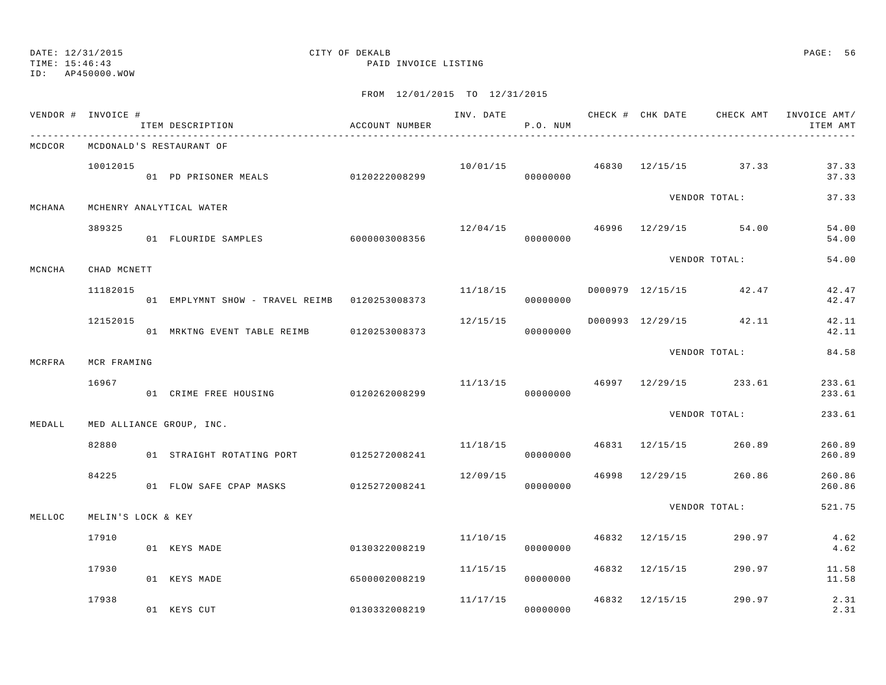DATE: 12/31/2015
TIME: 15:46:43
ID: AP450000.WOW

CITY OF DEKALB
PAID INVOICE LISTING

FROM 12/01/2015 TO 12/31/2015

| VENDOR # | INVOICE # | ITEM DESCRIPTION | ACCOUNT NUMBER | INV. DATE | P.O. NUM | CHECK # | CHK DATE | CHECK AMT | INVOICE AMT/ ITEM AMT |
|---|---|---|---|---|---|---|---|---|---|
| MCDCOR | MCDONALD'S RESTAURANT OF | | | | | | | | |
| | 10012015 | | | 10/01/15 | | 46830 | 12/15/15 | 37.33 | 37.33 |
| | | 01 PD PRISONER MEALS | 0120222008299 | | 00000000 | | | | 37.33 |
| | | | | | | | VENDOR TOTAL: | | 37.33 |
| MCHANA | MCHENRY ANALYTICAL WATER | | | | | | | | |
| | 389325 | | | 12/04/15 | | 46996 | 12/29/15 | 54.00 | 54.00 |
| | | 01 FLOURIDE SAMPLES | 6000003008356 | | 00000000 | | | | 54.00 |
| | | | | | | | VENDOR TOTAL: | | 54.00 |
| MCNCHA | CHAD MCNETT | | | | | | | | |
| | 11182015 | | | 11/18/15 | | D000979 | 12/15/15 | 42.47 | 42.47 |
| | | 01 EMPLYMNT SHOW - TRAVEL REIMB | 0120253008373 | | 00000000 | | | | 42.47 |
| | 12152015 | | | 12/15/15 | | D000993 | 12/29/15 | 42.11 | 42.11 |
| | | 01 MRKTNG EVENT TABLE REIMB | 0120253008373 | | 00000000 | | | | 42.11 |
| | | | | | | | VENDOR TOTAL: | | 84.58 |
| MCRFRA | MCR FRAMING | | | | | | | | |
| | 16967 | | | 11/13/15 | | 46997 | 12/29/15 | 233.61 | 233.61 |
| | | 01 CRIME FREE HOUSING | 0120262008299 | | 00000000 | | | | 233.61 |
| | | | | | | | VENDOR TOTAL: | | 233.61 |
| MEDALL | MED ALLIANCE GROUP, INC. | | | | | | | | |
| | 82880 | | | 11/18/15 | | 46831 | 12/15/15 | 260.89 | 260.89 |
| | | 01 STRAIGHT ROTATING PORT | 0125272008241 | | 00000000 | | | | 260.89 |
| | 84225 | | | 12/09/15 | | 46998 | 12/29/15 | 260.86 | 260.86 |
| | | 01 FLOW SAFE CPAP MASKS | 0125272008241 | | 00000000 | | | | 260.86 |
| | | | | | | | VENDOR TOTAL: | | 521.75 |
| MELLOC | MELIN'S LOCK & KEY | | | | | | | | |
| | 17910 | | | 11/10/15 | | 46832 | 12/15/15 | 290.97 | 4.62 |
| | | 01 KEYS MADE | 0130322008219 | | 00000000 | | | | 4.62 |
| | 17930 | | | 11/15/15 | | 46832 | 12/15/15 | 290.97 | 11.58 |
| | | 01 KEYS MADE | 6500002008219 | | 00000000 | | | | 11.58 |
| | 17938 | | | 11/17/15 | | 46832 | 12/15/15 | 290.97 | 2.31 |
| | | 01 KEYS CUT | 0130332008219 | | 00000000 | | | | 2.31 |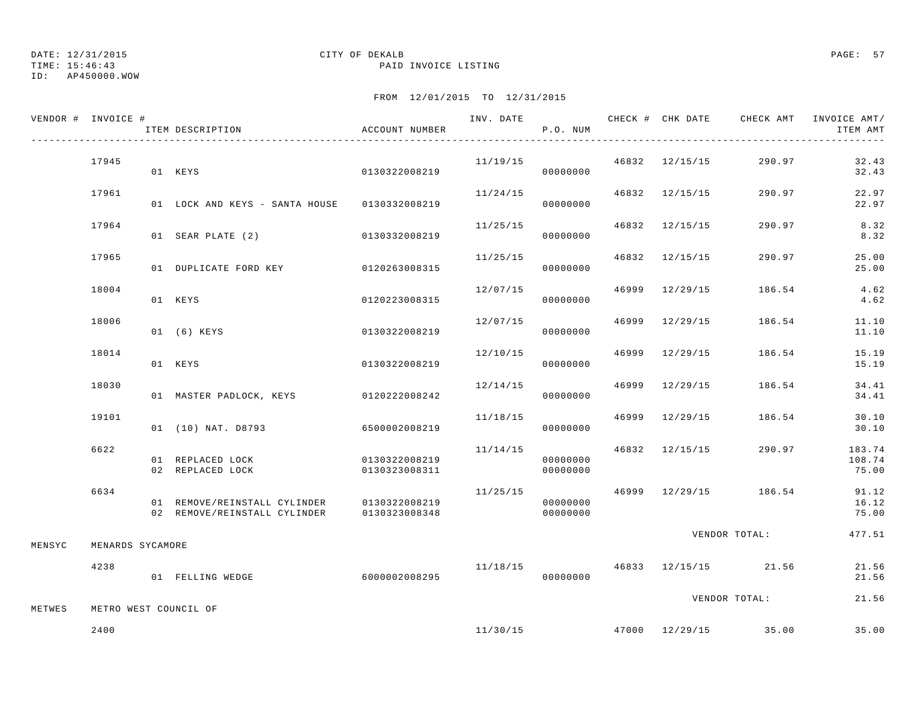DATE: 12/31/2015 CITY OF DEKALB
TIME: 15:46:43 PAID INVOICE LISTING
ID: AP450000.WOW

FROM 12/01/2015 TO 12/31/2015

| VENDOR # | INVOICE # | ITEM DESCRIPTION | ACCOUNT NUMBER | INV. DATE | P.O. NUM | CHECK # | CHK DATE | CHECK AMT | INVOICE AMT/ ITEM AMT |
|---|---|---|---|---|---|---|---|---|---|
| | 17945 | | | 11/19/15 | | 46832 | 12/15/15 | 290.97 | 32.43 |
| | | 01 KEYS | 0130322008219 | | 00000000 | | | | 32.43 |
| | 17961 | | | 11/24/15 | | 46832 | 12/15/15 | 290.97 | 22.97 |
| | | 01 LOCK AND KEYS - SANTA HOUSE | 0130332008219 | | 00000000 | | | | 22.97 |
| | 17964 | | | 11/25/15 | | 46832 | 12/15/15 | 290.97 | 8.32 |
| | | 01 SEAR PLATE (2) | 0130332008219 | | 00000000 | | | | 8.32 |
| | 17965 | | | 11/25/15 | | 46832 | 12/15/15 | 290.97 | 25.00 |
| | | 01 DUPLICATE FORD KEY | 0120263008315 | | 00000000 | | | | 25.00 |
| | 18004 | | | 12/07/15 | | 46999 | 12/29/15 | 186.54 | 4.62 |
| | | 01 KEYS | 0120223008315 | | 00000000 | | | | 4.62 |
| | 18006 | | | 12/07/15 | | 46999 | 12/29/15 | 186.54 | 11.10 |
| | | 01 (6) KEYS | 0130322008219 | | 00000000 | | | | 11.10 |
| | 18014 | | | 12/10/15 | | 46999 | 12/29/15 | 186.54 | 15.19 |
| | | 01 KEYS | 0130322008219 | | 00000000 | | | | 15.19 |
| | 18030 | | | 12/14/15 | | 46999 | 12/29/15 | 186.54 | 34.41 |
| | | 01 MASTER PADLOCK, KEYS | 0120222008242 | | 00000000 | | | | 34.41 |
| | 19101 | | | 11/18/15 | | 46999 | 12/29/15 | 186.54 | 30.10 |
| | | 01 (10) NAT. D8793 | 6500002008219 | | 00000000 | | | | 30.10 |
| | 6622 | | | 11/14/15 | | 46832 | 12/15/15 | 290.97 | 183.74 |
| | | 01 REPLACED LOCK | 0130322008219 | | 00000000 | | | | 108.74 |
| | | 02 REPLACED LOCK | 0130323008311 | | 00000000 | | | | 75.00 |
| | 6634 | | | 11/25/15 | | 46999 | 12/29/15 | 186.54 | 91.12 |
| | | 01 REMOVE/REINSTALL CYLINDER | 0130322008219 | | 00000000 | | | | 16.12 |
| | | 02 REMOVE/REINSTALL CYLINDER | 0130323008348 | | 00000000 | | | | 75.00 |
| | | | | | | | VENDOR TOTAL: | | 477.51 |
| MENSYC | MENARDS SYCAMORE | | | | | | | | |
| | 4238 | | | 11/18/15 | | 46833 | 12/15/15 | 21.56 | 21.56 |
| | | 01 FELLING WEDGE | 6000002008295 | | 00000000 | | | | 21.56 |
| | | | | | | | VENDOR TOTAL: | | 21.56 |
| METWES | METRO WEST COUNCIL OF | | | | | | | | |
| | 2400 | | | 11/30/15 | | 47000 | 12/29/15 | 35.00 | 35.00 |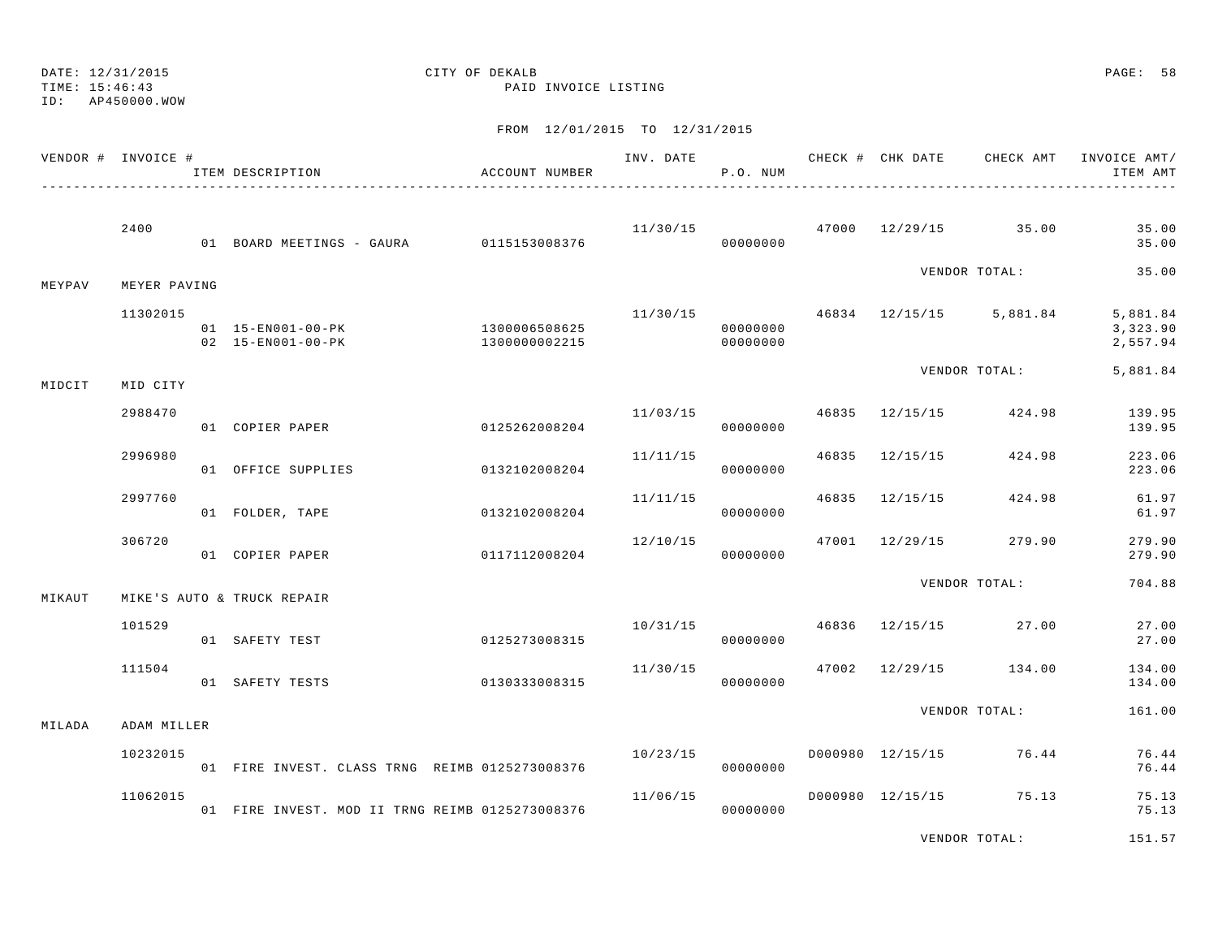DATE: 12/31/2015
TIME: 15:46:43
ID: AP450000.WOW

CITY OF DEKALB
PAID INVOICE LISTING

FROM 12/01/2015 TO 12/31/2015

| VENDOR # | INVOICE # | ITEM DESCRIPTION | ACCOUNT NUMBER | INV. DATE | P.O. NUM | CHECK # | CHK DATE | CHECK AMT | INVOICE AMT/ ITEM AMT |
|---|---|---|---|---|---|---|---|---|---|
| | 2400 | | | 11/30/15 | | 47000 | 12/29/15 | 35.00 | 35.00 |
| | | 01 BOARD MEETINGS - GAURA | 0115153008376 | | 00000000 | | | | 35.00 |
| | | | | | | | VENDOR TOTAL: | | 35.00 |
| MEYPAV | MEYER PAVING | | | | | | | | |
| | 11302015 | | | 11/30/15 | | 46834 | 12/15/15 | 5,881.84 | 5,881.84 |
| | | 01 15-EN001-00-PK | 1300006508625 | | 00000000 | | | | 3,323.90 |
| | | 02 15-EN001-00-PK | 1300000002215 | | 00000000 | | | | 2,557.94 |
| | | | | | | | VENDOR TOTAL: | | 5,881.84 |
| MIDCIT | MID CITY | | | | | | | | |
| | 2988470 | | | 11/03/15 | | 46835 | 12/15/15 | 424.98 | 139.95 |
| | | 01 COPIER PAPER | 0125262008204 | | 00000000 | | | | 139.95 |
| | 2996980 | | | 11/11/15 | | 46835 | 12/15/15 | 424.98 | 223.06 |
| | | 01 OFFICE SUPPLIES | 0132102008204 | | 00000000 | | | | 223.06 |
| | 2997760 | | | 11/11/15 | | 46835 | 12/15/15 | 424.98 | 61.97 |
| | | 01 FOLDER, TAPE | 0132102008204 | | 00000000 | | | | 61.97 |
| | 306720 | | | 12/10/15 | | 47001 | 12/29/15 | 279.90 | 279.90 |
| | | 01 COPIER PAPER | 0117112008204 | | 00000000 | | | | 279.90 |
| | | | | | | | VENDOR TOTAL: | | 704.88 |
| MIKAUT | MIKE'S AUTO & TRUCK REPAIR | | | | | | | | |
| | 101529 | | | 10/31/15 | | 46836 | 12/15/15 | 27.00 | 27.00 |
| | | 01 SAFETY TEST | 0125273008315 | | 00000000 | | | | 27.00 |
| | 111504 | | | 11/30/15 | | 47002 | 12/29/15 | 134.00 | 134.00 |
| | | 01 SAFETY TESTS | 0130333008315 | | 00000000 | | | | 134.00 |
| | | | | | | | VENDOR TOTAL: | | 161.00 |
| MILADA | ADAM MILLER | | | | | | | | |
| | 10232015 | | | 10/23/15 | | D000980 | 12/15/15 | 76.44 | 76.44 |
| | | 01 FIRE INVEST. CLASS TRNG REIMB | 0125273008376 | | 00000000 | | | | 76.44 |
| | 11062015 | | | 11/06/15 | | D000980 | 12/15/15 | 75.13 | 75.13 |
| | | 01 FIRE INVEST. MOD II TRNG REIMB | 0125273008376 | | 00000000 | | | | 75.13 |
| | | | | | | | VENDOR TOTAL: | | 151.57 |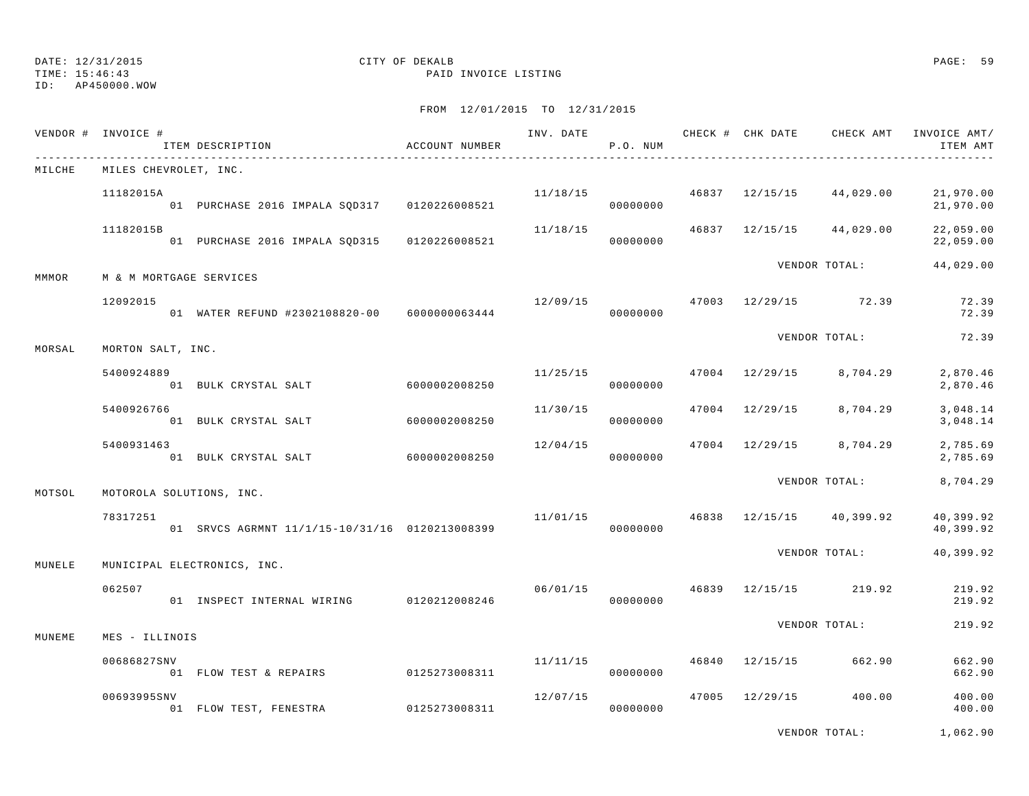DATE: 12/31/2015
TIME: 15:46:43
ID: AP450000.WOW

CITY OF DEKALB
PAID INVOICE LISTING

FROM 12/01/2015 TO 12/31/2015

| VENDOR # | INVOICE # / ITEM DESCRIPTION | ACCOUNT NUMBER | INV. DATE | P.O. NUM | CHECK # | CHK DATE | CHECK AMT | INVOICE AMT/ ITEM AMT |
|---|---|---|---|---|---|---|---|---|
| MILCHE | MILES CHEVROLET, INC. | | | | | | | |
| | 11182015A | | 11/18/15 | | 46837 | 12/15/15 | 44,029.00 | 21,970.00 |
| | 01 PURCHASE 2016 IMPALA SQD317 | 0120226008521 | | 00000000 | | | | 21,970.00 |
| | 11182015B | | 11/18/15 | | 46837 | 12/15/15 | 44,029.00 | 22,059.00 |
| | 01 PURCHASE 2016 IMPALA SQD315 | 0120226008521 | | 00000000 | | | | 22,059.00 |
| | | | | | | VENDOR TOTAL: | | 44,029.00 |
| MMMOR | M & M MORTGAGE SERVICES | | | | | | | |
| | 12092015 | | 12/09/15 | | 47003 | 12/29/15 | 72.39 | 72.39 |
| | 01 WATER REFUND #2302108820-00 | 6000000063444 | | 00000000 | | | | 72.39 |
| | | | | | | VENDOR TOTAL: | | 72.39 |
| MORSAL | MORTON SALT, INC. | | | | | | | |
| | 5400924889 | | 11/25/15 | | 47004 | 12/29/15 | 8,704.29 | 2,870.46 |
| | 01 BULK CRYSTAL SALT | 6000002008250 | | 00000000 | | | | 2,870.46 |
| | 5400926766 | | 11/30/15 | | 47004 | 12/29/15 | 8,704.29 | 3,048.14 |
| | 01 BULK CRYSTAL SALT | 6000002008250 | | 00000000 | | | | 3,048.14 |
| | 5400931463 | | 12/04/15 | | 47004 | 12/29/15 | 8,704.29 | 2,785.69 |
| | 01 BULK CRYSTAL SALT | 6000002008250 | | 00000000 | | | | 2,785.69 |
| | | | | | | VENDOR TOTAL: | | 8,704.29 |
| MOTSOL | MOTOROLA SOLUTIONS, INC. | | | | | | | |
| | 78317251 | | 11/01/15 | | 46838 | 12/15/15 | 40,399.92 | 40,399.92 |
| | 01 SRVCS AGRMNT 11/1/15-10/31/16 | 0120213008399 | | 00000000 | | | | 40,399.92 |
| | | | | | | VENDOR TOTAL: | | 40,399.92 |
| MUNELE | MUNICIPAL ELECTRONICS, INC. | | | | | | | |
| | 062507 | | 06/01/15 | | 46839 | 12/15/15 | 219.92 | 219.92 |
| | 01 INSPECT INTERNAL WIRING | 0120212008246 | | 00000000 | | | | 219.92 |
| | | | | | | VENDOR TOTAL: | | 219.92 |
| MUNEME | MES - ILLINOIS | | | | | | | |
| | 00686827SNV | | 11/11/15 | | 46840 | 12/15/15 | 662.90 | 662.90 |
| | 01 FLOW TEST & REPAIRS | 0125273008311 | | 00000000 | | | | 662.90 |
| | 00693995SNV | | 12/07/15 | | 47005 | 12/29/15 | 400.00 | 400.00 |
| | 01 FLOW TEST, FENESTRA | 0125273008311 | | 00000000 | | | | 400.00 |
| | | | | | | VENDOR TOTAL: | | 1,062.90 |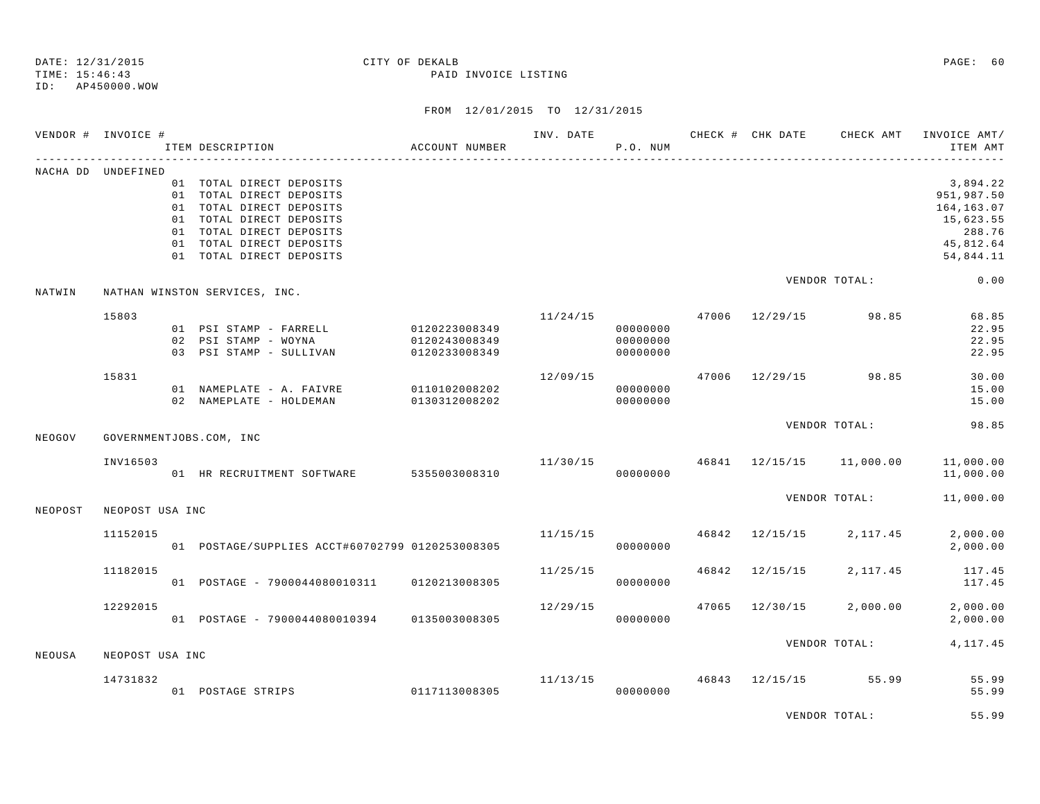DATE: 12/31/2015
TIME: 15:46:43
ID: AP450000.WOW

CITY OF DEKALB
PAID INVOICE LISTING

FROM 12/01/2015 TO 12/31/2015

| VENDOR # | INVOICE # / ITEM DESCRIPTION | ACCOUNT NUMBER | INV. DATE | P.O. NUM | CHECK # | CHK DATE | CHECK AMT | INVOICE AMT/ ITEM AMT |
|---|---|---|---|---|---|---|---|---|
| NACHA DD | UNDEFINED | | | | | | | |
| | 01 TOTAL DIRECT DEPOSITS | | | | | | | 3,894.22 |
| | 01 TOTAL DIRECT DEPOSITS | | | | | | | 951,987.50 |
| | 01 TOTAL DIRECT DEPOSITS | | | | | | | 164,163.07 |
| | 01 TOTAL DIRECT DEPOSITS | | | | | | | 15,623.55 |
| | 01 TOTAL DIRECT DEPOSITS | | | | | | | 288.76 |
| | 01 TOTAL DIRECT DEPOSITS | | | | | | | 45,812.64 |
| | 01 TOTAL DIRECT DEPOSITS | | | | | | | 54,844.11 |
| | | | | | | | VENDOR TOTAL: | 0.00 |
| NATWIN | NATHAN WINSTON SERVICES, INC. | | | | | | | |
| | 15803 | | 11/24/15 | | 47006 | 12/29/15 | 98.85 | 68.85 |
| | 01 PSI STAMP - FARRELL | 0120223008349 | | 00000000 | | | | 22.95 |
| | 02 PSI STAMP - WOYNA | 0120243008349 | | 00000000 | | | | 22.95 |
| | 03 PSI STAMP - SULLIVAN | 0120233008349 | | 00000000 | | | | 22.95 |
| | 15831 | | 12/09/15 | | 47006 | 12/29/15 | 98.85 | 30.00 |
| | 01 NAMEPLATE - A. FAIVRE | 0110102008202 | | 00000000 | | | | 15.00 |
| | 02 NAMEPLATE - HOLDEMAN | 0130312008202 | | 00000000 | | | | 15.00 |
| | | | | | | | VENDOR TOTAL: | 98.85 |
| NEOGOV | GOVERNMENTJOBS.COM, INC | | | | | | | |
| | INV16503 | | 11/30/15 | | 46841 | 12/15/15 | 11,000.00 | 11,000.00 |
| | 01 HR RECRUITMENT SOFTWARE | 5355003008310 | | 00000000 | | | | 11,000.00 |
| | | | | | | | VENDOR TOTAL: | 11,000.00 |
| NEOPOST | NEOPOST USA INC | | | | | | | |
| | 11152015 | | 11/15/15 | | 46842 | 12/15/15 | 2,117.45 | 2,000.00 |
| | 01 POSTAGE/SUPPLIES ACCT#60702799 | 0120253008305 | | 00000000 | | | | 2,000.00 |
| | 11182015 | | 11/25/15 | | 46842 | 12/15/15 | 2,117.45 | 117.45 |
| | 01 POSTAGE - 7900044080010311 | 0120213008305 | | 00000000 | | | | 117.45 |
| | 12292015 | | 12/29/15 | | 47065 | 12/30/15 | 2,000.00 | 2,000.00 |
| | 01 POSTAGE - 7900044080010394 | 0135003008305 | | 00000000 | | | | 2,000.00 |
| | | | | | | | VENDOR TOTAL: | 4,117.45 |
| NEOUSA | NEOPOST USA INC | | | | | | | |
| | 14731832 | | 11/13/15 | | 46843 | 12/15/15 | 55.99 | 55.99 |
| | 01 POSTAGE STRIPS | 0117113008305 | | 00000000 | | | | 55.99 |
| | | | | | | | VENDOR TOTAL: | 55.99 |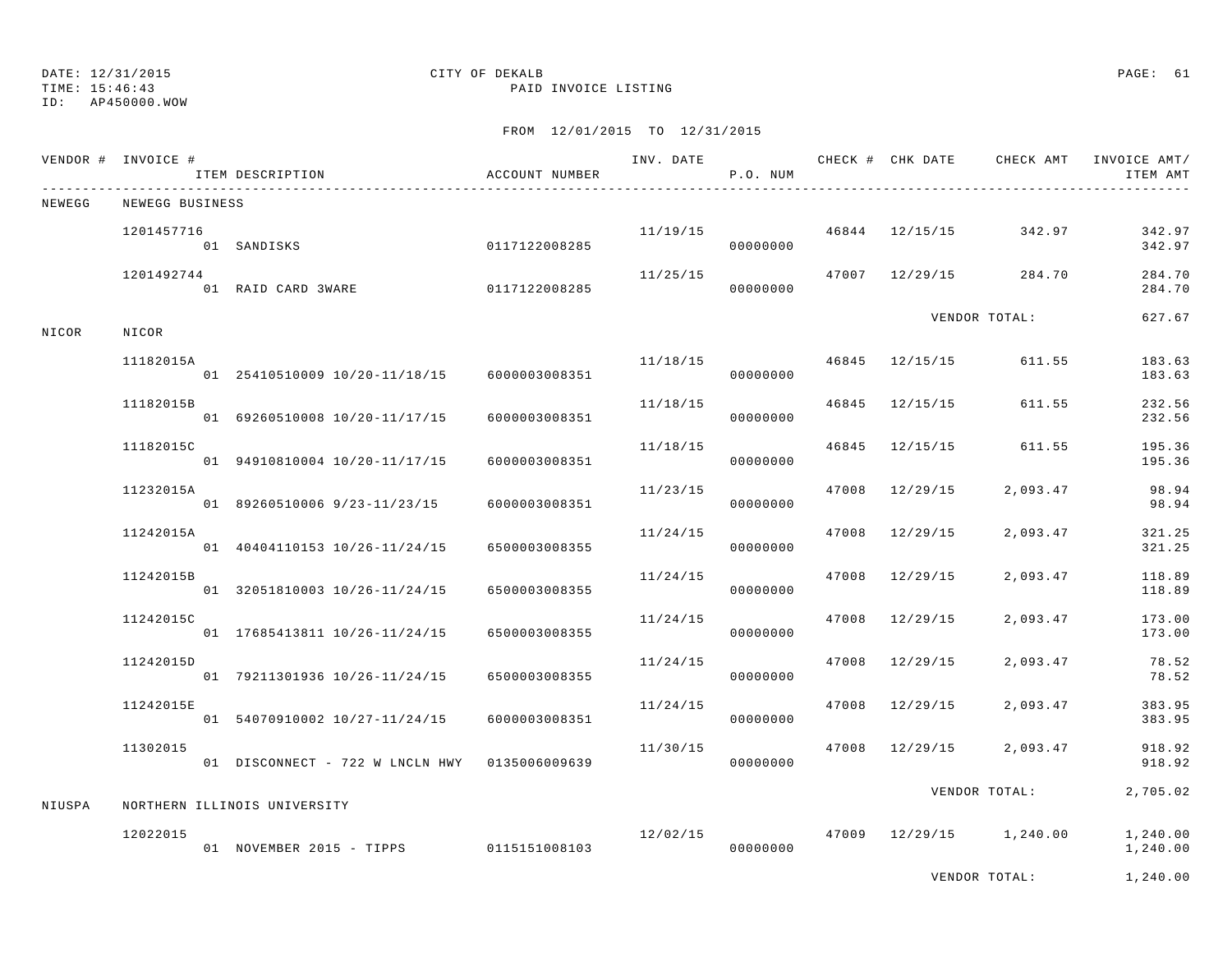DATE: 12/31/2015 CITY OF DEKALB
TIME: 15:46:43 PAID INVOICE LISTING
ID: AP450000.WOW

FROM 12/01/2015 TO 12/31/2015

| VENDOR # | INVOICE # / ITEM DESCRIPTION | ACCOUNT NUMBER | INV. DATE | P.O. NUM | CHECK # | CHK DATE | CHECK AMT | INVOICE AMT/ ITEM AMT |
|---|---|---|---|---|---|---|---|---|
| NEWEGG | NEWEGG BUSINESS | | | | | | | |
| | 1201457716 | | 11/19/15 | | 46844 | 12/15/15 | 342.97 | 342.97 |
| | 01 SANDISKS | 0117122008285 | | 00000000 | | | | 342.97 |
| | 1201492744 | | 11/25/15 | | 47007 | 12/29/15 | 284.70 | 284.70 |
| | 01 RAID CARD 3WARE | 0117122008285 | | 00000000 | | | | 284.70 |
| | | | | | | | VENDOR TOTAL: | 627.67 |
| NICOR | NICOR | | | | | | | |
| | 11182015A | | 11/18/15 | | 46845 | 12/15/15 | 611.55 | 183.63 |
| | 01 25410510009 10/20-11/18/15 | 6000003008351 | | 00000000 | | | | 183.63 |
| | 11182015B | | 11/18/15 | | 46845 | 12/15/15 | 611.55 | 232.56 |
| | 01 69260510008 10/20-11/17/15 | 6000003008351 | | 00000000 | | | | 232.56 |
| | 11182015C | | 11/18/15 | | 46845 | 12/15/15 | 611.55 | 195.36 |
| | 01 94910810004 10/20-11/17/15 | 6000003008351 | | 00000000 | | | | 195.36 |
| | 11232015A | | 11/23/15 | | 47008 | 12/29/15 | 2,093.47 | 98.94 |
| | 01 89260510006 9/23-11/23/15 | 6000003008351 | | 00000000 | | | | 98.94 |
| | 11242015A | | 11/24/15 | | 47008 | 12/29/15 | 2,093.47 | 321.25 |
| | 01 40404110153 10/26-11/24/15 | 6500003008355 | | 00000000 | | | | 321.25 |
| | 11242015B | | 11/24/15 | | 47008 | 12/29/15 | 2,093.47 | 118.89 |
| | 01 32051810003 10/26-11/24/15 | 6500003008355 | | 00000000 | | | | 118.89 |
| | 11242015C | | 11/24/15 | | 47008 | 12/29/15 | 2,093.47 | 173.00 |
| | 01 17685413811 10/26-11/24/15 | 6500003008355 | | 00000000 | | | | 173.00 |
| | 11242015D | | 11/24/15 | | 47008 | 12/29/15 | 2,093.47 | 78.52 |
| | 01 79211301936 10/26-11/24/15 | 6500003008355 | | 00000000 | | | | 78.52 |
| | 11242015E | | 11/24/15 | | 47008 | 12/29/15 | 2,093.47 | 383.95 |
| | 01 54070910002 10/27-11/24/15 | 6000003008351 | | 00000000 | | | | 383.95 |
| | 11302015 | | 11/30/15 | | 47008 | 12/29/15 | 2,093.47 | 918.92 |
| | 01 DISCONNECT - 722 W LNCLN HWY | 0135006009639 | | 00000000 | | | | 918.92 |
| | | | | | | | VENDOR TOTAL: | 2,705.02 |
| NIUSPA | NORTHERN ILLINOIS UNIVERSITY | | | | | | | |
| | 12022015 | | 12/02/15 | | 47009 | 12/29/15 | 1,240.00 | 1,240.00 |
| | 01 NOVEMBER 2015 - TIPPS | 0115151008103 | | 00000000 | | | | 1,240.00 |
| | | | | | | | VENDOR TOTAL: | 1,240.00 |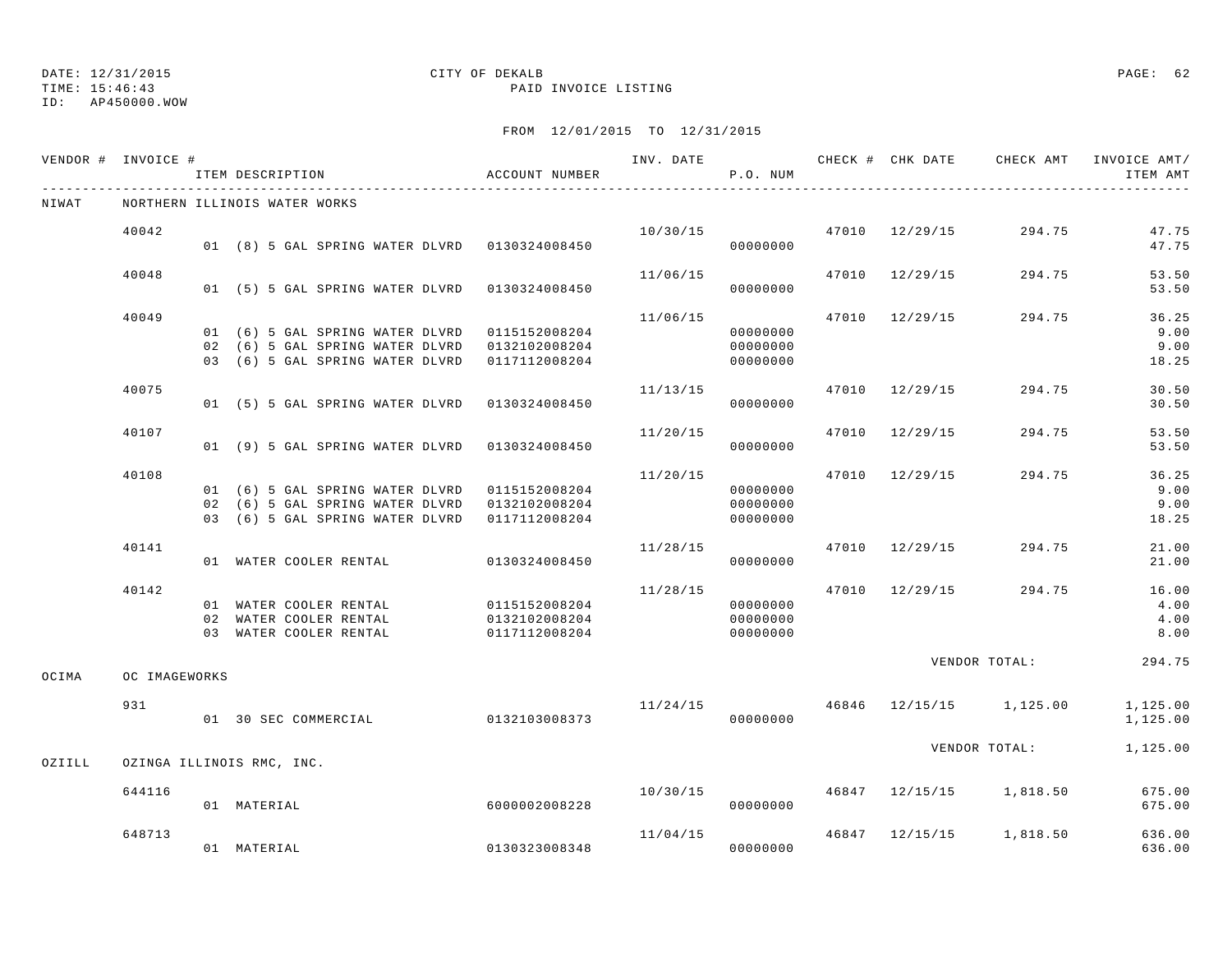DATE: 12/31/2015 CITY OF DEKALB
TIME: 15:46:43 PAID INVOICE LISTING
ID: AP450000.WOW

FROM 12/01/2015 TO 12/31/2015

| VENDOR # | INVOICE # | ITEM DESCRIPTION | ACCOUNT NUMBER | INV. DATE | P.O. NUM | CHECK # | CHK DATE | CHECK AMT | INVOICE AMT/ ITEM AMT |
|---|---|---|---|---|---|---|---|---|---|
| NIWAT | NORTHERN ILLINOIS WATER WORKS | | | | | | | | |
| | 40042 | | | 10/30/15 | | 47010 | 12/29/15 | 294.75 | 47.75 |
| | | 01 (8) 5 GAL SPRING WATER DLVRD | 0130324008450 | | 00000000 | | | | 47.75 |
| | 40048 | | | 11/06/15 | | 47010 | 12/29/15 | 294.75 | 53.50 |
| | | 01 (5) 5 GAL SPRING WATER DLVRD | 0130324008450 | | 00000000 | | | | 53.50 |
| | 40049 | | | 11/06/15 | | 47010 | 12/29/15 | 294.75 | 36.25 |
| | | 01 (6) 5 GAL SPRING WATER DLVRD | 0115152008204 | | 00000000 | | | | 9.00 |
| | | 02 (6) 5 GAL SPRING WATER DLVRD | 0132102008204 | | 00000000 | | | | 9.00 |
| | | 03 (6) 5 GAL SPRING WATER DLVRD | 0117112008204 | | 00000000 | | | | 18.25 |
| | 40075 | | | 11/13/15 | | 47010 | 12/29/15 | 294.75 | 30.50 |
| | | 01 (5) 5 GAL SPRING WATER DLVRD | 0130324008450 | | 00000000 | | | | 30.50 |
| | 40107 | | | 11/20/15 | | 47010 | 12/29/15 | 294.75 | 53.50 |
| | | 01 (9) 5 GAL SPRING WATER DLVRD | 0130324008450 | | 00000000 | | | | 53.50 |
| | 40108 | | | 11/20/15 | | 47010 | 12/29/15 | 294.75 | 36.25 |
| | | 01 (6) 5 GAL SPRING WATER DLVRD | 0115152008204 | | 00000000 | | | | 9.00 |
| | | 02 (6) 5 GAL SPRING WATER DLVRD | 0132102008204 | | 00000000 | | | | 9.00 |
| | | 03 (6) 5 GAL SPRING WATER DLVRD | 0117112008204 | | 00000000 | | | | 18.25 |
| | 40141 | | | 11/28/15 | | 47010 | 12/29/15 | 294.75 | 21.00 |
| | | 01 WATER COOLER RENTAL | 0130324008450 | | 00000000 | | | | 21.00 |
| | 40142 | | | 11/28/15 | | 47010 | 12/29/15 | 294.75 | 16.00 |
| | | 01 WATER COOLER RENTAL | 0115152008204 | | 00000000 | | | | 4.00 |
| | | 02 WATER COOLER RENTAL | 0132102008204 | | 00000000 | | | | 4.00 |
| | | 03 WATER COOLER RENTAL | 0117112008204 | | 00000000 | | | | 8.00 |
| | | | | | | | | VENDOR TOTAL: | 294.75 |
| OCIMA | OC IMAGEWORKS | | | | | | | | |
| | 931 | | | 11/24/15 | | 46846 | 12/15/15 | 1,125.00 | 1,125.00 |
| | | 01 30 SEC COMMERCIAL | 0132103008373 | | 00000000 | | | | 1,125.00 |
| | | | | | | | | VENDOR TOTAL: | 1,125.00 |
| OZIILL | OZINGA ILLINOIS RMC, INC. | | | | | | | | |
| | 644116 | | | 10/30/15 | | 46847 | 12/15/15 | 1,818.50 | 675.00 |
| | | 01 MATERIAL | 6000002008228 | | 00000000 | | | | 675.00 |
| | 648713 | | | 11/04/15 | | 46847 | 12/15/15 | 1,818.50 | 636.00 |
| | | 01 MATERIAL | 0130323008348 | | 00000000 | | | | 636.00 |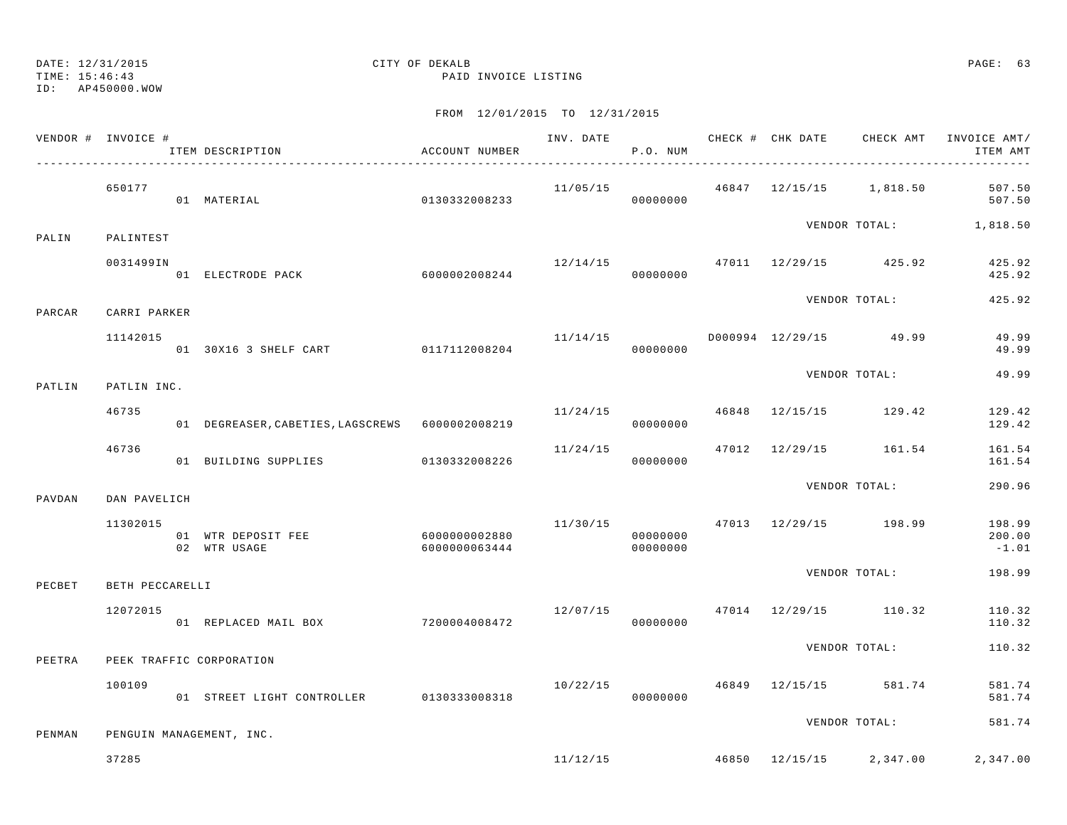DATE: 12/31/2015
TIME: 15:46:43
ID: AP450000.WOW

CITY OF DEKALB
PAID INVOICE LISTING

FROM 12/01/2015 TO 12/31/2015

| VENDOR # | INVOICE # / ITEM DESCRIPTION | ACCOUNT NUMBER | INV. DATE | P.O. NUM | CHECK # | CHK DATE | CHECK AMT | INVOICE AMT/ ITEM AMT |
|---|---|---|---|---|---|---|---|---|
| | 650177 | | 11/05/15 | | 46847 | 12/15/15 | 1,818.50 | 507.50 |
| | 01 MATERIAL | 0130332008233 | | 00000000 | | | | 507.50 |
| | | | | | | VENDOR TOTAL: | | 1,818.50 |
| PALIN | PALINTEST | | | | | | | |
| | 0031499IN | | 12/14/15 | | 47011 | 12/29/15 | 425.92 | 425.92 |
| | 01 ELECTRODE PACK | 6000002008244 | | 00000000 | | | | 425.92 |
| | | | | | | VENDOR TOTAL: | | 425.92 |
| PARCAR | CARRI PARKER | | | | | | | |
| | 11142015 | | 11/14/15 | | D000994 | 12/29/15 | 49.99 | 49.99 |
| | 01 30X16 3 SHELF CART | 0117112008204 | | 00000000 | | | | 49.99 |
| | | | | | | VENDOR TOTAL: | | 49.99 |
| PATLIN | PATLIN INC. | | | | | | | |
| | 46735 | | 11/24/15 | | 46848 | 12/15/15 | 129.42 | 129.42 |
| | 01 DEGREASER,CABETIES,LAGSCREWS | 6000002008219 | | 00000000 | | | | 129.42 |
| | 46736 | | 11/24/15 | | 47012 | 12/29/15 | 161.54 | 161.54 |
| | 01 BUILDING SUPPLIES | 0130332008226 | | 00000000 | | | | 161.54 |
| | | | | | | VENDOR TOTAL: | | 290.96 |
| PAVDAN | DAN PAVELICH | | | | | | | |
| | 11302015 | | 11/30/15 | | 47013 | 12/29/15 | 198.99 | 198.99 |
| | 01 WTR DEPOSIT FEE | 6000000002880 | | 00000000 | | | | 200.00 |
| | 02 WTR USAGE | 6000000063444 | | 00000000 | | | | -1.01 |
| | | | | | | VENDOR TOTAL: | | 198.99 |
| PECBET | BETH PECCARELLI | | | | | | | |
| | 12072015 | | 12/07/15 | | 47014 | 12/29/15 | 110.32 | 110.32 |
| | 01 REPLACED MAIL BOX | 7200004008472 | | 00000000 | | | | 110.32 |
| | | | | | | VENDOR TOTAL: | | 110.32 |
| PEETRA | PEEK TRAFFIC CORPORATION | | | | | | | |
| | 100109 | | 10/22/15 | | 46849 | 12/15/15 | 581.74 | 581.74 |
| | 01 STREET LIGHT CONTROLLER | 0130333008318 | | 00000000 | | | | 581.74 |
| | | | | | | VENDOR TOTAL: | | 581.74 |
| PENMAN | PENGUIN MANAGEMENT, INC. | | | | | | | |
| | 37285 | | 11/12/15 | | 46850 | 12/15/15 | 2,347.00 | 2,347.00 |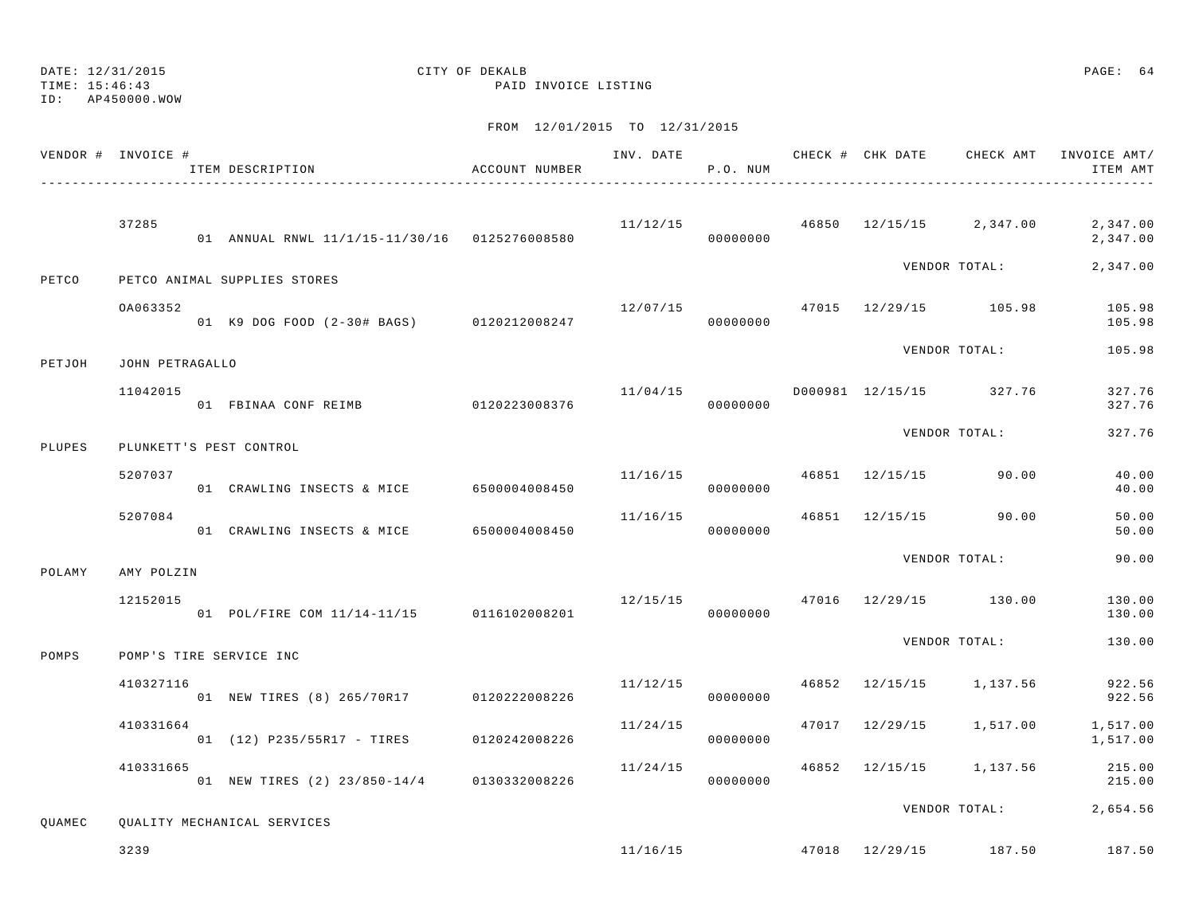DATE: 12/31/2015 CITY OF DEKALB
TIME: 15:46:43 PAID INVOICE LISTING
ID: AP450000.WOW

FROM 12/01/2015 TO 12/31/2015

| VENDOR # | INVOICE # / ITEM DESCRIPTION | ACCOUNT NUMBER | INV. DATE | P.O. NUM | CHECK # | CHK DATE | CHECK AMT | INVOICE AMT/ ITEM AMT |
|---|---|---|---|---|---|---|---|---|
| | 37285 | | 11/12/15 | | 46850 | 12/15/15 | 2,347.00 | 2,347.00 |
| | 01 ANNUAL RNWL 11/1/15-11/30/16 | 0125276008580 | | 00000000 | | | | 2,347.00 |
| | | | | | | VENDOR TOTAL: | | 2,347.00 |
| PETCO | PETCO ANIMAL SUPPLIES STORES | | | | | | | |
| | 0A063352 | | 12/07/15 | | 47015 | 12/29/15 | 105.98 | 105.98 |
| | 01 K9 DOG FOOD (2-30# BAGS) | 0120212008247 | | 00000000 | | | | 105.98 |
| | | | | | | VENDOR TOTAL: | | 105.98 |
| PETJOH | JOHN PETRAGALLO | | | | | | | |
| | 11042015 | | 11/04/15 | | D000981 | 12/15/15 | 327.76 | 327.76 |
| | 01 FBINAA CONF REIMB | 0120223008376 | | 00000000 | | | | 327.76 |
| | | | | | | VENDOR TOTAL: | | 327.76 |
| PLUPES | PLUNKETT'S PEST CONTROL | | | | | | | |
| | 5207037 | | 11/16/15 | | 46851 | 12/15/15 | 90.00 | 40.00 |
| | 01 CRAWLING INSECTS & MICE | 6500004008450 | | 00000000 | | | | 40.00 |
| | 5207084 | | 11/16/15 | | 46851 | 12/15/15 | 90.00 | 50.00 |
| | 01 CRAWLING INSECTS & MICE | 6500004008450 | | 00000000 | | | | 50.00 |
| | | | | | | VENDOR TOTAL: | | 90.00 |
| POLAMY | AMY POLZIN | | | | | | | |
| | 12152015 | | 12/15/15 | | 47016 | 12/29/15 | 130.00 | 130.00 |
| | 01 POL/FIRE COM 11/14-11/15 | 0116102008201 | | 00000000 | | | | 130.00 |
| | | | | | | VENDOR TOTAL: | | 130.00 |
| POMPS | POMP'S TIRE SERVICE INC | | | | | | | |
| | 410327116 | | 11/12/15 | | 46852 | 12/15/15 | 1,137.56 | 922.56 |
| | 01 NEW TIRES (8) 265/70R17 | 0120222008226 | | 00000000 | | | | 922.56 |
| | 410331664 | | 11/24/15 | | 47017 | 12/29/15 | 1,517.00 | 1,517.00 |
| | 01 (12) P235/55R17 - TIRES | 0120242008226 | | 00000000 | | | | 1,517.00 |
| | 410331665 | | 11/24/15 | | 46852 | 12/15/15 | 1,137.56 | 215.00 |
| | 01 NEW TIRES (2) 23/850-14/4 | 0130332008226 | | 00000000 | | | | 215.00 |
| | | | | | | VENDOR TOTAL: | | 2,654.56 |
| QUAMEC | QUALITY MECHANICAL SERVICES | | | | | | | |
| | 3239 | | 11/16/15 | | 47018 | 12/29/15 | 187.50 | 187.50 |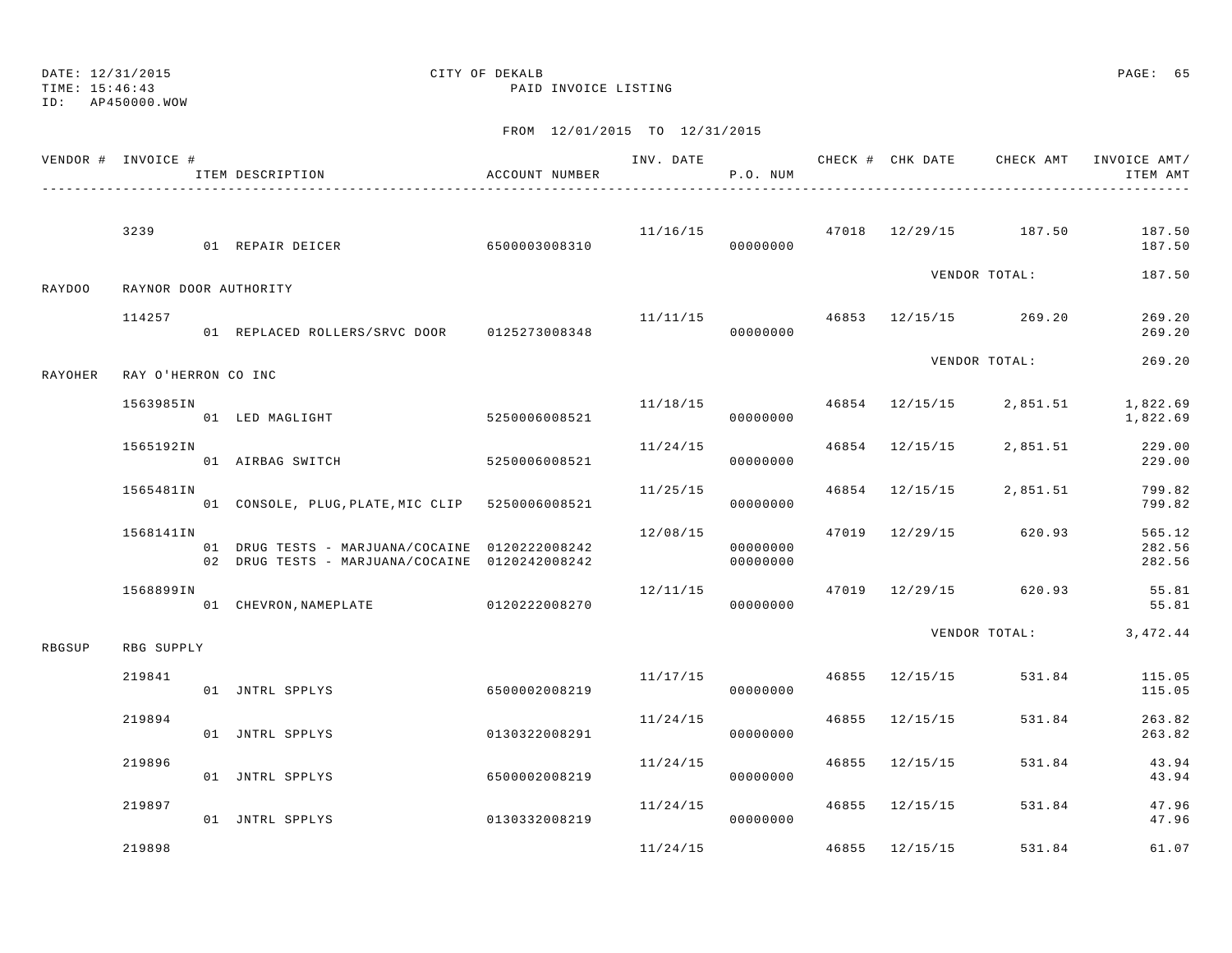DATE: 12/31/2015  
TIME: 15:46:43  
ID: AP450000.WOW

CITY OF DEKALB  
PAID INVOICE LISTING

FROM 12/01/2015 TO 12/31/2015

| VENDOR # | INVOICE # / ITEM DESCRIPTION | ACCOUNT NUMBER | INV. DATE | P.O. NUM | CHECK # | CHK DATE | CHECK AMT | INVOICE AMT/ ITEM AMT |
|---|---|---|---|---|---|---|---|---|
| | 3239 | | 11/16/15 | | 47018 | 12/29/15 | 187.50 | 187.50 |
| | 01 REPAIR DEICER | 6500003008310 | | 00000000 | | | | 187.50 |
| | | | | | | VENDOR TOTAL: | | 187.50 |
| RAYDOO | RAYNOR DOOR AUTHORITY | | | | | | | |
| | 114257 | | 11/11/15 | | 46853 | 12/15/15 | 269.20 | 269.20 |
| | 01 REPLACED ROLLERS/SRVC DOOR | 0125273008348 | | 00000000 | | | | 269.20 |
| | | | | | | VENDOR TOTAL: | | 269.20 |
| RAYOHER | RAY O'HERRON CO INC | | | | | | | |
| | 1563985IN | | 11/18/15 | | 46854 | 12/15/15 | 2,851.51 | 1,822.69 |
| | 01 LED MAGLIGHT | 5250006008521 | | 00000000 | | | | 1,822.69 |
| | 1565192IN | | 11/24/15 | | 46854 | 12/15/15 | 2,851.51 | 229.00 |
| | 01 AIRBAG SWITCH | 5250006008521 | | 00000000 | | | | 229.00 |
| | 1565481IN | | 11/25/15 | | 46854 | 12/15/15 | 2,851.51 | 799.82 |
| | 01 CONSOLE, PLUG,PLATE,MIC CLIP | 5250006008521 | | 00000000 | | | | 799.82 |
| | 1568141IN | | 12/08/15 | | 47019 | 12/29/15 | 620.93 | 565.12 |
| | 01 DRUG TESTS - MARJUANA/COCAINE | 0120222008242 | | 00000000 | | | | 282.56 |
| | 02 DRUG TESTS - MARJUANA/COCAINE | 0120242008242 | | 00000000 | | | | 282.56 |
| | 1568899IN | | 12/11/15 | | 47019 | 12/29/15 | 620.93 | 55.81 |
| | 01 CHEVRON,NAMEPLATE | 0120222008270 | | 00000000 | | | | 55.81 |
| | | | | | | VENDOR TOTAL: | | 3,472.44 |
| RBGSUP | RBG SUPPLY | | | | | | | |
| | 219841 | | 11/17/15 | | 46855 | 12/15/15 | 531.84 | 115.05 |
| | 01 JNTRL SPPLYS | 6500002008219 | | 00000000 | | | | 115.05 |
| | 219894 | | 11/24/15 | | 46855 | 12/15/15 | 531.84 | 263.82 |
| | 01 JNTRL SPPLYS | 0130322008291 | | 00000000 | | | | 263.82 |
| | 219896 | | 11/24/15 | | 46855 | 12/15/15 | 531.84 | 43.94 |
| | 01 JNTRL SPPLYS | 6500002008219 | | 00000000 | | | | 43.94 |
| | 219897 | | 11/24/15 | | 46855 | 12/15/15 | 531.84 | 47.96 |
| | 01 JNTRL SPPLYS | 0130332008219 | | 00000000 | | | | 47.96 |
| | 219898 | | 11/24/15 | | 46855 | 12/15/15 | 531.84 | 61.07 |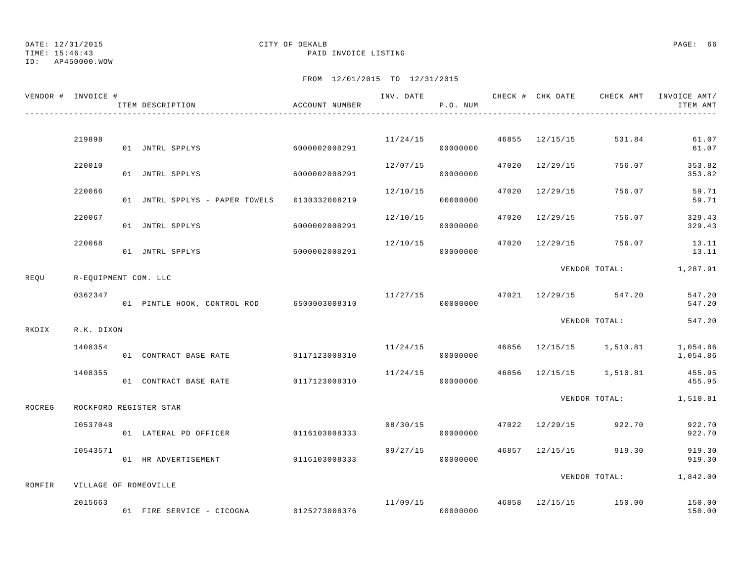DATE: 12/31/2015 CITY OF DEKALB
TIME: 15:46:43 PAID INVOICE LISTING
ID: AP450000.WOW

FROM 12/01/2015 TO 12/31/2015

| VENDOR # | INVOICE # / ITEM DESCRIPTION | ACCOUNT NUMBER | INV. DATE | P.O. NUM | CHECK # | CHK DATE | CHECK AMT | INVOICE AMT/ ITEM AMT |
|---|---|---|---|---|---|---|---|---|
| | 219898 | | 11/24/15 | | 46855 | 12/15/15 | 531.84 | 61.07 |
| | 01 JNTRL SPPLYS | 6000002008291 | | 00000000 | | | | 61.07 |
| | 220010 | | 12/07/15 | | 47020 | 12/29/15 | 756.07 | 353.82 |
| | 01 JNTRL SPPLYS | 6000002008291 | | 00000000 | | | | 353.82 |
| | 220066 | | 12/10/15 | | 47020 | 12/29/15 | 756.07 | 59.71 |
| | 01 JNTRL SPPLYS - PAPER TOWELS | 0130332008219 | | 00000000 | | | | 59.71 |
| | 220067 | | 12/10/15 | | 47020 | 12/29/15 | 756.07 | 329.43 |
| | 01 JNTRL SPPLYS | 6000002008291 | | 00000000 | | | | 329.43 |
| | 220068 | | 12/10/15 | | 47020 | 12/29/15 | 756.07 | 13.11 |
| | 01 JNTRL SPPLYS | 6000002008291 | | 00000000 | | | | 13.11 |
| | | | | | | | VENDOR TOTAL: | 1,287.91 |
| REQU | R-EQUIPMENT COM. LLC | | | | | | | |
| | 0362347 | | 11/27/15 | | 47021 | 12/29/15 | 547.20 | 547.20 |
| | 01 PINTLE HOOK, CONTROL ROD | 6500003008310 | | 00000000 | | | | 547.20 |
| | | | | | | | VENDOR TOTAL: | 547.20 |
| RKDIX | R.K. DIXON | | | | | | | |
| | 1408354 | | 11/24/15 | | 46856 | 12/15/15 | 1,510.81 | 1,054.86 |
| | 01 CONTRACT BASE RATE | 0117123008310 | | 00000000 | | | | 1,054.86 |
| | 1408355 | | 11/24/15 | | 46856 | 12/15/15 | 1,510.81 | 455.95 |
| | 01 CONTRACT BASE RATE | 0117123008310 | | 00000000 | | | | 455.95 |
| | | | | | | | VENDOR TOTAL: | 1,510.81 |
| ROCREG | ROCKFORD REGISTER STAR | | | | | | | |
| | I0537048 | | 08/30/15 | | 47022 | 12/29/15 | 922.70 | 922.70 |
| | 01 LATERAL PD OFFICER | 0116103008333 | | 00000000 | | | | 922.70 |
| | I0543571 | | 09/27/15 | | 46857 | 12/15/15 | 919.30 | 919.30 |
| | 01 HR ADVERTISEMENT | 0116103008333 | | 00000000 | | | | 919.30 |
| | | | | | | | VENDOR TOTAL: | 1,842.00 |
| ROMFIR | VILLAGE OF ROMEOVILLE | | | | | | | |
| | 2015663 | | 11/09/15 | | 46858 | 12/15/15 | 150.00 | 150.00 |
| | 01 FIRE SERVICE - CICOGNA | 0125273008376 | | 00000000 | | | | 150.00 |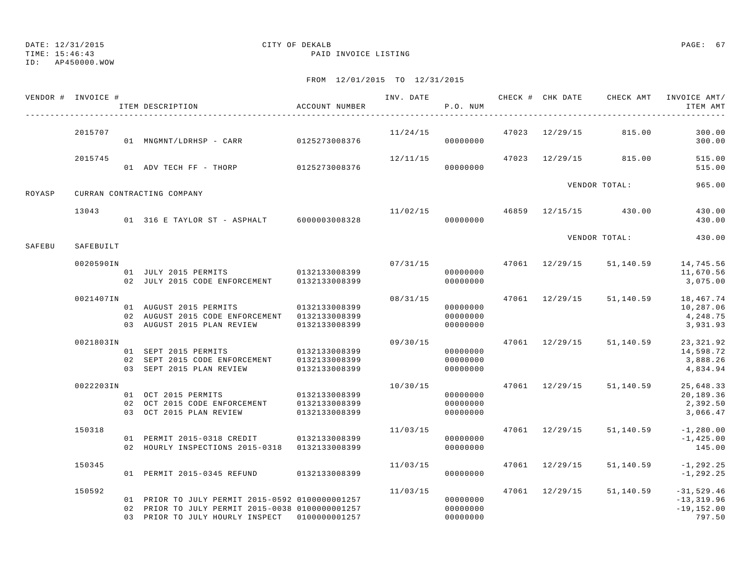DATE: 12/31/2015 CITY OF DEKALB
TIME: 15:46:43 PAID INVOICE LISTING
ID: AP450000.WOW

FROM 12/01/2015 TO 12/31/2015

| VENDOR # | INVOICE # | ITEM DESCRIPTION | ACCOUNT NUMBER | INV. DATE | P.O. NUM | CHECK # | CHK DATE | CHECK AMT | INVOICE AMT/ ITEM AMT |
|---|---|---|---|---|---|---|---|---|---|
| | 2015707 | | | 11/24/15 | | 47023 | 12/29/15 | 815.00 | 300.00 |
| | | 01 MNGMNT/LDRHSP - CARR | 0125273008376 | | 00000000 | | | | 300.00 |
| | 2015745 | | | 12/11/15 | | 47023 | 12/29/15 | 815.00 | 515.00 |
| | | 01 ADV TECH FF - THORP | 0125273008376 | | 00000000 | | | | 515.00 |
| | | | | | | | VENDOR TOTAL: | | 965.00 |
| ROYASP | CURRAN CONTRACTING COMPANY | | | | | | | | |
| | 13043 | | | 11/02/15 | | 46859 | 12/15/15 | 430.00 | 430.00 |
| | | 01 316 E TAYLOR ST - ASPHALT | 6000003008328 | | 00000000 | | | | 430.00 |
| | | | | | | | VENDOR TOTAL: | | 430.00 |
| SAFEBU | SAFEBUILT | | | | | | | | |
| | 0020590IN | | | 07/31/15 | | 47061 | 12/29/15 | 51,140.59 | 14,745.56 |
| | | 01 JULY 2015 PERMITS | 0132133008399 | | 00000000 | | | | 11,670.56 |
| | | 02 JULY 2015 CODE ENFORCEMENT | 0132133008399 | | 00000000 | | | | 3,075.00 |
| | 0021407IN | | | 08/31/15 | | 47061 | 12/29/15 | 51,140.59 | 18,467.74 |
| | | 01 AUGUST 2015 PERMITS | 0132133008399 | | 00000000 | | | | 10,287.06 |
| | | 02 AUGUST 2015 CODE ENFORCEMENT | 0132133008399 | | 00000000 | | | | 4,248.75 |
| | | 03 AUGUST 2015 PLAN REVIEW | 0132133008399 | | 00000000 | | | | 3,931.93 |
| | 0021803IN | | | 09/30/15 | | 47061 | 12/29/15 | 51,140.59 | 23,321.92 |
| | | 01 SEPT 2015 PERMITS | 0132133008399 | | 00000000 | | | | 14,598.72 |
| | | 02 SEPT 2015 CODE ENFORCEMENT | 0132133008399 | | 00000000 | | | | 3,888.26 |
| | | 03 SEPT 2015 PLAN REVIEW | 0132133008399 | | 00000000 | | | | 4,834.94 |
| | 0022203IN | | | 10/30/15 | | 47061 | 12/29/15 | 51,140.59 | 25,648.33 |
| | | 01 OCT 2015 PERMITS | 0132133008399 | | 00000000 | | | | 20,189.36 |
| | | 02 OCT 2015 CODE ENFORCEMENT | 0132133008399 | | 00000000 | | | | 2,392.50 |
| | | 03 OCT 2015 PLAN REVIEW | 0132133008399 | | 00000000 | | | | 3,066.47 |
| | 150318 | | | 11/03/15 | | 47061 | 12/29/15 | 51,140.59 | -1,280.00 |
| | | 01 PERMIT 2015-0318 CREDIT | 0132133008399 | | 00000000 | | | | -1,425.00 |
| | | 02 HOURLY INSPECTIONS 2015-0318 | 0132133008399 | | 00000000 | | | | 145.00 |
| | 150345 | | | 11/03/15 | | 47061 | 12/29/15 | 51,140.59 | -1,292.25 |
| | | 01 PERMIT 2015-0345 REFUND | 0132133008399 | | 00000000 | | | | -1,292.25 |
| | 150592 | | | 11/03/15 | | 47061 | 12/29/15 | 51,140.59 | -31,529.46 |
| | | 01 PRIOR TO JULY PERMIT 2015-0592 | 0100000001257 | | 00000000 | | | | -13,319.96 |
| | | 02 PRIOR TO JULY PERMIT 2015-0038 | 0100000001257 | | 00000000 | | | | -19,152.00 |
| | | 03 PRIOR TO JULY HOURLY INSPECT | 0100000001257 | | 00000000 | | | | 797.50 |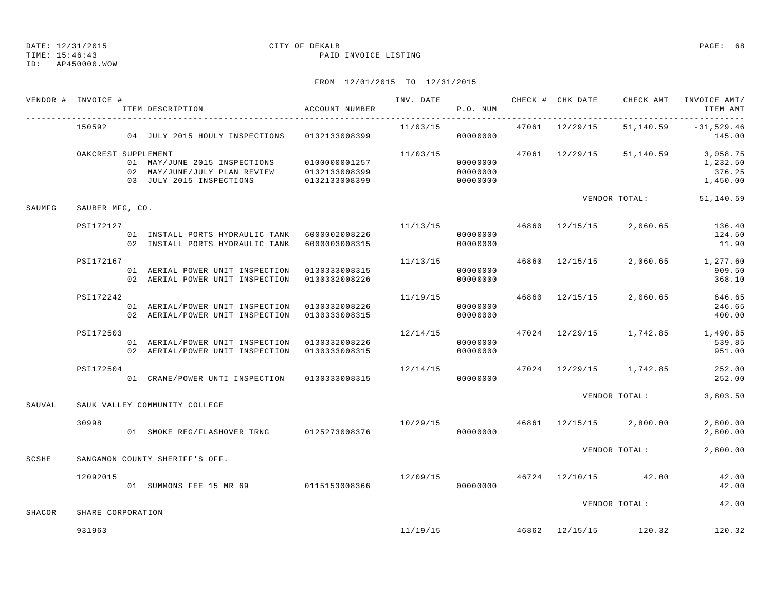DATE: 12/31/2015 CITY OF DEKALB
TIME: 15:46:43 PAID INVOICE LISTING
ID: AP450000.WOW

FROM 12/01/2015 TO 12/31/2015

| VENDOR # | INVOICE # / ITEM DESCRIPTION | ACCOUNT NUMBER | INV. DATE | P.O. NUM | CHECK # | CHK DATE | CHECK AMT | INVOICE AMT/ ITEM AMT |
|---|---|---|---|---|---|---|---|---|
| | 150592 | | 11/03/15 | | 47061 | 12/29/15 | 51,140.59 | -31,529.46 |
| | 04 JULY 2015 HOULY INSPECTIONS | 0132133008399 | | 00000000 | | | | 145.00 |
| | OAKCREST SUPPLEMENT | | 11/03/15 | | 47061 | 12/29/15 | 51,140.59 | 3,058.75 |
| | 01 MAY/JUNE 2015 INSPECTIONS | 0100000001257 | | 00000000 | | | | 1,232.50 |
| | 02 MAY/JUNE/JULY PLAN REVIEW | 0132133008399 | | 00000000 | | | | 376.25 |
| | 03 JULY 2015 INSPECTIONS | 0132133008399 | | 00000000 | | | | 1,450.00 |
| | | | | | | | VENDOR TOTAL: | 51,140.59 |
| SAUMFG | SAUBER MFG, CO. | | | | | | | |
| | PSI172127 | | 11/13/15 | | 46860 | 12/15/15 | 2,060.65 | 136.40 |
| | 01 INSTALL PORTS HYDRAULIC TANK | 6000002008226 | | 00000000 | | | | 124.50 |
| | 02 INSTALL PORTS HYDRAULIC TANK | 6000003008315 | | 00000000 | | | | 11.90 |
| | PSI172167 | | 11/13/15 | | 46860 | 12/15/15 | 2,060.65 | 1,277.60 |
| | 01 AERIAL POWER UNIT INSPECTION | 0130333008315 | | 00000000 | | | | 909.50 |
| | 02 AERIAL POWER UNIT INSPECTION | 0130332008226 | | 00000000 | | | | 368.10 |
| | PSI172242 | | 11/19/15 | | 46860 | 12/15/15 | 2,060.65 | 646.65 |
| | 01 AERIAL/POWER UNIT INSPECTION | 0130332008226 | | 00000000 | | | | 246.65 |
| | 02 AERIAL/POWER UNIT INSPECTION | 0130333008315 | | 00000000 | | | | 400.00 |
| | PSI172503 | | 12/14/15 | | 47024 | 12/29/15 | 1,742.85 | 1,490.85 |
| | 01 AERIAL/POWER UNIT INSPECTION | 0130332008226 | | 00000000 | | | | 539.85 |
| | 02 AERIAL/POWER UNIT INSPECTION | 0130333008315 | | 00000000 | | | | 951.00 |
| | PSI172504 | | 12/14/15 | | 47024 | 12/29/15 | 1,742.85 | 252.00 |
| | 01 CRANE/POWER UNTI INSPECTION | 0130333008315 | | 00000000 | | | | 252.00 |
| | | | | | | | VENDOR TOTAL: | 3,803.50 |
| SAUVAL | SAUK VALLEY COMMUNITY COLLEGE | | | | | | | |
| | 30998 | | 10/29/15 | | 46861 | 12/15/15 | 2,800.00 | 2,800.00 |
| | 01 SMOKE REG/FLASHOVER TRNG | 0125273008376 | | 00000000 | | | | 2,800.00 |
| | | | | | | | VENDOR TOTAL: | 2,800.00 |
| SCSHE | SANGAMON COUNTY SHERIFF'S OFF. | | | | | | | |
| | 12092015 | | 12/09/15 | | 46724 | 12/10/15 | 42.00 | 42.00 |
| | 01 SUMMONS FEE 15 MR 69 | 0115153008366 | | 00000000 | | | | 42.00 |
| | | | | | | | VENDOR TOTAL: | 42.00 |
| SHACOR | SHARE CORPORATION | | | | | | | |
| | 931963 | | 11/19/15 | | 46862 | 12/15/15 | 120.32 | 120.32 |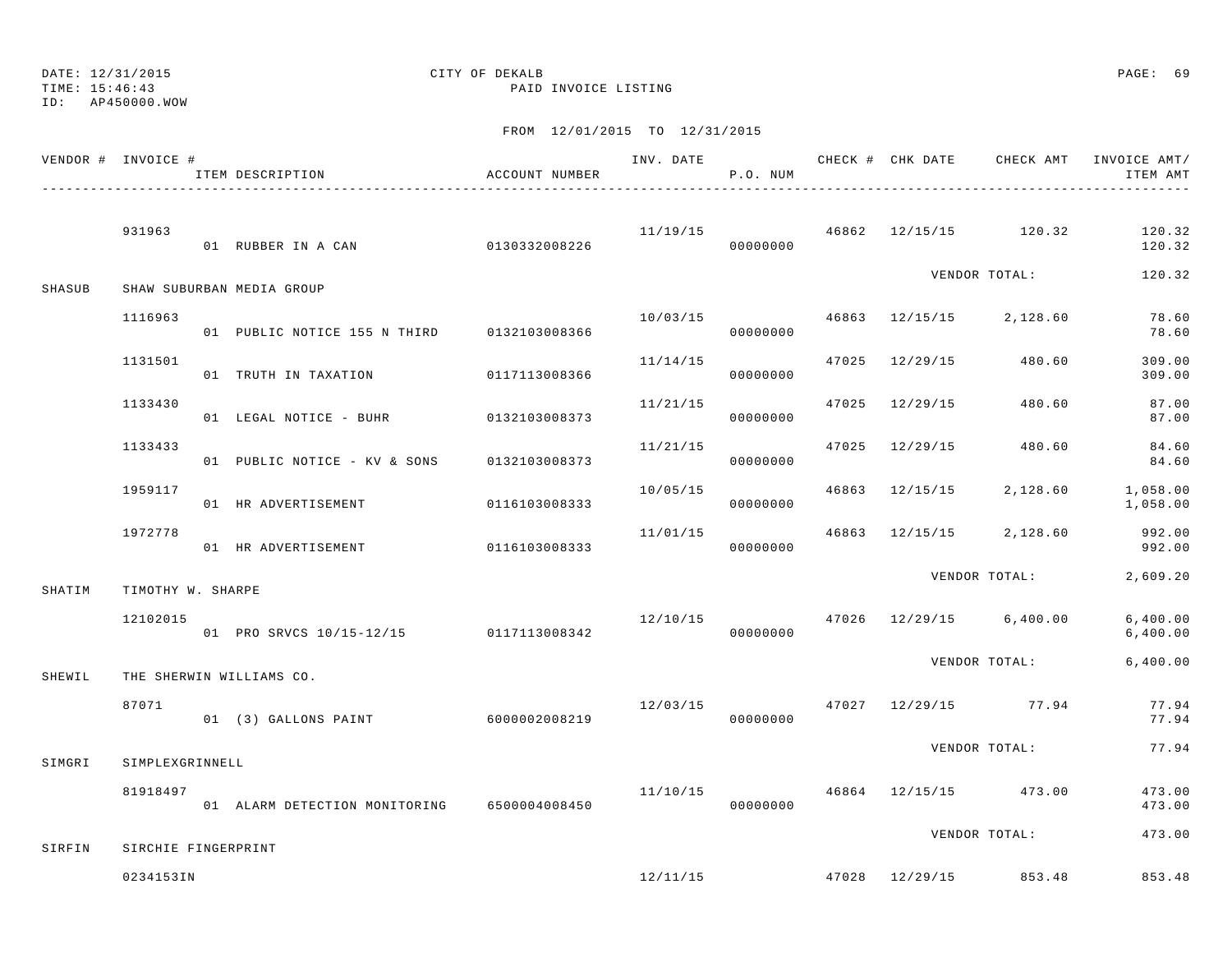DATE: 12/31/2015
TIME: 15:46:43
ID: AP450000.WOW

CITY OF DEKALB
PAID INVOICE LISTING

FROM 12/01/2015 TO 12/31/2015

| VENDOR # | INVOICE # / ITEM DESCRIPTION | ACCOUNT NUMBER | INV. DATE | P.O. NUM | CHECK # | CHK DATE | CHECK AMT | INVOICE AMT/ ITEM AMT |
|---|---|---|---|---|---|---|---|---|
| | 931963 | | 11/19/15 | | 46862 | 12/15/15 | 120.32 | 120.32 |
| | 01 RUBBER IN A CAN | 0130332008226 | | 00000000 | | | | 120.32 |
| | | | | | | VENDOR TOTAL: | | 120.32 |
| SHASUB | SHAW SUBURBAN MEDIA GROUP | | | | | | | |
| | 1116963 | | 10/03/15 | | 46863 | 12/15/15 | 2,128.60 | 78.60 |
| | 01 PUBLIC NOTICE 155 N THIRD | 0132103008366 | | 00000000 | | | | 78.60 |
| | 1131501 | | 11/14/15 | | 47025 | 12/29/15 | 480.60 | 309.00 |
| | 01 TRUTH IN TAXATION | 0117113008366 | | 00000000 | | | | 309.00 |
| | 1133430 | | 11/21/15 | | 47025 | 12/29/15 | 480.60 | 87.00 |
| | 01 LEGAL NOTICE - BUHR | 0132103008373 | | 00000000 | | | | 87.00 |
| | 1133433 | | 11/21/15 | | 47025 | 12/29/15 | 480.60 | 84.60 |
| | 01 PUBLIC NOTICE - KV & SONS | 0132103008373 | | 00000000 | | | | 84.60 |
| | 1959117 | | 10/05/15 | | 46863 | 12/15/15 | 2,128.60 | 1,058.00 |
| | 01 HR ADVERTISEMENT | 0116103008333 | | 00000000 | | | | 1,058.00 |
| | 1972778 | | 11/01/15 | | 46863 | 12/15/15 | 2,128.60 | 992.00 |
| | 01 HR ADVERTISEMENT | 0116103008333 | | 00000000 | | | | 992.00 |
| | | | | | | VENDOR TOTAL: | | 2,609.20 |
| SHATIM | TIMOTHY W. SHARPE | | | | | | | |
| | 12102015 | | 12/10/15 | | 47026 | 12/29/15 | 6,400.00 | 6,400.00 |
| | 01 PRO SRVCS 10/15-12/15 | 0117113008342 | | 00000000 | | | | 6,400.00 |
| | | | | | | VENDOR TOTAL: | | 6,400.00 |
| SHEWIL | THE SHERWIN WILLIAMS CO. | | | | | | | |
| | 87071 | | 12/03/15 | | 47027 | 12/29/15 | 77.94 | 77.94 |
| | 01 (3) GALLONS PAINT | 6000002008219 | | 00000000 | | | | 77.94 |
| | | | | | | VENDOR TOTAL: | | 77.94 |
| SIMGRI | SIMPLEXGRINNELL | | | | | | | |
| | 81918497 | | 11/10/15 | | 46864 | 12/15/15 | 473.00 | 473.00 |
| | 01 ALARM DETECTION MONITORING | 6500004008450 | | 00000000 | | | | 473.00 |
| | | | | | | VENDOR TOTAL: | | 473.00 |
| SIRFIN | SIRCHIE FINGERPRINT | | | | | | | |
| | 0234153IN | | 12/11/15 | | 47028 | 12/29/15 | 853.48 | 853.48 |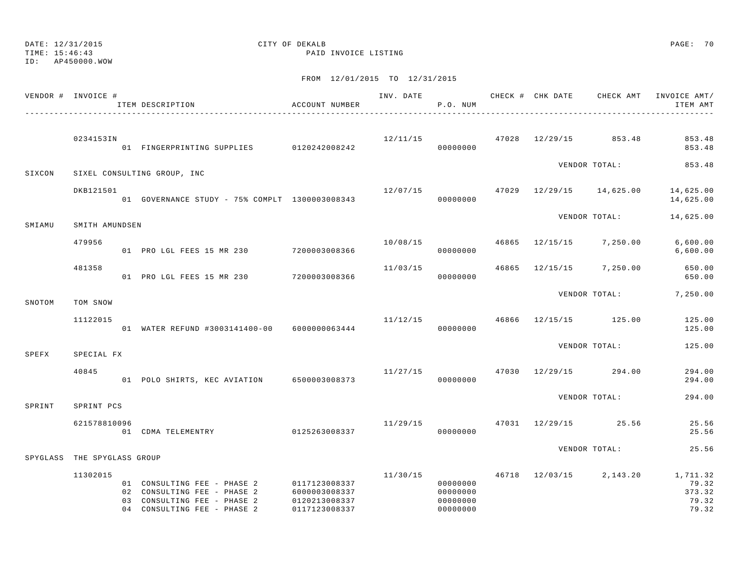DATE: 12/31/2015 CITY OF DEKALB
TIME: 15:46:43 PAID INVOICE LISTING
ID: AP450000.WOW

FROM 12/01/2015 TO 12/31/2015

| VENDOR # | INVOICE # / ITEM DESCRIPTION | ACCOUNT NUMBER | INV. DATE | P.O. NUM | CHECK # | CHK DATE | CHECK AMT | INVOICE AMT/ ITEM AMT |
|---|---|---|---|---|---|---|---|---|
| | 0234153IN | | 12/11/15 | | 47028 | 12/29/15 | 853.48 | 853.48 |
| | 01 FINGERPRINTING SUPPLIES | 0120242008242 | | 00000000 | | | | 853.48 |
| | | | | | | VENDOR TOTAL: | | 853.48 |
| SIXCON | SIXEL CONSULTING GROUP, INC | | | | | | | |
| | DKB121501 | | 12/07/15 | | 47029 | 12/29/15 | 14,625.00 | 14,625.00 |
| | 01 GOVERNANCE STUDY - 75% COMPLT | 1300003008343 | | 00000000 | | | | 14,625.00 |
| | | | | | | VENDOR TOTAL: | | 14,625.00 |
| SMIAMU | SMITH AMUNDSEN | | | | | | | |
| | 479956 | | 10/08/15 | | 46865 | 12/15/15 | 7,250.00 | 6,600.00 |
| | 01 PRO LGL FEES 15 MR 230 | 7200003008366 | | 00000000 | | | | 6,600.00 |
| | 481358 | | 11/03/15 | | 46865 | 12/15/15 | 7,250.00 | 650.00 |
| | 01 PRO LGL FEES 15 MR 230 | 7200003008366 | | 00000000 | | | | 650.00 |
| | | | | | | VENDOR TOTAL: | | 7,250.00 |
| SNOTOM | TOM SNOW | | | | | | | |
| | 11122015 | | 11/12/15 | | 46866 | 12/15/15 | 125.00 | 125.00 |
| | 01 WATER REFUND #3003141400-00 | 6000000063444 | | 00000000 | | | | 125.00 |
| | | | | | | VENDOR TOTAL: | | 125.00 |
| SPEFX | SPECIAL FX | | | | | | | |
| | 40845 | | 11/27/15 | | 47030 | 12/29/15 | 294.00 | 294.00 |
| | 01 POLO SHIRTS, KEC AVIATION | 6500003008373 | | 00000000 | | | | 294.00 |
| | | | | | | VENDOR TOTAL: | | 294.00 |
| SPRINT | SPRINT PCS | | | | | | | |
| | 621578810096 | | 11/29/15 | | 47031 | 12/29/15 | 25.56 | 25.56 |
| | 01 CDMA TELEMENTRY | 0125263008337 | | 00000000 | | | | 25.56 |
| | | | | | | VENDOR TOTAL: | | 25.56 |
| SPYGLASS | THE SPYGLASS GROUP | | | | | | | |
| | 11302015 | | 11/30/15 | | 46718 | 12/03/15 | 2,143.20 | 1,711.32 |
| | 01 CONSULTING FEE - PHASE 2 | 0117123008337 | | 00000000 | | | | 79.32 |
| | 02 CONSULTING FEE - PHASE 2 | 6000003008337 | | 00000000 | | | | 373.32 |
| | 03 CONSULTING FEE - PHASE 2 | 0120213008337 | | 00000000 | | | | 79.32 |
| | 04 CONSULTING FEE - PHASE 2 | 0117123008337 | | 00000000 | | | | 79.32 |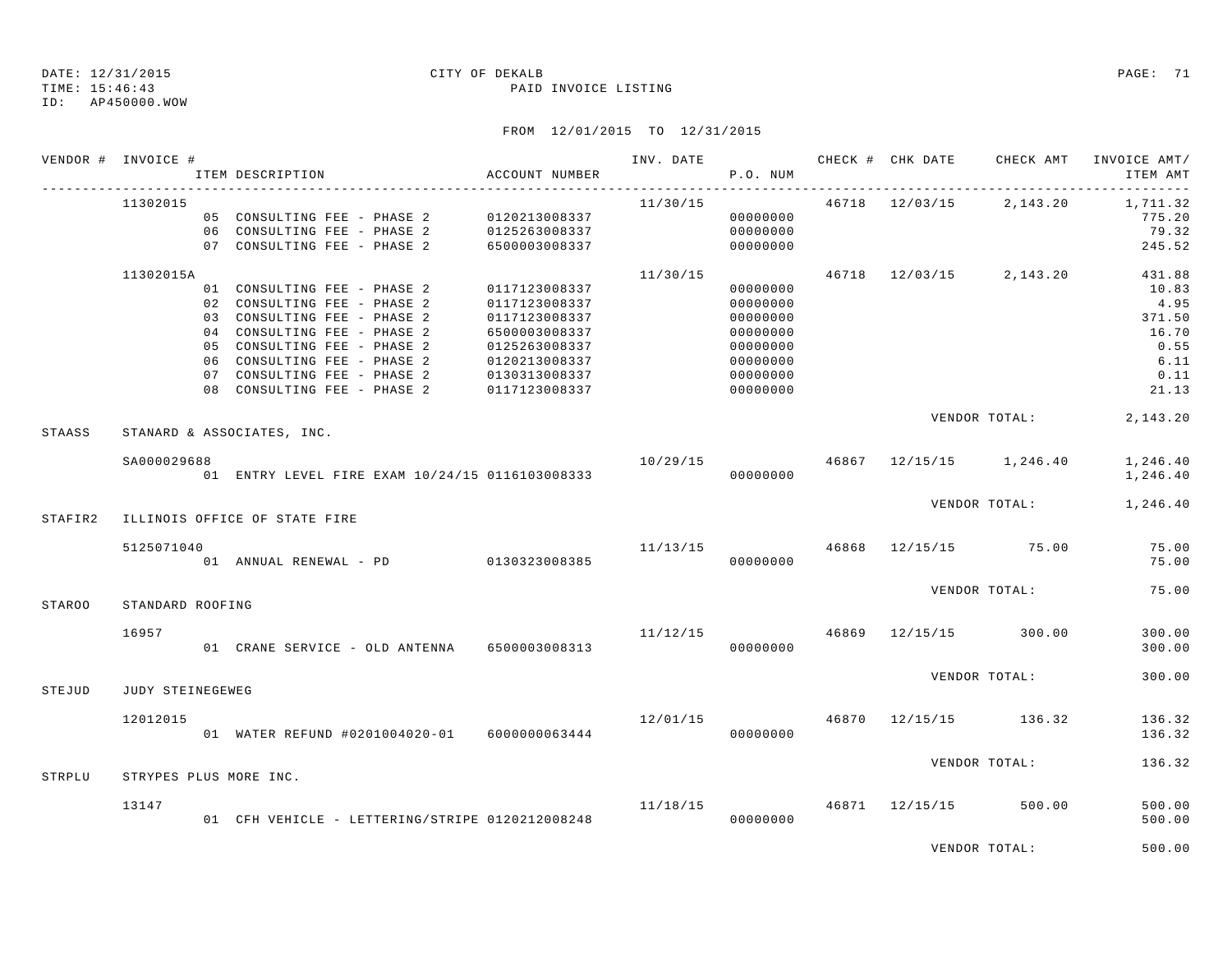DATE: 12/31/2015
TIME: 15:46:43
ID: AP450000.WOW

CITY OF DEKALB
PAID INVOICE LISTING

FROM 12/01/2015 TO 12/31/2015

| VENDOR # | INVOICE # / ITEM DESCRIPTION | ACCOUNT NUMBER | INV. DATE | P.O. NUM | CHECK # | CHK DATE | CHECK AMT | INVOICE AMT/ ITEM AMT |
|---|---|---|---|---|---|---|---|---|
| | 11302015 | | 11/30/15 | | 46718 | 12/03/15 | 2,143.20 | 1,711.32 |
| | 05 CONSULTING FEE - PHASE 2 | 0120213008337 | | 00000000 | | | | 775.20 |
| | 06 CONSULTING FEE - PHASE 2 | 0125263008337 | | 00000000 | | | | 79.32 |
| | 07 CONSULTING FEE - PHASE 2 | 6500003008337 | | 00000000 | | | | 245.52 |
| | 11302015A | | 11/30/15 | | 46718 | 12/03/15 | 2,143.20 | 431.88 |
| | 01 CONSULTING FEE - PHASE 2 | 0117123008337 | | 00000000 | | | | 10.83 |
| | 02 CONSULTING FEE - PHASE 2 | 0117123008337 | | 00000000 | | | | 4.95 |
| | 03 CONSULTING FEE - PHASE 2 | 0117123008337 | | 00000000 | | | | 371.50 |
| | 04 CONSULTING FEE - PHASE 2 | 6500003008337 | | 00000000 | | | | 16.70 |
| | 05 CONSULTING FEE - PHASE 2 | 0125263008337 | | 00000000 | | | | 0.55 |
| | 06 CONSULTING FEE - PHASE 2 | 0120213008337 | | 00000000 | | | | 6.11 |
| | 07 CONSULTING FEE - PHASE 2 | 0130313008337 | | 00000000 | | | | 0.11 |
| | 08 CONSULTING FEE - PHASE 2 | 0117123008337 | | 00000000 | | | | 21.13 |
| | | | | | | | VENDOR TOTAL: | 2,143.20 |
| STAASS | STANARD & ASSOCIATES, INC. | | | | | | | |
| | SA000029688 | | 10/29/15 | | 46867 | 12/15/15 | 1,246.40 | 1,246.40 |
| | 01 ENTRY LEVEL FIRE EXAM 10/24/15 | 0116103008333 | | 00000000 | | | | 1,246.40 |
| | | | | | | | VENDOR TOTAL: | 1,246.40 |
| STAFIR2 | ILLINOIS OFFICE OF STATE FIRE | | | | | | | |
| | 5125071040 | | 11/13/15 | | 46868 | 12/15/15 | 75.00 | 75.00 |
| | 01 ANNUAL RENEWAL - PD | 0130323008385 | | 00000000 | | | | 75.00 |
| | | | | | | | VENDOR TOTAL: | 75.00 |
| STAROO | STANDARD ROOFING | | | | | | | |
| | 16957 | | 11/12/15 | | 46869 | 12/15/15 | 300.00 | 300.00 |
| | 01 CRANE SERVICE - OLD ANTENNA | 6500003008313 | | 00000000 | | | | 300.00 |
| | | | | | | | VENDOR TOTAL: | 300.00 |
| STEJUD | JUDY STEINEGEWEG | | | | | | | |
| | 12012015 | | 12/01/15 | | 46870 | 12/15/15 | 136.32 | 136.32 |
| | 01 WATER REFUND #0201004020-01 | 6000000063444 | | 00000000 | | | | 136.32 |
| | | | | | | | VENDOR TOTAL: | 136.32 |
| STRPLU | STRYPES PLUS MORE INC. | | | | | | | |
| | 13147 | | 11/18/15 | | 46871 | 12/15/15 | 500.00 | 500.00 |
| | 01 CFH VEHICLE - LETTERING/STRIPE | 0120212008248 | | 00000000 | | | | 500.00 |
| | | | | | | | VENDOR TOTAL: | 500.00 |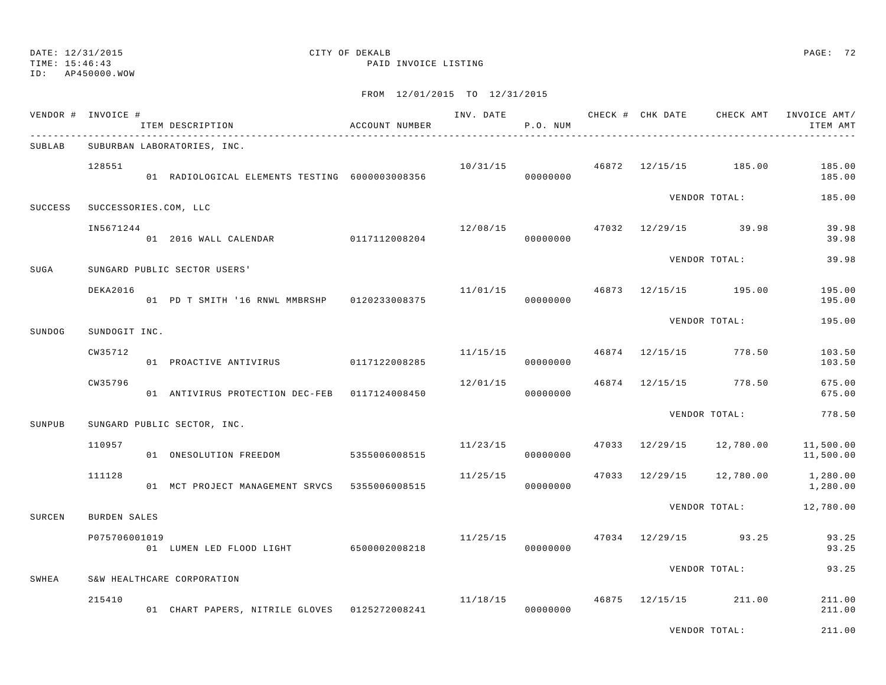DATE: 12/31/2015 CITY OF DEKALB
TIME: 15:46:43 PAID INVOICE LISTING
ID: AP450000.WOW

FROM 12/01/2015 TO 12/31/2015

| VENDOR # | INVOICE # / ITEM DESCRIPTION | ACCOUNT NUMBER | INV. DATE | P.O. NUM | CHECK # | CHK DATE | CHECK AMT | INVOICE AMT/ ITEM AMT |
|---|---|---|---|---|---|---|---|---|
| SUBLAB | SUBURBAN LABORATORIES, INC. | | | | | | | |
| | 128551 | | 10/31/15 | | 46872 | 12/15/15 | 185.00 | 185.00 |
| | 01 RADIOLOGICAL ELEMENTS TESTING | 6000003008356 | | 00000000 | | | | 185.00 |
| | | | | | | VENDOR TOTAL: | | 185.00 |
| SUCCESS | SUCCESSORIES.COM, LLC | | | | | | | |
| | IN5671244 | | 12/08/15 | | 47032 | 12/29/15 | 39.98 | 39.98 |
| | 01 2016 WALL CALENDAR | 0117112008204 | | 00000000 | | | | 39.98 |
| | | | | | | VENDOR TOTAL: | | 39.98 |
| SUGA | SUNGARD PUBLIC SECTOR USERS' | | | | | | | |
| | DEKA2016 | | 11/01/15 | | 46873 | 12/15/15 | 195.00 | 195.00 |
| | 01 PD T SMITH '16 RNWL MMBRSHP | 0120233008375 | | 00000000 | | | | 195.00 |
| | | | | | | VENDOR TOTAL: | | 195.00 |
| SUNDOG | SUNDOGIT INC. | | | | | | | |
| | CW35712 | | 11/15/15 | | 46874 | 12/15/15 | 778.50 | 103.50 |
| | 01 PROACTIVE ANTIVIRUS | 0117122008285 | | 00000000 | | | | 103.50 |
| | CW35796 | | 12/01/15 | | 46874 | 12/15/15 | 778.50 | 675.00 |
| | 01 ANTIVIRUS PROTECTION DEC-FEB | 0117124008450 | | 00000000 | | | | 675.00 |
| | | | | | | VENDOR TOTAL: | | 778.50 |
| SUNPUB | SUNGARD PUBLIC SECTOR, INC. | | | | | | | |
| | 110957 | | 11/23/15 | | 47033 | 12/29/15 | 12,780.00 | 11,500.00 |
| | 01 ONESOLUTION FREEDOM | 5355006008515 | | 00000000 | | | | 11,500.00 |
| | 111128 | | 11/25/15 | | 47033 | 12/29/15 | 12,780.00 | 1,280.00 |
| | 01 MCT PROJECT MANAGEMENT SRVCS | 5355006008515 | | 00000000 | | | | 1,280.00 |
| | | | | | | VENDOR TOTAL: | | 12,780.00 |
| SURCEN | BURDEN SALES | | | | | | | |
| | P075706001019 | | 11/25/15 | | 47034 | 12/29/15 | 93.25 | 93.25 |
| | 01 LUMEN LED FLOOD LIGHT | 6500002008218 | | 00000000 | | | | 93.25 |
| | | | | | | VENDOR TOTAL: | | 93.25 |
| SWHEA | S&W HEALTHCARE CORPORATION | | | | | | | |
| | 215410 | | 11/18/15 | | 46875 | 12/15/15 | 211.00 | 211.00 |
| | 01 CHART PAPERS, NITRILE GLOVES | 0125272008241 | | 00000000 | | | | 211.00 |
| | | | | | | VENDOR TOTAL: | | 211.00 |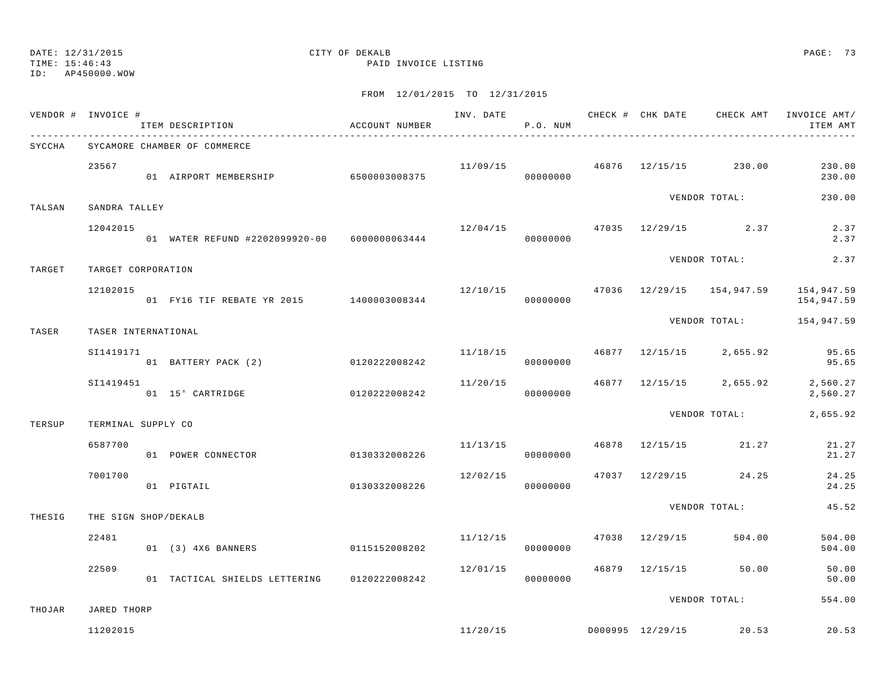DATE: 12/31/2015 CITY OF DEKALB
TIME: 15:46:43 PAID INVOICE LISTING
ID: AP450000.WOW

FROM 12/01/2015 TO 12/31/2015

| VENDOR # | INVOICE # / ITEM DESCRIPTION | ACCOUNT NUMBER | INV. DATE | P.O. NUM | CHECK # | CHK DATE | CHECK AMT | INVOICE AMT/ ITEM AMT |
|---|---|---|---|---|---|---|---|---|
| SYCCHA | SYCAMORE CHAMBER OF COMMERCE | | | | | | | |
| | 23567 | | 11/09/15 | | 46876 | 12/15/15 | 230.00 | 230.00 |
| | 01 AIRPORT MEMBERSHIP | 6500003008375 | | 00000000 | | | | 230.00 |
| | | | | | | | VENDOR TOTAL: | 230.00 |
| TALSAN | SANDRA TALLEY | | | | | | | |
| | 12042015 | | 12/04/15 | | 47035 | 12/29/15 | 2.37 | 2.37 |
| | 01 WATER REFUND #2202099920-00 | 6000000063444 | | 00000000 | | | | 2.37 |
| | | | | | | | VENDOR TOTAL: | 2.37 |
| TARGET | TARGET CORPORATION | | | | | | | |
| | 12102015 | | 12/10/15 | | 47036 | 12/29/15 | 154,947.59 | 154,947.59 |
| | 01 FY16 TIF REBATE YR 2015 | 1400003008344 | | 00000000 | | | | 154,947.59 |
| | | | | | | | VENDOR TOTAL: | 154,947.59 |
| TASER | TASER INTERNATIONAL | | | | | | | |
| | SI1419171 | | 11/18/15 | | 46877 | 12/15/15 | 2,655.92 | 95.65 |
| | 01 BATTERY PACK (2) | 0120222008242 | | 00000000 | | | | 95.65 |
| | SI1419451 | | 11/20/15 | | 46877 | 12/15/15 | 2,655.92 | 2,560.27 |
| | 01 15' CARTRIDGE | 0120222008242 | | 00000000 | | | | 2,560.27 |
| | | | | | | | VENDOR TOTAL: | 2,655.92 |
| TERSUP | TERMINAL SUPPLY CO | | | | | | | |
| | 6587700 | | 11/13/15 | | 46878 | 12/15/15 | 21.27 | 21.27 |
| | 01 POWER CONNECTOR | 0130332008226 | | 00000000 | | | | 21.27 |
| | 7001700 | | 12/02/15 | | 47037 | 12/29/15 | 24.25 | 24.25 |
| | 01 PIGTAIL | 0130332008226 | | 00000000 | | | | 24.25 |
| | | | | | | | VENDOR TOTAL: | 45.52 |
| THESIG | THE SIGN SHOP/DEKALB | | | | | | | |
| | 22481 | | 11/12/15 | | 47038 | 12/29/15 | 504.00 | 504.00 |
| | 01 (3) 4X6 BANNERS | 0115152008202 | | 00000000 | | | | 504.00 |
| | 22509 | | 12/01/15 | | 46879 | 12/15/15 | 50.00 | 50.00 |
| | 01 TACTICAL SHIELDS LETTERING | 0120222008242 | | 00000000 | | | | 50.00 |
| | | | | | | | VENDOR TOTAL: | 554.00 |
| THOJAR | JARED THORP | | | | | | | |
| | 11202015 | | 11/20/15 | | D000995 | 12/29/15 | 20.53 | 20.53 |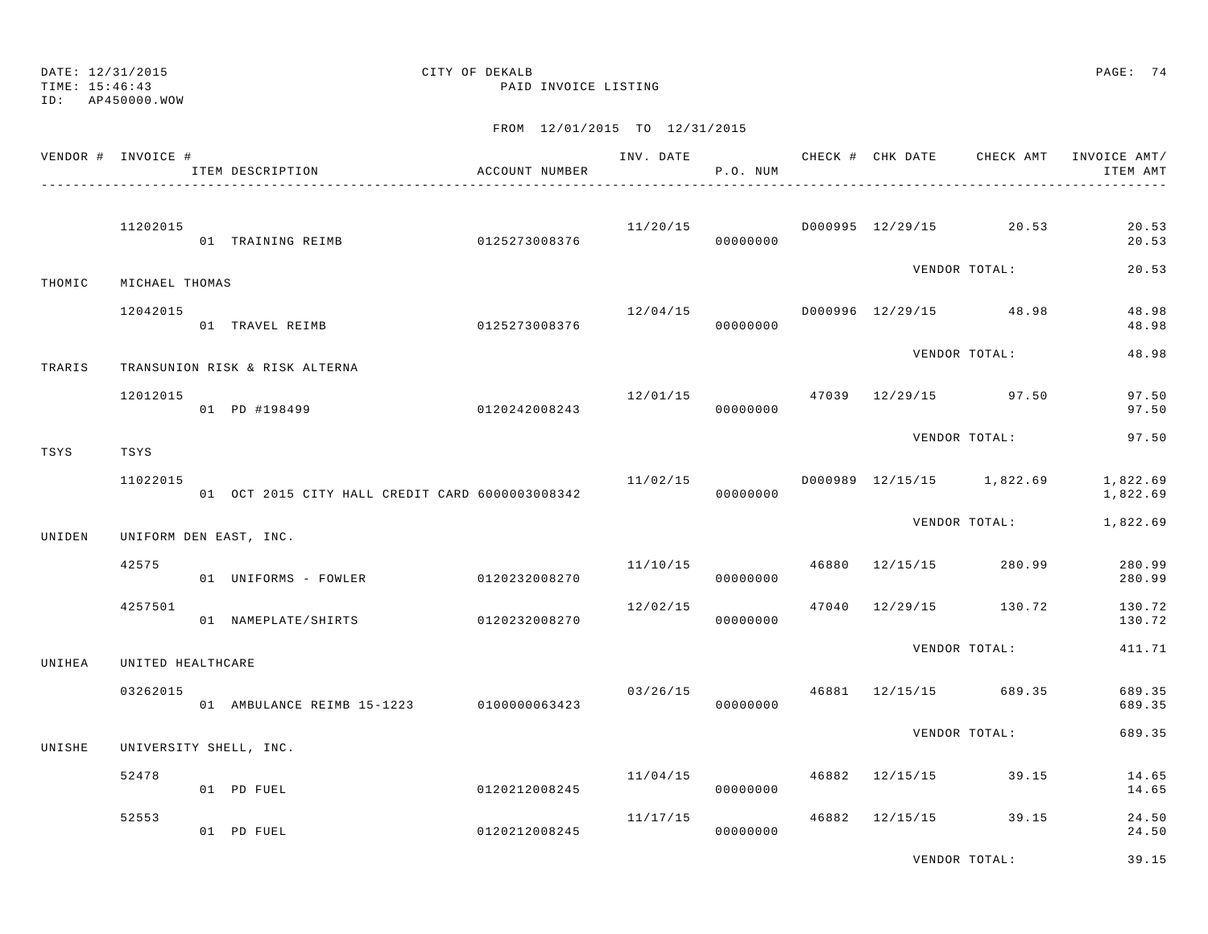DATE: 12/31/2015
TIME: 15:46:43
ID: AP450000.WOW

CITY OF DEKALB
PAID INVOICE LISTING

FROM 12/01/2015 TO 12/31/2015

| VENDOR # | INVOICE # / ITEM DESCRIPTION | ACCOUNT NUMBER | INV. DATE | P.O. NUM | CHECK # | CHK DATE | CHECK AMT | INVOICE AMT/ ITEM AMT |
|---|---|---|---|---|---|---|---|---|
| | 11202015 | | 11/20/15 | | D000995 | 12/29/15 | 20.53 | 20.53 |
| | 01 TRAINING REIMB | 0125273008376 | | 00000000 | | | | 20.53 |
| | | | | | | VENDOR TOTAL: | | 20.53 |
| THOMIC | MICHAEL THOMAS | | | | | | | |
| | 12042015 | | 12/04/15 | | D000996 | 12/29/15 | 48.98 | 48.98 |
| | 01 TRAVEL REIMB | 0125273008376 | | 00000000 | | | | 48.98 |
| | | | | | | VENDOR TOTAL: | | 48.98 |
| TRARIS | TRANSUNION RISK & RISK ALTERNA | | | | | | | |
| | 12012015 | | 12/01/15 | | 47039 | 12/29/15 | 97.50 | 97.50 |
| | 01 PD #198499 | 0120242008243 | | 00000000 | | | | 97.50 |
| | | | | | | VENDOR TOTAL: | | 97.50 |
| TSYS | TSYS | | | | | | | |
| | 11022015 | | 11/02/15 | | D000989 | 12/15/15 | 1,822.69 | 1,822.69 |
| | 01 OCT 2015 CITY HALL CREDIT CARD | 6000003008342 | | 00000000 | | | | 1,822.69 |
| | | | | | | VENDOR TOTAL: | | 1,822.69 |
| UNIDEN | UNIFORM DEN EAST, INC. | | | | | | | |
| | 42575 | | 11/10/15 | | 46880 | 12/15/15 | 280.99 | 280.99 |
| | 01 UNIFORMS - FOWLER | 0120232008270 | | 00000000 | | | | 280.99 |
| | 4257501 | | 12/02/15 | | 47040 | 12/29/15 | 130.72 | 130.72 |
| | 01 NAMEPLATE/SHIRTS | 0120232008270 | | 00000000 | | | | 130.72 |
| | | | | | | VENDOR TOTAL: | | 411.71 |
| UNIHEA | UNITED HEALTHCARE | | | | | | | |
| | 03262015 | | 03/26/15 | | 46881 | 12/15/15 | 689.35 | 689.35 |
| | 01 AMBULANCE REIMB 15-1223 | 0100000063423 | | 00000000 | | | | 689.35 |
| | | | | | | VENDOR TOTAL: | | 689.35 |
| UNISHE | UNIVERSITY SHELL, INC. | | | | | | | |
| | 52478 | | 11/04/15 | | 46882 | 12/15/15 | 39.15 | 14.65 |
| | 01 PD FUEL | 0120212008245 | | 00000000 | | | | 14.65 |
| | 52553 | | 11/17/15 | | 46882 | 12/15/15 | 39.15 | 24.50 |
| | 01 PD FUEL | 0120212008245 | | 00000000 | | | | 24.50 |
| | | | | | | VENDOR TOTAL: | | 39.15 |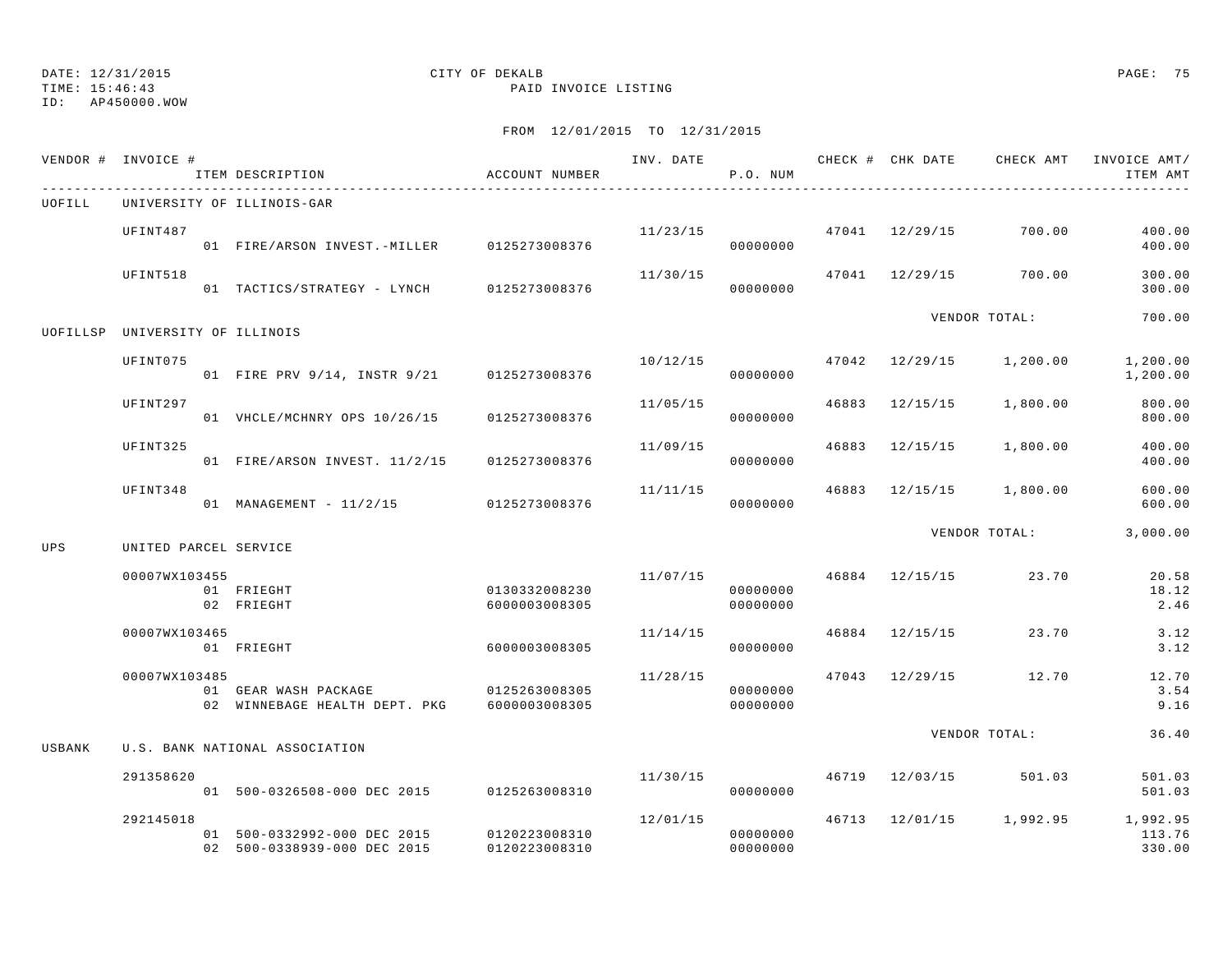DATE: 12/31/2015 CITY OF DEKALB
TIME: 15:46:43 PAID INVOICE LISTING
ID: AP450000.WOW

FROM 12/01/2015 TO 12/31/2015

| VENDOR # | INVOICE # / ITEM DESCRIPTION | ACCOUNT NUMBER | INV. DATE | P.O. NUM | CHECK # | CHK DATE | CHECK AMT | INVOICE AMT/ ITEM AMT |
|---|---|---|---|---|---|---|---|---|
| UOFILL | UNIVERSITY OF ILLINOIS-GAR | | | | | | | |
| | UFINT487 | | 11/23/15 | | 47041 | 12/29/15 | 700.00 | 400.00 |
| | 01 FIRE/ARSON INVEST.-MILLER | 0125273008376 | | 00000000 | | | | 400.00 |
| | UFINT518 | | 11/30/15 | | 47041 | 12/29/15 | 700.00 | 300.00 |
| | 01 TACTICS/STRATEGY - LYNCH | 0125273008376 | | 00000000 | | | | 300.00 |
| | | | | | | | VENDOR TOTAL: | 700.00 |
| UOFILLSP | UNIVERSITY OF ILLINOIS | | | | | | | |
| | UFINT075 | | 10/12/15 | | 47042 | 12/29/15 | 1,200.00 | 1,200.00 |
| | 01 FIRE PRV 9/14, INSTR 9/21 | 0125273008376 | | 00000000 | | | | 1,200.00 |
| | UFINT297 | | 11/05/15 | | 46883 | 12/15/15 | 1,800.00 | 800.00 |
| | 01 VHCLE/MCHNRY OPS 10/26/15 | 0125273008376 | | 00000000 | | | | 800.00 |
| | UFINT325 | | 11/09/15 | | 46883 | 12/15/15 | 1,800.00 | 400.00 |
| | 01 FIRE/ARSON INVEST. 11/2/15 | 0125273008376 | | 00000000 | | | | 400.00 |
| | UFINT348 | | 11/11/15 | | 46883 | 12/15/15 | 1,800.00 | 600.00 |
| | 01 MANAGEMENT - 11/2/15 | 0125273008376 | | 00000000 | | | | 600.00 |
| | | | | | | | VENDOR TOTAL: | 3,000.00 |
| UPS | UNITED PARCEL SERVICE | | | | | | | |
| | 00007WX103455 | | 11/07/15 | | 46884 | 12/15/15 | 23.70 | 20.58 |
| | 01 FRIEGHT | 0130332008230 | | 00000000 | | | | 18.12 |
| | 02 FRIEGHT | 6000003008305 | | 00000000 | | | | 2.46 |
| | 00007WX103465 | | 11/14/15 | | 46884 | 12/15/15 | 23.70 | 3.12 |
| | 01 FRIEGHT | 6000003008305 | | 00000000 | | | | 3.12 |
| | 00007WX103485 | | 11/28/15 | | 47043 | 12/29/15 | 12.70 | 12.70 |
| | 01 GEAR WASH PACKAGE | 0125263008305 | | 00000000 | | | | 3.54 |
| | 02 WINNEBAGE HEALTH DEPT. PKG | 6000003008305 | | 00000000 | | | | 9.16 |
| | | | | | | | VENDOR TOTAL: | 36.40 |
| USBANK | U.S. BANK NATIONAL ASSOCIATION | | | | | | | |
| | 291358620 | | 11/30/15 | | 46719 | 12/03/15 | 501.03 | 501.03 |
| | 01 500-0326508-000 DEC 2015 | 0125263008310 | | 00000000 | | | | 501.03 |
| | 292145018 | | 12/01/15 | | 46713 | 12/01/15 | 1,992.95 | 1,992.95 |
| | 01 500-0332992-000 DEC 2015 | 0120223008310 | | 00000000 | | | | 113.76 |
| | 02 500-0338939-000 DEC 2015 | 0120223008310 | | 00000000 | | | | 330.00 |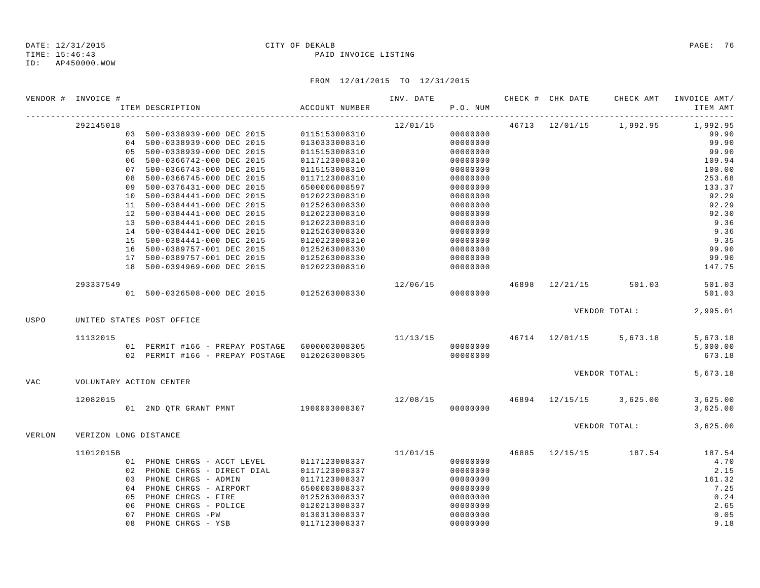DATE: 12/31/2015 CITY OF DEKALB
TIME: 15:46:43 PAID INVOICE LISTING
ID: AP450000.WOW

FROM 12/01/2015 TO 12/31/2015

| VENDOR # | INVOICE # | ITEM DESCRIPTION | ACCOUNT NUMBER | INV. DATE | P.O. NUM | CHECK # | CHK DATE | CHECK AMT | INVOICE AMT/ ITEM AMT |
|---|---|---|---|---|---|---|---|---|---|
| | 292145018 | | | 12/01/15 | | 46713 | 12/01/15 | 1,992.95 | 1,992.95 |
| | | 03 500-0338939-000 DEC 2015 | 0115153008310 | | 00000000 | | | | 99.90 |
| | | 04 500-0338939-000 DEC 2015 | 0130333008310 | | 00000000 | | | | 99.90 |
| | | 05 500-0338939-000 DEC 2015 | 0115153008310 | | 00000000 | | | | 99.90 |
| | | 06 500-0366742-000 DEC 2015 | 0117123008310 | | 00000000 | | | | 109.94 |
| | | 07 500-0366743-000 DEC 2015 | 0115153008310 | | 00000000 | | | | 100.00 |
| | | 08 500-0366745-000 DEC 2015 | 0117123008310 | | 00000000 | | | | 253.68 |
| | | 09 500-0376431-000 DEC 2015 | 6500006008597 | | 00000000 | | | | 133.37 |
| | | 10 500-0384441-000 DEC 2015 | 0120223008310 | | 00000000 | | | | 92.29 |
| | | 11 500-0384441-000 DEC 2015 | 0125263008330 | | 00000000 | | | | 92.29 |
| | | 12 500-0384441-000 DEC 2015 | 0120223008310 | | 00000000 | | | | 92.30 |
| | | 13 500-0384441-000 DEC 2015 | 0120223008310 | | 00000000 | | | | 9.36 |
| | | 14 500-0384441-000 DEC 2015 | 0125263008330 | | 00000000 | | | | 9.36 |
| | | 15 500-0384441-000 DEC 2015 | 0120223008310 | | 00000000 | | | | 9.35 |
| | | 16 500-0389757-001 DEC 2015 | 0125263008330 | | 00000000 | | | | 99.90 |
| | | 17 500-0389757-001 DEC 2015 | 0125263008330 | | 00000000 | | | | 99.90 |
| | | 18 500-0394969-000 DEC 2015 | 0120223008310 | | 00000000 | | | | 147.75 |
| | 293337549 | | | 12/06/15 | | 46898 | 12/21/15 | 501.03 | 501.03 |
| | | 01 500-0326508-000 DEC 2015 | 0125263008330 | | 00000000 | | | | 501.03 |
| | | | | | | | VENDOR TOTAL: | | 2,995.01 |
| USPO | UNITED STATES POST OFFICE | | | | | | | | |
| | 11132015 | | | 11/13/15 | | 46714 | 12/01/15 | 5,673.18 | 5,673.18 |
| | | 01 PERMIT #166 - PREPAY POSTAGE | 6000003008305 | | 00000000 | | | | 5,000.00 |
| | | 02 PERMIT #166 - PREPAY POSTAGE | 0120263008305 | | 00000000 | | | | 673.18 |
| | | | | | | | VENDOR TOTAL: | | 5,673.18 |
| VAC | VOLUNTARY ACTION CENTER | | | | | | | | |
| | 12082015 | | | 12/08/15 | | 46894 | 12/15/15 | 3,625.00 | 3,625.00 |
| | | 01 2ND QTR GRANT PMNT | 1900003008307 | | 00000000 | | | | 3,625.00 |
| | | | | | | | VENDOR TOTAL: | | 3,625.00 |
| VERLON | VERIZON LONG DISTANCE | | | | | | | | |
| | 11012015B | | | 11/01/15 | | 46885 | 12/15/15 | 187.54 | 187.54 |
| | | 01 PHONE CHRGS - ACCT LEVEL | 0117123008337 | | 00000000 | | | | 4.70 |
| | | 02 PHONE CHRGS - DIRECT DIAL | 0117123008337 | | 00000000 | | | | 2.15 |
| | | 03 PHONE CHRGS - ADMIN | 0117123008337 | | 00000000 | | | | 161.32 |
| | | 04 PHONE CHRGS - AIRPORT | 6500003008337 | | 00000000 | | | | 7.25 |
| | | 05 PHONE CHRGS - FIRE | 0125263008337 | | 00000000 | | | | 0.24 |
| | | 06 PHONE CHRGS - POLICE | 0120213008337 | | 00000000 | | | | 2.65 |
| | | 07 PHONE CHRGS -PW | 0130313008337 | | 00000000 | | | | 0.05 |
| | | 08 PHONE CHRGS - YSB | 0117123008337 | | 00000000 | | | | 9.18 |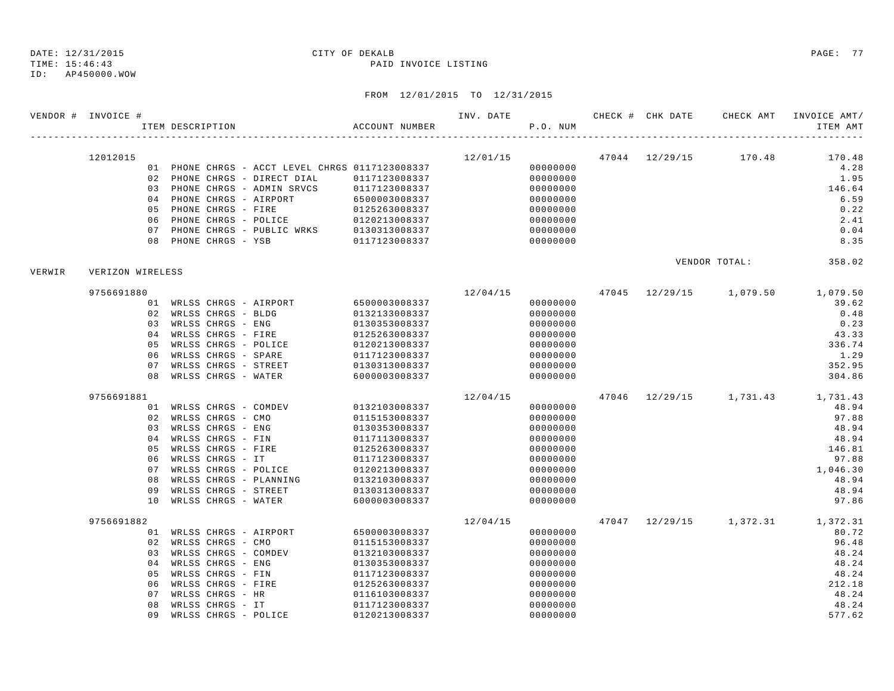DATE: 12/31/2015 CITY OF DEKALB
TIME: 15:46:43 PAID INVOICE LISTING
ID: AP450000.WOW

FROM 12/01/2015 TO 12/31/2015

| VENDOR # | INVOICE # | ITEM DESCRIPTION | ACCOUNT NUMBER | INV. DATE | P.O. NUM | CHECK # | CHK DATE | CHECK AMT | INVOICE AMT/ ITEM AMT |
|---|---|---|---|---|---|---|---|---|---|
| | 12012015 | | | 12/01/15 | | 47044 | 12/29/15 | 170.48 | 170.48 |
| | | 01 PHONE CHRGS - ACCT LEVEL CHRGS | 0117123008337 | | 00000000 | | | | 4.28 |
| | | 02 PHONE CHRGS - DIRECT DIAL | 0117123008337 | | 00000000 | | | | 1.95 |
| | | 03 PHONE CHRGS - ADMIN SRVCS | 0117123008337 | | 00000000 | | | | 146.64 |
| | | 04 PHONE CHRGS - AIRPORT | 6500003008337 | | 00000000 | | | | 6.59 |
| | | 05 PHONE CHRGS - FIRE | 0125263008337 | | 00000000 | | | | 0.22 |
| | | 06 PHONE CHRGS - POLICE | 0120213008337 | | 00000000 | | | | 2.41 |
| | | 07 PHONE CHRGS - PUBLIC WRKS | 0130313008337 | | 00000000 | | | | 0.04 |
| | | 08 PHONE CHRGS - YSB | 0117123008337 | | 00000000 | | | | 8.35 |
| | | | | | | | | VENDOR TOTAL: | 358.02 |
| VERWIR | VERIZON WIRELESS | | | | | | | | |
| | 9756691880 | | | 12/04/15 | | 47045 | 12/29/15 | 1,079.50 | 1,079.50 |
| | | 01 WRLSS CHRGS - AIRPORT | 6500003008337 | | 00000000 | | | | 39.62 |
| | | 02 WRLSS CHRGS - BLDG | 0132133008337 | | 00000000 | | | | 0.48 |
| | | 03 WRLSS CHRGS - ENG | 0130353008337 | | 00000000 | | | | 0.23 |
| | | 04 WRLSS CHRGS - FIRE | 0125263008337 | | 00000000 | | | | 43.33 |
| | | 05 WRLSS CHRGS - POLICE | 0120213008337 | | 00000000 | | | | 336.74 |
| | | 06 WRLSS CHRGS - SPARE | 0117123008337 | | 00000000 | | | | 1.29 |
| | | 07 WRLSS CHRGS - STREET | 0130313008337 | | 00000000 | | | | 352.95 |
| | | 08 WRLSS CHRGS - WATER | 6000003008337 | | 00000000 | | | | 304.86 |
| | 9756691881 | | | 12/04/15 | | 47046 | 12/29/15 | 1,731.43 | 1,731.43 |
| | | 01 WRLSS CHRGS - COMDEV | 0132103008337 | | 00000000 | | | | 48.94 |
| | | 02 WRLSS CHRGS - CMO | 0115153008337 | | 00000000 | | | | 97.88 |
| | | 03 WRLSS CHRGS - ENG | 0130353008337 | | 00000000 | | | | 48.94 |
| | | 04 WRLSS CHRGS - FIN | 0117113008337 | | 00000000 | | | | 48.94 |
| | | 05 WRLSS CHRGS - FIRE | 0125263008337 | | 00000000 | | | | 146.81 |
| | | 06 WRLSS CHRGS - IT | 0117123008337 | | 00000000 | | | | 97.88 |
| | | 07 WRLSS CHRGS - POLICE | 0120213008337 | | 00000000 | | | | 1,046.30 |
| | | 08 WRLSS CHRGS - PLANNING | 0132103008337 | | 00000000 | | | | 48.94 |
| | | 09 WRLSS CHRGS - STREET | 0130313008337 | | 00000000 | | | | 48.94 |
| | | 10 WRLSS CHRGS - WATER | 6000003008337 | | 00000000 | | | | 97.86 |
| | 9756691882 | | | 12/04/15 | | 47047 | 12/29/15 | 1,372.31 | 1,372.31 |
| | | 01 WRLSS CHRGS - AIRPORT | 6500003008337 | | 00000000 | | | | 80.72 |
| | | 02 WRLSS CHRGS - CMO | 0115153008337 | | 00000000 | | | | 96.48 |
| | | 03 WRLSS CHRGS - COMDEV | 0132103008337 | | 00000000 | | | | 48.24 |
| | | 04 WRLSS CHRGS - ENG | 0130353008337 | | 00000000 | | | | 48.24 |
| | | 05 WRLSS CHRGS - FIN | 0117123008337 | | 00000000 | | | | 48.24 |
| | | 06 WRLSS CHRGS - FIRE | 0125263008337 | | 00000000 | | | | 212.18 |
| | | 07 WRLSS CHRGS - HR | 0116103008337 | | 00000000 | | | | 48.24 |
| | | 08 WRLSS CHRGS - IT | 0117123008337 | | 00000000 | | | | 48.24 |
| | | 09 WRLSS CHRGS - POLICE | 0120213008337 | | 00000000 | | | | 577.62 |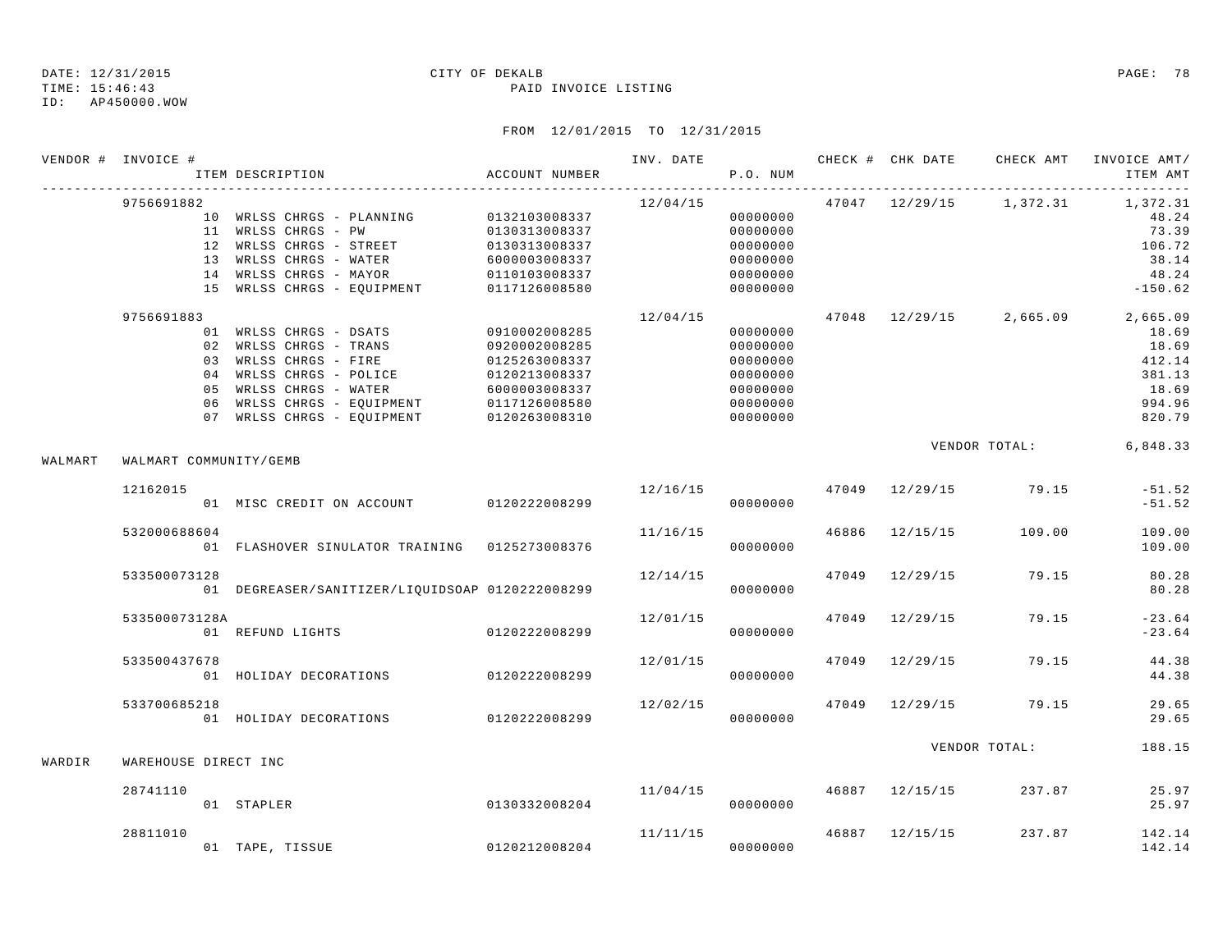DATE: 12/31/2015 CITY OF DEKALB
TIME: 15:46:43 PAID INVOICE LISTING
ID: AP450000.WOW

FROM 12/01/2015 TO 12/31/2015

| VENDOR # | INVOICE # / ITEM DESCRIPTION | ACCOUNT NUMBER | INV. DATE | P.O. NUM | CHECK # | CHK DATE | CHECK AMT | INVOICE AMT/ ITEM AMT |
|---|---|---|---|---|---|---|---|---|
| | 9756691882 | | 12/04/15 | | 47047 | 12/29/15 | 1,372.31 | 1,372.31 |
| | 10 WRLSS CHRGS - PLANNING | 0132103008337 | | 00000000 | | | | 48.24 |
| | 11 WRLSS CHRGS - PW | 0130313008337 | | 00000000 | | | | 73.39 |
| | 12 WRLSS CHRGS - STREET | 0130313008337 | | 00000000 | | | | 106.72 |
| | 13 WRLSS CHRGS - WATER | 6000003008337 | | 00000000 | | | | 38.14 |
| | 14 WRLSS CHRGS - MAYOR | 0110103008337 | | 00000000 | | | | 48.24 |
| | 15 WRLSS CHRGS - EQUIPMENT | 0117126008580 | | 00000000 | | | | -150.62 |
| | 9756691883 | | 12/04/15 | | 47048 | 12/29/15 | 2,665.09 | 2,665.09 |
| | 01 WRLSS CHRGS - DSATS | 0910002008285 | | 00000000 | | | | 18.69 |
| | 02 WRLSS CHRGS - TRANS | 0920002008285 | | 00000000 | | | | 18.69 |
| | 03 WRLSS CHRGS - FIRE | 0125263008337 | | 00000000 | | | | 412.14 |
| | 04 WRLSS CHRGS - POLICE | 0120213008337 | | 00000000 | | | | 381.13 |
| | 05 WRLSS CHRGS - WATER | 6000003008337 | | 00000000 | | | | 18.69 |
| | 06 WRLSS CHRGS - EQUIPMENT | 0117126008580 | | 00000000 | | | | 994.96 |
| | 07 WRLSS CHRGS - EQUIPMENT | 0120263008310 | | 00000000 | | | | 820.79 |
| | | | | | | | VENDOR TOTAL: | 6,848.33 |
| WALMART | WALMART COMMUNITY/GEMB | | | | | | | |
| | 12162015 | | 12/16/15 | | 47049 | 12/29/15 | 79.15 | -51.52 |
| | 01 MISC CREDIT ON ACCOUNT | 0120222008299 | | 00000000 | | | | -51.52 |
| | 532000688604 | | 11/16/15 | | 46886 | 12/15/15 | 109.00 | 109.00 |
| | 01 FLASHOVER SINULATOR TRAINING | 0125273008376 | | 00000000 | | | | 109.00 |
| | 533500073128 | | 12/14/15 | | 47049 | 12/29/15 | 79.15 | 80.28 |
| | 01 DEGREASER/SANITIZER/LIQUIDSOAP | 0120222008299 | | 00000000 | | | | 80.28 |
| | 533500073128A | | 12/01/15 | | 47049 | 12/29/15 | 79.15 | -23.64 |
| | 01 REFUND LIGHTS | 0120222008299 | | 00000000 | | | | -23.64 |
| | 533500437678 | | 12/01/15 | | 47049 | 12/29/15 | 79.15 | 44.38 |
| | 01 HOLIDAY DECORATIONS | 0120222008299 | | 00000000 | | | | 44.38 |
| | 533700685218 | | 12/02/15 | | 47049 | 12/29/15 | 79.15 | 29.65 |
| | 01 HOLIDAY DECORATIONS | 0120222008299 | | 00000000 | | | | 29.65 |
| | | | | | | | VENDOR TOTAL: | 188.15 |
| WARDIR | WAREHOUSE DIRECT INC | | | | | | | |
| | 28741110 | | 11/04/15 | | 46887 | 12/15/15 | 237.87 | 25.97 |
| | 01 STAPLER | 0130332008204 | | 00000000 | | | | 25.97 |
| | 28811010 | | 11/11/15 | | 46887 | 12/15/15 | 237.87 | 142.14 |
| | 01 TAPE, TISSUE | 0120212008204 | | 00000000 | | | | 142.14 |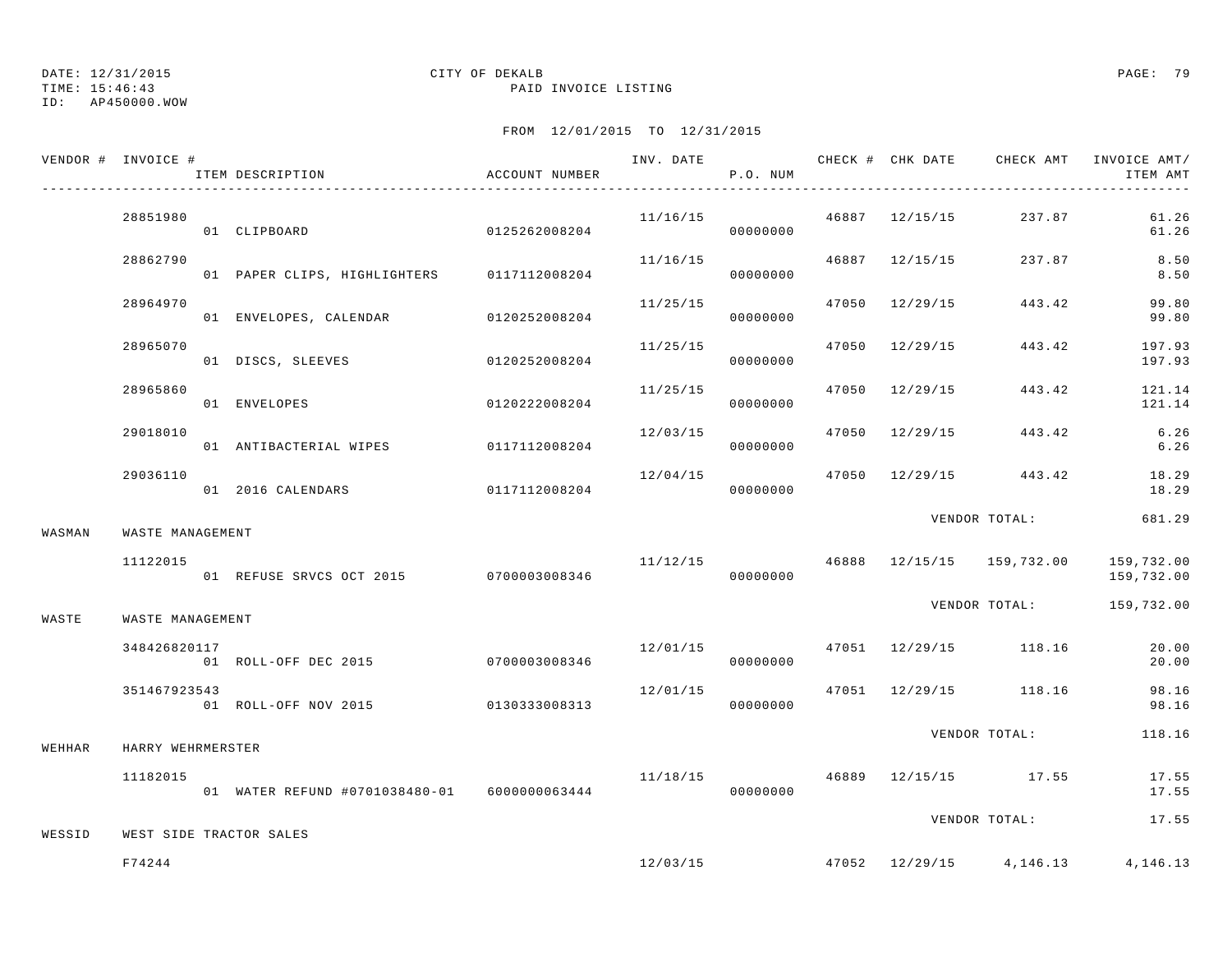DATE: 12/31/2015 CITY OF DEKALB
TIME: 15:46:43 PAID INVOICE LISTING
ID: AP450000.WOW

FROM 12/01/2015 TO 12/31/2015

| VENDOR # | INVOICE # / ITEM DESCRIPTION | ACCOUNT NUMBER | INV. DATE | P.O. NUM | CHECK # | CHK DATE | CHECK AMT | INVOICE AMT/ ITEM AMT |
|---|---|---|---|---|---|---|---|---|
| | 28851980 | | 11/16/15 | | 46887 | 12/15/15 | 237.87 | 61.26 |
| | 01 CLIPBOARD | 0125262008204 | | 00000000 | | | | 61.26 |
| | 28862790 | | 11/16/15 | | 46887 | 12/15/15 | 237.87 | 8.50 |
| | 01 PAPER CLIPS, HIGHLIGHTERS | 0117112008204 | | 00000000 | | | | 8.50 |
| | 28964970 | | 11/25/15 | | 47050 | 12/29/15 | 443.42 | 99.80 |
| | 01 ENVELOPES, CALENDAR | 0120252008204 | | 00000000 | | | | 99.80 |
| | 28965070 | | 11/25/15 | | 47050 | 12/29/15 | 443.42 | 197.93 |
| | 01 DISCS, SLEEVES | 0120252008204 | | 00000000 | | | | 197.93 |
| | 28965860 | | 11/25/15 | | 47050 | 12/29/15 | 443.42 | 121.14 |
| | 01 ENVELOPES | 0120222008204 | | 00000000 | | | | 121.14 |
| | 29018010 | | 12/03/15 | | 47050 | 12/29/15 | 443.42 | 6.26 |
| | 01 ANTIBACTERIAL WIPES | 0117112008204 | | 00000000 | | | | 6.26 |
| | 29036110 | | 12/04/15 | | 47050 | 12/29/15 | 443.42 | 18.29 |
| | 01 2016 CALENDARS | 0117112008204 | | 00000000 | | | | 18.29 |
| | | | | | | | VENDOR TOTAL: | 681.29 |
| WASMAN | WASTE MANAGEMENT | | | | | | | |
| | 11122015 | | 11/12/15 | | 46888 | 12/15/15 | 159,732.00 | 159,732.00 |
| | 01 REFUSE SRVCS OCT 2015 | 0700003008346 | | 00000000 | | | | 159,732.00 |
| | | | | | | | VENDOR TOTAL: | 159,732.00 |
| WASTE | WASTE MANAGEMENT | | | | | | | |
| | 348426820117 | | 12/01/15 | | 47051 | 12/29/15 | 118.16 | 20.00 |
| | 01 ROLL-OFF DEC 2015 | 0700003008346 | | 00000000 | | | | 20.00 |
| | 351467923543 | | 12/01/15 | | 47051 | 12/29/15 | 118.16 | 98.16 |
| | 01 ROLL-OFF NOV 2015 | 0130333008313 | | 00000000 | | | | 98.16 |
| | | | | | | | VENDOR TOTAL: | 118.16 |
| WEHHAR | HARRY WEHRMERSTER | | | | | | | |
| | 11182015 | | 11/18/15 | | 46889 | 12/15/15 | 17.55 | 17.55 |
| | 01 WATER REFUND #0701038480-01 | 6000000063444 | | 00000000 | | | | 17.55 |
| | | | | | | | VENDOR TOTAL: | 17.55 |
| WESSID | WEST SIDE TRACTOR SALES | | | | | | | |
| | F74244 | | 12/03/15 | | 47052 | 12/29/15 | 4,146.13 | 4,146.13 |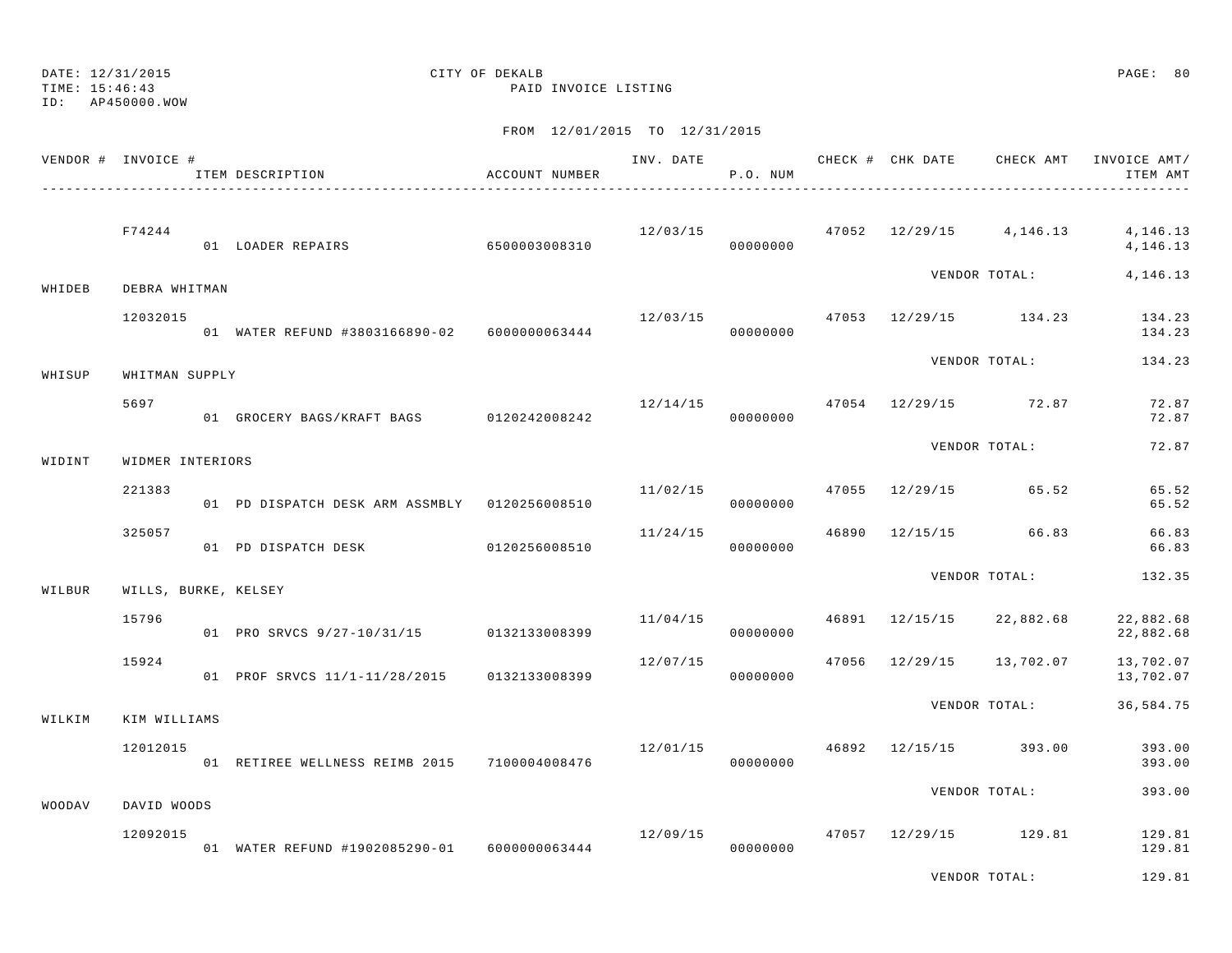DATE: 12/31/2015 CITY OF DEKALB
TIME: 15:46:43 PAID INVOICE LISTING
ID: AP450000.WOW

FROM 12/01/2015 TO 12/31/2015

| VENDOR # | INVOICE # | ITEM DESCRIPTION | ACCOUNT NUMBER | INV. DATE | P.O. NUM | CHECK # | CHK DATE | CHECK AMT | INVOICE AMT/ ITEM AMT |
|---|---|---|---|---|---|---|---|---|---|
| | F74244 | | | 12/03/15 | | 47052 | 12/29/15 | 4,146.13 | 4,146.13 |
| | | 01 LOADER REPAIRS | 6500003008310 | | 00000000 | | | | 4,146.13 |
| | | | | | | | | VENDOR TOTAL: | 4,146.13 |
| WHIDEB | DEBRA WHITMAN | | | | | | | | |
| | 12032015 | | | 12/03/15 | | 47053 | 12/29/15 | 134.23 | 134.23 |
| | | 01 WATER REFUND #3803166890-02 | 6000000063444 | | 00000000 | | | | 134.23 |
| | | | | | | | | VENDOR TOTAL: | 134.23 |
| WHISUP | WHITMAN SUPPLY | | | | | | | | |
| | 5697 | | | 12/14/15 | | 47054 | 12/29/15 | 72.87 | 72.87 |
| | | 01 GROCERY BAGS/KRAFT BAGS | 0120242008242 | | 00000000 | | | | 72.87 |
| | | | | | | | | VENDOR TOTAL: | 72.87 |
| WIDINT | WIDMER INTERIORS | | | | | | | | |
| | 221383 | | | 11/02/15 | | 47055 | 12/29/15 | 65.52 | 65.52 |
| | | 01 PD DISPATCH DESK ARM ASSMBLY | 0120256008510 | | 00000000 | | | | 65.52 |
| | 325057 | | | 11/24/15 | | 46890 | 12/15/15 | 66.83 | 66.83 |
| | | 01 PD DISPATCH DESK | 0120256008510 | | 00000000 | | | | 66.83 |
| | | | | | | | | VENDOR TOTAL: | 132.35 |
| WILBUR | WILLS, BURKE, KELSEY | | | | | | | | |
| | 15796 | | | 11/04/15 | | 46891 | 12/15/15 | 22,882.68 | 22,882.68 |
| | | 01 PRO SRVCS 9/27-10/31/15 | 0132133008399 | | 00000000 | | | | 22,882.68 |
| | 15924 | | | 12/07/15 | | 47056 | 12/29/15 | 13,702.07 | 13,702.07 |
| | | 01 PROF SRVCS 11/1-11/28/2015 | 0132133008399 | | 00000000 | | | | 13,702.07 |
| | | | | | | | | VENDOR TOTAL: | 36,584.75 |
| WILKIM | KIM WILLIAMS | | | | | | | | |
| | 12012015 | | | 12/01/15 | | 46892 | 12/15/15 | 393.00 | 393.00 |
| | | 01 RETIREE WELLNESS REIMB 2015 | 7100004008476 | | 00000000 | | | | 393.00 |
| | | | | | | | | VENDOR TOTAL: | 393.00 |
| WOODAV | DAVID WOODS | | | | | | | | |
| | 12092015 | | | 12/09/15 | | 47057 | 12/29/15 | 129.81 | 129.81 |
| | | 01 WATER REFUND #1902085290-01 | 6000000063444 | | 00000000 | | | | 129.81 |
| | | | | | | | | VENDOR TOTAL: | 129.81 |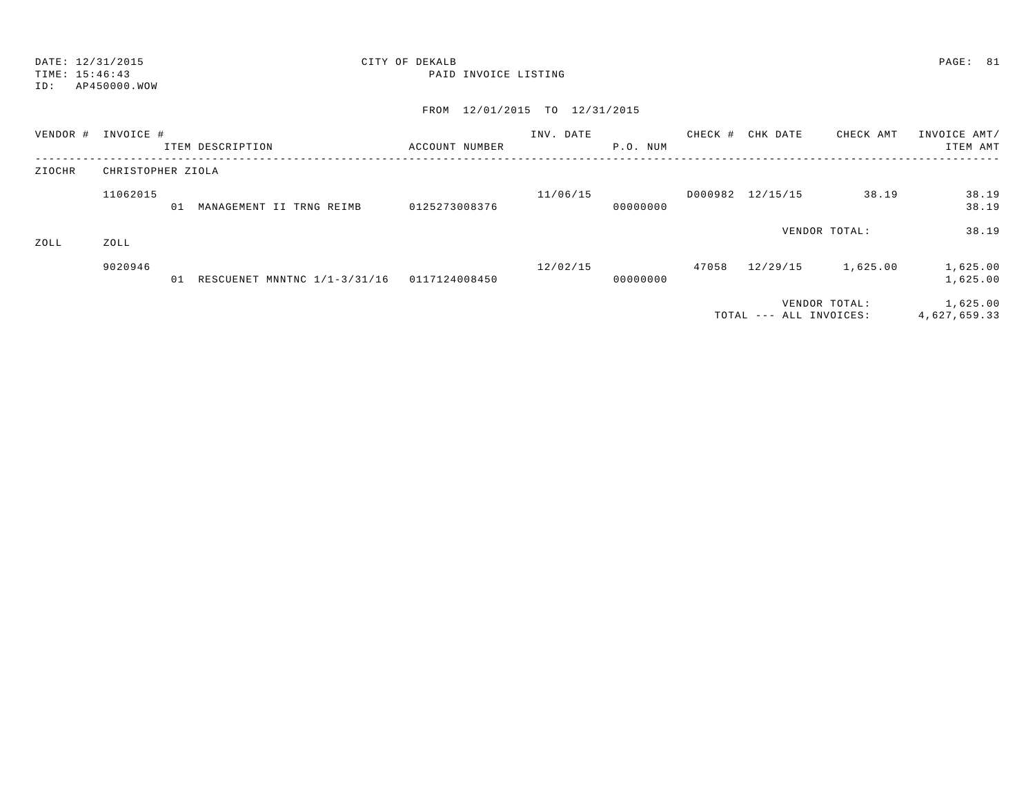DATE: 12/31/2015 CITY OF DEKALB
TIME: 15:46:43 PAID INVOICE LISTING
ID: AP450000.WOW

FROM 12/01/2015 TO 12/31/2015

| VENDOR # | INVOICE # / ITEM DESCRIPTION | ACCOUNT NUMBER | INV. DATE | P.O. NUM | CHECK # | CHK DATE | CHECK AMT | INVOICE AMT/ ITEM AMT |
|---|---|---|---|---|---|---|---|---|
| ZIOCHR | CHRISTOPHER ZIOLA | | | | | | | |
| | 11062015 | | 11/06/15 | | D000982 | 12/15/15 | 38.19 | 38.19 |
| | 01 MANAGEMENT II TRNG REIMB | 0125273008376 | | 00000000 | | | | 38.19 |
| | | | | | | VENDOR TOTAL: | | 38.19 |
| ZOLL | ZOLL | | | | | | | |
| | 9020946 | | 12/02/15 | | 47058 | 12/29/15 | 1,625.00 | 1,625.00 |
| | 01 RESCUENET MNNTNC 1/1-3/31/16 | 0117124008450 | | 00000000 | | | | 1,625.00 |
| | | | | | | VENDOR TOTAL: | | 1,625.00 |
| | | | | | | TOTAL --- ALL INVOICES: | | 4,627,659.33 |